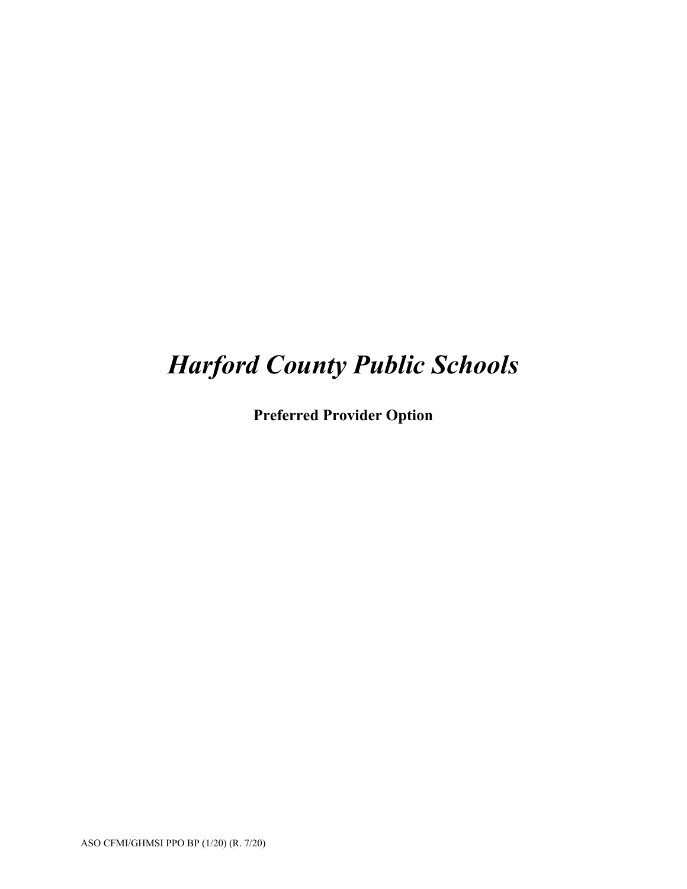# *Harford County Public Schools*

**Preferred Provider Option**

ASO CFMI/GHMSI PPO BP (1/20) (R. 7/20)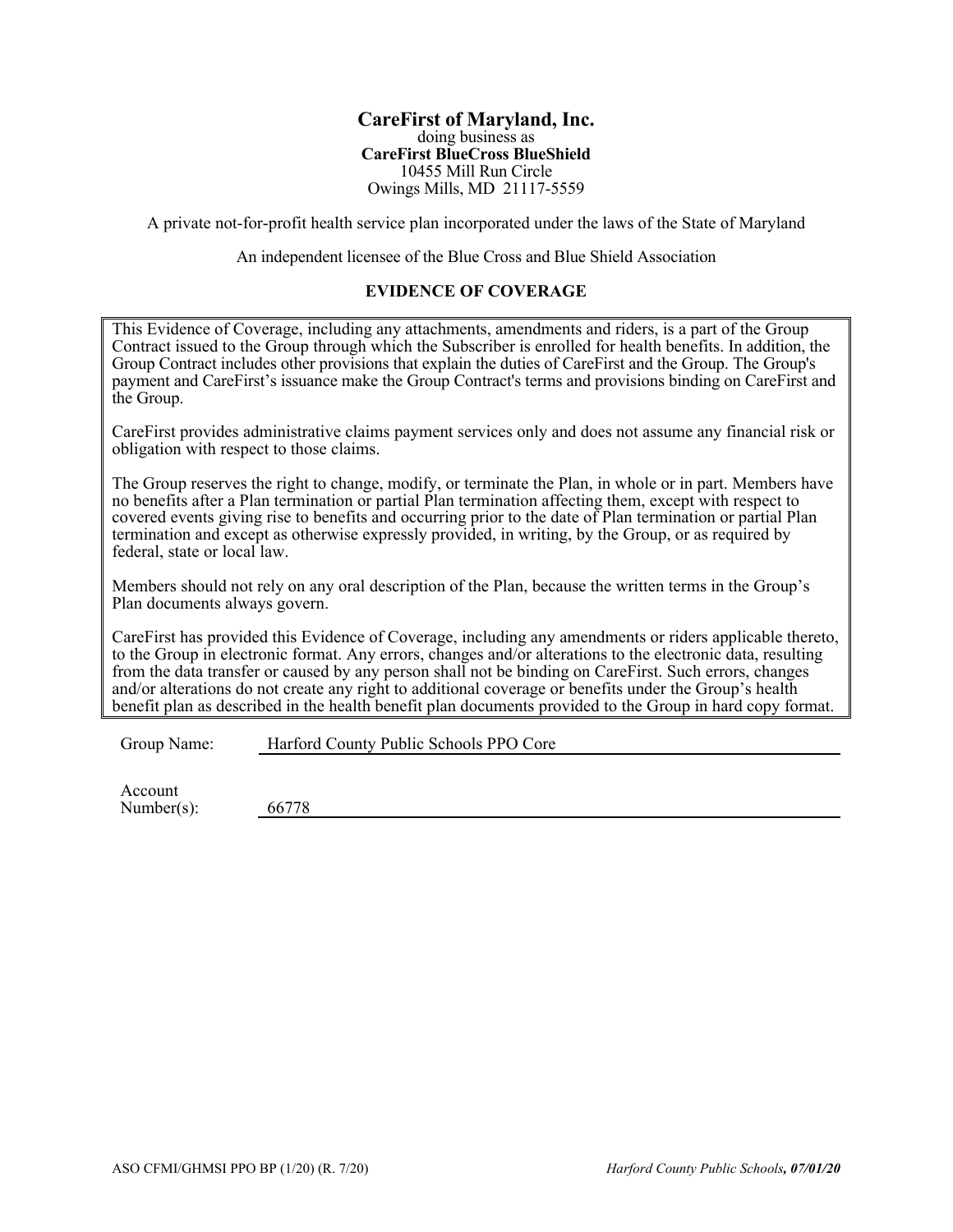**CareFirst of Maryland, Inc.**
doing business as
**CareFirst BlueCross BlueShield**
10455 Mill Run Circle
Owings Mills, MD 21117-5559

A private not-for-profit health service plan incorporated under the laws of the State of Maryland

An independent licensee of the Blue Cross and Blue Shield Association

**EVIDENCE OF COVERAGE**

This Evidence of Coverage, including any attachments, amendments and riders, is a part of the Group Contract issued to the Group through which the Subscriber is enrolled for health benefits. In addition, the Group Contract includes other provisions that explain the duties of CareFirst and the Group. The Group's payment and CareFirst's issuance make the Group Contract's terms and provisions binding on CareFirst and the Group.

CareFirst provides administrative claims payment services only and does not assume any financial risk or obligation with respect to those claims.

The Group reserves the right to change, modify, or terminate the Plan, in whole or in part. Members have no benefits after a Plan termination or partial Plan termination affecting them, except with respect to covered events giving rise to benefits and occurring prior to the date of Plan termination or partial Plan termination and except as otherwise expressly provided, in writing, by the Group, or as required by federal, state or local law.

Members should not rely on any oral description of the Plan, because the written terms in the Group's Plan documents always govern.

CareFirst has provided this Evidence of Coverage, including any amendments or riders applicable thereto, to the Group in electronic format. Any errors, changes and/or alterations to the electronic data, resulting from the data transfer or caused by any person shall not be binding on CareFirst. Such errors, changes and/or alterations do not create any right to additional coverage or benefits under the Group's health benefit plan as described in the health benefit plan documents provided to the Group in hard copy format.

Group Name: Harford County Public Schools PPO Core

Account Number(s): 66778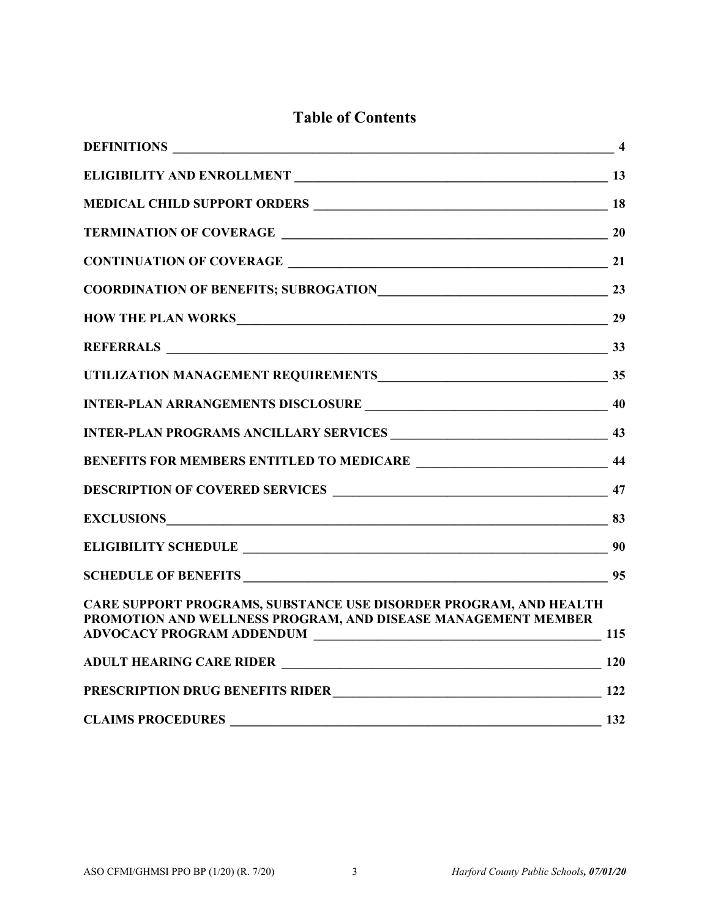# Table of Contents

| Section | Page |
|---|---|
| DEFINITIONS | 4 |
| ELIGIBILITY AND ENROLLMENT | 13 |
| MEDICAL CHILD SUPPORT ORDERS | 18 |
| TERMINATION OF COVERAGE | 20 |
| CONTINUATION OF COVERAGE | 21 |
| COORDINATION OF BENEFITS; SUBROGATION | 23 |
| HOW THE PLAN WORKS | 29 |
| REFERRALS | 33 |
| UTILIZATION MANAGEMENT REQUIREMENTS | 35 |
| INTER-PLAN ARRANGEMENTS DISCLOSURE | 40 |
| INTER-PLAN PROGRAMS ANCILLARY SERVICES | 43 |
| BENEFITS FOR MEMBERS ENTITLED TO MEDICARE | 44 |
| DESCRIPTION OF COVERED SERVICES | 47 |
| EXCLUSIONS | 83 |
| ELIGIBILITY SCHEDULE | 90 |
| SCHEDULE OF BENEFITS | 95 |
| CARE SUPPORT PROGRAMS, SUBSTANCE USE DISORDER PROGRAM, AND HEALTH PROMOTION AND WELLNESS PROGRAM, AND DISEASE MANAGEMENT MEMBER ADVOCACY PROGRAM ADDENDUM | 115 |
| ADULT HEARING CARE RIDER | 120 |
| PRESCRIPTION DRUG BENEFITS RIDER | 122 |
| CLAIMS PROCEDURES | 132 |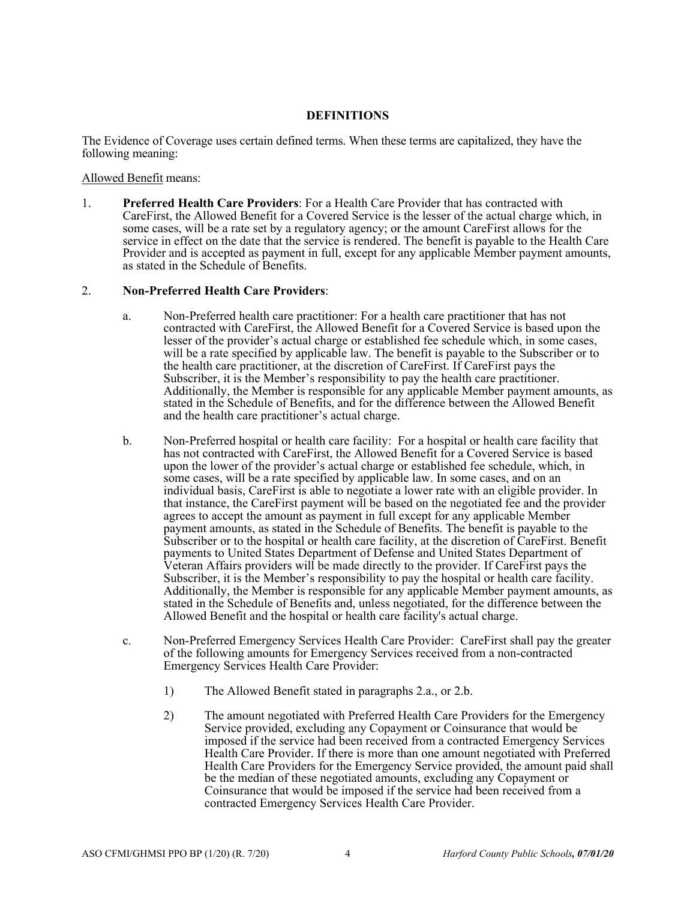## DEFINITIONS

The Evidence of Coverage uses certain defined terms. When these terms are capitalized, they have the following meaning:

Allowed Benefit means:

1. **Preferred Health Care Providers**: For a Health Care Provider that has contracted with CareFirst, the Allowed Benefit for a Covered Service is the lesser of the actual charge which, in some cases, will be a rate set by a regulatory agency; or the amount CareFirst allows for the service in effect on the date that the service is rendered. The benefit is payable to the Health Care Provider and is accepted as payment in full, except for any applicable Member payment amounts, as stated in the Schedule of Benefits.

2. **Non-Preferred Health Care Providers**:

   a. Non-Preferred health care practitioner: For a health care practitioner that has not contracted with CareFirst, the Allowed Benefit for a Covered Service is based upon the lesser of the provider's actual charge or established fee schedule which, in some cases, will be a rate specified by applicable law. The benefit is payable to the Subscriber or to the health care practitioner, at the discretion of CareFirst. If CareFirst pays the Subscriber, it is the Member's responsibility to pay the health care practitioner. Additionally, the Member is responsible for any applicable Member payment amounts, as stated in the Schedule of Benefits, and for the difference between the Allowed Benefit and the health care practitioner's actual charge.

   b. Non-Preferred hospital or health care facility: For a hospital or health care facility that has not contracted with CareFirst, the Allowed Benefit for a Covered Service is based upon the lower of the provider's actual charge or established fee schedule, which, in some cases, will be a rate specified by applicable law. In some cases, and on an individual basis, CareFirst is able to negotiate a lower rate with an eligible provider. In that instance, the CareFirst payment will be based on the negotiated fee and the provider agrees to accept the amount as payment in full except for any applicable Member payment amounts, as stated in the Schedule of Benefits. The benefit is payable to the Subscriber or to the hospital or health care facility, at the discretion of CareFirst. Benefit payments to United States Department of Defense and United States Department of Veteran Affairs providers will be made directly to the provider. If CareFirst pays the Subscriber, it is the Member's responsibility to pay the hospital or health care facility. Additionally, the Member is responsible for any applicable Member payment amounts, as stated in the Schedule of Benefits and, unless negotiated, for the difference between the Allowed Benefit and the hospital or health care facility's actual charge.

   c. Non-Preferred Emergency Services Health Care Provider: CareFirst shall pay the greater of the following amounts for Emergency Services received from a non-contracted Emergency Services Health Care Provider:

      1) The Allowed Benefit stated in paragraphs 2.a., or 2.b.

      2) The amount negotiated with Preferred Health Care Providers for the Emergency Service provided, excluding any Copayment or Coinsurance that would be imposed if the service had been received from a contracted Emergency Services Health Care Provider. If there is more than one amount negotiated with Preferred Health Care Providers for the Emergency Service provided, the amount paid shall be the median of these negotiated amounts, excluding any Copayment or Coinsurance that would be imposed if the service had been received from a contracted Emergency Services Health Care Provider.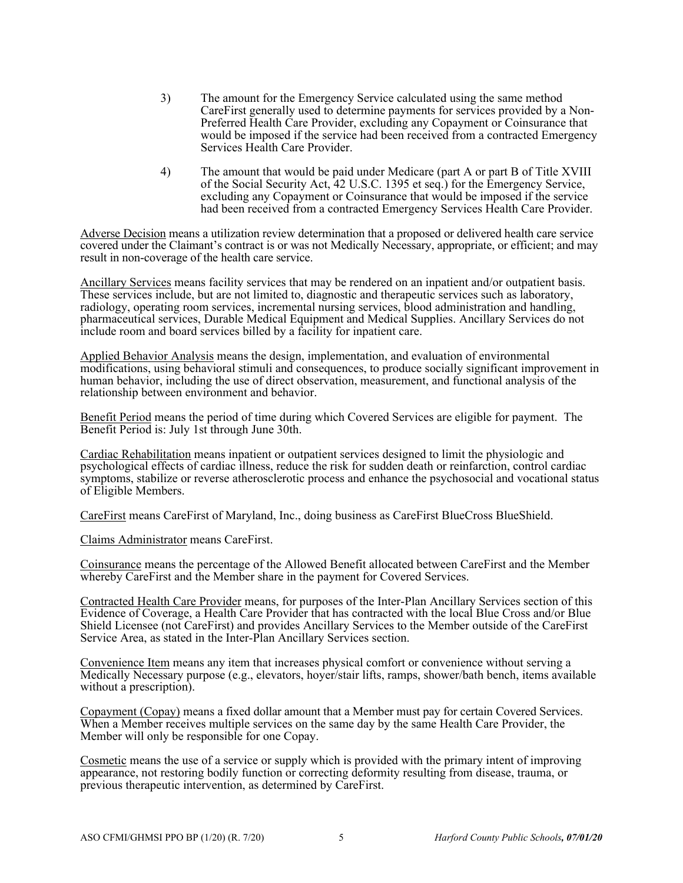3) The amount for the Emergency Service calculated using the same method CareFirst generally used to determine payments for services provided by a Non-Preferred Health Care Provider, excluding any Copayment or Coinsurance that would be imposed if the service had been received from a contracted Emergency Services Health Care Provider.

4) The amount that would be paid under Medicare (part A or part B of Title XVIII of the Social Security Act, 42 U.S.C. 1395 et seq.) for the Emergency Service, excluding any Copayment or Coinsurance that would be imposed if the service had been received from a contracted Emergency Services Health Care Provider.

Adverse Decision means a utilization review determination that a proposed or delivered health care service covered under the Claimant's contract is or was not Medically Necessary, appropriate, or efficient; and may result in non-coverage of the health care service.

Ancillary Services means facility services that may be rendered on an inpatient and/or outpatient basis. These services include, but are not limited to, diagnostic and therapeutic services such as laboratory, radiology, operating room services, incremental nursing services, blood administration and handling, pharmaceutical services, Durable Medical Equipment and Medical Supplies. Ancillary Services do not include room and board services billed by a facility for inpatient care.

Applied Behavior Analysis means the design, implementation, and evaluation of environmental modifications, using behavioral stimuli and consequences, to produce socially significant improvement in human behavior, including the use of direct observation, measurement, and functional analysis of the relationship between environment and behavior.

Benefit Period means the period of time during which Covered Services are eligible for payment. The Benefit Period is: July 1st through June 30th.

Cardiac Rehabilitation means inpatient or outpatient services designed to limit the physiologic and psychological effects of cardiac illness, reduce the risk for sudden death or reinfarction, control cardiac symptoms, stabilize or reverse atherosclerotic process and enhance the psychosocial and vocational status of Eligible Members.

CareFirst means CareFirst of Maryland, Inc., doing business as CareFirst BlueCross BlueShield.

Claims Administrator means CareFirst.

Coinsurance means the percentage of the Allowed Benefit allocated between CareFirst and the Member whereby CareFirst and the Member share in the payment for Covered Services.

Contracted Health Care Provider means, for purposes of the Inter-Plan Ancillary Services section of this Evidence of Coverage, a Health Care Provider that has contracted with the local Blue Cross and/or Blue Shield Licensee (not CareFirst) and provides Ancillary Services to the Member outside of the CareFirst Service Area, as stated in the Inter-Plan Ancillary Services section.

Convenience Item means any item that increases physical comfort or convenience without serving a Medically Necessary purpose (e.g., elevators, hoyer/stair lifts, ramps, shower/bath bench, items available without a prescription).

Copayment (Copay) means a fixed dollar amount that a Member must pay for certain Covered Services. When a Member receives multiple services on the same day by the same Health Care Provider, the Member will only be responsible for one Copay.

Cosmetic means the use of a service or supply which is provided with the primary intent of improving appearance, not restoring bodily function or correcting deformity resulting from disease, trauma, or previous therapeutic intervention, as determined by CareFirst.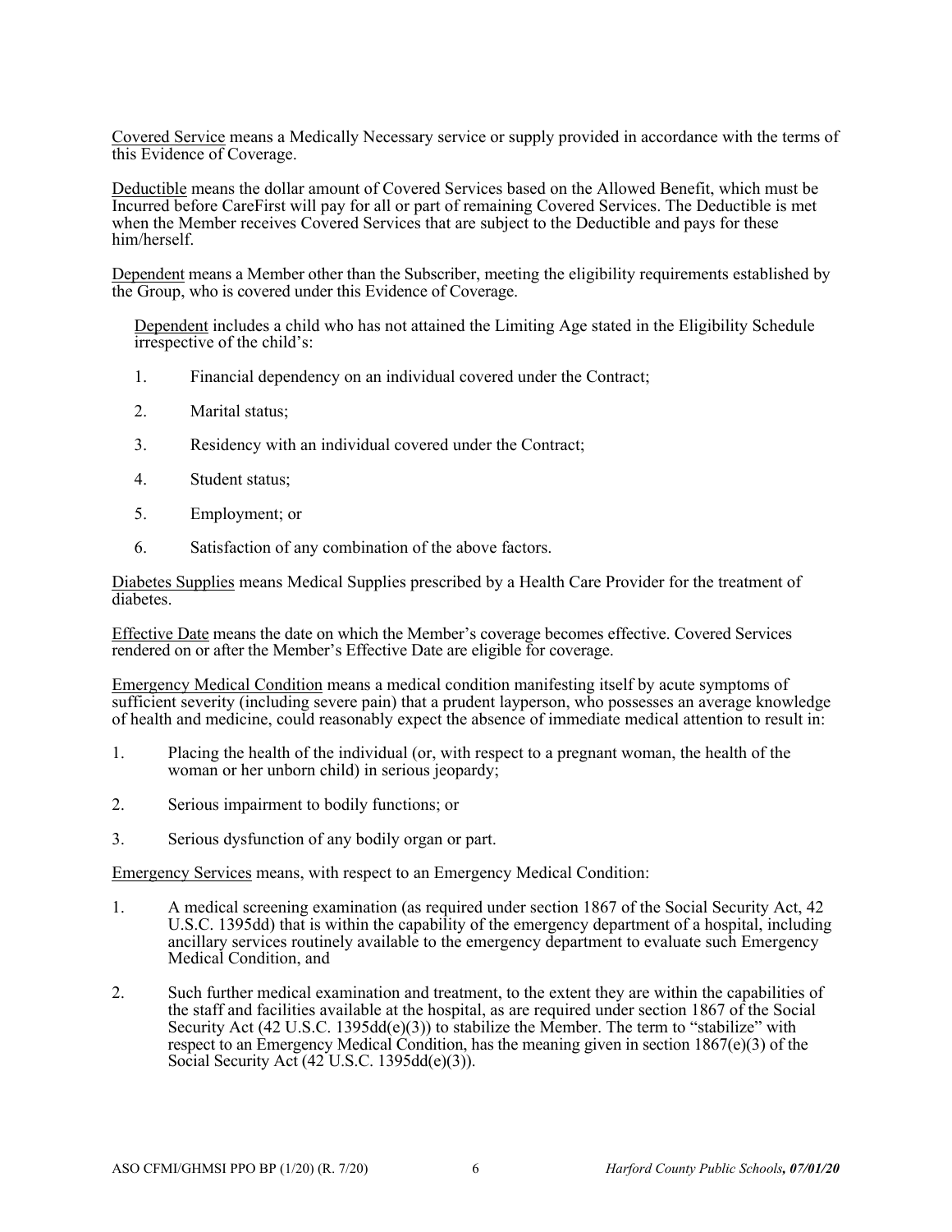Covered Service means a Medically Necessary service or supply provided in accordance with the terms of this Evidence of Coverage.

Deductible means the dollar amount of Covered Services based on the Allowed Benefit, which must be Incurred before CareFirst will pay for all or part of remaining Covered Services. The Deductible is met when the Member receives Covered Services that are subject to the Deductible and pays for these him/herself.

Dependent means a Member other than the Subscriber, meeting the eligibility requirements established by the Group, who is covered under this Evidence of Coverage.

Dependent includes a child who has not attained the Limiting Age stated in the Eligibility Schedule irrespective of the child's:

1. Financial dependency on an individual covered under the Contract;
2. Marital status;
3. Residency with an individual covered under the Contract;
4. Student status;
5. Employment; or
6. Satisfaction of any combination of the above factors.

Diabetes Supplies means Medical Supplies prescribed by a Health Care Provider for the treatment of diabetes.

Effective Date means the date on which the Member's coverage becomes effective. Covered Services rendered on or after the Member's Effective Date are eligible for coverage.

Emergency Medical Condition means a medical condition manifesting itself by acute symptoms of sufficient severity (including severe pain) that a prudent layperson, who possesses an average knowledge of health and medicine, could reasonably expect the absence of immediate medical attention to result in:

1. Placing the health of the individual (or, with respect to a pregnant woman, the health of the woman or her unborn child) in serious jeopardy;
2. Serious impairment to bodily functions; or
3. Serious dysfunction of any bodily organ or part.

Emergency Services means, with respect to an Emergency Medical Condition:

1. A medical screening examination (as required under section 1867 of the Social Security Act, 42 U.S.C. 1395dd) that is within the capability of the emergency department of a hospital, including ancillary services routinely available to the emergency department to evaluate such Emergency Medical Condition, and
2. Such further medical examination and treatment, to the extent they are within the capabilities of the staff and facilities available at the hospital, as are required under section 1867 of the Social Security Act (42 U.S.C. 1395dd(e)(3)) to stabilize the Member. The term to "stabilize" with respect to an Emergency Medical Condition, has the meaning given in section 1867(e)(3) of the Social Security Act (42 U.S.C. 1395dd(e)(3)).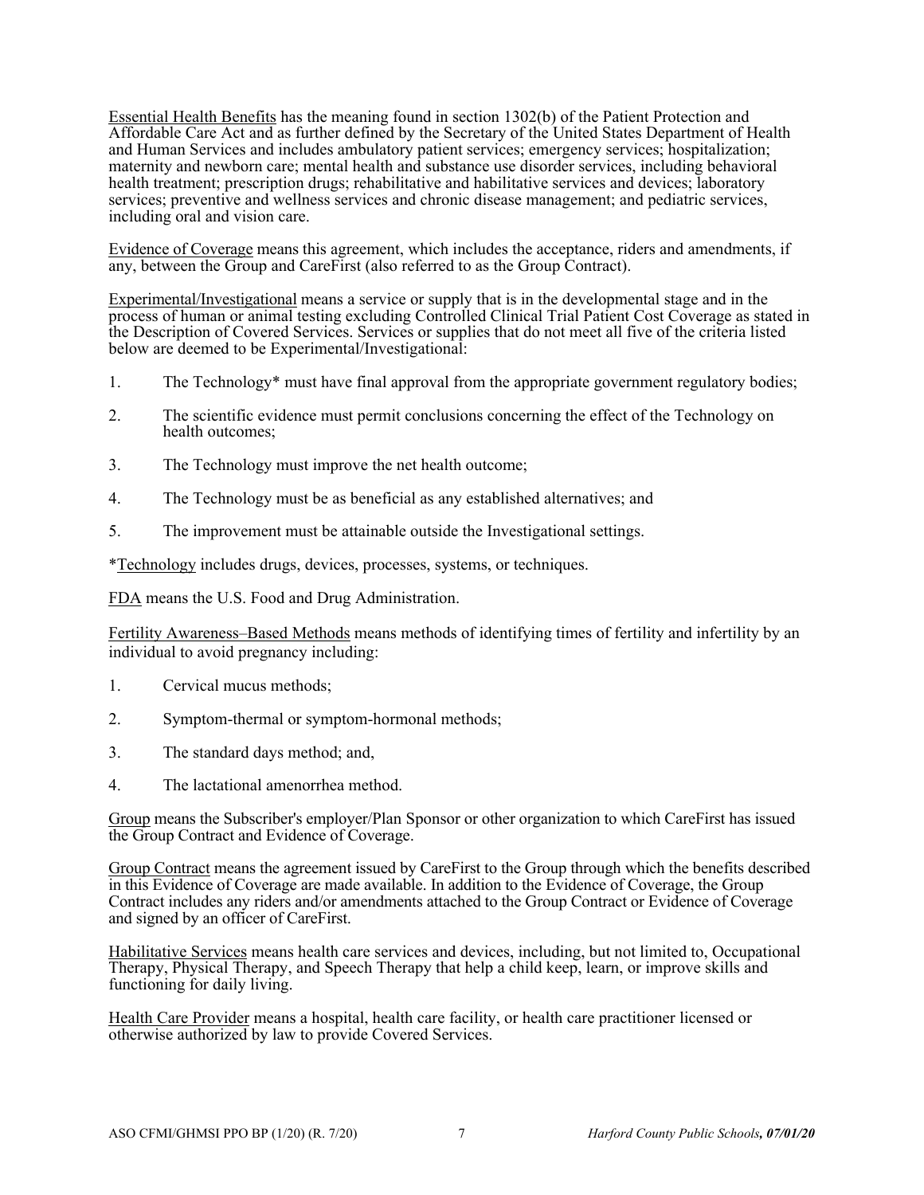Essential Health Benefits has the meaning found in section 1302(b) of the Patient Protection and Affordable Care Act and as further defined by the Secretary of the United States Department of Health and Human Services and includes ambulatory patient services; emergency services; hospitalization; maternity and newborn care; mental health and substance use disorder services, including behavioral health treatment; prescription drugs; rehabilitative and habilitative services and devices; laboratory services; preventive and wellness services and chronic disease management; and pediatric services, including oral and vision care.

Evidence of Coverage means this agreement, which includes the acceptance, riders and amendments, if any, between the Group and CareFirst (also referred to as the Group Contract).

Experimental/Investigational means a service or supply that is in the developmental stage and in the process of human or animal testing excluding Controlled Clinical Trial Patient Cost Coverage as stated in the Description of Covered Services. Services or supplies that do not meet all five of the criteria listed below are deemed to be Experimental/Investigational:

1. The Technology* must have final approval from the appropriate government regulatory bodies;
2. The scientific evidence must permit conclusions concerning the effect of the Technology on health outcomes;
3. The Technology must improve the net health outcome;
4. The Technology must be as beneficial as any established alternatives; and
5. The improvement must be attainable outside the Investigational settings.

*Technology includes drugs, devices, processes, systems, or techniques.

FDA means the U.S. Food and Drug Administration.

Fertility Awareness–Based Methods means methods of identifying times of fertility and infertility by an individual to avoid pregnancy including:

1. Cervical mucus methods;
2. Symptom-thermal or symptom-hormonal methods;
3. The standard days method; and,
4. The lactational amenorrhea method.

Group means the Subscriber's employer/Plan Sponsor or other organization to which CareFirst has issued the Group Contract and Evidence of Coverage.

Group Contract means the agreement issued by CareFirst to the Group through which the benefits described in this Evidence of Coverage are made available. In addition to the Evidence of Coverage, the Group Contract includes any riders and/or amendments attached to the Group Contract or Evidence of Coverage and signed by an officer of CareFirst.

Habilitative Services means health care services and devices, including, but not limited to, Occupational Therapy, Physical Therapy, and Speech Therapy that help a child keep, learn, or improve skills and functioning for daily living.

Health Care Provider means a hospital, health care facility, or health care practitioner licensed or otherwise authorized by law to provide Covered Services.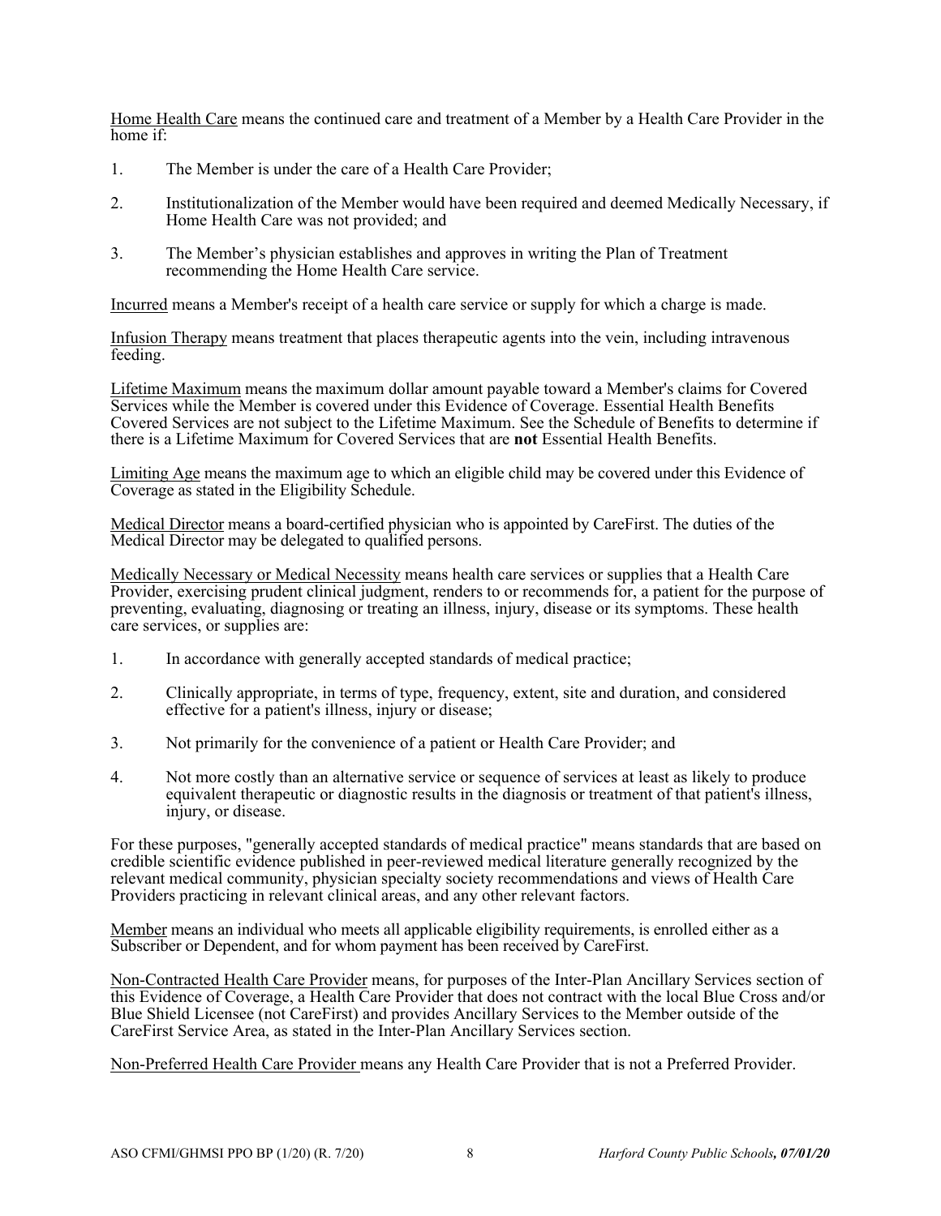<u>Home Health Care</u> means the continued care and treatment of a Member by a Health Care Provider in the home if:

1. The Member is under the care of a Health Care Provider;
2. Institutionalization of the Member would have been required and deemed Medically Necessary, if Home Health Care was not provided; and
3. The Member's physician establishes and approves in writing the Plan of Treatment recommending the Home Health Care service.

<u>Incurred</u> means a Member's receipt of a health care service or supply for which a charge is made.

<u>Infusion Therapy</u> means treatment that places therapeutic agents into the vein, including intravenous feeding.

<u>Lifetime Maximum</u> means the maximum dollar amount payable toward a Member's claims for Covered Services while the Member is covered under this Evidence of Coverage. Essential Health Benefits Covered Services are not subject to the Lifetime Maximum. See the Schedule of Benefits to determine if there is a Lifetime Maximum for Covered Services that are **not** Essential Health Benefits.

<u>Limiting Age</u> means the maximum age to which an eligible child may be covered under this Evidence of Coverage as stated in the Eligibility Schedule.

<u>Medical Director</u> means a board-certified physician who is appointed by CareFirst. The duties of the Medical Director may be delegated to qualified persons.

<u>Medically Necessary or Medical Necessity</u> means health care services or supplies that a Health Care Provider, exercising prudent clinical judgment, renders to or recommends for, a patient for the purpose of preventing, evaluating, diagnosing or treating an illness, injury, disease or its symptoms. These health care services, or supplies are:

1. In accordance with generally accepted standards of medical practice;
2. Clinically appropriate, in terms of type, frequency, extent, site and duration, and considered effective for a patient's illness, injury or disease;
3. Not primarily for the convenience of a patient or Health Care Provider; and
4. Not more costly than an alternative service or sequence of services at least as likely to produce equivalent therapeutic or diagnostic results in the diagnosis or treatment of that patient's illness, injury, or disease.

For these purposes, "generally accepted standards of medical practice" means standards that are based on credible scientific evidence published in peer-reviewed medical literature generally recognized by the relevant medical community, physician specialty society recommendations and views of Health Care Providers practicing in relevant clinical areas, and any other relevant factors.

<u>Member</u> means an individual who meets all applicable eligibility requirements, is enrolled either as a Subscriber or Dependent, and for whom payment has been received by CareFirst.

<u>Non-Contracted Health Care Provider</u> means, for purposes of the Inter-Plan Ancillary Services section of this Evidence of Coverage, a Health Care Provider that does not contract with the local Blue Cross and/or Blue Shield Licensee (not CareFirst) and provides Ancillary Services to the Member outside of the CareFirst Service Area, as stated in the Inter-Plan Ancillary Services section.

<u>Non-Preferred Health Care Provider</u> means any Health Care Provider that is not a Preferred Provider.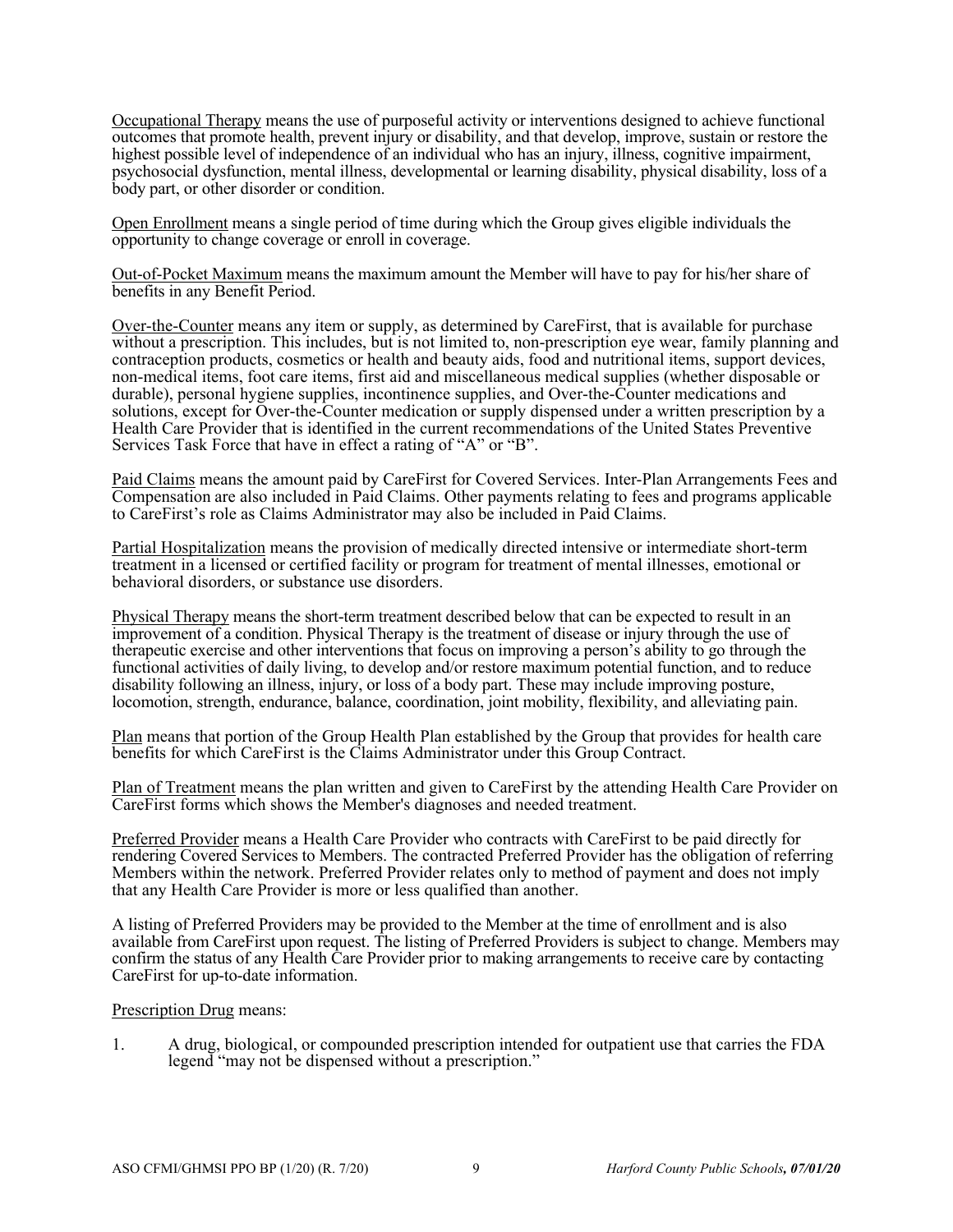Occupational Therapy means the use of purposeful activity or interventions designed to achieve functional outcomes that promote health, prevent injury or disability, and that develop, improve, sustain or restore the highest possible level of independence of an individual who has an injury, illness, cognitive impairment, psychosocial dysfunction, mental illness, developmental or learning disability, physical disability, loss of a body part, or other disorder or condition.

Open Enrollment means a single period of time during which the Group gives eligible individuals the opportunity to change coverage or enroll in coverage.

Out-of-Pocket Maximum means the maximum amount the Member will have to pay for his/her share of benefits in any Benefit Period.

Over-the-Counter means any item or supply, as determined by CareFirst, that is available for purchase without a prescription. This includes, but is not limited to, non-prescription eye wear, family planning and contraception products, cosmetics or health and beauty aids, food and nutritional items, support devices, non-medical items, foot care items, first aid and miscellaneous medical supplies (whether disposable or durable), personal hygiene supplies, incontinence supplies, and Over-the-Counter medications and solutions, except for Over-the-Counter medication or supply dispensed under a written prescription by a Health Care Provider that is identified in the current recommendations of the United States Preventive Services Task Force that have in effect a rating of "A" or "B".

Paid Claims means the amount paid by CareFirst for Covered Services. Inter-Plan Arrangements Fees and Compensation are also included in Paid Claims. Other payments relating to fees and programs applicable to CareFirst's role as Claims Administrator may also be included in Paid Claims.

Partial Hospitalization means the provision of medically directed intensive or intermediate short-term treatment in a licensed or certified facility or program for treatment of mental illnesses, emotional or behavioral disorders, or substance use disorders.

Physical Therapy means the short-term treatment described below that can be expected to result in an improvement of a condition. Physical Therapy is the treatment of disease or injury through the use of therapeutic exercise and other interventions that focus on improving a person's ability to go through the functional activities of daily living, to develop and/or restore maximum potential function, and to reduce disability following an illness, injury, or loss of a body part. These may include improving posture, locomotion, strength, endurance, balance, coordination, joint mobility, flexibility, and alleviating pain.

Plan means that portion of the Group Health Plan established by the Group that provides for health care benefits for which CareFirst is the Claims Administrator under this Group Contract.

Plan of Treatment means the plan written and given to CareFirst by the attending Health Care Provider on CareFirst forms which shows the Member's diagnoses and needed treatment.

Preferred Provider means a Health Care Provider who contracts with CareFirst to be paid directly for rendering Covered Services to Members. The contracted Preferred Provider has the obligation of referring Members within the network. Preferred Provider relates only to method of payment and does not imply that any Health Care Provider is more or less qualified than another.

A listing of Preferred Providers may be provided to the Member at the time of enrollment and is also available from CareFirst upon request. The listing of Preferred Providers is subject to change. Members may confirm the status of any Health Care Provider prior to making arrangements to receive care by contacting CareFirst for up-to-date information.

Prescription Drug means:

1. A drug, biological, or compounded prescription intended for outpatient use that carries the FDA legend "may not be dispensed without a prescription."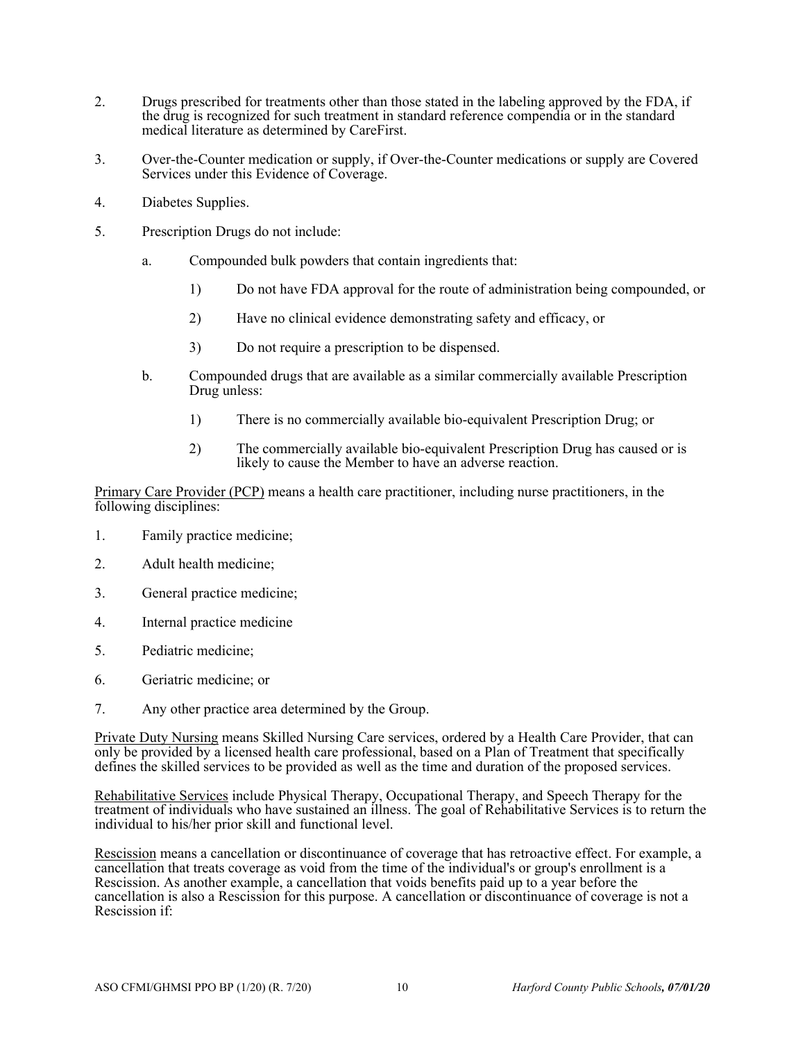2. Drugs prescribed for treatments other than those stated in the labeling approved by the FDA, if the drug is recognized for such treatment in standard reference compendia or in the standard medical literature as determined by CareFirst.

3. Over-the-Counter medication or supply, if Over-the-Counter medications or supply are Covered Services under this Evidence of Coverage.

4. Diabetes Supplies.

5. Prescription Drugs do not include:

   a. Compounded bulk powders that contain ingredients that:

      1) Do not have FDA approval for the route of administration being compounded, or

      2) Have no clinical evidence demonstrating safety and efficacy, or

      3) Do not require a prescription to be dispensed.

   b. Compounded drugs that are available as a similar commercially available Prescription Drug unless:

      1) There is no commercially available bio-equivalent Prescription Drug; or

      2) The commercially available bio-equivalent Prescription Drug has caused or is likely to cause the Member to have an adverse reaction.

<u>Primary Care Provider (PCP)</u> means a health care practitioner, including nurse practitioners, in the following disciplines:

1. Family practice medicine;

2. Adult health medicine;

3. General practice medicine;

4. Internal practice medicine

5. Pediatric medicine;

6. Geriatric medicine; or

7. Any other practice area determined by the Group.

<u>Private Duty Nursing</u> means Skilled Nursing Care services, ordered by a Health Care Provider, that can only be provided by a licensed health care professional, based on a Plan of Treatment that specifically defines the skilled services to be provided as well as the time and duration of the proposed services.

<u>Rehabilitative Services</u> include Physical Therapy, Occupational Therapy, and Speech Therapy for the treatment of individuals who have sustained an illness. The goal of Rehabilitative Services is to return the individual to his/her prior skill and functional level.

<u>Rescission</u> means a cancellation or discontinuance of coverage that has retroactive effect. For example, a cancellation that treats coverage as void from the time of the individual's or group's enrollment is a Rescission. As another example, a cancellation that voids benefits paid up to a year before the cancellation is also a Rescission for this purpose. A cancellation or discontinuance of coverage is not a Rescission if: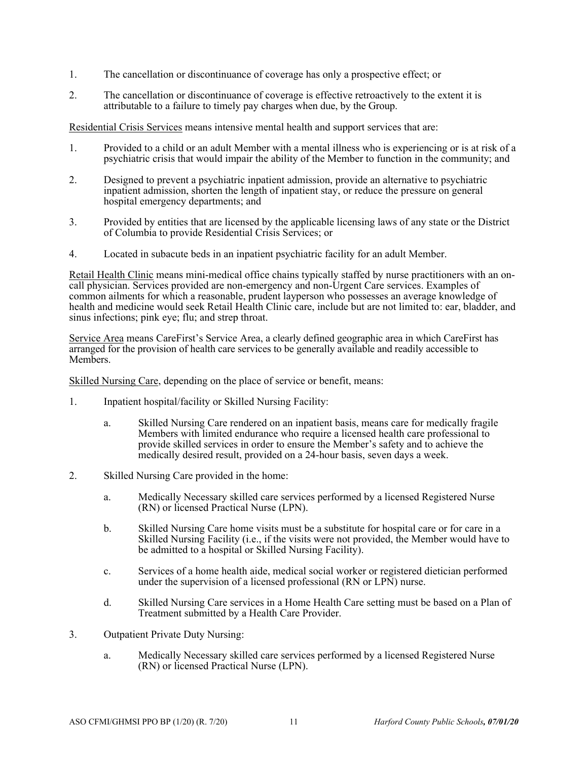1. The cancellation or discontinuance of coverage has only a prospective effect; or

2. The cancellation or discontinuance of coverage is effective retroactively to the extent it is attributable to a failure to timely pay charges when due, by the Group.

Residential Crisis Services means intensive mental health and support services that are:

1. Provided to a child or an adult Member with a mental illness who is experiencing or is at risk of a psychiatric crisis that would impair the ability of the Member to function in the community; and

2. Designed to prevent a psychiatric inpatient admission, provide an alternative to psychiatric inpatient admission, shorten the length of inpatient stay, or reduce the pressure on general hospital emergency departments; and

3. Provided by entities that are licensed by the applicable licensing laws of any state or the District of Columbia to provide Residential Crisis Services; or

4. Located in subacute beds in an inpatient psychiatric facility for an adult Member.

Retail Health Clinic means mini-medical office chains typically staffed by nurse practitioners with an on-call physician. Services provided are non-emergency and non-Urgent Care services. Examples of common ailments for which a reasonable, prudent layperson who possesses an average knowledge of health and medicine would seek Retail Health Clinic care, include but are not limited to: ear, bladder, and sinus infections; pink eye; flu; and strep throat.

Service Area means CareFirst's Service Area, a clearly defined geographic area in which CareFirst has arranged for the provision of health care services to be generally available and readily accessible to Members.

Skilled Nursing Care, depending on the place of service or benefit, means:

1. Inpatient hospital/facility or Skilled Nursing Facility:

   a. Skilled Nursing Care rendered on an inpatient basis, means care for medically fragile Members with limited endurance who require a licensed health care professional to provide skilled services in order to ensure the Member's safety and to achieve the medically desired result, provided on a 24-hour basis, seven days a week.

2. Skilled Nursing Care provided in the home:

   a. Medically Necessary skilled care services performed by a licensed Registered Nurse (RN) or licensed Practical Nurse (LPN).

   b. Skilled Nursing Care home visits must be a substitute for hospital care or for care in a Skilled Nursing Facility (i.e., if the visits were not provided, the Member would have to be admitted to a hospital or Skilled Nursing Facility).

   c. Services of a home health aide, medical social worker or registered dietician performed under the supervision of a licensed professional (RN or LPN) nurse.

   d. Skilled Nursing Care services in a Home Health Care setting must be based on a Plan of Treatment submitted by a Health Care Provider.

3. Outpatient Private Duty Nursing:

   a. Medically Necessary skilled care services performed by a licensed Registered Nurse (RN) or licensed Practical Nurse (LPN).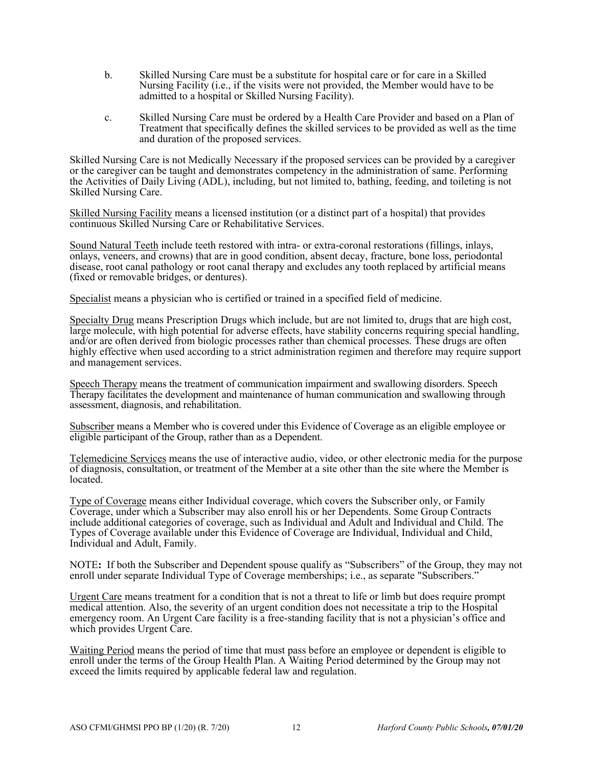b. Skilled Nursing Care must be a substitute for hospital care or for care in a Skilled Nursing Facility (i.e., if the visits were not provided, the Member would have to be admitted to a hospital or Skilled Nursing Facility).

c. Skilled Nursing Care must be ordered by a Health Care Provider and based on a Plan of Treatment that specifically defines the skilled services to be provided as well as the time and duration of the proposed services.

Skilled Nursing Care is not Medically Necessary if the proposed services can be provided by a caregiver or the caregiver can be taught and demonstrates competency in the administration of same. Performing the Activities of Daily Living (ADL), including, but not limited to, bathing, feeding, and toileting is not Skilled Nursing Care.

<u>Skilled Nursing Facility</u> means a licensed institution (or a distinct part of a hospital) that provides continuous Skilled Nursing Care or Rehabilitative Services.

<u>Sound Natural Teeth</u> include teeth restored with intra- or extra-coronal restorations (fillings, inlays, onlays, veneers, and crowns) that are in good condition, absent decay, fracture, bone loss, periodontal disease, root canal pathology or root canal therapy and excludes any tooth replaced by artificial means (fixed or removable bridges, or dentures).

<u>Specialist</u> means a physician who is certified or trained in a specified field of medicine.

<u>Specialty Drug</u> means Prescription Drugs which include, but are not limited to, drugs that are high cost, large molecule, with high potential for adverse effects, have stability concerns requiring special handling, and/or are often derived from biologic processes rather than chemical processes. These drugs are often highly effective when used according to a strict administration regimen and therefore may require support and management services.

<u>Speech Therapy</u> means the treatment of communication impairment and swallowing disorders. Speech Therapy facilitates the development and maintenance of human communication and swallowing through assessment, diagnosis, and rehabilitation.

<u>Subscriber</u> means a Member who is covered under this Evidence of Coverage as an eligible employee or eligible participant of the Group, rather than as a Dependent.

<u>Telemedicine Services</u> means the use of interactive audio, video, or other electronic media for the purpose of diagnosis, consultation, or treatment of the Member at a site other than the site where the Member is located.

<u>Type of Coverage</u> means either Individual coverage, which covers the Subscriber only, or Family Coverage, under which a Subscriber may also enroll his or her Dependents. Some Group Contracts include additional categories of coverage, such as Individual and Adult and Individual and Child. The Types of Coverage available under this Evidence of Coverage are Individual, Individual and Child, Individual and Adult, Family.

NOTE**:** If both the Subscriber and Dependent spouse qualify as "Subscribers" of the Group, they may not enroll under separate Individual Type of Coverage memberships; i.e., as separate "Subscribers."

<u>Urgent Care</u> means treatment for a condition that is not a threat to life or limb but does require prompt medical attention. Also, the severity of an urgent condition does not necessitate a trip to the Hospital emergency room. An Urgent Care facility is a free-standing facility that is not a physician's office and which provides Urgent Care.

<u>Waiting Period</u> means the period of time that must pass before an employee or dependent is eligible to enroll under the terms of the Group Health Plan. A Waiting Period determined by the Group may not exceed the limits required by applicable federal law and regulation.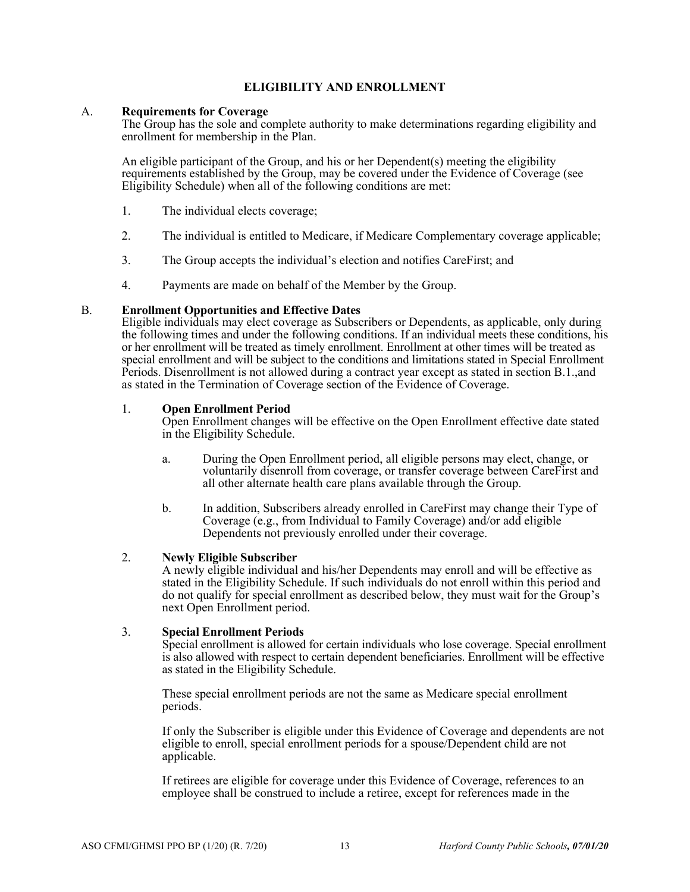# ELIGIBILITY AND ENROLLMENT

A. **Requirements for Coverage**
The Group has the sole and complete authority to make determinations regarding eligibility and enrollment for membership in the Plan.

An eligible participant of the Group, and his or her Dependent(s) meeting the eligibility requirements established by the Group, may be covered under the Evidence of Coverage (see Eligibility Schedule) when all of the following conditions are met:

1. The individual elects coverage;
2. The individual is entitled to Medicare, if Medicare Complementary coverage applicable;
3. The Group accepts the individual's election and notifies CareFirst; and
4. Payments are made on behalf of the Member by the Group.

B. **Enrollment Opportunities and Effective Dates**
Eligible individuals may elect coverage as Subscribers or Dependents, as applicable, only during the following times and under the following conditions. If an individual meets these conditions, his or her enrollment will be treated as timely enrollment. Enrollment at other times will be treated as special enrollment and will be subject to the conditions and limitations stated in Special Enrollment Periods. Disenrollment is not allowed during a contract year except as stated in section B.1.,and as stated in the Termination of Coverage section of the Evidence of Coverage.

1. **Open Enrollment Period**
Open Enrollment changes will be effective on the Open Enrollment effective date stated in the Eligibility Schedule.

    a. During the Open Enrollment period, all eligible persons may elect, change, or voluntarily disenroll from coverage, or transfer coverage between CareFirst and all other alternate health care plans available through the Group.

    b. In addition, Subscribers already enrolled in CareFirst may change their Type of Coverage (e.g., from Individual to Family Coverage) and/or add eligible Dependents not previously enrolled under their coverage.

2. **Newly Eligible Subscriber**
A newly eligible individual and his/her Dependents may enroll and will be effective as stated in the Eligibility Schedule. If such individuals do not enroll within this period and do not qualify for special enrollment as described below, they must wait for the Group's next Open Enrollment period.

3. **Special Enrollment Periods**
Special enrollment is allowed for certain individuals who lose coverage. Special enrollment is also allowed with respect to certain dependent beneficiaries. Enrollment will be effective as stated in the Eligibility Schedule.

    These special enrollment periods are not the same as Medicare special enrollment periods.

    If only the Subscriber is eligible under this Evidence of Coverage and dependents are not eligible to enroll, special enrollment periods for a spouse/Dependent child are not applicable.

    If retirees are eligible for coverage under this Evidence of Coverage, references to an employee shall be construed to include a retiree, except for references made in the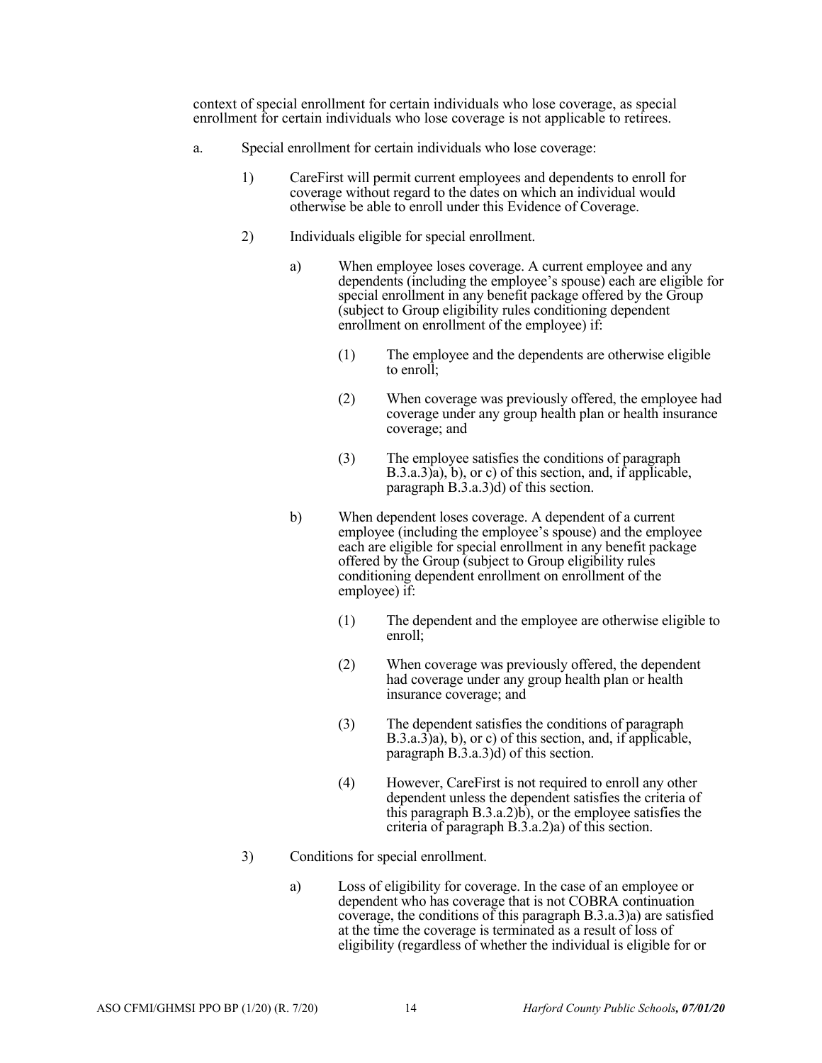context of special enrollment for certain individuals who lose coverage, as special enrollment for certain individuals who lose coverage is not applicable to retirees.

a. Special enrollment for certain individuals who lose coverage:

1) CareFirst will permit current employees and dependents to enroll for coverage without regard to the dates on which an individual would otherwise be able to enroll under this Evidence of Coverage.

2) Individuals eligible for special enrollment.

a) When employee loses coverage. A current employee and any dependents (including the employee's spouse) each are eligible for special enrollment in any benefit package offered by the Group (subject to Group eligibility rules conditioning dependent enrollment on enrollment of the employee) if:

(1) The employee and the dependents are otherwise eligible to enroll;

(2) When coverage was previously offered, the employee had coverage under any group health plan or health insurance coverage; and

(3) The employee satisfies the conditions of paragraph B.3.a.3)a), b), or c) of this section, and, if applicable, paragraph B.3.a.3)d) of this section.

b) When dependent loses coverage. A dependent of a current employee (including the employee's spouse) and the employee each are eligible for special enrollment in any benefit package offered by the Group (subject to Group eligibility rules conditioning dependent enrollment on enrollment of the employee) if:

(1) The dependent and the employee are otherwise eligible to enroll;

(2) When coverage was previously offered, the dependent had coverage under any group health plan or health insurance coverage; and

(3) The dependent satisfies the conditions of paragraph B.3.a.3)a), b), or c) of this section, and, if applicable, paragraph B.3.a.3)d) of this section.

(4) However, CareFirst is not required to enroll any other dependent unless the dependent satisfies the criteria of this paragraph B.3.a.2)b), or the employee satisfies the criteria of paragraph B.3.a.2)a) of this section.

3) Conditions for special enrollment.

a) Loss of eligibility for coverage. In the case of an employee or dependent who has coverage that is not COBRA continuation coverage, the conditions of this paragraph B.3.a.3)a) are satisfied at the time the coverage is terminated as a result of loss of eligibility (regardless of whether the individual is eligible for or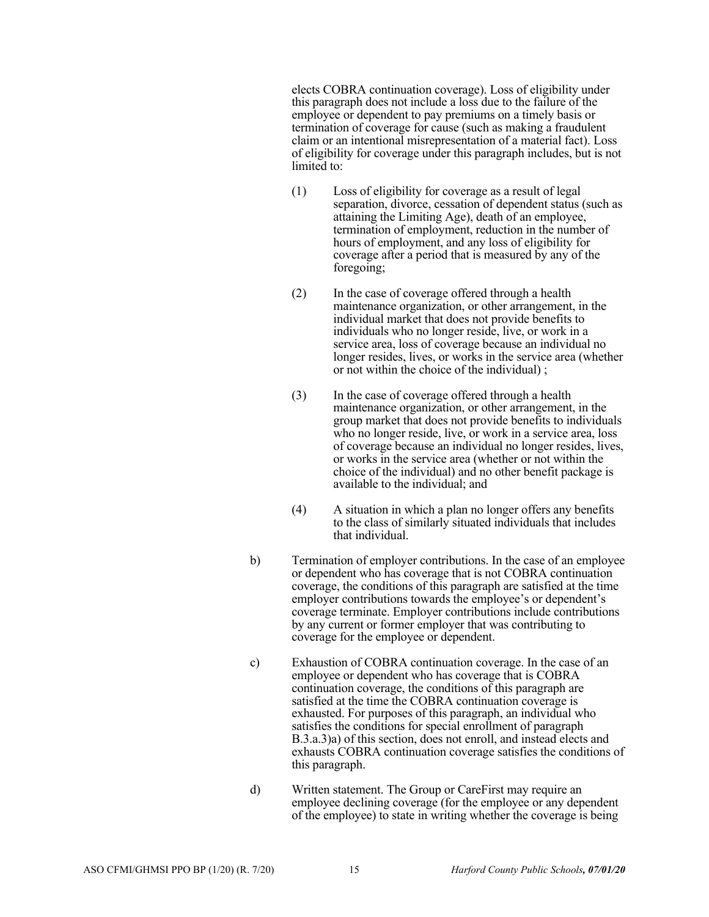elects COBRA continuation coverage). Loss of eligibility under this paragraph does not include a loss due to the failure of the employee or dependent to pay premiums on a timely basis or termination of coverage for cause (such as making a fraudulent claim or an intentional misrepresentation of a material fact). Loss of eligibility for coverage under this paragraph includes, but is not limited to:

(1) Loss of eligibility for coverage as a result of legal separation, divorce, cessation of dependent status (such as attaining the Limiting Age), death of an employee, termination of employment, reduction in the number of hours of employment, and any loss of eligibility for coverage after a period that is measured by any of the foregoing;

(2) In the case of coverage offered through a health maintenance organization, or other arrangement, in the individual market that does not provide benefits to individuals who no longer reside, live, or work in a service area, loss of coverage because an individual no longer resides, lives, or works in the service area (whether or not within the choice of the individual) ;

(3) In the case of coverage offered through a health maintenance organization, or other arrangement, in the group market that does not provide benefits to individuals who no longer reside, live, or work in a service area, loss of coverage because an individual no longer resides, lives, or works in the service area (whether or not within the choice of the individual) and no other benefit package is available to the individual; and

(4) A situation in which a plan no longer offers any benefits to the class of similarly situated individuals that includes that individual.

b) Termination of employer contributions. In the case of an employee or dependent who has coverage that is not COBRA continuation coverage, the conditions of this paragraph are satisfied at the time employer contributions towards the employee's or dependent's coverage terminate. Employer contributions include contributions by any current or former employer that was contributing to coverage for the employee or dependent.

c) Exhaustion of COBRA continuation coverage. In the case of an employee or dependent who has coverage that is COBRA continuation coverage, the conditions of this paragraph are satisfied at the time the COBRA continuation coverage is exhausted. For purposes of this paragraph, an individual who satisfies the conditions for special enrollment of paragraph B.3.a.3)a) of this section, does not enroll, and instead elects and exhausts COBRA continuation coverage satisfies the conditions of this paragraph.

d) Written statement. The Group or CareFirst may require an employee declining coverage (for the employee or any dependent of the employee) to state in writing whether the coverage is being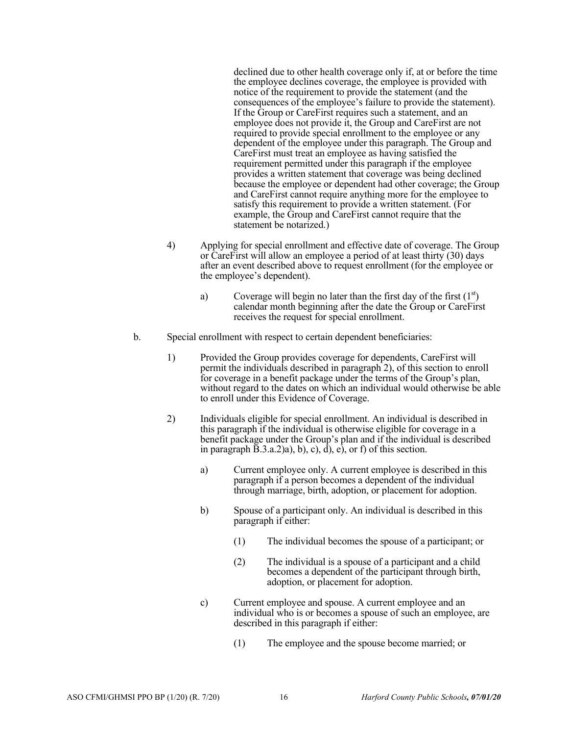declined due to other health coverage only if, at or before the time the employee declines coverage, the employee is provided with notice of the requirement to provide the statement (and the consequences of the employee's failure to provide the statement). If the Group or CareFirst requires such a statement, and an employee does not provide it, the Group and CareFirst are not required to provide special enrollment to the employee or any dependent of the employee under this paragraph. The Group and CareFirst must treat an employee as having satisfied the requirement permitted under this paragraph if the employee provides a written statement that coverage was being declined because the employee or dependent had other coverage; the Group and CareFirst cannot require anything more for the employee to satisfy this requirement to provide a written statement. (For example, the Group and CareFirst cannot require that the statement be notarized.)

4) Applying for special enrollment and effective date of coverage. The Group or CareFirst will allow an employee a period of at least thirty (30) days after an event described above to request enrollment (for the employee or the employee's dependent).

   a) Coverage will begin no later than the first day of the first (1st) calendar month beginning after the date the Group or CareFirst receives the request for special enrollment.

b. Special enrollment with respect to certain dependent beneficiaries:

   1) Provided the Group provides coverage for dependents, CareFirst will permit the individuals described in paragraph 2), of this section to enroll for coverage in a benefit package under the terms of the Group's plan, without regard to the dates on which an individual would otherwise be able to enroll under this Evidence of Coverage.

   2) Individuals eligible for special enrollment. An individual is described in this paragraph if the individual is otherwise eligible for coverage in a benefit package under the Group's plan and if the individual is described in paragraph B.3.a.2)a), b), c), d), e), or f) of this section.

      a) Current employee only. A current employee is described in this paragraph if a person becomes a dependent of the individual through marriage, birth, adoption, or placement for adoption.

      b) Spouse of a participant only. An individual is described in this paragraph if either:

         (1) The individual becomes the spouse of a participant; or

         (2) The individual is a spouse of a participant and a child becomes a dependent of the participant through birth, adoption, or placement for adoption.

      c) Current employee and spouse. A current employee and an individual who is or becomes a spouse of such an employee, are described in this paragraph if either:

         (1) The employee and the spouse become married; or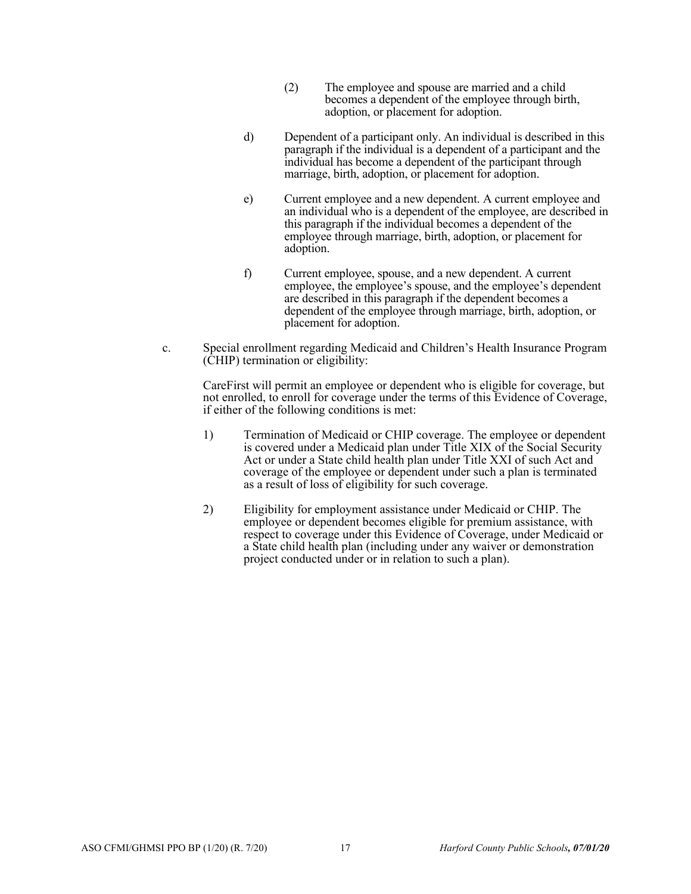(2) The employee and spouse are married and a child becomes a dependent of the employee through birth, adoption, or placement for adoption.

d) Dependent of a participant only. An individual is described in this paragraph if the individual is a dependent of a participant and the individual has become a dependent of the participant through marriage, birth, adoption, or placement for adoption.

e) Current employee and a new dependent. A current employee and an individual who is a dependent of the employee, are described in this paragraph if the individual becomes a dependent of the employee through marriage, birth, adoption, or placement for adoption.

f) Current employee, spouse, and a new dependent. A current employee, the employee's spouse, and the employee's dependent are described in this paragraph if the dependent becomes a dependent of the employee through marriage, birth, adoption, or placement for adoption.

c. Special enrollment regarding Medicaid and Children's Health Insurance Program (CHIP) termination or eligibility:

CareFirst will permit an employee or dependent who is eligible for coverage, but not enrolled, to enroll for coverage under the terms of this Evidence of Coverage, if either of the following conditions is met:

1) Termination of Medicaid or CHIP coverage. The employee or dependent is covered under a Medicaid plan under Title XIX of the Social Security Act or under a State child health plan under Title XXI of such Act and coverage of the employee or dependent under such a plan is terminated as a result of loss of eligibility for such coverage.

2) Eligibility for employment assistance under Medicaid or CHIP. The employee or dependent becomes eligible for premium assistance, with respect to coverage under this Evidence of Coverage, under Medicaid or a State child health plan (including under any waiver or demonstration project conducted under or in relation to such a plan).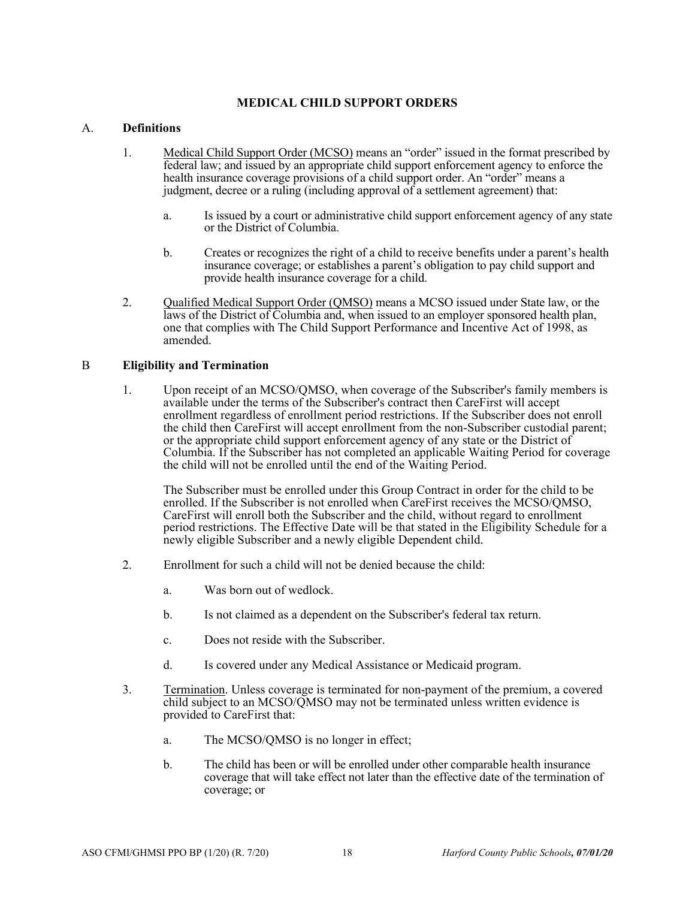## MEDICAL CHILD SUPPORT ORDERS

### A. Definitions

1. Medical Child Support Order (MCSO) means an "order" issued in the format prescribed by federal law; and issued by an appropriate child support enforcement agency to enforce the health insurance coverage provisions of a child support order. An "order" means a judgment, decree or a ruling (including approval of a settlement agreement) that:

   a. Is issued by a court or administrative child support enforcement agency of any state or the District of Columbia.

   b. Creates or recognizes the right of a child to receive benefits under a parent's health insurance coverage; or establishes a parent's obligation to pay child support and provide health insurance coverage for a child.

2. Qualified Medical Support Order (QMSO) means a MCSO issued under State law, or the laws of the District of Columbia and, when issued to an employer sponsored health plan, one that complies with The Child Support Performance and Incentive Act of 1998, as amended.

### B Eligibility and Termination

1. Upon receipt of an MCSO/QMSO, when coverage of the Subscriber's family members is available under the terms of the Subscriber's contract then CareFirst will accept enrollment regardless of enrollment period restrictions. If the Subscriber does not enroll the child then CareFirst will accept enrollment from the non-Subscriber custodial parent; or the appropriate child support enforcement agency of any state or the District of Columbia. If the Subscriber has not completed an applicable Waiting Period for coverage the child will not be enrolled until the end of the Waiting Period.

   The Subscriber must be enrolled under this Group Contract in order for the child to be enrolled. If the Subscriber is not enrolled when CareFirst receives the MCSO/QMSO, CareFirst will enroll both the Subscriber and the child, without regard to enrollment period restrictions. The Effective Date will be that stated in the Eligibility Schedule for a newly eligible Subscriber and a newly eligible Dependent child.

2. Enrollment for such a child will not be denied because the child:

   a. Was born out of wedlock.

   b. Is not claimed as a dependent on the Subscriber's federal tax return.

   c. Does not reside with the Subscriber.

   d. Is covered under any Medical Assistance or Medicaid program.

3. Termination. Unless coverage is terminated for non-payment of the premium, a covered child subject to an MCSO/QMSO may not be terminated unless written evidence is provided to CareFirst that:

   a. The MCSO/QMSO is no longer in effect;

   b. The child has been or will be enrolled under other comparable health insurance coverage that will take effect not later than the effective date of the termination of coverage; or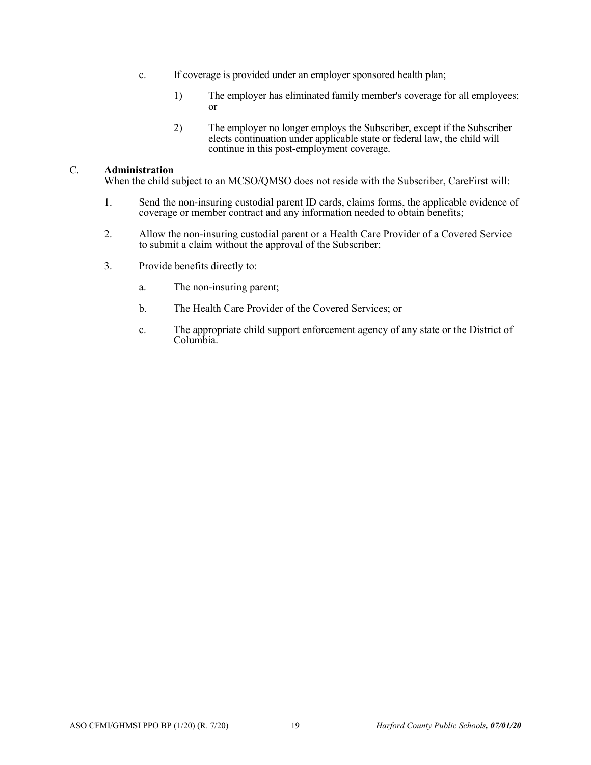c. If coverage is provided under an employer sponsored health plan;

   1) The employer has eliminated family member's coverage for all employees; or

   2) The employer no longer employs the Subscriber, except if the Subscriber elects continuation under applicable state or federal law, the child will continue in this post-employment coverage.

C. **Administration**

When the child subject to an MCSO/QMSO does not reside with the Subscriber, CareFirst will:

1. Send the non-insuring custodial parent ID cards, claims forms, the applicable evidence of coverage or member contract and any information needed to obtain benefits;

2. Allow the non-insuring custodial parent or a Health Care Provider of a Covered Service to submit a claim without the approval of the Subscriber;

3. Provide benefits directly to:

   a. The non-insuring parent;

   b. The Health Care Provider of the Covered Services; or

   c. The appropriate child support enforcement agency of any state or the District of Columbia.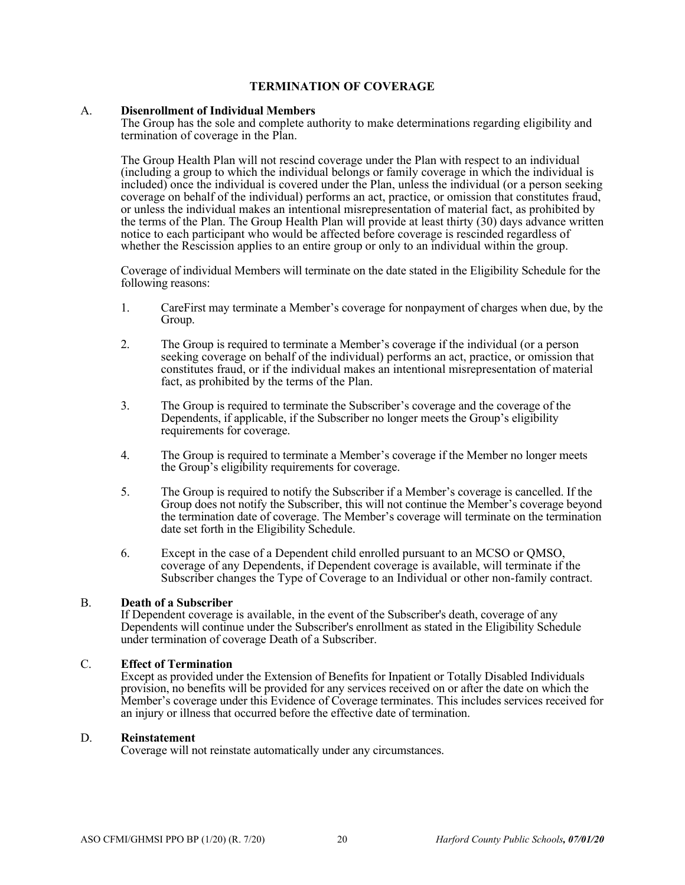## TERMINATION OF COVERAGE

A. **Disenrollment of Individual Members**

The Group has the sole and complete authority to make determinations regarding eligibility and termination of coverage in the Plan.

The Group Health Plan will not rescind coverage under the Plan with respect to an individual (including a group to which the individual belongs or family coverage in which the individual is included) once the individual is covered under the Plan, unless the individual (or a person seeking coverage on behalf of the individual) performs an act, practice, or omission that constitutes fraud, or unless the individual makes an intentional misrepresentation of material fact, as prohibited by the terms of the Plan. The Group Health Plan will provide at least thirty (30) days advance written notice to each participant who would be affected before coverage is rescinded regardless of whether the Rescission applies to an entire group or only to an individual within the group.

Coverage of individual Members will terminate on the date stated in the Eligibility Schedule for the following reasons:

1. CareFirst may terminate a Member's coverage for nonpayment of charges when due, by the Group.
2. The Group is required to terminate a Member's coverage if the individual (or a person seeking coverage on behalf of the individual) performs an act, practice, or omission that constitutes fraud, or if the individual makes an intentional misrepresentation of material fact, as prohibited by the terms of the Plan.
3. The Group is required to terminate the Subscriber's coverage and the coverage of the Dependents, if applicable, if the Subscriber no longer meets the Group's eligibility requirements for coverage.
4. The Group is required to terminate a Member's coverage if the Member no longer meets the Group's eligibility requirements for coverage.
5. The Group is required to notify the Subscriber if a Member's coverage is cancelled. If the Group does not notify the Subscriber, this will not continue the Member's coverage beyond the termination date of coverage. The Member's coverage will terminate on the termination date set forth in the Eligibility Schedule.
6. Except in the case of a Dependent child enrolled pursuant to an MCSO or QMSO, coverage of any Dependents, if Dependent coverage is available, will terminate if the Subscriber changes the Type of Coverage to an Individual or other non-family contract.

B. **Death of a Subscriber**

If Dependent coverage is available, in the event of the Subscriber's death, coverage of any Dependents will continue under the Subscriber's enrollment as stated in the Eligibility Schedule under termination of coverage Death of a Subscriber.

C. **Effect of Termination**

Except as provided under the Extension of Benefits for Inpatient or Totally Disabled Individuals provision, no benefits will be provided for any services received on or after the date on which the Member's coverage under this Evidence of Coverage terminates. This includes services received for an injury or illness that occurred before the effective date of termination.

D. **Reinstatement**

Coverage will not reinstate automatically under any circumstances.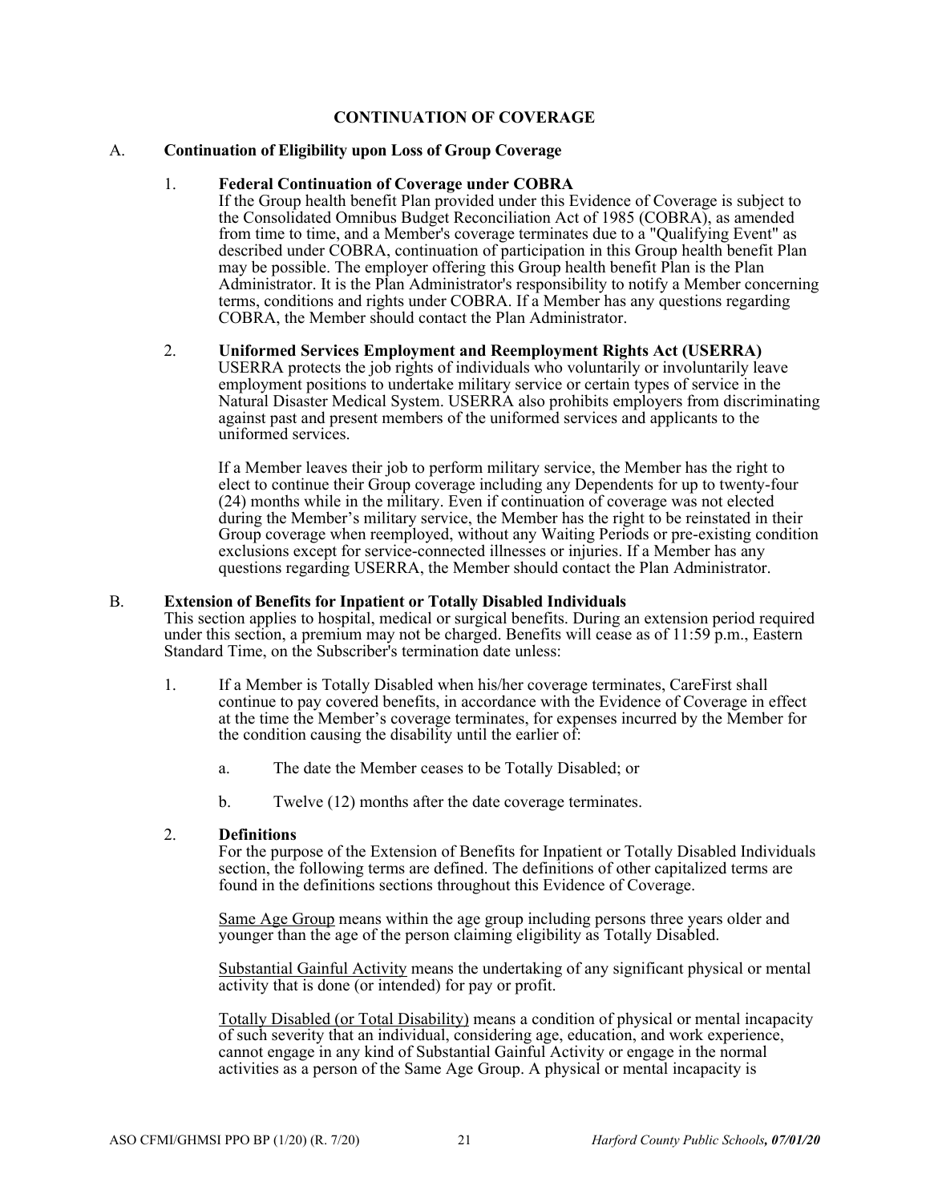# CONTINUATION OF COVERAGE

## A. Continuation of Eligibility upon Loss of Group Coverage

### 1. Federal Continuation of Coverage under COBRA

If the Group health benefit Plan provided under this Evidence of Coverage is subject to the Consolidated Omnibus Budget Reconciliation Act of 1985 (COBRA), as amended from time to time, and a Member's coverage terminates due to a "Qualifying Event" as described under COBRA, continuation of participation in this Group health benefit Plan may be possible. The employer offering this Group health benefit Plan is the Plan Administrator. It is the Plan Administrator's responsibility to notify a Member concerning terms, conditions and rights under COBRA. If a Member has any questions regarding COBRA, the Member should contact the Plan Administrator.

### 2. Uniformed Services Employment and Reemployment Rights Act (USERRA)

USERRA protects the job rights of individuals who voluntarily or involuntarily leave employment positions to undertake military service or certain types of service in the Natural Disaster Medical System. USERRA also prohibits employers from discriminating against past and present members of the uniformed services and applicants to the uniformed services.

If a Member leaves their job to perform military service, the Member has the right to elect to continue their Group coverage including any Dependents for up to twenty-four (24) months while in the military. Even if continuation of coverage was not elected during the Member's military service, the Member has the right to be reinstated in their Group coverage when reemployed, without any Waiting Periods or pre-existing condition exclusions except for service-connected illnesses or injuries. If a Member has any questions regarding USERRA, the Member should contact the Plan Administrator.

## B. Extension of Benefits for Inpatient or Totally Disabled Individuals

This section applies to hospital, medical or surgical benefits. During an extension period required under this section, a premium may not be charged. Benefits will cease as of 11:59 p.m., Eastern Standard Time, on the Subscriber's termination date unless:

1. If a Member is Totally Disabled when his/her coverage terminates, CareFirst shall continue to pay covered benefits, in accordance with the Evidence of Coverage in effect at the time the Member's coverage terminates, for expenses incurred by the Member for the condition causing the disability until the earlier of:

   a. The date the Member ceases to be Totally Disabled; or

   b. Twelve (12) months after the date coverage terminates.

### 2. Definitions

For the purpose of the Extension of Benefits for Inpatient or Totally Disabled Individuals section, the following terms are defined. The definitions of other capitalized terms are found in the definitions sections throughout this Evidence of Coverage.

Same Age Group means within the age group including persons three years older and younger than the age of the person claiming eligibility as Totally Disabled.

Substantial Gainful Activity means the undertaking of any significant physical or mental activity that is done (or intended) for pay or profit.

Totally Disabled (or Total Disability) means a condition of physical or mental incapacity of such severity that an individual, considering age, education, and work experience, cannot engage in any kind of Substantial Gainful Activity or engage in the normal activities as a person of the Same Age Group. A physical or mental incapacity is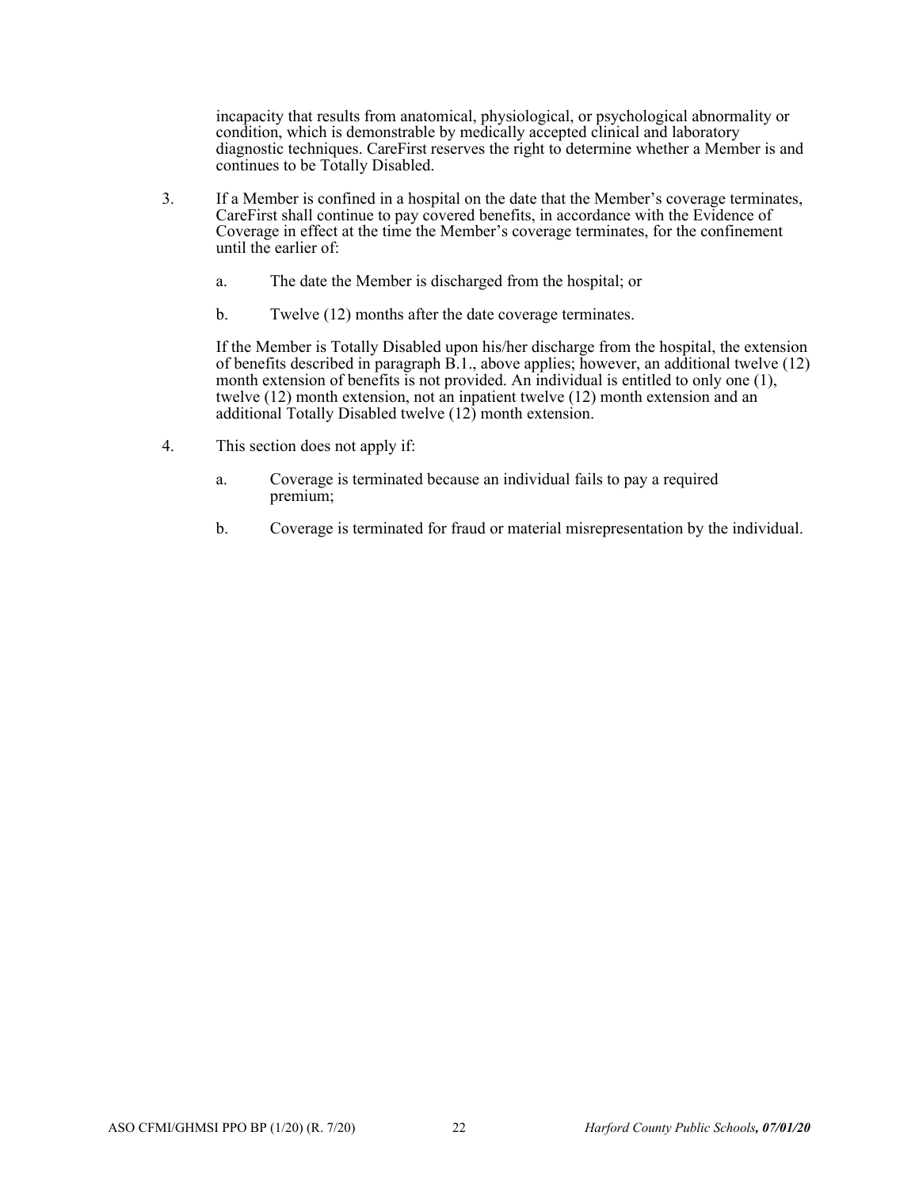incapacity that results from anatomical, physiological, or psychological abnormality or condition, which is demonstrable by medically accepted clinical and laboratory diagnostic techniques. CareFirst reserves the right to determine whether a Member is and continues to be Totally Disabled.

3. If a Member is confined in a hospital on the date that the Member's coverage terminates, CareFirst shall continue to pay covered benefits, in accordance with the Evidence of Coverage in effect at the time the Member's coverage terminates, for the confinement until the earlier of:

   a. The date the Member is discharged from the hospital; or

   b. Twelve (12) months after the date coverage terminates.

   If the Member is Totally Disabled upon his/her discharge from the hospital, the extension of benefits described in paragraph B.1., above applies; however, an additional twelve (12) month extension of benefits is not provided. An individual is entitled to only one (1), twelve (12) month extension, not an inpatient twelve (12) month extension and an additional Totally Disabled twelve (12) month extension.

4. This section does not apply if:

   a. Coverage is terminated because an individual fails to pay a required premium;

   b. Coverage is terminated for fraud or material misrepresentation by the individual.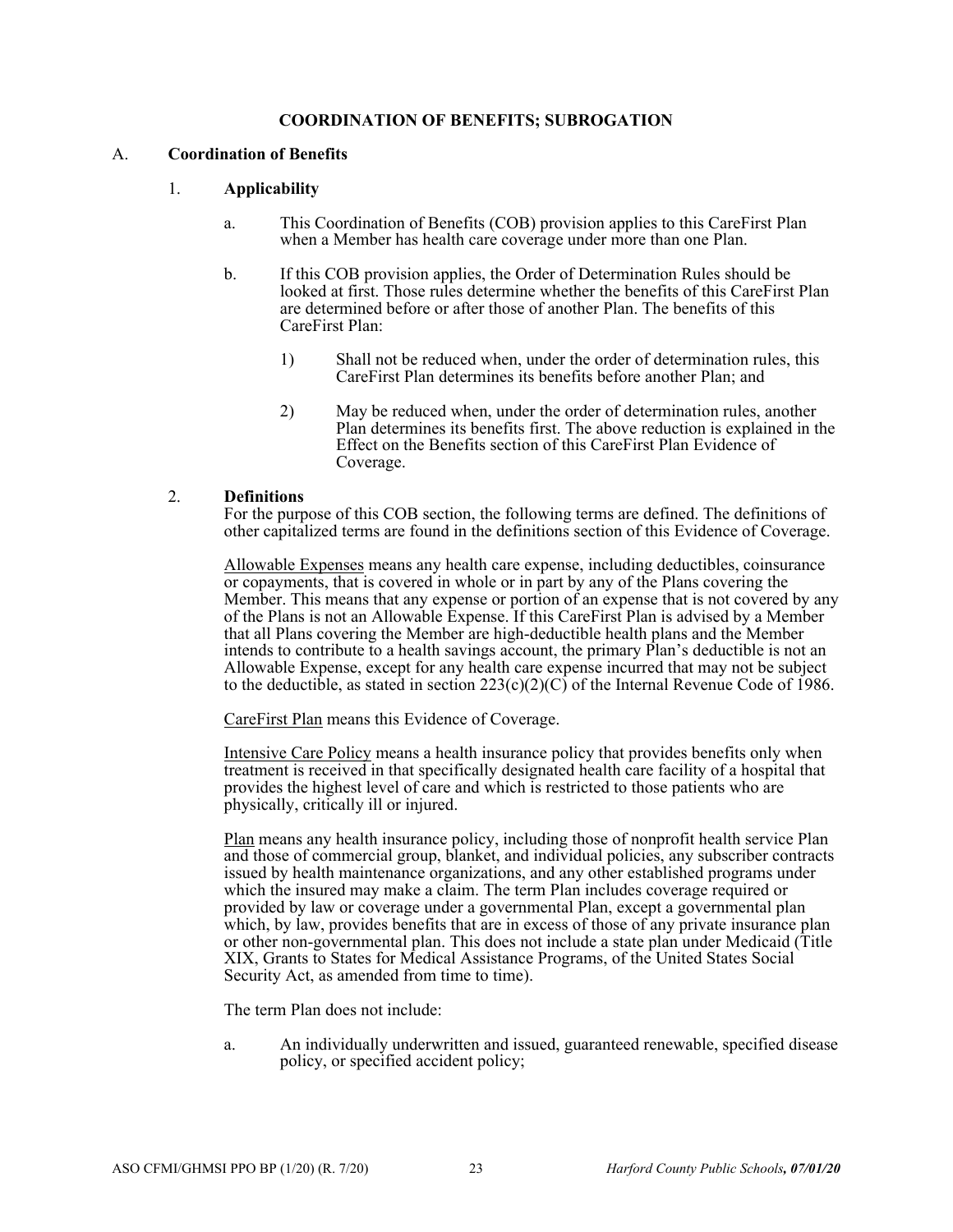## COORDINATION OF BENEFITS; SUBROGATION

### A. Coordination of Benefits

#### 1. Applicability

a. This Coordination of Benefits (COB) provision applies to this CareFirst Plan when a Member has health care coverage under more than one Plan.

b. If this COB provision applies, the Order of Determination Rules should be looked at first. Those rules determine whether the benefits of this CareFirst Plan are determined before or after those of another Plan. The benefits of this CareFirst Plan:

1) Shall not be reduced when, under the order of determination rules, this CareFirst Plan determines its benefits before another Plan; and

2) May be reduced when, under the order of determination rules, another Plan determines its benefits first. The above reduction is explained in the Effect on the Benefits section of this CareFirst Plan Evidence of Coverage.

#### 2. Definitions

For the purpose of this COB section, the following terms are defined. The definitions of other capitalized terms are found in the definitions section of this Evidence of Coverage.

<u>Allowable Expenses</u> means any health care expense, including deductibles, coinsurance or copayments, that is covered in whole or in part by any of the Plans covering the Member. This means that any expense or portion of an expense that is not covered by any of the Plans is not an Allowable Expense. If this CareFirst Plan is advised by a Member that all Plans covering the Member are high-deductible health plans and the Member intends to contribute to a health savings account, the primary Plan's deductible is not an Allowable Expense, except for any health care expense incurred that may not be subject to the deductible, as stated in section 223(c)(2)(C) of the Internal Revenue Code of 1986.

<u>CareFirst Plan</u> means this Evidence of Coverage.

<u>Intensive Care Policy</u> means a health insurance policy that provides benefits only when treatment is received in that specifically designated health care facility of a hospital that provides the highest level of care and which is restricted to those patients who are physically, critically ill or injured.

<u>Plan</u> means any health insurance policy, including those of nonprofit health service Plan and those of commercial group, blanket, and individual policies, any subscriber contracts issued by health maintenance organizations, and any other established programs under which the insured may make a claim. The term Plan includes coverage required or provided by law or coverage under a governmental Plan, except a governmental plan which, by law, provides benefits that are in excess of those of any private insurance plan or other non-governmental plan. This does not include a state plan under Medicaid (Title XIX, Grants to States for Medical Assistance Programs, of the United States Social Security Act, as amended from time to time).

The term Plan does not include:

a. An individually underwritten and issued, guaranteed renewable, specified disease policy, or specified accident policy;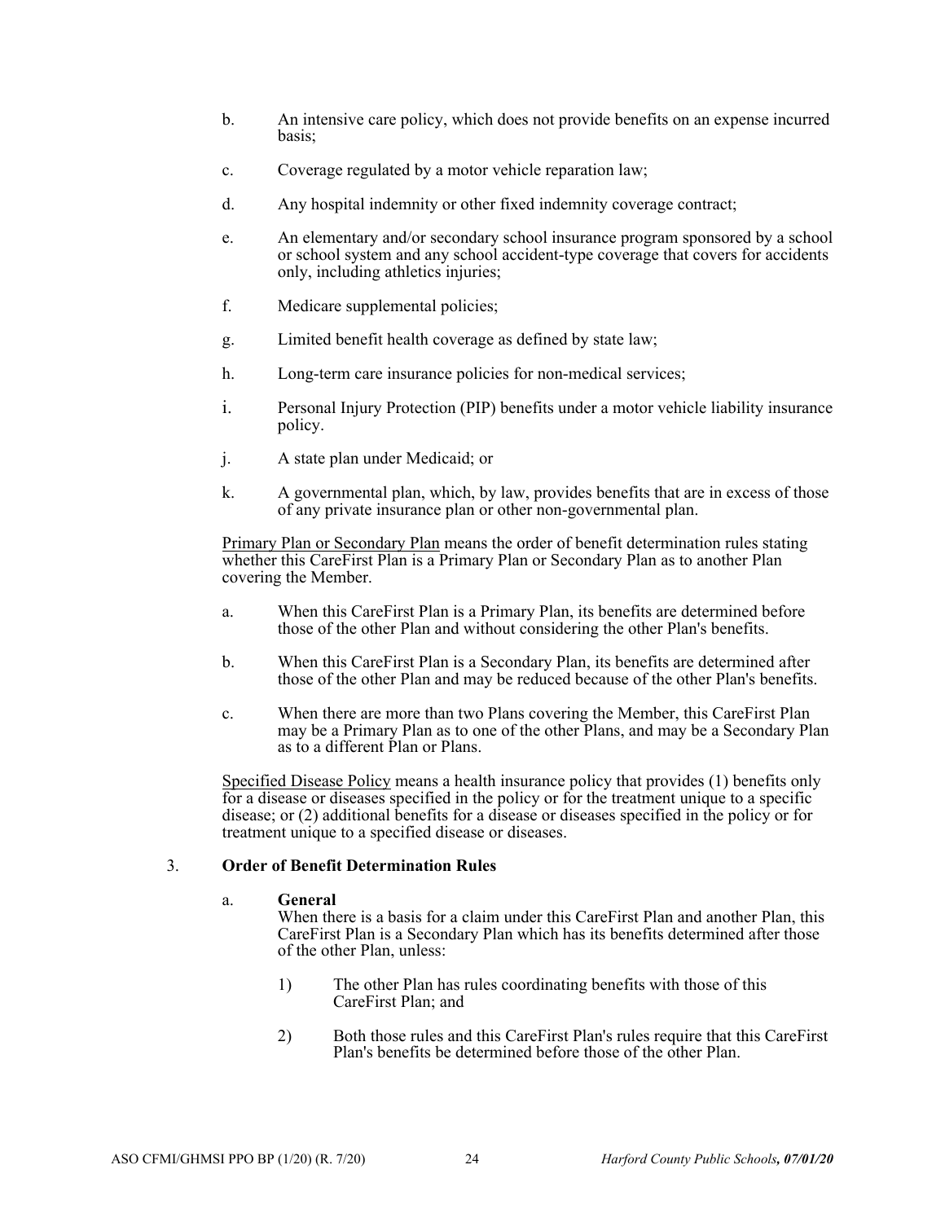b. An intensive care policy, which does not provide benefits on an expense incurred basis;

c. Coverage regulated by a motor vehicle reparation law;

d. Any hospital indemnity or other fixed indemnity coverage contract;

e. An elementary and/or secondary school insurance program sponsored by a school or school system and any school accident-type coverage that covers for accidents only, including athletics injuries;

f. Medicare supplemental policies;

g. Limited benefit health coverage as defined by state law;

h. Long-term care insurance policies for non-medical services;

i. Personal Injury Protection (PIP) benefits under a motor vehicle liability insurance policy.

j. A state plan under Medicaid; or

k. A governmental plan, which, by law, provides benefits that are in excess of those of any private insurance plan or other non-governmental plan.

<u>Primary Plan or Secondary Plan</u> means the order of benefit determination rules stating whether this CareFirst Plan is a Primary Plan or Secondary Plan as to another Plan covering the Member.

a. When this CareFirst Plan is a Primary Plan, its benefits are determined before those of the other Plan and without considering the other Plan's benefits.

b. When this CareFirst Plan is a Secondary Plan, its benefits are determined after those of the other Plan and may be reduced because of the other Plan's benefits.

c. When there are more than two Plans covering the Member, this CareFirst Plan may be a Primary Plan as to one of the other Plans, and may be a Secondary Plan as to a different Plan or Plans.

<u>Specified Disease Policy</u> means a health insurance policy that provides (1) benefits only for a disease or diseases specified in the policy or for the treatment unique to a specific disease; or (2) additional benefits for a disease or diseases specified in the policy or for treatment unique to a specified disease or diseases.

3. **Order of Benefit Determination Rules**

a. **General**

When there is a basis for a claim under this CareFirst Plan and another Plan, this CareFirst Plan is a Secondary Plan which has its benefits determined after those of the other Plan, unless:

1) The other Plan has rules coordinating benefits with those of this CareFirst Plan; and

2) Both those rules and this CareFirst Plan's rules require that this CareFirst Plan's benefits be determined before those of the other Plan.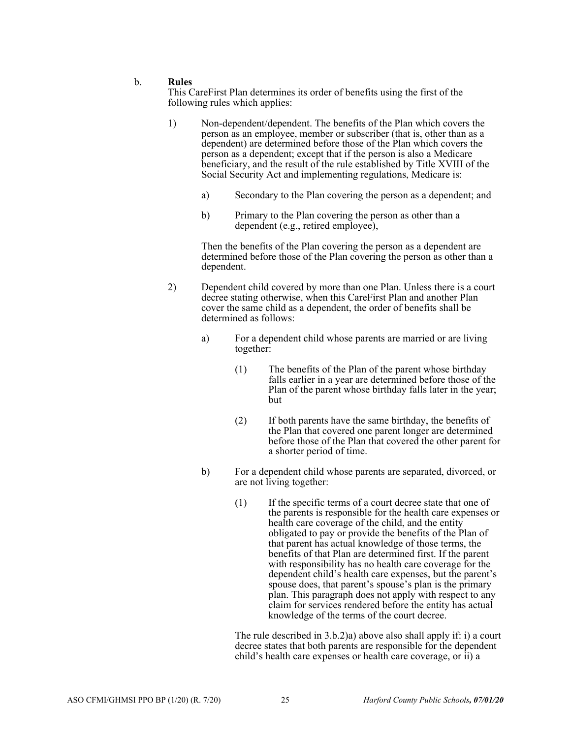b. **Rules**

This CareFirst Plan determines its order of benefits using the first of the following rules which applies:

1) Non-dependent/dependent. The benefits of the Plan which covers the person as an employee, member or subscriber (that is, other than as a dependent) are determined before those of the Plan which covers the person as a dependent; except that if the person is also a Medicare beneficiary, and the result of the rule established by Title XVIII of the Social Security Act and implementing regulations, Medicare is:

   a) Secondary to the Plan covering the person as a dependent; and

   b) Primary to the Plan covering the person as other than a dependent (e.g., retired employee),

   Then the benefits of the Plan covering the person as a dependent are determined before those of the Plan covering the person as other than a dependent.

2) Dependent child covered by more than one Plan. Unless there is a court decree stating otherwise, when this CareFirst Plan and another Plan cover the same child as a dependent, the order of benefits shall be determined as follows:

   a) For a dependent child whose parents are married or are living together:

      (1) The benefits of the Plan of the parent whose birthday falls earlier in a year are determined before those of the Plan of the parent whose birthday falls later in the year; but

      (2) If both parents have the same birthday, the benefits of the Plan that covered one parent longer are determined before those of the Plan that covered the other parent for a shorter period of time.

   b) For a dependent child whose parents are separated, divorced, or are not living together:

      (1) If the specific terms of a court decree state that one of the parents is responsible for the health care expenses or health care coverage of the child, and the entity obligated to pay or provide the benefits of the Plan of that parent has actual knowledge of those terms, the benefits of that Plan are determined first. If the parent with responsibility has no health care coverage for the dependent child's health care expenses, but the parent's spouse does, that parent's spouse's plan is the primary plan. This paragraph does not apply with respect to any claim for services rendered before the entity has actual knowledge of the terms of the court decree.

      The rule described in 3.b.2)a) above also shall apply if: i) a court decree states that both parents are responsible for the dependent child's health care expenses or health care coverage, or ii) a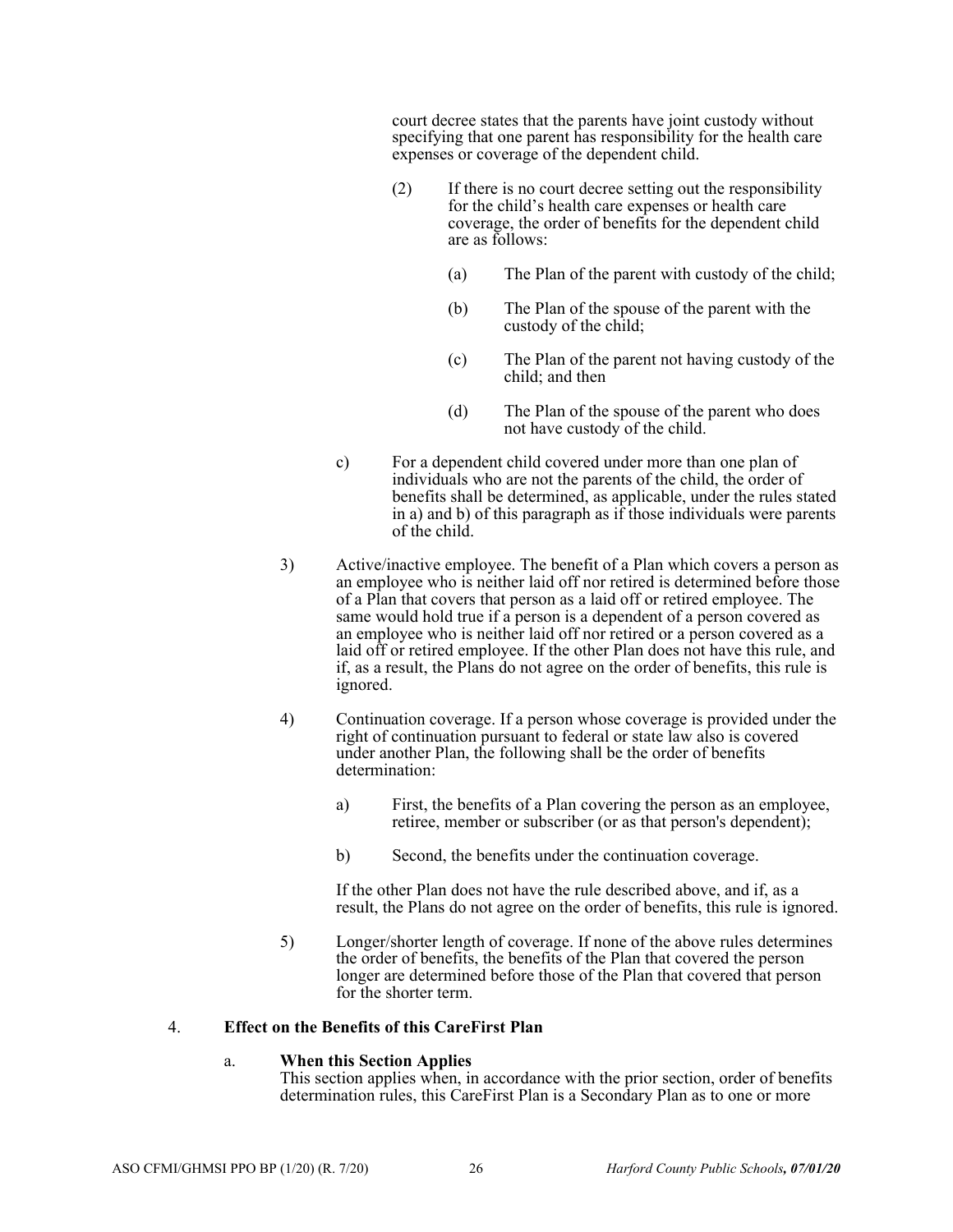court decree states that the parents have joint custody without specifying that one parent has responsibility for the health care expenses or coverage of the dependent child.

(2) If there is no court decree setting out the responsibility for the child's health care expenses or health care coverage, the order of benefits for the dependent child are as follows:

(a) The Plan of the parent with custody of the child;

(b) The Plan of the spouse of the parent with the custody of the child;

(c) The Plan of the parent not having custody of the child; and then

(d) The Plan of the spouse of the parent who does not have custody of the child.

c) For a dependent child covered under more than one plan of individuals who are not the parents of the child, the order of benefits shall be determined, as applicable, under the rules stated in a) and b) of this paragraph as if those individuals were parents of the child.

3) Active/inactive employee. The benefit of a Plan which covers a person as an employee who is neither laid off nor retired is determined before those of a Plan that covers that person as a laid off or retired employee. The same would hold true if a person is a dependent of a person covered as an employee who is neither laid off nor retired or a person covered as a laid off or retired employee. If the other Plan does not have this rule, and if, as a result, the Plans do not agree on the order of benefits, this rule is ignored.

4) Continuation coverage. If a person whose coverage is provided under the right of continuation pursuant to federal or state law also is covered under another Plan, the following shall be the order of benefits determination:

a) First, the benefits of a Plan covering the person as an employee, retiree, member or subscriber (or as that person's dependent);

b) Second, the benefits under the continuation coverage.

If the other Plan does not have the rule described above, and if, as a result, the Plans do not agree on the order of benefits, this rule is ignored.

5) Longer/shorter length of coverage. If none of the above rules determines the order of benefits, the benefits of the Plan that covered the person longer are determined before those of the Plan that covered that person for the shorter term.

4. **Effect on the Benefits of this CareFirst Plan**

a. **When this Section Applies**
This section applies when, in accordance with the prior section, order of benefits determination rules, this CareFirst Plan is a Secondary Plan as to one or more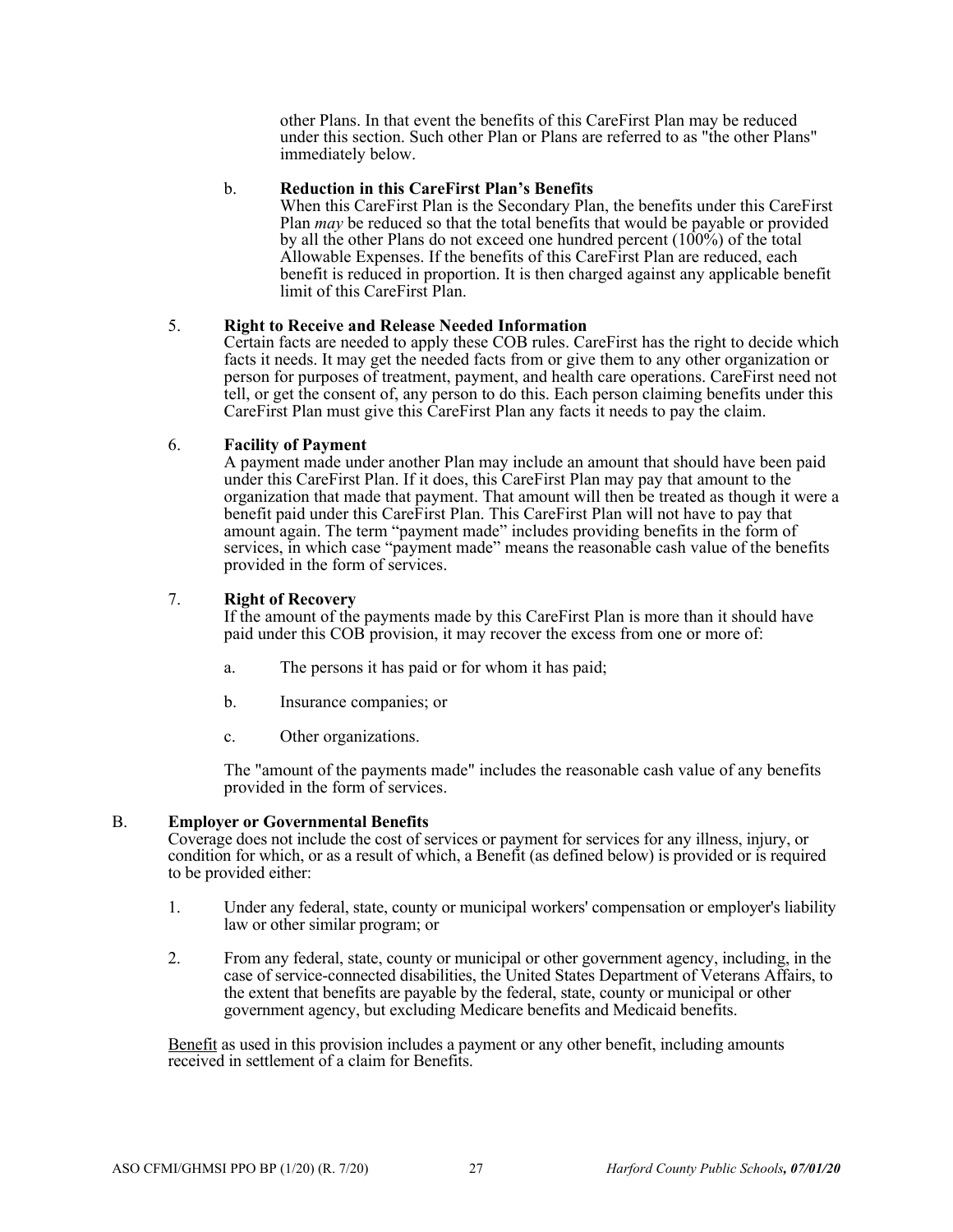other Plans. In that event the benefits of this CareFirst Plan may be reduced under this section. Such other Plan or Plans are referred to as "the other Plans" immediately below.

b. **Reduction in this CareFirst Plan's Benefits**
When this CareFirst Plan is the Secondary Plan, the benefits under this CareFirst Plan *may* be reduced so that the total benefits that would be payable or provided by all the other Plans do not exceed one hundred percent (100%) of the total Allowable Expenses. If the benefits of this CareFirst Plan are reduced, each benefit is reduced in proportion. It is then charged against any applicable benefit limit of this CareFirst Plan.

5. **Right to Receive and Release Needed Information**
Certain facts are needed to apply these COB rules. CareFirst has the right to decide which facts it needs. It may get the needed facts from or give them to any other organization or person for purposes of treatment, payment, and health care operations. CareFirst need not tell, or get the consent of, any person to do this. Each person claiming benefits under this CareFirst Plan must give this CareFirst Plan any facts it needs to pay the claim.

6. **Facility of Payment**
A payment made under another Plan may include an amount that should have been paid under this CareFirst Plan. If it does, this CareFirst Plan may pay that amount to the organization that made that payment. That amount will then be treated as though it were a benefit paid under this CareFirst Plan. This CareFirst Plan will not have to pay that amount again. The term "payment made" includes providing benefits in the form of services, in which case "payment made" means the reasonable cash value of the benefits provided in the form of services.

7. **Right of Recovery**
If the amount of the payments made by this CareFirst Plan is more than it should have paid under this COB provision, it may recover the excess from one or more of:

   a. The persons it has paid or for whom it has paid;

   b. Insurance companies; or

   c. Other organizations.

The "amount of the payments made" includes the reasonable cash value of any benefits provided in the form of services.

B. **Employer or Governmental Benefits**
Coverage does not include the cost of services or payment for services for any illness, injury, or condition for which, or as a result of which, a Benefit (as defined below) is provided or is required to be provided either:

1. Under any federal, state, county or municipal workers' compensation or employer's liability law or other similar program; or

2. From any federal, state, county or municipal or other government agency, including, in the case of service-connected disabilities, the United States Department of Veterans Affairs, to the extent that benefits are payable by the federal, state, county or municipal or other government agency, but excluding Medicare benefits and Medicaid benefits.

<u>Benefit</u> as used in this provision includes a payment or any other benefit, including amounts received in settlement of a claim for Benefits.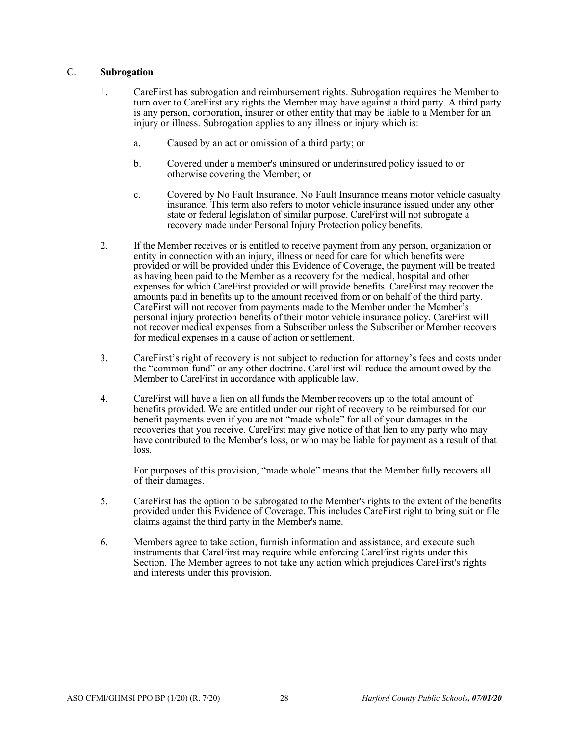### C. **Subrogation**

1. CareFirst has subrogation and reimbursement rights. Subrogation requires the Member to turn over to CareFirst any rights the Member may have against a third party. A third party is any person, corporation, insurer or other entity that may be liable to a Member for an injury or illness. Subrogation applies to any illness or injury which is:

   a. Caused by an act or omission of a third party; or

   b. Covered under a member's uninsured or underinsured policy issued to or otherwise covering the Member; or

   c. Covered by No Fault Insurance. <u>No Fault Insurance</u> means motor vehicle casualty insurance. This term also refers to motor vehicle insurance issued under any other state or federal legislation of similar purpose. CareFirst will not subrogate a recovery made under Personal Injury Protection policy benefits.

2. If the Member receives or is entitled to receive payment from any person, organization or entity in connection with an injury, illness or need for care for which benefits were provided or will be provided under this Evidence of Coverage, the payment will be treated as having been paid to the Member as a recovery for the medical, hospital and other expenses for which CareFirst provided or will provide benefits. CareFirst may recover the amounts paid in benefits up to the amount received from or on behalf of the third party. CareFirst will not recover from payments made to the Member under the Member's personal injury protection benefits of their motor vehicle insurance policy. CareFirst will not recover medical expenses from a Subscriber unless the Subscriber or Member recovers for medical expenses in a cause of action or settlement.

3. CareFirst's right of recovery is not subject to reduction for attorney's fees and costs under the "common fund" or any other doctrine. CareFirst will reduce the amount owed by the Member to CareFirst in accordance with applicable law.

4. CareFirst will have a lien on all funds the Member recovers up to the total amount of benefits provided. We are entitled under our right of recovery to be reimbursed for our benefit payments even if you are not "made whole" for all of your damages in the recoveries that you receive. CareFirst may give notice of that lien to any party who may have contributed to the Member's loss, or who may be liable for payment as a result of that loss.

   For purposes of this provision, "made whole" means that the Member fully recovers all of their damages.

5. CareFirst has the option to be subrogated to the Member's rights to the extent of the benefits provided under this Evidence of Coverage. This includes CareFirst right to bring suit or file claims against the third party in the Member's name.

6. Members agree to take action, furnish information and assistance, and execute such instruments that CareFirst may require while enforcing CareFirst rights under this Section. The Member agrees to not take any action which prejudices CareFirst's rights and interests under this provision.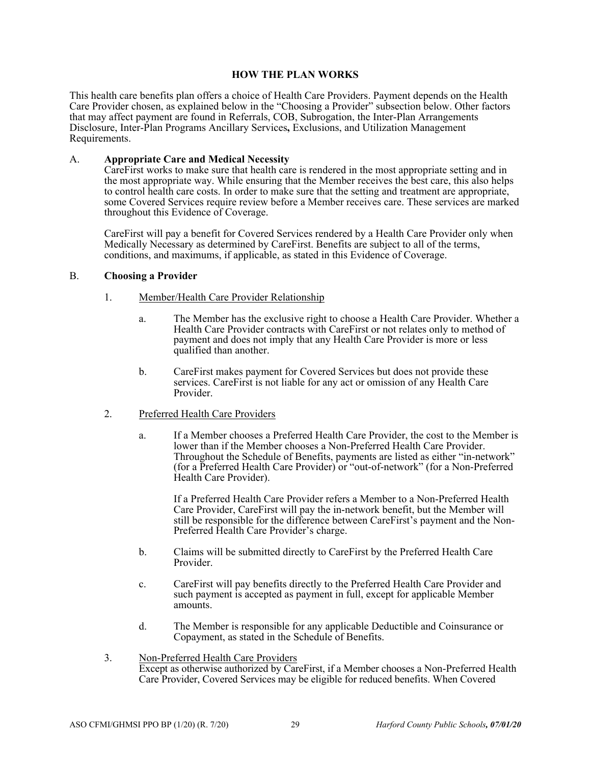## HOW THE PLAN WORKS

This health care benefits plan offers a choice of Health Care Providers. Payment depends on the Health Care Provider chosen, as explained below in the "Choosing a Provider" subsection below. Other factors that may affect payment are found in Referrals, COB, Subrogation, the Inter-Plan Arrangements Disclosure, Inter-Plan Programs Ancillary Services**,** Exclusions, and Utilization Management Requirements.

A. **Appropriate Care and Medical Necessity**

CareFirst works to make sure that health care is rendered in the most appropriate setting and in the most appropriate way. While ensuring that the Member receives the best care, this also helps to control health care costs. In order to make sure that the setting and treatment are appropriate, some Covered Services require review before a Member receives care. These services are marked throughout this Evidence of Coverage.

CareFirst will pay a benefit for Covered Services rendered by a Health Care Provider only when Medically Necessary as determined by CareFirst. Benefits are subject to all of the terms, conditions, and maximums, if applicable, as stated in this Evidence of Coverage.

B. **Choosing a Provider**

1. Member/Health Care Provider Relationship

   a. The Member has the exclusive right to choose a Health Care Provider. Whether a Health Care Provider contracts with CareFirst or not relates only to method of payment and does not imply that any Health Care Provider is more or less qualified than another.

   b. CareFirst makes payment for Covered Services but does not provide these services. CareFirst is not liable for any act or omission of any Health Care Provider.

2. Preferred Health Care Providers

   a. If a Member chooses a Preferred Health Care Provider, the cost to the Member is lower than if the Member chooses a Non-Preferred Health Care Provider. Throughout the Schedule of Benefits, payments are listed as either "in-network" (for a Preferred Health Care Provider) or "out-of-network" (for a Non-Preferred Health Care Provider).

      If a Preferred Health Care Provider refers a Member to a Non-Preferred Health Care Provider, CareFirst will pay the in-network benefit, but the Member will still be responsible for the difference between CareFirst's payment and the Non-Preferred Health Care Provider's charge.

   b. Claims will be submitted directly to CareFirst by the Preferred Health Care Provider.

   c. CareFirst will pay benefits directly to the Preferred Health Care Provider and such payment is accepted as payment in full, except for applicable Member amounts.

   d. The Member is responsible for any applicable Deductible and Coinsurance or Copayment, as stated in the Schedule of Benefits.

3. Non-Preferred Health Care Providers

   Except as otherwise authorized by CareFirst, if a Member chooses a Non-Preferred Health Care Provider, Covered Services may be eligible for reduced benefits. When Covered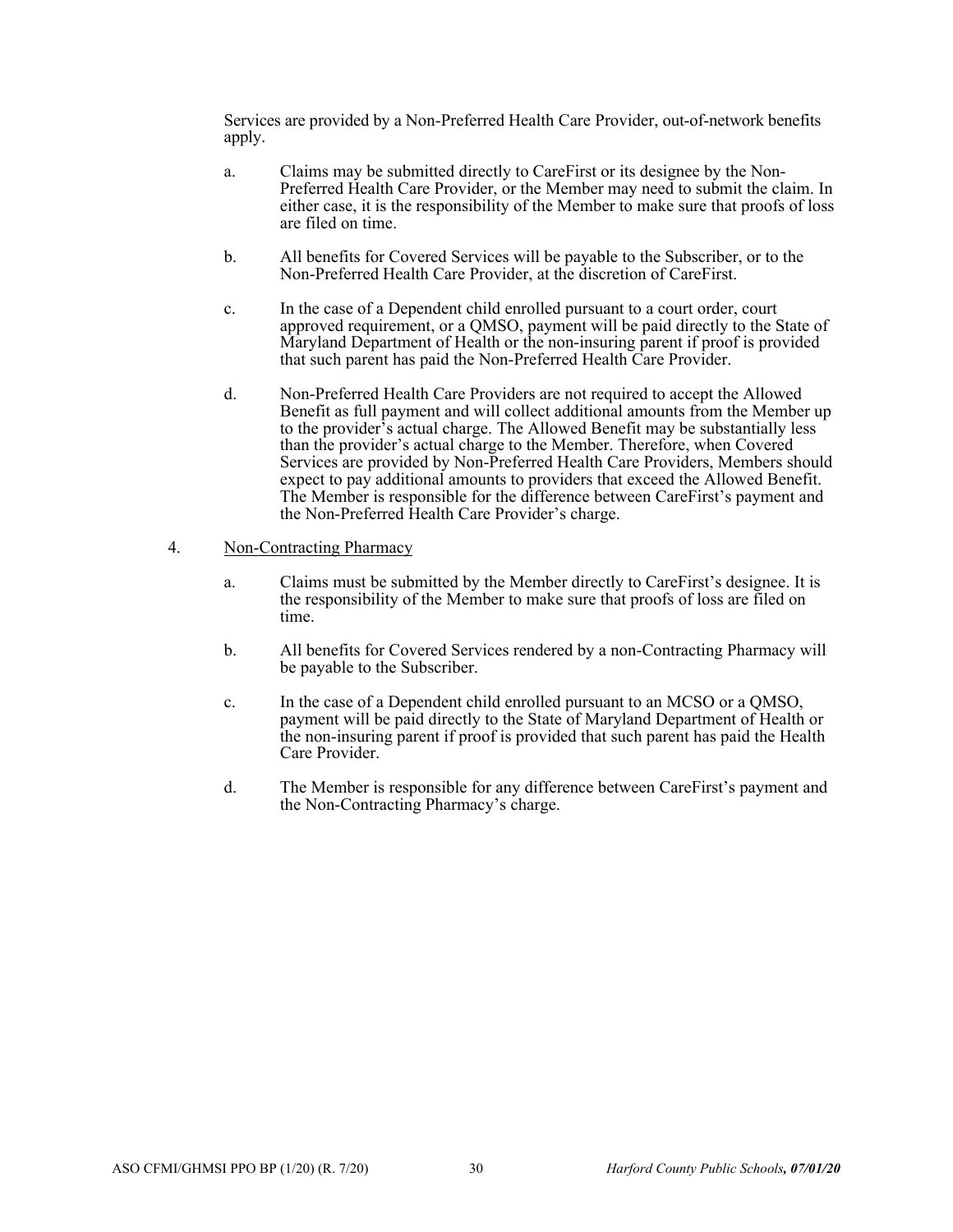Services are provided by a Non-Preferred Health Care Provider, out-of-network benefits apply.

a. Claims may be submitted directly to CareFirst or its designee by the Non-Preferred Health Care Provider, or the Member may need to submit the claim. In either case, it is the responsibility of the Member to make sure that proofs of loss are filed on time.

b. All benefits for Covered Services will be payable to the Subscriber, or to the Non-Preferred Health Care Provider, at the discretion of CareFirst.

c. In the case of a Dependent child enrolled pursuant to a court order, court approved requirement, or a QMSO, payment will be paid directly to the State of Maryland Department of Health or the non-insuring parent if proof is provided that such parent has paid the Non-Preferred Health Care Provider.

d. Non-Preferred Health Care Providers are not required to accept the Allowed Benefit as full payment and will collect additional amounts from the Member up to the provider's actual charge. The Allowed Benefit may be substantially less than the provider's actual charge to the Member. Therefore, when Covered Services are provided by Non-Preferred Health Care Providers, Members should expect to pay additional amounts to providers that exceed the Allowed Benefit. The Member is responsible for the difference between CareFirst's payment and the Non-Preferred Health Care Provider's charge.

4. <u>Non-Contracting Pharmacy</u>

a. Claims must be submitted by the Member directly to CareFirst's designee. It is the responsibility of the Member to make sure that proofs of loss are filed on time.

b. All benefits for Covered Services rendered by a non-Contracting Pharmacy will be payable to the Subscriber.

c. In the case of a Dependent child enrolled pursuant to an MCSO or a QMSO, payment will be paid directly to the State of Maryland Department of Health or the non-insuring parent if proof is provided that such parent has paid the Health Care Provider.

d. The Member is responsible for any difference between CareFirst's payment and the Non-Contracting Pharmacy's charge.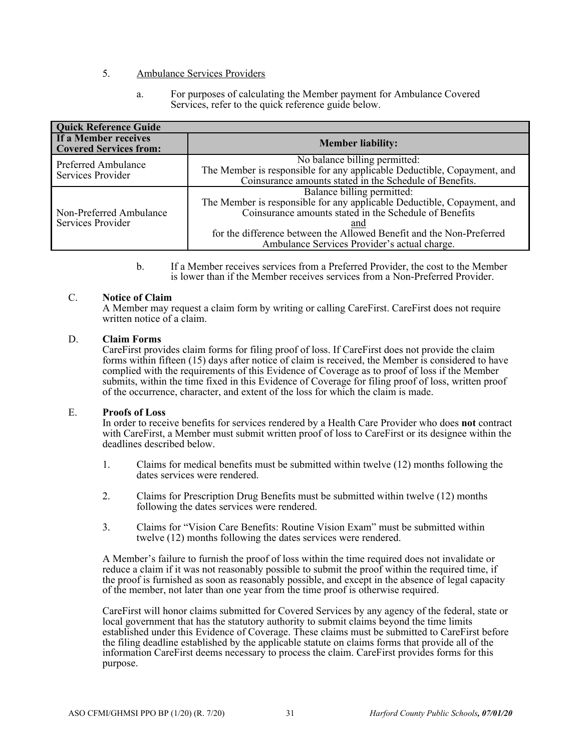5. Ambulance Services Providers

a. For purposes of calculating the Member payment for Ambulance Covered Services, refer to the quick reference guide below.

| **Quick Reference Guide** | |
|---|---|
| **If a Member receives Covered Services from:** | **Member liability:** |
| Preferred Ambulance Services Provider | No balance billing permitted: The Member is responsible for any applicable Deductible, Copayment, and Coinsurance amounts stated in the Schedule of Benefits. |
| Non-Preferred Ambulance Services Provider | Balance billing permitted: The Member is responsible for any applicable Deductible, Copayment, and Coinsurance amounts stated in the Schedule of Benefits and for the difference between the Allowed Benefit and the Non-Preferred Ambulance Services Provider's actual charge. |

b. If a Member receives services from a Preferred Provider, the cost to the Member is lower than if the Member receives services from a Non-Preferred Provider.

C. **Notice of Claim**
A Member may request a claim form by writing or calling CareFirst. CareFirst does not require written notice of a claim.

D. **Claim Forms**
CareFirst provides claim forms for filing proof of loss. If CareFirst does not provide the claim forms within fifteen (15) days after notice of claim is received, the Member is considered to have complied with the requirements of this Evidence of Coverage as to proof of loss if the Member submits, within the time fixed in this Evidence of Coverage for filing proof of loss, written proof of the occurrence, character, and extent of the loss for which the claim is made.

E. **Proofs of Loss**
In order to receive benefits for services rendered by a Health Care Provider who does **not** contract with CareFirst, a Member must submit written proof of loss to CareFirst or its designee within the deadlines described below.

1. Claims for medical benefits must be submitted within twelve (12) months following the dates services were rendered.

2. Claims for Prescription Drug Benefits must be submitted within twelve (12) months following the dates services were rendered.

3. Claims for "Vision Care Benefits: Routine Vision Exam" must be submitted within twelve (12) months following the dates services were rendered.

A Member's failure to furnish the proof of loss within the time required does not invalidate or reduce a claim if it was not reasonably possible to submit the proof within the required time, if the proof is furnished as soon as reasonably possible, and except in the absence of legal capacity of the member, not later than one year from the time proof is otherwise required.

CareFirst will honor claims submitted for Covered Services by any agency of the federal, state or local government that has the statutory authority to submit claims beyond the time limits established under this Evidence of Coverage. These claims must be submitted to CareFirst before the filing deadline established by the applicable statute on claims forms that provide all of the information CareFirst deems necessary to process the claim. CareFirst provides forms for this purpose.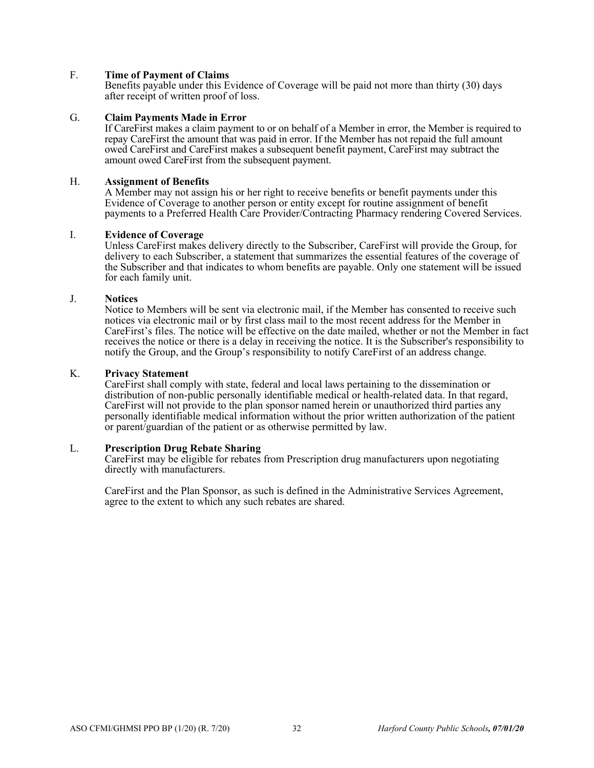F. **Time of Payment of Claims**
Benefits payable under this Evidence of Coverage will be paid not more than thirty (30) days after receipt of written proof of loss.

G. **Claim Payments Made in Error**
If CareFirst makes a claim payment to or on behalf of a Member in error, the Member is required to repay CareFirst the amount that was paid in error. If the Member has not repaid the full amount owed CareFirst and CareFirst makes a subsequent benefit payment, CareFirst may subtract the amount owed CareFirst from the subsequent payment.

H. **Assignment of Benefits**
A Member may not assign his or her right to receive benefits or benefit payments under this Evidence of Coverage to another person or entity except for routine assignment of benefit payments to a Preferred Health Care Provider/Contracting Pharmacy rendering Covered Services.

I. **Evidence of Coverage**
Unless CareFirst makes delivery directly to the Subscriber, CareFirst will provide the Group, for delivery to each Subscriber, a statement that summarizes the essential features of the coverage of the Subscriber and that indicates to whom benefits are payable. Only one statement will be issued for each family unit.

J. **Notices**
Notice to Members will be sent via electronic mail, if the Member has consented to receive such notices via electronic mail or by first class mail to the most recent address for the Member in CareFirst's files. The notice will be effective on the date mailed, whether or not the Member in fact receives the notice or there is a delay in receiving the notice. It is the Subscriber's responsibility to notify the Group, and the Group's responsibility to notify CareFirst of an address change.

K. **Privacy Statement**
CareFirst shall comply with state, federal and local laws pertaining to the dissemination or distribution of non-public personally identifiable medical or health-related data. In that regard, CareFirst will not provide to the plan sponsor named herein or unauthorized third parties any personally identifiable medical information without the prior written authorization of the patient or parent/guardian of the patient or as otherwise permitted by law.

L. **Prescription Drug Rebate Sharing**
CareFirst may be eligible for rebates from Prescription drug manufacturers upon negotiating directly with manufacturers.

CareFirst and the Plan Sponsor, as such is defined in the Administrative Services Agreement, agree to the extent to which any such rebates are shared.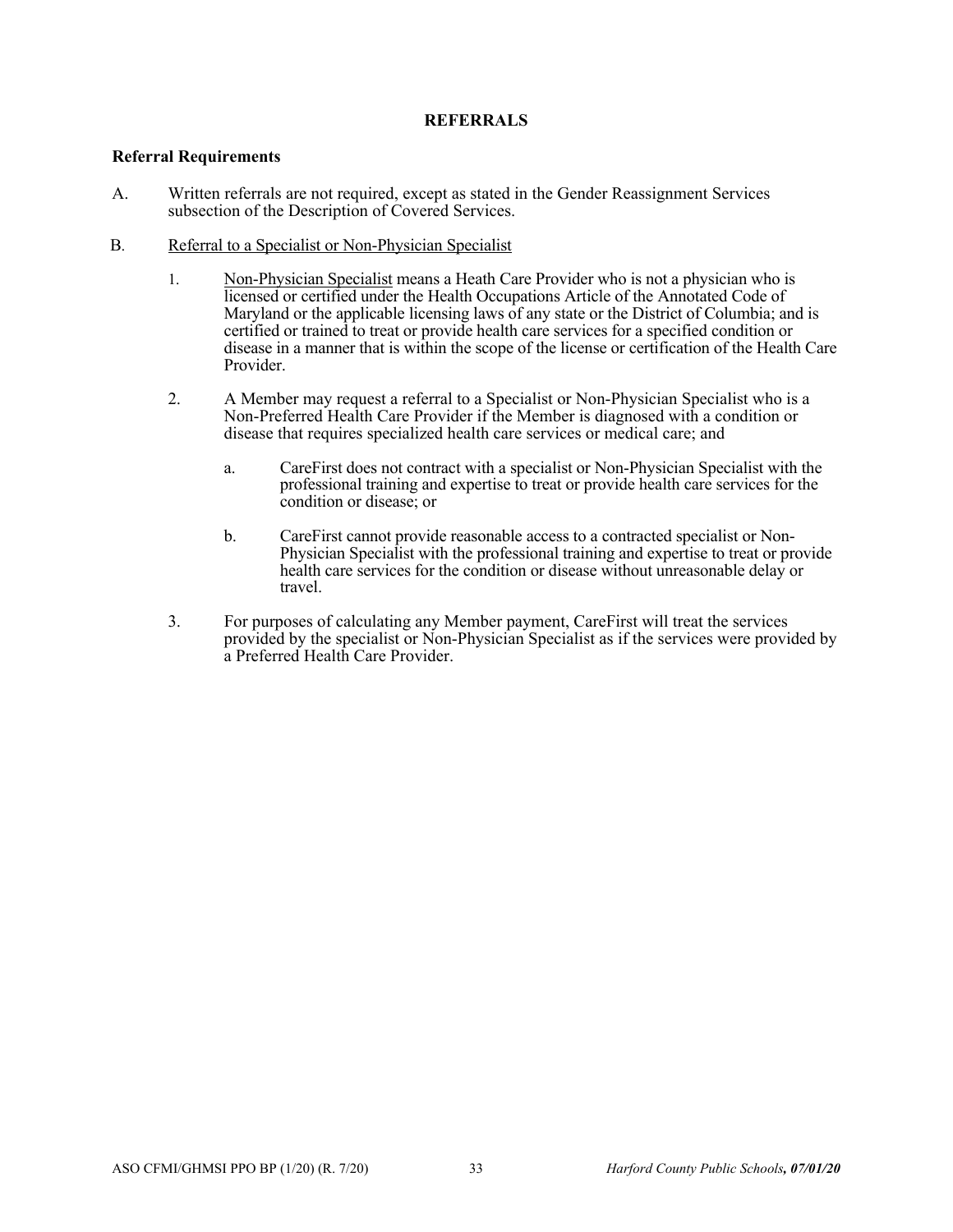# REFERRALS

**Referral Requirements**

A. Written referrals are not required, except as stated in the Gender Reassignment Services subsection of the Description of Covered Services.

B. Referral to a Specialist or Non-Physician Specialist

1. Non-Physician Specialist means a Heath Care Provider who is not a physician who is licensed or certified under the Health Occupations Article of the Annotated Code of Maryland or the applicable licensing laws of any state or the District of Columbia; and is certified or trained to treat or provide health care services for a specified condition or disease in a manner that is within the scope of the license or certification of the Health Care Provider.

2. A Member may request a referral to a Specialist or Non-Physician Specialist who is a Non-Preferred Health Care Provider if the Member is diagnosed with a condition or disease that requires specialized health care services or medical care; and

   a. CareFirst does not contract with a specialist or Non-Physician Specialist with the professional training and expertise to treat or provide health care services for the condition or disease; or

   b. CareFirst cannot provide reasonable access to a contracted specialist or Non-Physician Specialist with the professional training and expertise to treat or provide health care services for the condition or disease without unreasonable delay or travel.

3. For purposes of calculating any Member payment, CareFirst will treat the services provided by the specialist or Non-Physician Specialist as if the services were provided by a Preferred Health Care Provider.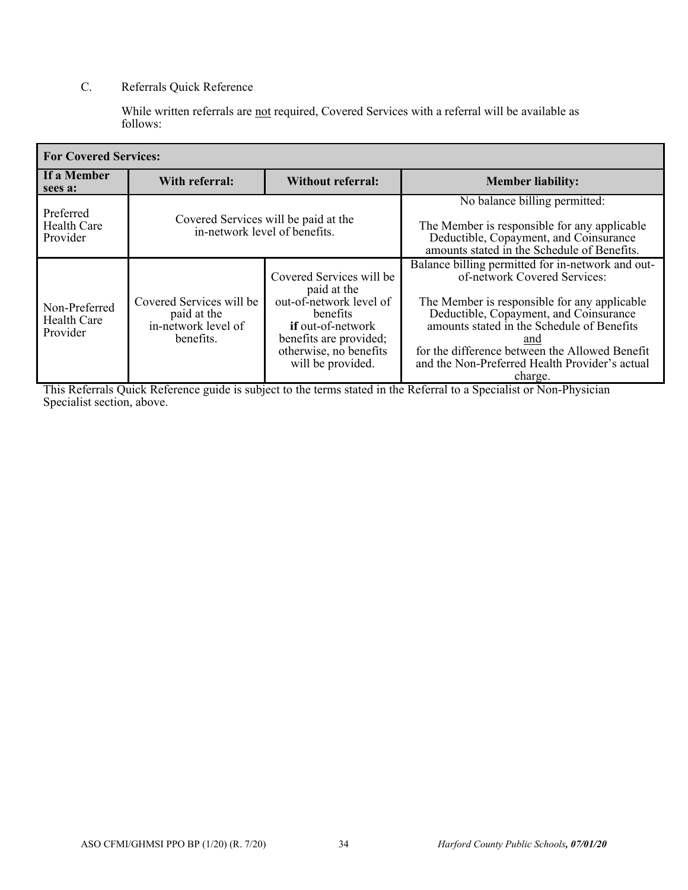C. Referrals Quick Reference

While written referrals are <u>not</u> required, Covered Services with a referral will be available as follows:

| **For Covered Services:** | | | |
|---|---|---|---|
| **If a Member sees a:** | **With referral:** | **Without referral:** | **Member liability:** |
| Preferred Health Care Provider | Covered Services will be paid at the in-network level of benefits. | | No balance billing permitted:<br><br>The Member is responsible for any applicable Deductible, Copayment, and Coinsurance amounts stated in the Schedule of Benefits. |
| Non-Preferred Health Care Provider | Covered Services will be paid at the in-network level of benefits. | Covered Services will be paid at the out-of-network level of benefits **if** out-of-network benefits are provided; otherwise, no benefits will be provided. | Balance billing permitted for in-network and out-of-network Covered Services:<br><br>The Member is responsible for any applicable Deductible, Copayment, and Coinsurance amounts stated in the Schedule of Benefits<br><u>and</u><br>for the difference between the Allowed Benefit and the Non-Preferred Health Provider's actual charge. |

This Referrals Quick Reference guide is subject to the terms stated in the Referral to a Specialist or Non-Physician Specialist section, above.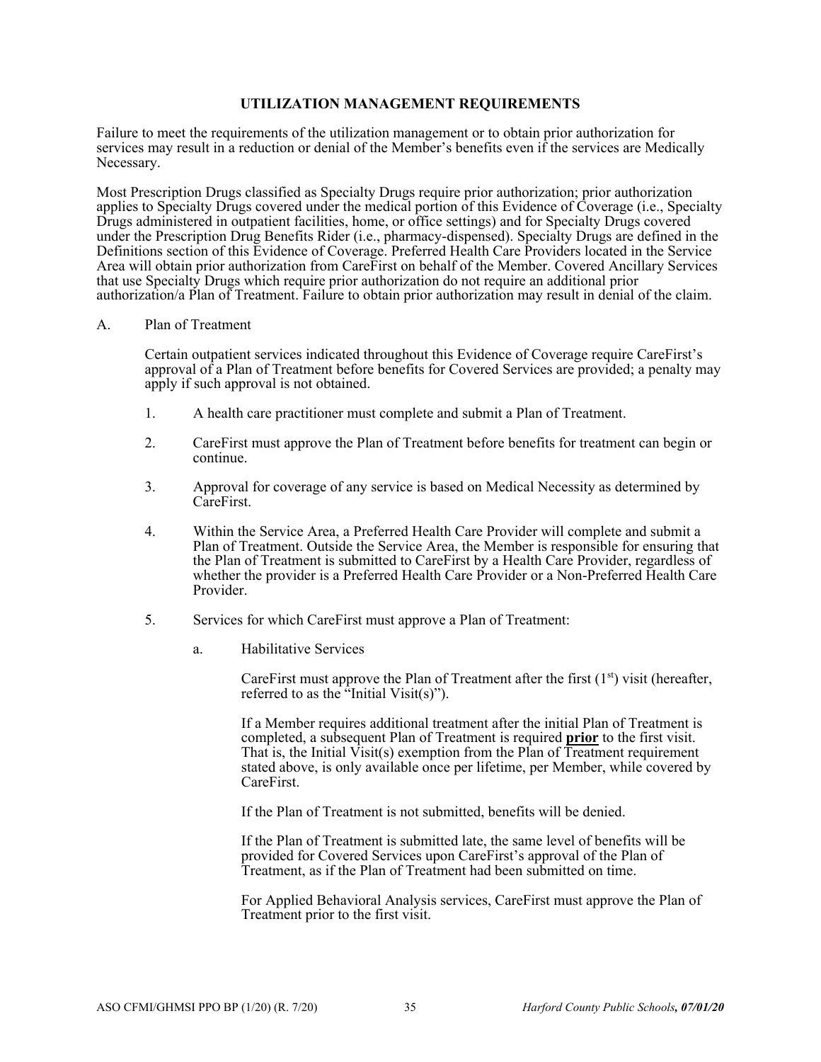## UTILIZATION MANAGEMENT REQUIREMENTS

Failure to meet the requirements of the utilization management or to obtain prior authorization for services may result in a reduction or denial of the Member's benefits even if the services are Medically Necessary.

Most Prescription Drugs classified as Specialty Drugs require prior authorization; prior authorization applies to Specialty Drugs covered under the medical portion of this Evidence of Coverage (i.e., Specialty Drugs administered in outpatient facilities, home, or office settings) and for Specialty Drugs covered under the Prescription Drug Benefits Rider (i.e., pharmacy-dispensed). Specialty Drugs are defined in the Definitions section of this Evidence of Coverage. Preferred Health Care Providers located in the Service Area will obtain prior authorization from CareFirst on behalf of the Member. Covered Ancillary Services that use Specialty Drugs which require prior authorization do not require an additional prior authorization/a Plan of Treatment. Failure to obtain prior authorization may result in denial of the claim.

A. Plan of Treatment

Certain outpatient services indicated throughout this Evidence of Coverage require CareFirst's approval of a Plan of Treatment before benefits for Covered Services are provided; a penalty may apply if such approval is not obtained.

1. A health care practitioner must complete and submit a Plan of Treatment.

2. CareFirst must approve the Plan of Treatment before benefits for treatment can begin or continue.

3. Approval for coverage of any service is based on Medical Necessity as determined by CareFirst.

4. Within the Service Area, a Preferred Health Care Provider will complete and submit a Plan of Treatment. Outside the Service Area, the Member is responsible for ensuring that the Plan of Treatment is submitted to CareFirst by a Health Care Provider, regardless of whether the provider is a Preferred Health Care Provider or a Non-Preferred Health Care Provider.

5. Services for which CareFirst must approve a Plan of Treatment:

   a. Habilitative Services

      CareFirst must approve the Plan of Treatment after the first (1st) visit (hereafter, referred to as the "Initial Visit(s)").

      If a Member requires additional treatment after the initial Plan of Treatment is completed, a subsequent Plan of Treatment is required **prior** to the first visit. That is, the Initial Visit(s) exemption from the Plan of Treatment requirement stated above, is only available once per lifetime, per Member, while covered by CareFirst.

      If the Plan of Treatment is not submitted, benefits will be denied.

      If the Plan of Treatment is submitted late, the same level of benefits will be provided for Covered Services upon CareFirst's approval of the Plan of Treatment, as if the Plan of Treatment had been submitted on time.

      For Applied Behavioral Analysis services, CareFirst must approve the Plan of Treatment prior to the first visit.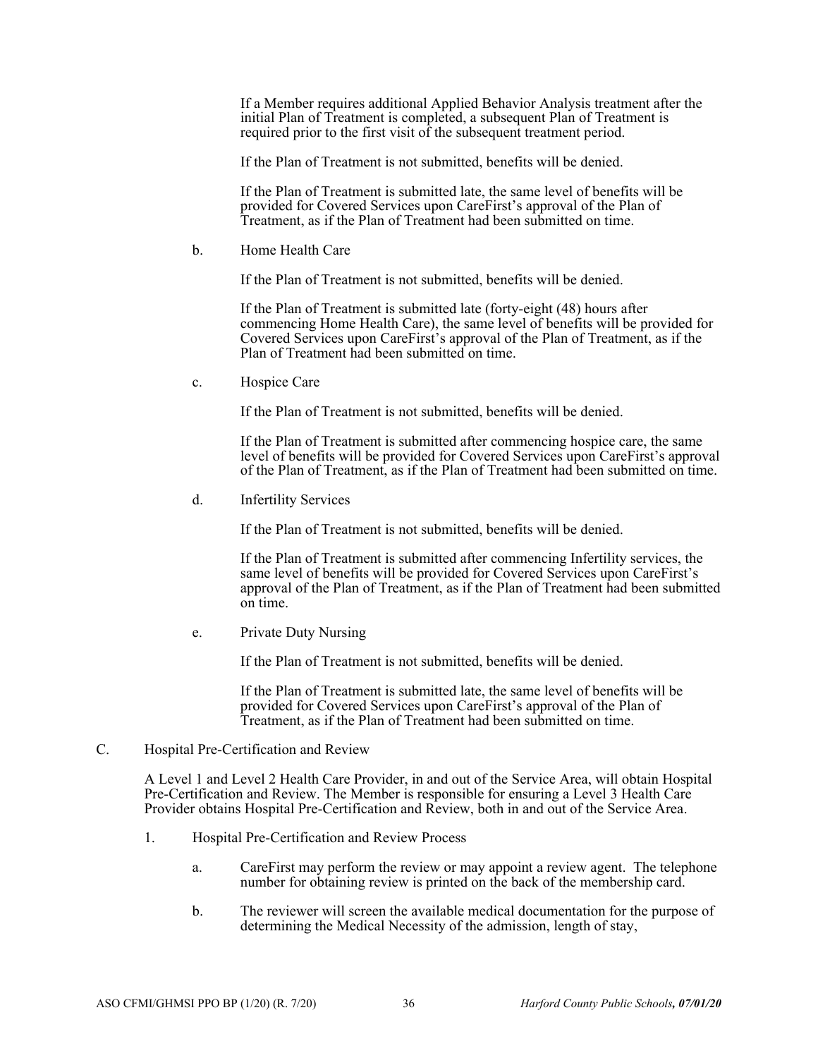If a Member requires additional Applied Behavior Analysis treatment after the initial Plan of Treatment is completed, a subsequent Plan of Treatment is required prior to the first visit of the subsequent treatment period.

If the Plan of Treatment is not submitted, benefits will be denied.

If the Plan of Treatment is submitted late, the same level of benefits will be provided for Covered Services upon CareFirst's approval of the Plan of Treatment, as if the Plan of Treatment had been submitted on time.

b. Home Health Care

If the Plan of Treatment is not submitted, benefits will be denied.

If the Plan of Treatment is submitted late (forty-eight (48) hours after commencing Home Health Care), the same level of benefits will be provided for Covered Services upon CareFirst's approval of the Plan of Treatment, as if the Plan of Treatment had been submitted on time.

c. Hospice Care

If the Plan of Treatment is not submitted, benefits will be denied.

If the Plan of Treatment is submitted after commencing hospice care, the same level of benefits will be provided for Covered Services upon CareFirst's approval of the Plan of Treatment, as if the Plan of Treatment had been submitted on time.

d. Infertility Services

If the Plan of Treatment is not submitted, benefits will be denied.

If the Plan of Treatment is submitted after commencing Infertility services, the same level of benefits will be provided for Covered Services upon CareFirst's approval of the Plan of Treatment, as if the Plan of Treatment had been submitted on time.

e. Private Duty Nursing

If the Plan of Treatment is not submitted, benefits will be denied.

If the Plan of Treatment is submitted late, the same level of benefits will be provided for Covered Services upon CareFirst's approval of the Plan of Treatment, as if the Plan of Treatment had been submitted on time.

C. Hospital Pre-Certification and Review

A Level 1 and Level 2 Health Care Provider, in and out of the Service Area, will obtain Hospital Pre-Certification and Review. The Member is responsible for ensuring a Level 3 Health Care Provider obtains Hospital Pre-Certification and Review, both in and out of the Service Area.

1. Hospital Pre-Certification and Review Process

a. CareFirst may perform the review or may appoint a review agent. The telephone number for obtaining review is printed on the back of the membership card.

b. The reviewer will screen the available medical documentation for the purpose of determining the Medical Necessity of the admission, length of stay,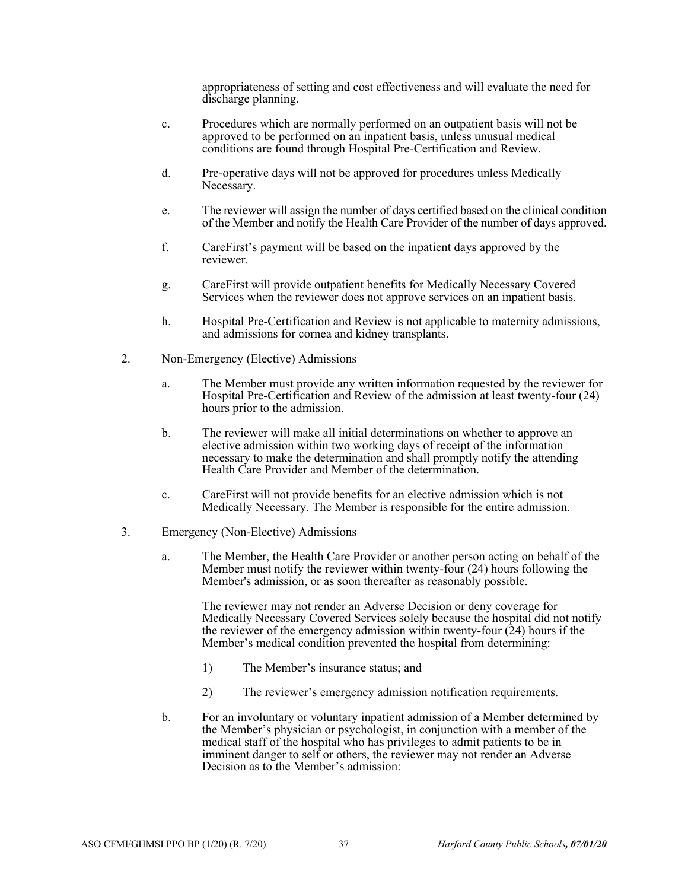appropriateness of setting and cost effectiveness and will evaluate the need for discharge planning.

c. Procedures which are normally performed on an outpatient basis will not be approved to be performed on an inpatient basis, unless unusual medical conditions are found through Hospital Pre-Certification and Review.

d. Pre-operative days will not be approved for procedures unless Medically Necessary.

e. The reviewer will assign the number of days certified based on the clinical condition of the Member and notify the Health Care Provider of the number of days approved.

f. CareFirst's payment will be based on the inpatient days approved by the reviewer.

g. CareFirst will provide outpatient benefits for Medically Necessary Covered Services when the reviewer does not approve services on an inpatient basis.

h. Hospital Pre-Certification and Review is not applicable to maternity admissions, and admissions for cornea and kidney transplants.

2. Non-Emergency (Elective) Admissions

   a. The Member must provide any written information requested by the reviewer for Hospital Pre-Certification and Review of the admission at least twenty-four (24) hours prior to the admission.

   b. The reviewer will make all initial determinations on whether to approve an elective admission within two working days of receipt of the information necessary to make the determination and shall promptly notify the attending Health Care Provider and Member of the determination.

   c. CareFirst will not provide benefits for an elective admission which is not Medically Necessary. The Member is responsible for the entire admission.

3. Emergency (Non-Elective) Admissions

   a. The Member, the Health Care Provider or another person acting on behalf of the Member must notify the reviewer within twenty-four (24) hours following the Member's admission, or as soon thereafter as reasonably possible.

      The reviewer may not render an Adverse Decision or deny coverage for Medically Necessary Covered Services solely because the hospital did not notify the reviewer of the emergency admission within twenty-four (24) hours if the Member's medical condition prevented the hospital from determining:

      1) The Member's insurance status; and

      2) The reviewer's emergency admission notification requirements.

   b. For an involuntary or voluntary inpatient admission of a Member determined by the Member's physician or psychologist, in conjunction with a member of the medical staff of the hospital who has privileges to admit patients to be in imminent danger to self or others, the reviewer may not render an Adverse Decision as to the Member's admission: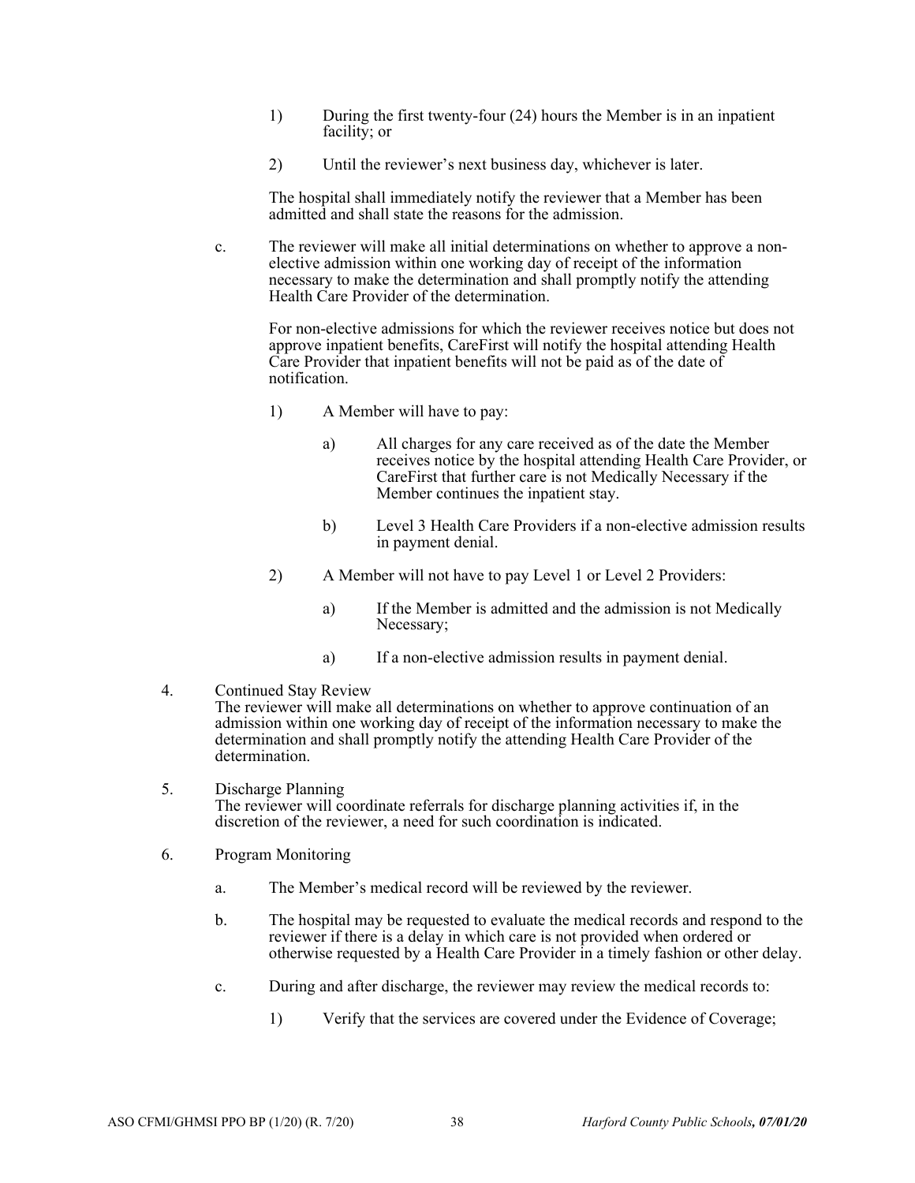1) During the first twenty-four (24) hours the Member is in an inpatient facility; or

2) Until the reviewer's next business day, whichever is later.

The hospital shall immediately notify the reviewer that a Member has been admitted and shall state the reasons for the admission.

c. The reviewer will make all initial determinations on whether to approve a non-elective admission within one working day of receipt of the information necessary to make the determination and shall promptly notify the attending Health Care Provider of the determination.

For non-elective admissions for which the reviewer receives notice but does not approve inpatient benefits, CareFirst will notify the hospital attending Health Care Provider that inpatient benefits will not be paid as of the date of notification.

1) A Member will have to pay:

a) All charges for any care received as of the date the Member receives notice by the hospital attending Health Care Provider, or CareFirst that further care is not Medically Necessary if the Member continues the inpatient stay.

b) Level 3 Health Care Providers if a non-elective admission results in payment denial.

2) A Member will not have to pay Level 1 or Level 2 Providers:

a) If the Member is admitted and the admission is not Medically Necessary;

a) If a non-elective admission results in payment denial.

4. Continued Stay Review
The reviewer will make all determinations on whether to approve continuation of an admission within one working day of receipt of the information necessary to make the determination and shall promptly notify the attending Health Care Provider of the determination.

5. Discharge Planning
The reviewer will coordinate referrals for discharge planning activities if, in the discretion of the reviewer, a need for such coordination is indicated.

6. Program Monitoring

a. The Member's medical record will be reviewed by the reviewer.

b. The hospital may be requested to evaluate the medical records and respond to the reviewer if there is a delay in which care is not provided when ordered or otherwise requested by a Health Care Provider in a timely fashion or other delay.

c. During and after discharge, the reviewer may review the medical records to:

1) Verify that the services are covered under the Evidence of Coverage;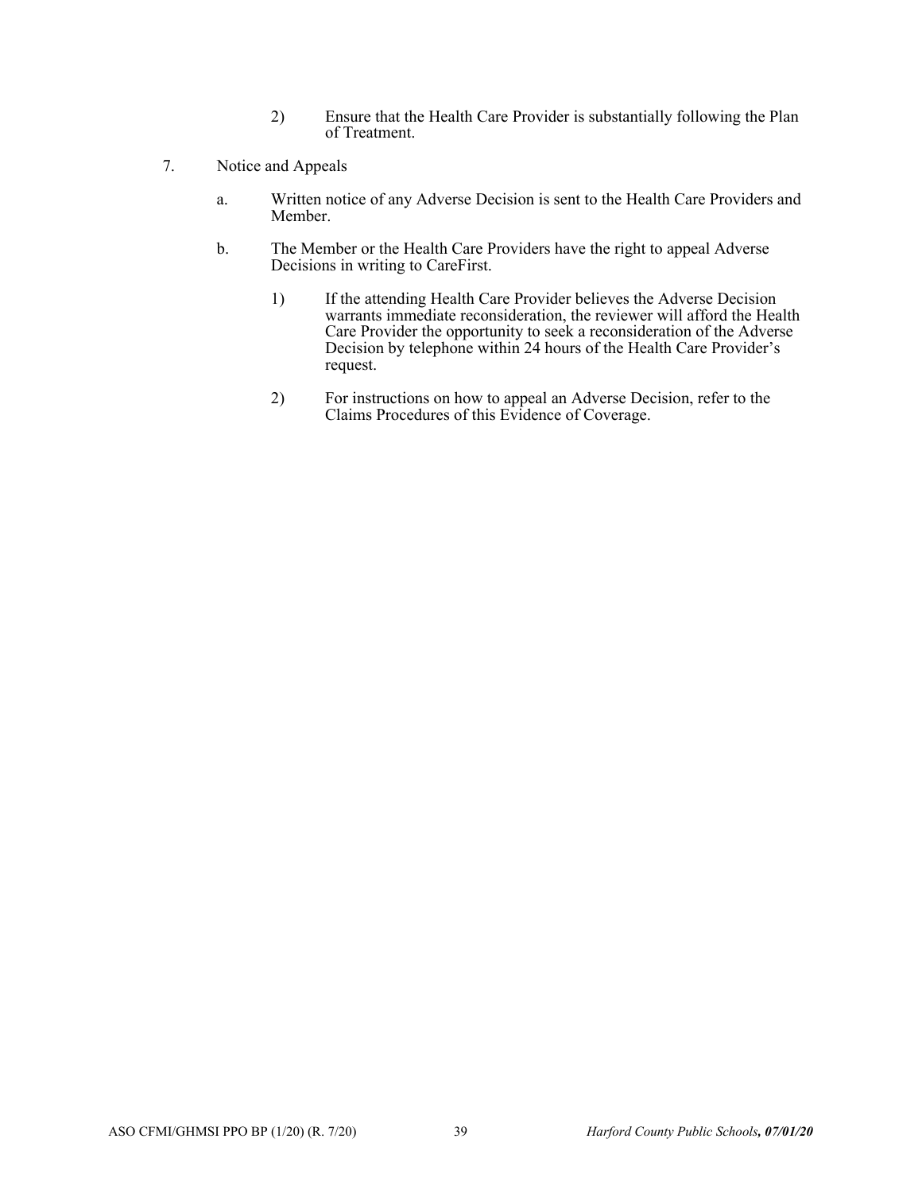2) Ensure that the Health Care Provider is substantially following the Plan of Treatment.

7. Notice and Appeals

   a. Written notice of any Adverse Decision is sent to the Health Care Providers and Member.

   b. The Member or the Health Care Providers have the right to appeal Adverse Decisions in writing to CareFirst.

      1) If the attending Health Care Provider believes the Adverse Decision warrants immediate reconsideration, the reviewer will afford the Health Care Provider the opportunity to seek a reconsideration of the Adverse Decision by telephone within 24 hours of the Health Care Provider's request.

      2) For instructions on how to appeal an Adverse Decision, refer to the Claims Procedures of this Evidence of Coverage.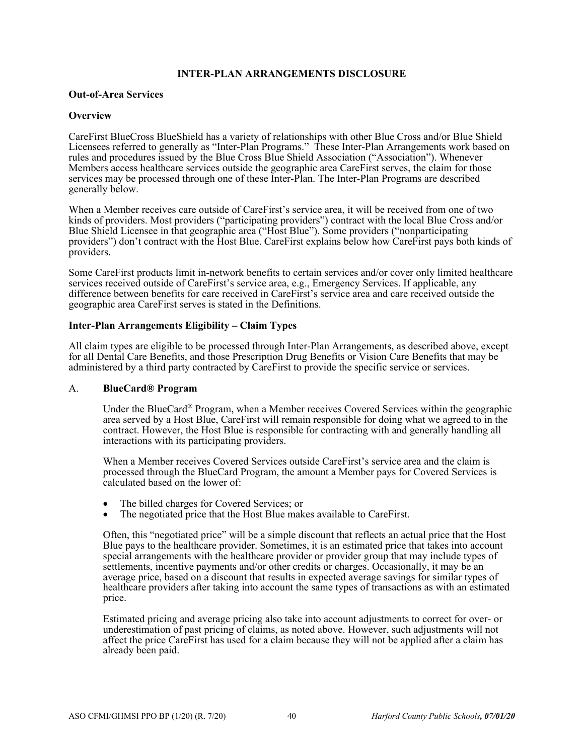## INTER-PLAN ARRANGEMENTS DISCLOSURE

**Out-of-Area Services**

**Overview**

CareFirst BlueCross BlueShield has a variety of relationships with other Blue Cross and/or Blue Shield Licensees referred to generally as "Inter-Plan Programs." These Inter-Plan Arrangements work based on rules and procedures issued by the Blue Cross Blue Shield Association ("Association"). Whenever Members access healthcare services outside the geographic area CareFirst serves, the claim for those services may be processed through one of these Inter-Plan. The Inter-Plan Programs are described generally below.

When a Member receives care outside of CareFirst's service area, it will be received from one of two kinds of providers. Most providers ("participating providers") contract with the local Blue Cross and/or Blue Shield Licensee in that geographic area ("Host Blue"). Some providers ("nonparticipating providers") don't contract with the Host Blue. CareFirst explains below how CareFirst pays both kinds of providers.

Some CareFirst products limit in-network benefits to certain services and/or cover only limited healthcare services received outside of CareFirst's service area, e.g., Emergency Services. If applicable, any difference between benefits for care received in CareFirst's service area and care received outside the geographic area CareFirst serves is stated in the Definitions.

**Inter-Plan Arrangements Eligibility – Claim Types**

All claim types are eligible to be processed through Inter-Plan Arrangements, as described above, except for all Dental Care Benefits, and those Prescription Drug Benefits or Vision Care Benefits that may be administered by a third party contracted by CareFirst to provide the specific service or services.

A. **BlueCard® Program**

Under the BlueCard® Program, when a Member receives Covered Services within the geographic area served by a Host Blue, CareFirst will remain responsible for doing what we agreed to in the contract. However, the Host Blue is responsible for contracting with and generally handling all interactions with its participating providers.

When a Member receives Covered Services outside CareFirst's service area and the claim is processed through the BlueCard Program, the amount a Member pays for Covered Services is calculated based on the lower of:

- The billed charges for Covered Services; or
- The negotiated price that the Host Blue makes available to CareFirst.

Often, this "negotiated price" will be a simple discount that reflects an actual price that the Host Blue pays to the healthcare provider. Sometimes, it is an estimated price that takes into account special arrangements with the healthcare provider or provider group that may include types of settlements, incentive payments and/or other credits or charges. Occasionally, it may be an average price, based on a discount that results in expected average savings for similar types of healthcare providers after taking into account the same types of transactions as with an estimated price.

Estimated pricing and average pricing also take into account adjustments to correct for over- or underestimation of past pricing of claims, as noted above. However, such adjustments will not affect the price CareFirst has used for a claim because they will not be applied after a claim has already been paid.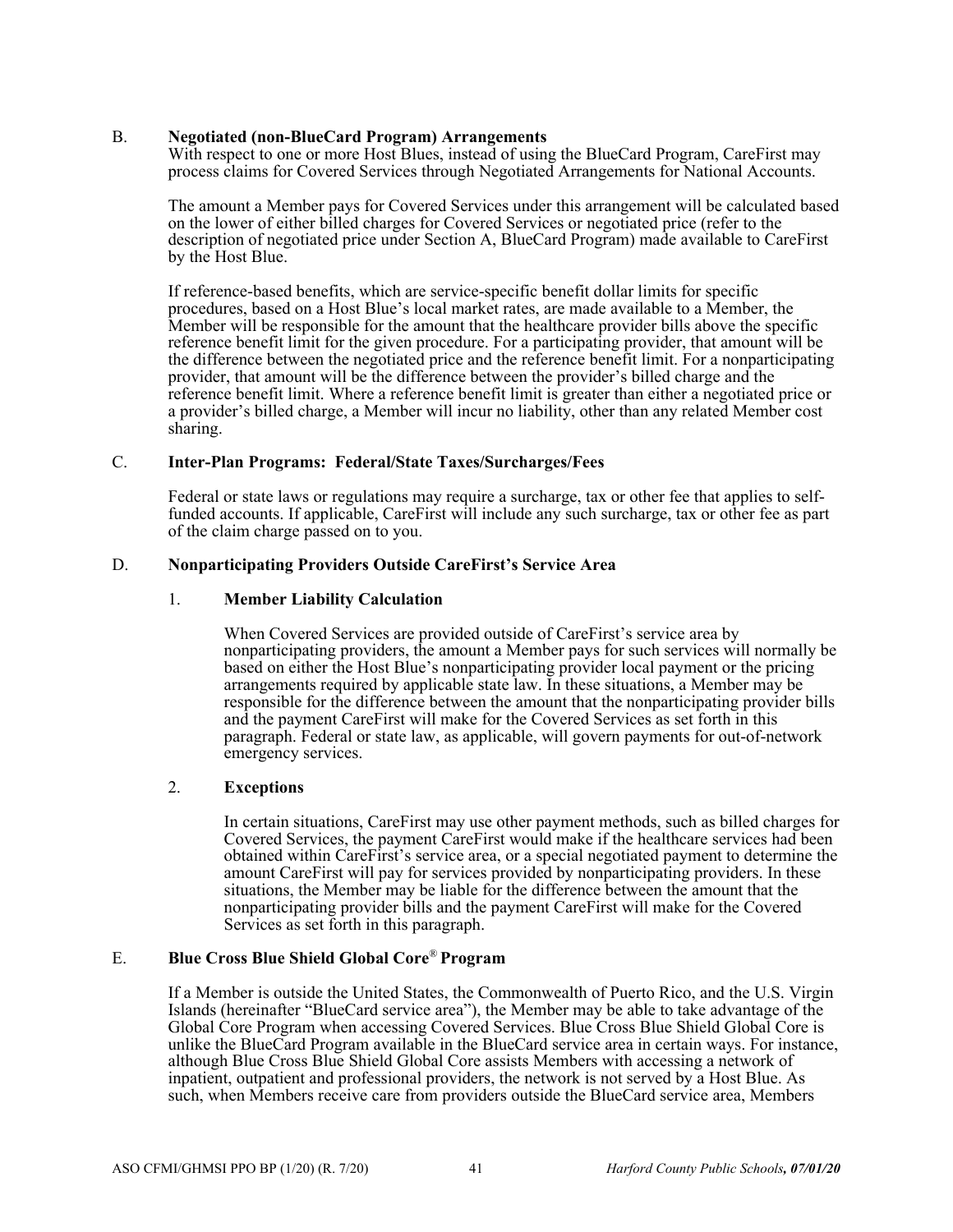B. **Negotiated (non-BlueCard Program) Arrangements**

With respect to one or more Host Blues, instead of using the BlueCard Program, CareFirst may process claims for Covered Services through Negotiated Arrangements for National Accounts.

The amount a Member pays for Covered Services under this arrangement will be calculated based on the lower of either billed charges for Covered Services or negotiated price (refer to the description of negotiated price under Section A, BlueCard Program) made available to CareFirst by the Host Blue.

If reference-based benefits, which are service-specific benefit dollar limits for specific procedures, based on a Host Blue's local market rates, are made available to a Member, the Member will be responsible for the amount that the healthcare provider bills above the specific reference benefit limit for the given procedure. For a participating provider, that amount will be the difference between the negotiated price and the reference benefit limit. For a nonparticipating provider, that amount will be the difference between the provider's billed charge and the reference benefit limit. Where a reference benefit limit is greater than either a negotiated price or a provider's billed charge, a Member will incur no liability, other than any related Member cost sharing.

C. **Inter-Plan Programs: Federal/State Taxes/Surcharges/Fees**

Federal or state laws or regulations may require a surcharge, tax or other fee that applies to self-funded accounts. If applicable, CareFirst will include any such surcharge, tax or other fee as part of the claim charge passed on to you.

D. **Nonparticipating Providers Outside CareFirst's Service Area**

1. **Member Liability Calculation**

When Covered Services are provided outside of CareFirst's service area by nonparticipating providers, the amount a Member pays for such services will normally be based on either the Host Blue's nonparticipating provider local payment or the pricing arrangements required by applicable state law. In these situations, a Member may be responsible for the difference between the amount that the nonparticipating provider bills and the payment CareFirst will make for the Covered Services as set forth in this paragraph. Federal or state law, as applicable, will govern payments for out-of-network emergency services.

2. **Exceptions**

In certain situations, CareFirst may use other payment methods, such as billed charges for Covered Services, the payment CareFirst would make if the healthcare services had been obtained within CareFirst's service area, or a special negotiated payment to determine the amount CareFirst will pay for services provided by nonparticipating providers. In these situations, the Member may be liable for the difference between the amount that the nonparticipating provider bills and the payment CareFirst will make for the Covered Services as set forth in this paragraph.

E. **Blue Cross Blue Shield Global Core® Program**

If a Member is outside the United States, the Commonwealth of Puerto Rico, and the U.S. Virgin Islands (hereinafter "BlueCard service area"), the Member may be able to take advantage of the Global Core Program when accessing Covered Services. Blue Cross Blue Shield Global Core is unlike the BlueCard Program available in the BlueCard service area in certain ways. For instance, although Blue Cross Blue Shield Global Core assists Members with accessing a network of inpatient, outpatient and professional providers, the network is not served by a Host Blue. As such, when Members receive care from providers outside the BlueCard service area, Members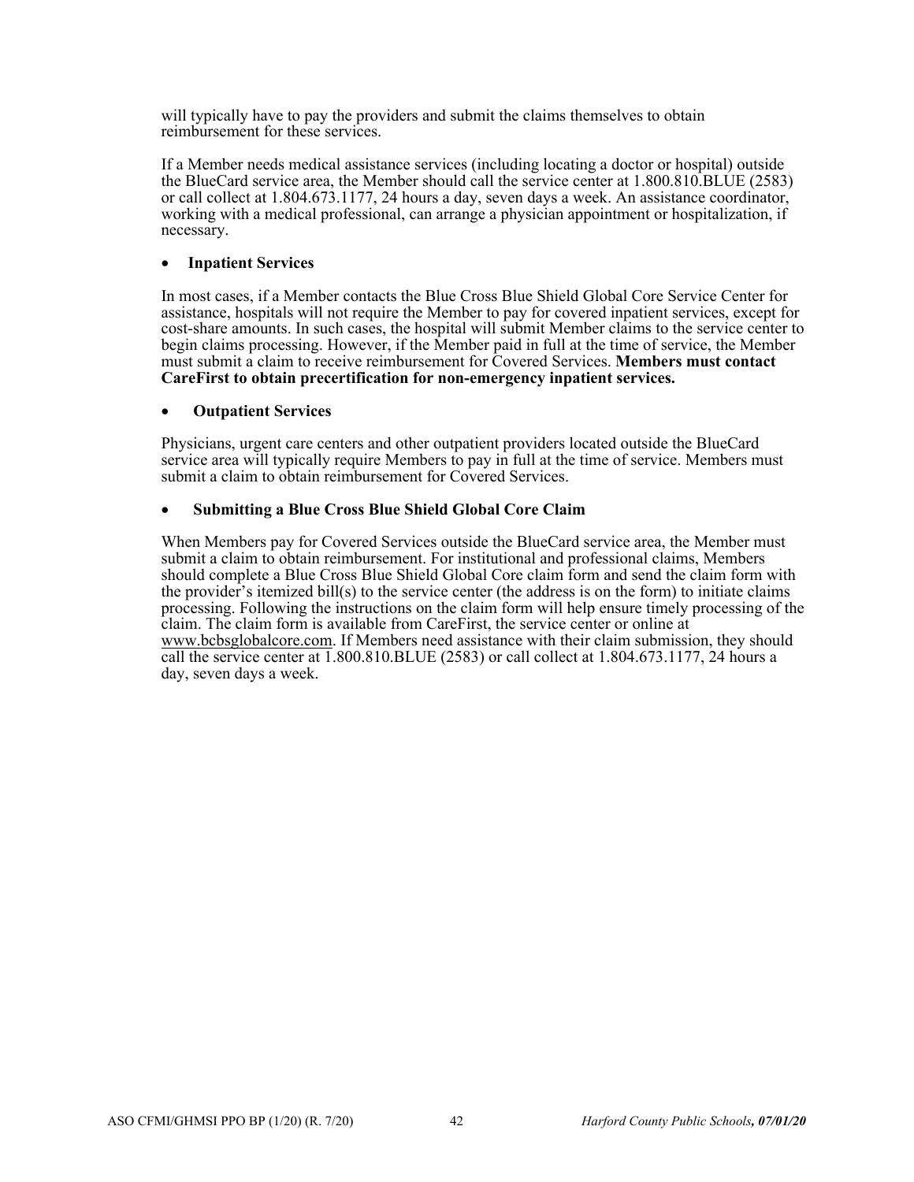will typically have to pay the providers and submit the claims themselves to obtain reimbursement for these services.

If a Member needs medical assistance services (including locating a doctor or hospital) outside the BlueCard service area, the Member should call the service center at 1.800.810.BLUE (2583) or call collect at 1.804.673.1177, 24 hours a day, seven days a week. An assistance coordinator, working with a medical professional, can arrange a physician appointment or hospitalization, if necessary.

- **Inpatient Services**

In most cases, if a Member contacts the Blue Cross Blue Shield Global Core Service Center for assistance, hospitals will not require the Member to pay for covered inpatient services, except for cost-share amounts. In such cases, the hospital will submit Member claims to the service center to begin claims processing. However, if the Member paid in full at the time of service, the Member must submit a claim to receive reimbursement for Covered Services. **Members must contact CareFirst to obtain precertification for non-emergency inpatient services.**

- **Outpatient Services**

Physicians, urgent care centers and other outpatient providers located outside the BlueCard service area will typically require Members to pay in full at the time of service. Members must submit a claim to obtain reimbursement for Covered Services.

- **Submitting a Blue Cross Blue Shield Global Core Claim**

When Members pay for Covered Services outside the BlueCard service area, the Member must submit a claim to obtain reimbursement. For institutional and professional claims, Members should complete a Blue Cross Blue Shield Global Core claim form and send the claim form with the provider's itemized bill(s) to the service center (the address is on the form) to initiate claims processing. Following the instructions on the claim form will help ensure timely processing of the claim. The claim form is available from CareFirst, the service center or online at www.bcbsglobalcore.com. If Members need assistance with their claim submission, they should call the service center at 1.800.810.BLUE (2583) or call collect at 1.804.673.1177, 24 hours a day, seven days a week.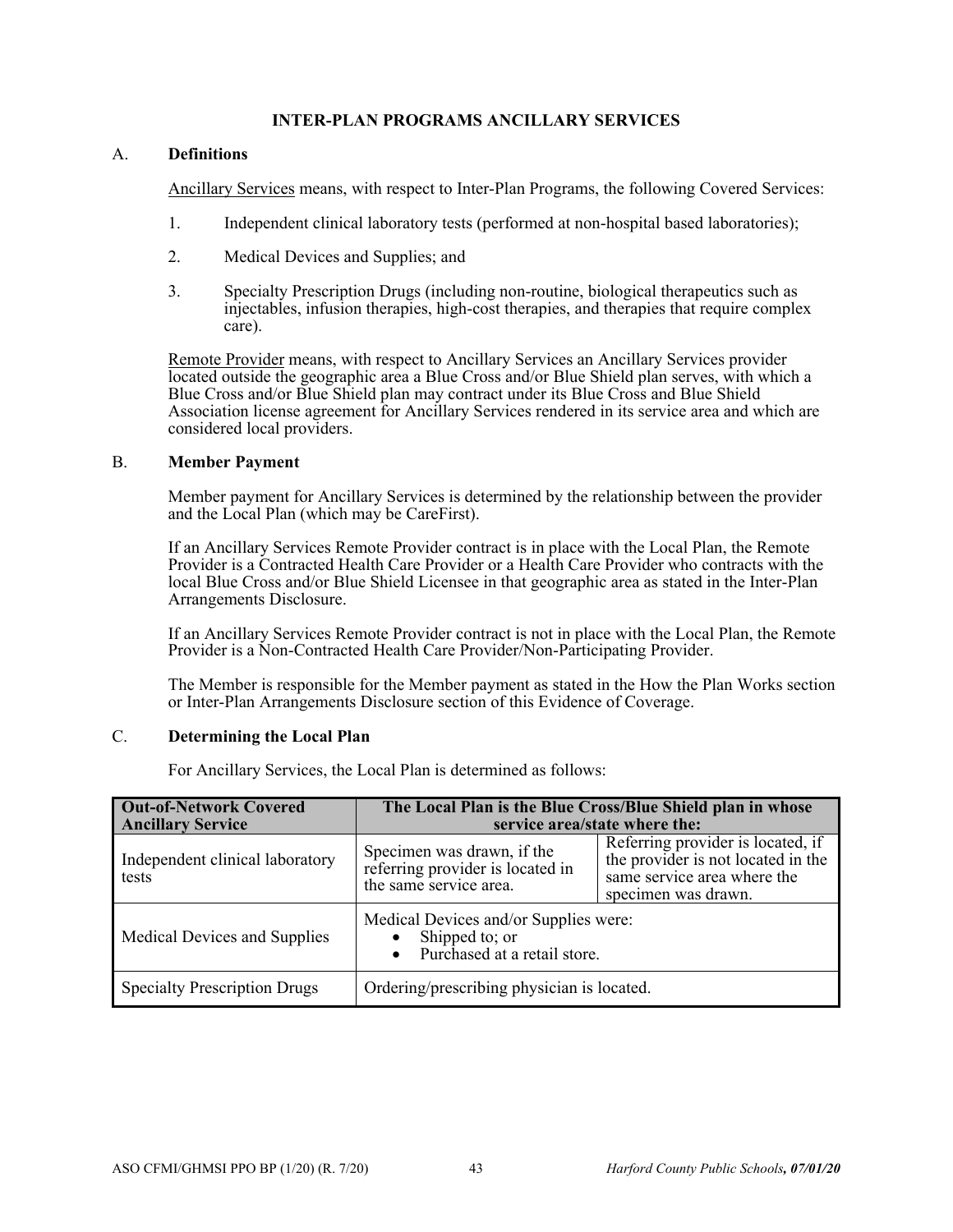## INTER-PLAN PROGRAMS ANCILLARY SERVICES

A. **Definitions**

Ancillary Services means, with respect to Inter-Plan Programs, the following Covered Services:

1. Independent clinical laboratory tests (performed at non-hospital based laboratories);
2. Medical Devices and Supplies; and
3. Specialty Prescription Drugs (including non-routine, biological therapeutics such as injectables, infusion therapies, high-cost therapies, and therapies that require complex care).

Remote Provider means, with respect to Ancillary Services an Ancillary Services provider located outside the geographic area a Blue Cross and/or Blue Shield plan serves, with which a Blue Cross and/or Blue Shield plan may contract under its Blue Cross and Blue Shield Association license agreement for Ancillary Services rendered in its service area and which are considered local providers.

B. **Member Payment**

Member payment for Ancillary Services is determined by the relationship between the provider and the Local Plan (which may be CareFirst).

If an Ancillary Services Remote Provider contract is in place with the Local Plan, the Remote Provider is a Contracted Health Care Provider or a Health Care Provider who contracts with the local Blue Cross and/or Blue Shield Licensee in that geographic area as stated in the Inter-Plan Arrangements Disclosure.

If an Ancillary Services Remote Provider contract is not in place with the Local Plan, the Remote Provider is a Non-Contracted Health Care Provider/Non-Participating Provider.

The Member is responsible for the Member payment as stated in the How the Plan Works section or Inter-Plan Arrangements Disclosure section of this Evidence of Coverage.

C. **Determining the Local Plan**

For Ancillary Services, the Local Plan is determined as follows:

| **Out-of-Network Covered Ancillary Service** | **The Local Plan is the Blue Cross/Blue Shield plan in whose service area/state where the:** | |
|---|---|---|
| Independent clinical laboratory tests | Specimen was drawn, if the referring provider is located in the same service area. | Referring provider is located, if the provider is not located in the same service area where the specimen was drawn. |
| Medical Devices and Supplies | Medical Devices and/or Supplies were: <br>• Shipped to; or <br>• Purchased at a retail store. | |
| Specialty Prescription Drugs | Ordering/prescribing physician is located. | |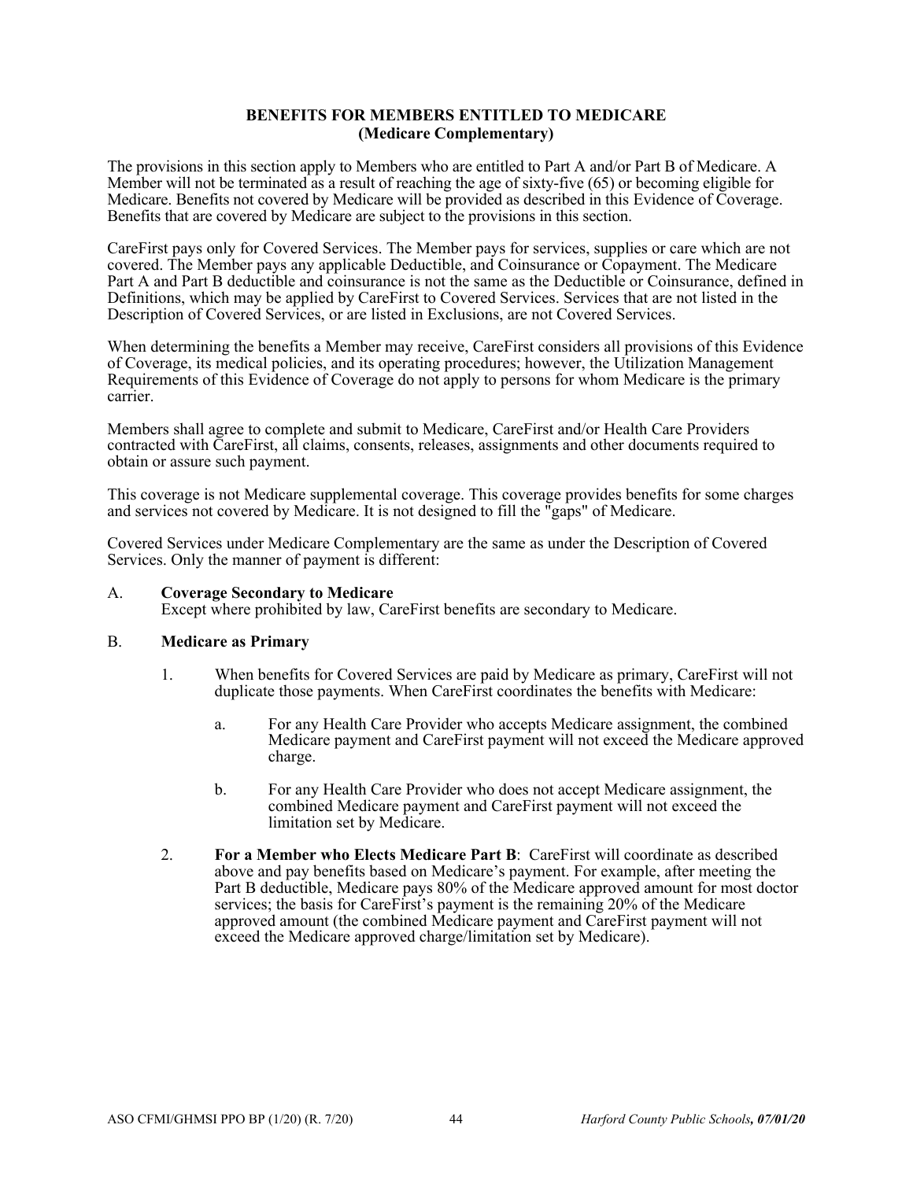## BENEFITS FOR MEMBERS ENTITLED TO MEDICARE
## (Medicare Complementary)

The provisions in this section apply to Members who are entitled to Part A and/or Part B of Medicare. A Member will not be terminated as a result of reaching the age of sixty-five (65) or becoming eligible for Medicare. Benefits not covered by Medicare will be provided as described in this Evidence of Coverage. Benefits that are covered by Medicare are subject to the provisions in this section.

CareFirst pays only for Covered Services. The Member pays for services, supplies or care which are not covered. The Member pays any applicable Deductible, and Coinsurance or Copayment. The Medicare Part A and Part B deductible and coinsurance is not the same as the Deductible or Coinsurance, defined in Definitions, which may be applied by CareFirst to Covered Services. Services that are not listed in the Description of Covered Services, or are listed in Exclusions, are not Covered Services.

When determining the benefits a Member may receive, CareFirst considers all provisions of this Evidence of Coverage, its medical policies, and its operating procedures; however, the Utilization Management Requirements of this Evidence of Coverage do not apply to persons for whom Medicare is the primary carrier.

Members shall agree to complete and submit to Medicare, CareFirst and/or Health Care Providers contracted with CareFirst, all claims, consents, releases, assignments and other documents required to obtain or assure such payment.

This coverage is not Medicare supplemental coverage. This coverage provides benefits for some charges and services not covered by Medicare. It is not designed to fill the "gaps" of Medicare.

Covered Services under Medicare Complementary are the same as under the Description of Covered Services. Only the manner of payment is different:

A. **Coverage Secondary to Medicare**
   Except where prohibited by law, CareFirst benefits are secondary to Medicare.

B. **Medicare as Primary**

   1. When benefits for Covered Services are paid by Medicare as primary, CareFirst will not duplicate those payments. When CareFirst coordinates the benefits with Medicare:

      a. For any Health Care Provider who accepts Medicare assignment, the combined Medicare payment and CareFirst payment will not exceed the Medicare approved charge.

      b. For any Health Care Provider who does not accept Medicare assignment, the combined Medicare payment and CareFirst payment will not exceed the limitation set by Medicare.

   2. **For a Member who Elects Medicare Part B**: CareFirst will coordinate as described above and pay benefits based on Medicare's payment. For example, after meeting the Part B deductible, Medicare pays 80% of the Medicare approved amount for most doctor services; the basis for CareFirst's payment is the remaining 20% of the Medicare approved amount (the combined Medicare payment and CareFirst payment will not exceed the Medicare approved charge/limitation set by Medicare).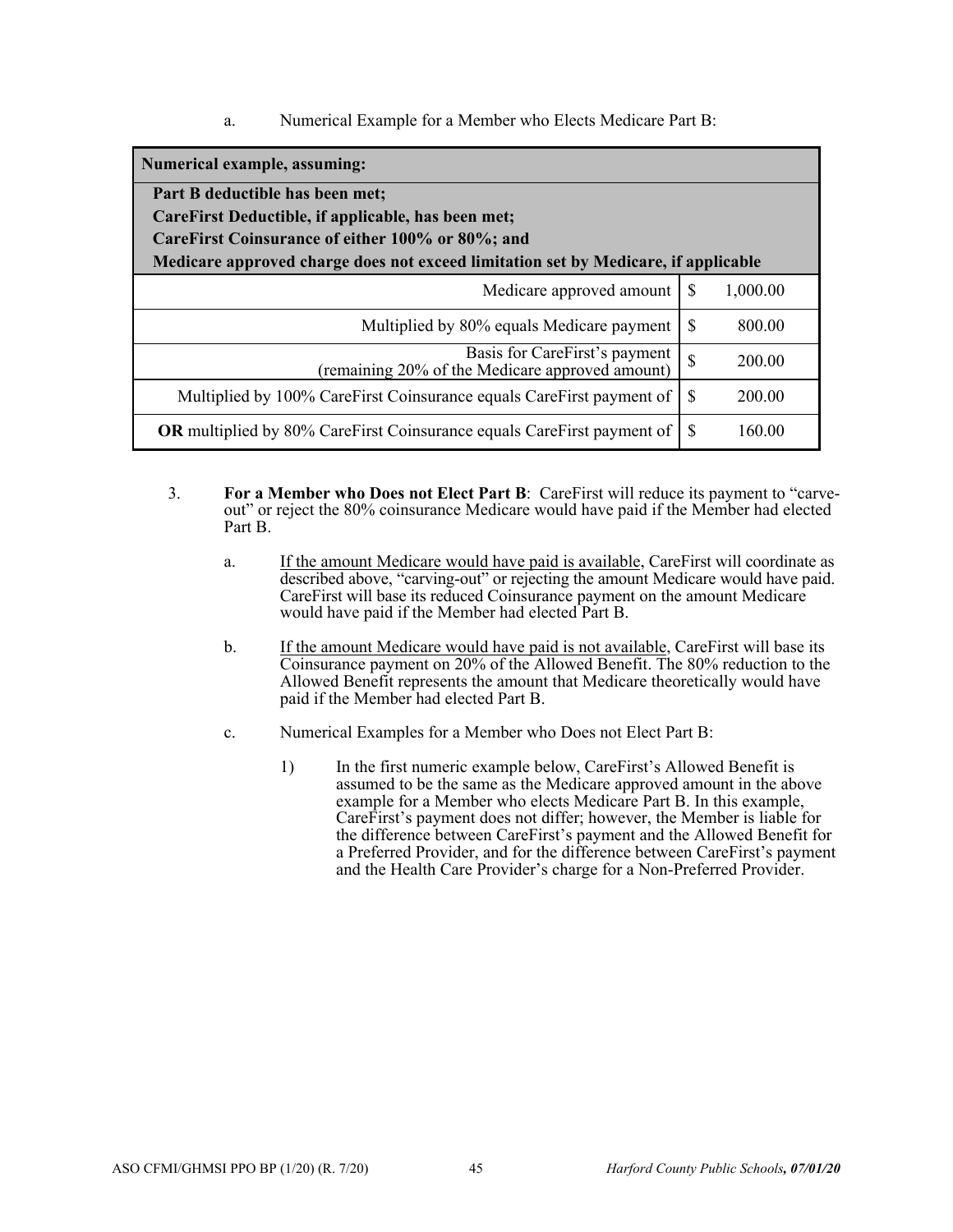a. Numerical Example for a Member who Elects Medicare Part B:

| Numerical example, assuming: | | |
|---|---|---|
| **Part B deductible has been met;**<br>**CareFirst Deductible, if applicable, has been met;**<br>**CareFirst Coinsurance of either 100% or 80%; and**<br>**Medicare approved charge does not exceed limitation set by Medicare, if applicable** | | |
| Medicare approved amount | $ | 1,000.00 |
| Multiplied by 80% equals Medicare payment | $ | 800.00 |
| Basis for CareFirst's payment (remaining 20% of the Medicare approved amount) | $ | 200.00 |
| Multiplied by 100% CareFirst Coinsurance equals CareFirst payment of | $ | 200.00 |
| **OR** multiplied by 80% CareFirst Coinsurance equals CareFirst payment of | $ | 160.00 |

3. **For a Member who Does not Elect Part B**: CareFirst will reduce its payment to "carve-out" or reject the 80% coinsurance Medicare would have paid if the Member had elected Part B.

   a. If the amount Medicare would have paid is available, CareFirst will coordinate as described above, "carving-out" or rejecting the amount Medicare would have paid. CareFirst will base its reduced Coinsurance payment on the amount Medicare would have paid if the Member had elected Part B.

   b. If the amount Medicare would have paid is not available, CareFirst will base its Coinsurance payment on 20% of the Allowed Benefit. The 80% reduction to the Allowed Benefit represents the amount that Medicare theoretically would have paid if the Member had elected Part B.

   c. Numerical Examples for a Member who Does not Elect Part B:

      1) In the first numeric example below, CareFirst's Allowed Benefit is assumed to be the same as the Medicare approved amount in the above example for a Member who elects Medicare Part B. In this example, CareFirst's payment does not differ; however, the Member is liable for the difference between CareFirst's payment and the Allowed Benefit for a Preferred Provider, and for the difference between CareFirst's payment and the Health Care Provider's charge for a Non-Preferred Provider.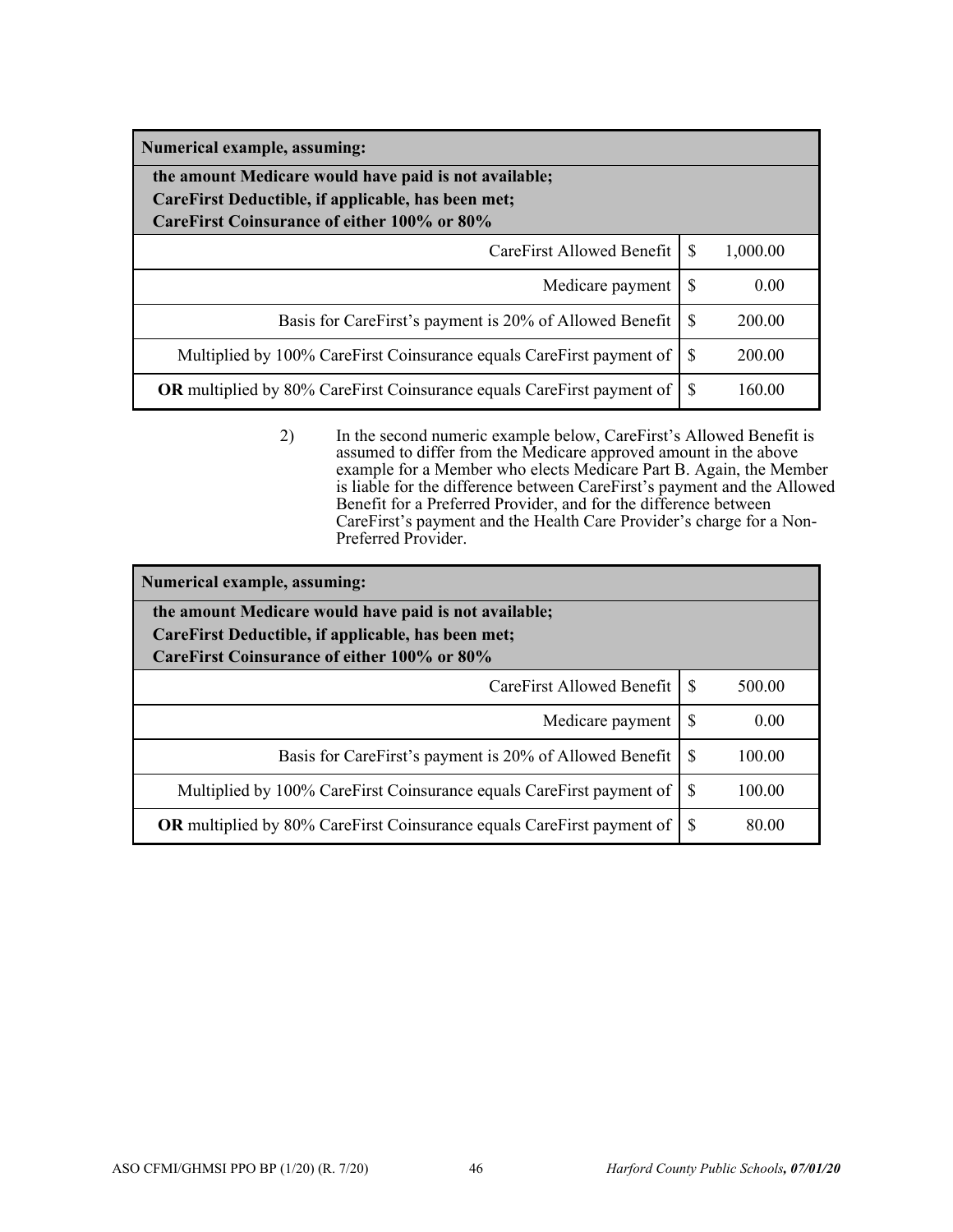| Numerical example, assuming: | | |
|---|---|---|
| **the amount Medicare would have paid is not available;** **CareFirst Deductible, if applicable, has been met;** **CareFirst Coinsurance of either 100% or 80%** | | |
| CareFirst Allowed Benefit | $ | 1,000.00 |
| Medicare payment | $ | 0.00 |
| Basis for CareFirst's payment is 20% of Allowed Benefit | $ | 200.00 |
| Multiplied by 100% CareFirst Coinsurance equals CareFirst payment of | $ | 200.00 |
| **OR** multiplied by 80% CareFirst Coinsurance equals CareFirst payment of | $ | 160.00 |

2) In the second numeric example below, CareFirst's Allowed Benefit is assumed to differ from the Medicare approved amount in the above example for a Member who elects Medicare Part B. Again, the Member is liable for the difference between CareFirst's payment and the Allowed Benefit for a Preferred Provider, and for the difference between CareFirst's payment and the Health Care Provider's charge for a Non-Preferred Provider.

| Numerical example, assuming: | | |
|---|---|---|
| **the amount Medicare would have paid is not available;** **CareFirst Deductible, if applicable, has been met;** **CareFirst Coinsurance of either 100% or 80%** | | |
| CareFirst Allowed Benefit | $ | 500.00 |
| Medicare payment | $ | 0.00 |
| Basis for CareFirst's payment is 20% of Allowed Benefit | $ | 100.00 |
| Multiplied by 100% CareFirst Coinsurance equals CareFirst payment of | $ | 100.00 |
| **OR** multiplied by 80% CareFirst Coinsurance equals CareFirst payment of | $ | 80.00 |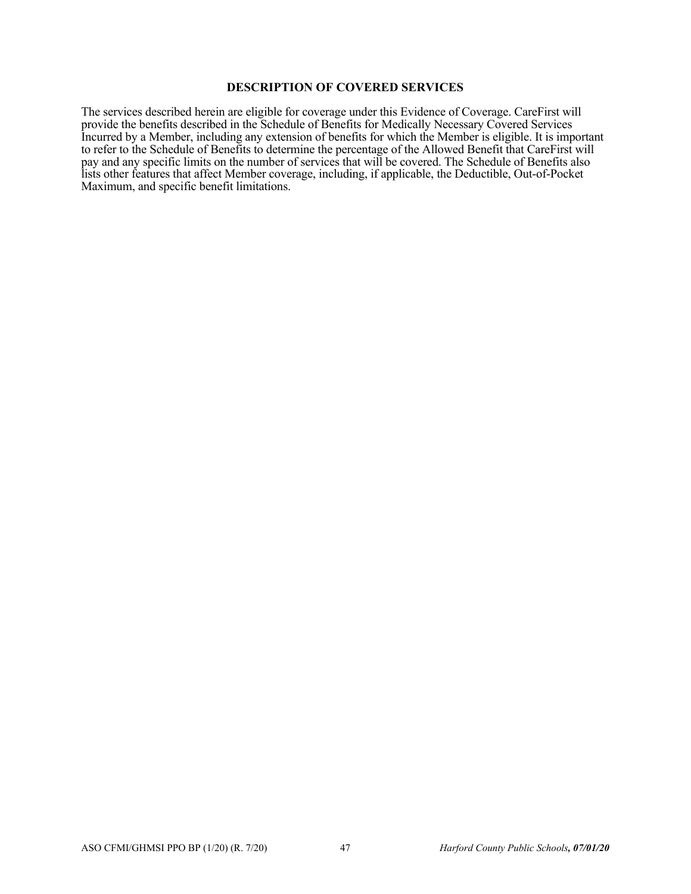## DESCRIPTION OF COVERED SERVICES

The services described herein are eligible for coverage under this Evidence of Coverage. CareFirst will provide the benefits described in the Schedule of Benefits for Medically Necessary Covered Services Incurred by a Member, including any extension of benefits for which the Member is eligible. It is important to refer to the Schedule of Benefits to determine the percentage of the Allowed Benefit that CareFirst will pay and any specific limits on the number of services that will be covered. The Schedule of Benefits also lists other features that affect Member coverage, including, if applicable, the Deductible, Out-of-Pocket Maximum, and specific benefit limitations.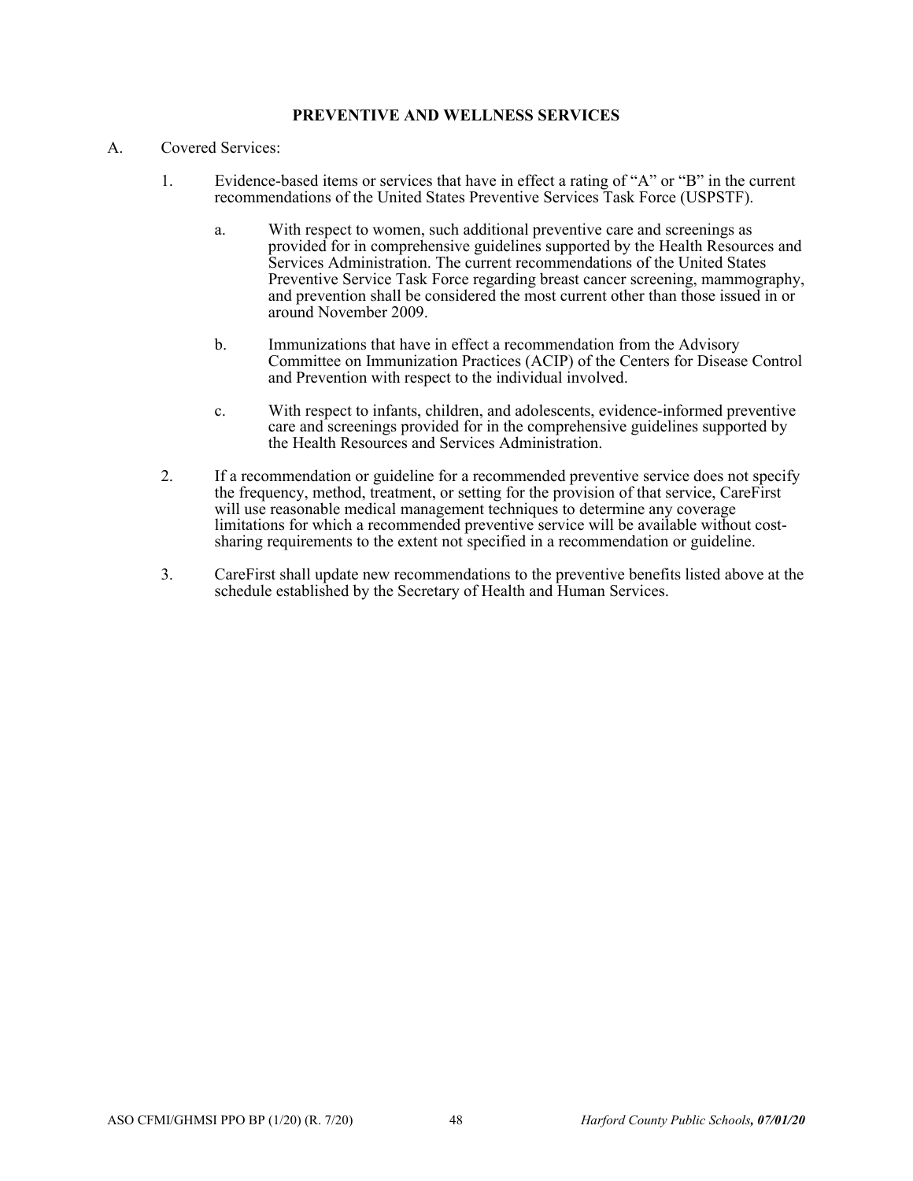## PREVENTIVE AND WELLNESS SERVICES

A. Covered Services:

1. Evidence-based items or services that have in effect a rating of "A" or "B" in the current recommendations of the United States Preventive Services Task Force (USPSTF).

   a. With respect to women, such additional preventive care and screenings as provided for in comprehensive guidelines supported by the Health Resources and Services Administration. The current recommendations of the United States Preventive Service Task Force regarding breast cancer screening, mammography, and prevention shall be considered the most current other than those issued in or around November 2009.

   b. Immunizations that have in effect a recommendation from the Advisory Committee on Immunization Practices (ACIP) of the Centers for Disease Control and Prevention with respect to the individual involved.

   c. With respect to infants, children, and adolescents, evidence-informed preventive care and screenings provided for in the comprehensive guidelines supported by the Health Resources and Services Administration.

2. If a recommendation or guideline for a recommended preventive service does not specify the frequency, method, treatment, or setting for the provision of that service, CareFirst will use reasonable medical management techniques to determine any coverage limitations for which a recommended preventive service will be available without cost-sharing requirements to the extent not specified in a recommendation or guideline.

3. CareFirst shall update new recommendations to the preventive benefits listed above at the schedule established by the Secretary of Health and Human Services.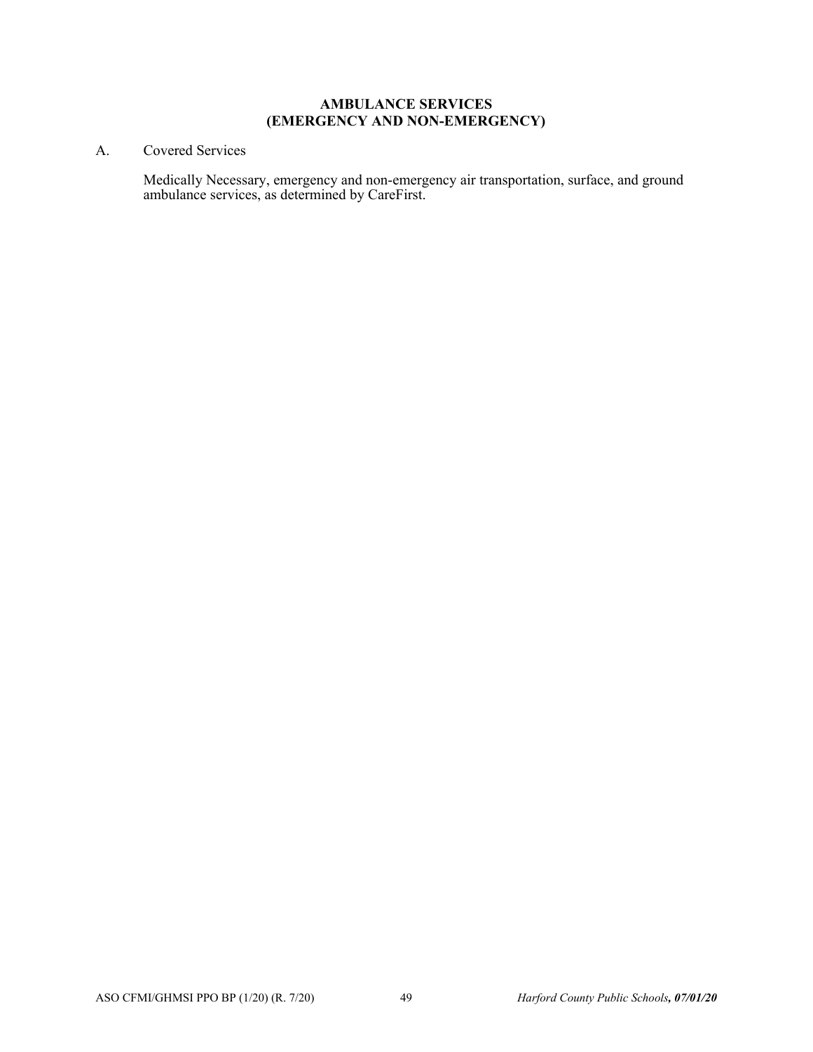## AMBULANCE SERVICES
## (EMERGENCY AND NON-EMERGENCY)

A. Covered Services

Medically Necessary, emergency and non-emergency air transportation, surface, and ground ambulance services, as determined by CareFirst.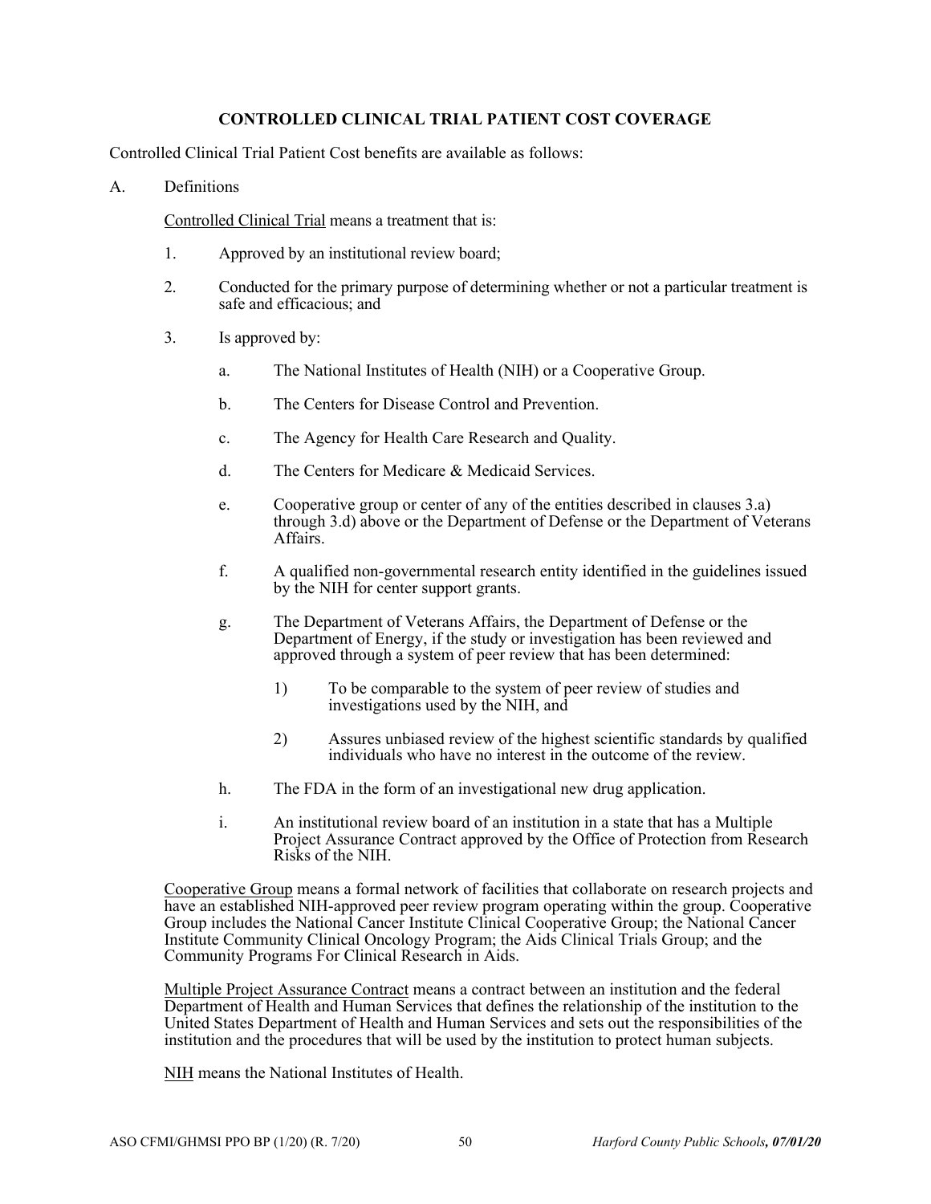## CONTROLLED CLINICAL TRIAL PATIENT COST COVERAGE

Controlled Clinical Trial Patient Cost benefits are available as follows:

A. Definitions

Controlled Clinical Trial means a treatment that is:

1. Approved by an institutional review board;

2. Conducted for the primary purpose of determining whether or not a particular treatment is safe and efficacious; and

3. Is approved by:

   a. The National Institutes of Health (NIH) or a Cooperative Group.

   b. The Centers for Disease Control and Prevention.

   c. The Agency for Health Care Research and Quality.

   d. The Centers for Medicare & Medicaid Services.

   e. Cooperative group or center of any of the entities described in clauses 3.a) through 3.d) above or the Department of Defense or the Department of Veterans Affairs.

   f. A qualified non-governmental research entity identified in the guidelines issued by the NIH for center support grants.

   g. The Department of Veterans Affairs, the Department of Defense or the Department of Energy, if the study or investigation has been reviewed and approved through a system of peer review that has been determined:

      1) To be comparable to the system of peer review of studies and investigations used by the NIH, and

      2) Assures unbiased review of the highest scientific standards by qualified individuals who have no interest in the outcome of the review.

   h. The FDA in the form of an investigational new drug application.

   i. An institutional review board of an institution in a state that has a Multiple Project Assurance Contract approved by the Office of Protection from Research Risks of the NIH.

Cooperative Group means a formal network of facilities that collaborate on research projects and have an established NIH-approved peer review program operating within the group. Cooperative Group includes the National Cancer Institute Clinical Cooperative Group; the National Cancer Institute Community Clinical Oncology Program; the Aids Clinical Trials Group; and the Community Programs For Clinical Research in Aids.

Multiple Project Assurance Contract means a contract between an institution and the federal Department of Health and Human Services that defines the relationship of the institution to the United States Department of Health and Human Services and sets out the responsibilities of the institution and the procedures that will be used by the institution to protect human subjects.

NIH means the National Institutes of Health.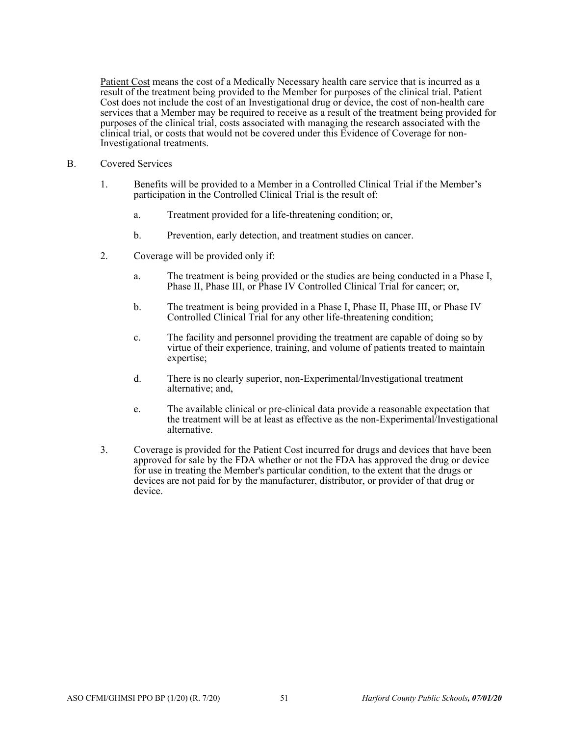<u>Patient Cost</u> means the cost of a Medically Necessary health care service that is incurred as a result of the treatment being provided to the Member for purposes of the clinical trial. Patient Cost does not include the cost of an Investigational drug or device, the cost of non-health care services that a Member may be required to receive as a result of the treatment being provided for purposes of the clinical trial, costs associated with managing the research associated with the clinical trial, or costs that would not be covered under this Evidence of Coverage for non-Investigational treatments.

B. Covered Services

1. Benefits will be provided to a Member in a Controlled Clinical Trial if the Member's participation in the Controlled Clinical Trial is the result of:

   a. Treatment provided for a life-threatening condition; or,

   b. Prevention, early detection, and treatment studies on cancer.

2. Coverage will be provided only if:

   a. The treatment is being provided or the studies are being conducted in a Phase I, Phase II, Phase III, or Phase IV Controlled Clinical Trial for cancer; or,

   b. The treatment is being provided in a Phase I, Phase II, Phase III, or Phase IV Controlled Clinical Trial for any other life-threatening condition;

   c. The facility and personnel providing the treatment are capable of doing so by virtue of their experience, training, and volume of patients treated to maintain expertise;

   d. There is no clearly superior, non-Experimental/Investigational treatment alternative; and,

   e. The available clinical or pre-clinical data provide a reasonable expectation that the treatment will be at least as effective as the non-Experimental/Investigational alternative.

3. Coverage is provided for the Patient Cost incurred for drugs and devices that have been approved for sale by the FDA whether or not the FDA has approved the drug or device for use in treating the Member's particular condition, to the extent that the drugs or devices are not paid for by the manufacturer, distributor, or provider of that drug or device.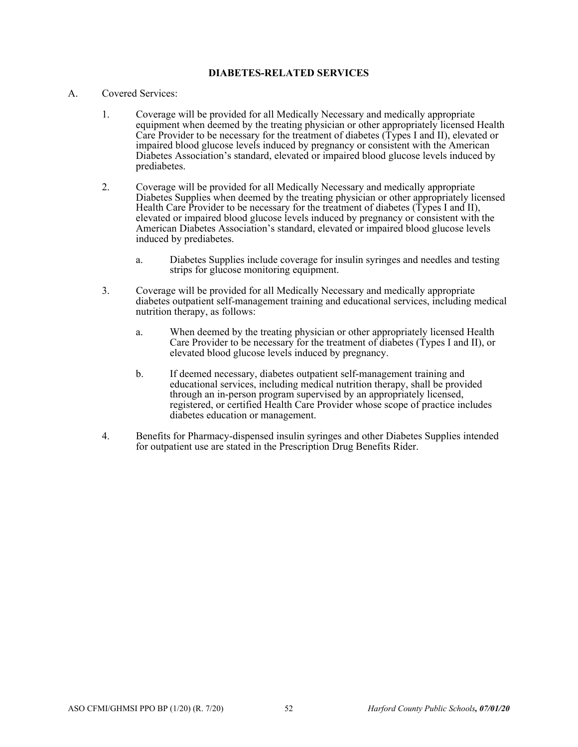## DIABETES-RELATED SERVICES

A. Covered Services:

1. Coverage will be provided for all Medically Necessary and medically appropriate equipment when deemed by the treating physician or other appropriately licensed Health Care Provider to be necessary for the treatment of diabetes (Types I and II), elevated or impaired blood glucose levels induced by pregnancy or consistent with the American Diabetes Association's standard, elevated or impaired blood glucose levels induced by prediabetes.

2. Coverage will be provided for all Medically Necessary and medically appropriate Diabetes Supplies when deemed by the treating physician or other appropriately licensed Health Care Provider to be necessary for the treatment of diabetes (Types I and II), elevated or impaired blood glucose levels induced by pregnancy or consistent with the American Diabetes Association's standard, elevated or impaired blood glucose levels induced by prediabetes.

   a. Diabetes Supplies include coverage for insulin syringes and needles and testing strips for glucose monitoring equipment.

3. Coverage will be provided for all Medically Necessary and medically appropriate diabetes outpatient self-management training and educational services, including medical nutrition therapy, as follows:

   a. When deemed by the treating physician or other appropriately licensed Health Care Provider to be necessary for the treatment of diabetes (Types I and II), or elevated blood glucose levels induced by pregnancy.

   b. If deemed necessary, diabetes outpatient self-management training and educational services, including medical nutrition therapy, shall be provided through an in-person program supervised by an appropriately licensed, registered, or certified Health Care Provider whose scope of practice includes diabetes education or management.

4. Benefits for Pharmacy-dispensed insulin syringes and other Diabetes Supplies intended for outpatient use are stated in the Prescription Drug Benefits Rider.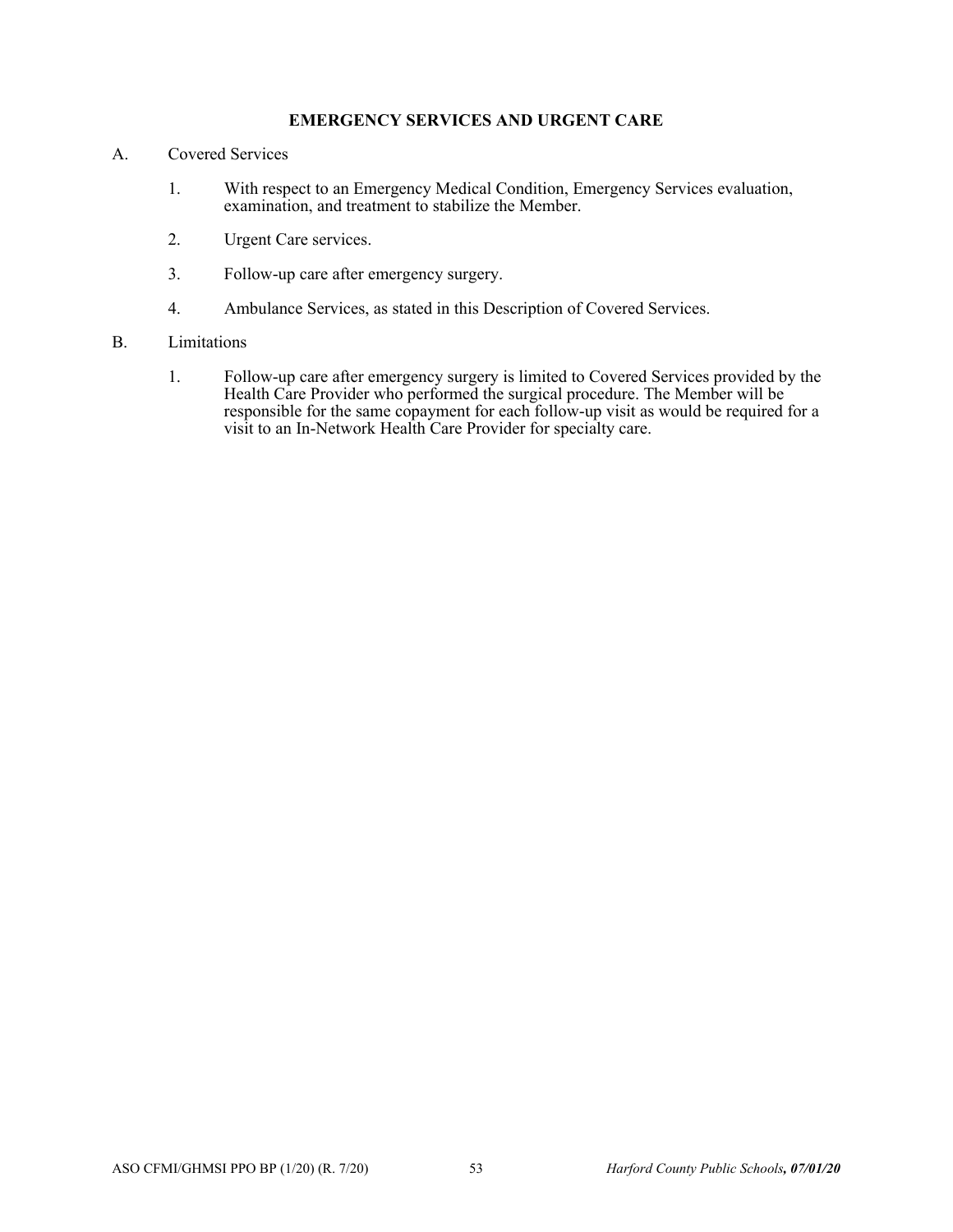## EMERGENCY SERVICES AND URGENT CARE

A. Covered Services

1. With respect to an Emergency Medical Condition, Emergency Services evaluation, examination, and treatment to stabilize the Member.

2. Urgent Care services.

3. Follow-up care after emergency surgery.

4. Ambulance Services, as stated in this Description of Covered Services.

B. Limitations

1. Follow-up care after emergency surgery is limited to Covered Services provided by the Health Care Provider who performed the surgical procedure. The Member will be responsible for the same copayment for each follow-up visit as would be required for a visit to an In-Network Health Care Provider for specialty care.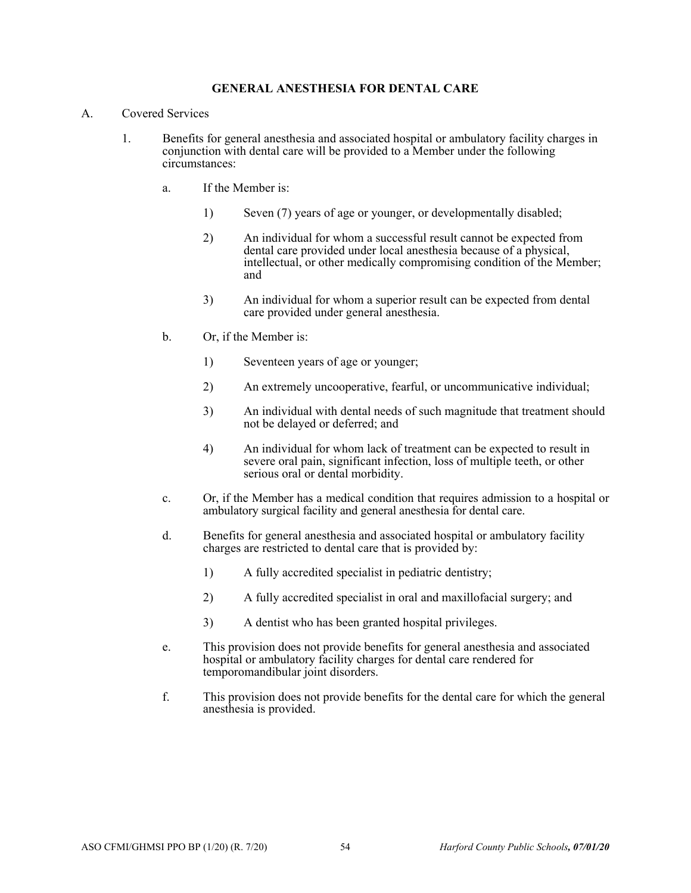## GENERAL ANESTHESIA FOR DENTAL CARE

A. Covered Services

1. Benefits for general anesthesia and associated hospital or ambulatory facility charges in conjunction with dental care will be provided to a Member under the following circumstances:

   a. If the Member is:

      1) Seven (7) years of age or younger, or developmentally disabled;

      2) An individual for whom a successful result cannot be expected from dental care provided under local anesthesia because of a physical, intellectual, or other medically compromising condition of the Member; and

      3) An individual for whom a superior result can be expected from dental care provided under general anesthesia.

   b. Or, if the Member is:

      1) Seventeen years of age or younger;

      2) An extremely uncooperative, fearful, or uncommunicative individual;

      3) An individual with dental needs of such magnitude that treatment should not be delayed or deferred; and

      4) An individual for whom lack of treatment can be expected to result in severe oral pain, significant infection, loss of multiple teeth, or other serious oral or dental morbidity.

   c. Or, if the Member has a medical condition that requires admission to a hospital or ambulatory surgical facility and general anesthesia for dental care.

   d. Benefits for general anesthesia and associated hospital or ambulatory facility charges are restricted to dental care that is provided by:

      1) A fully accredited specialist in pediatric dentistry;

      2) A fully accredited specialist in oral and maxillofacial surgery; and

      3) A dentist who has been granted hospital privileges.

   e. This provision does not provide benefits for general anesthesia and associated hospital or ambulatory facility charges for dental care rendered for temporomandibular joint disorders.

   f. This provision does not provide benefits for the dental care for which the general anesthesia is provided.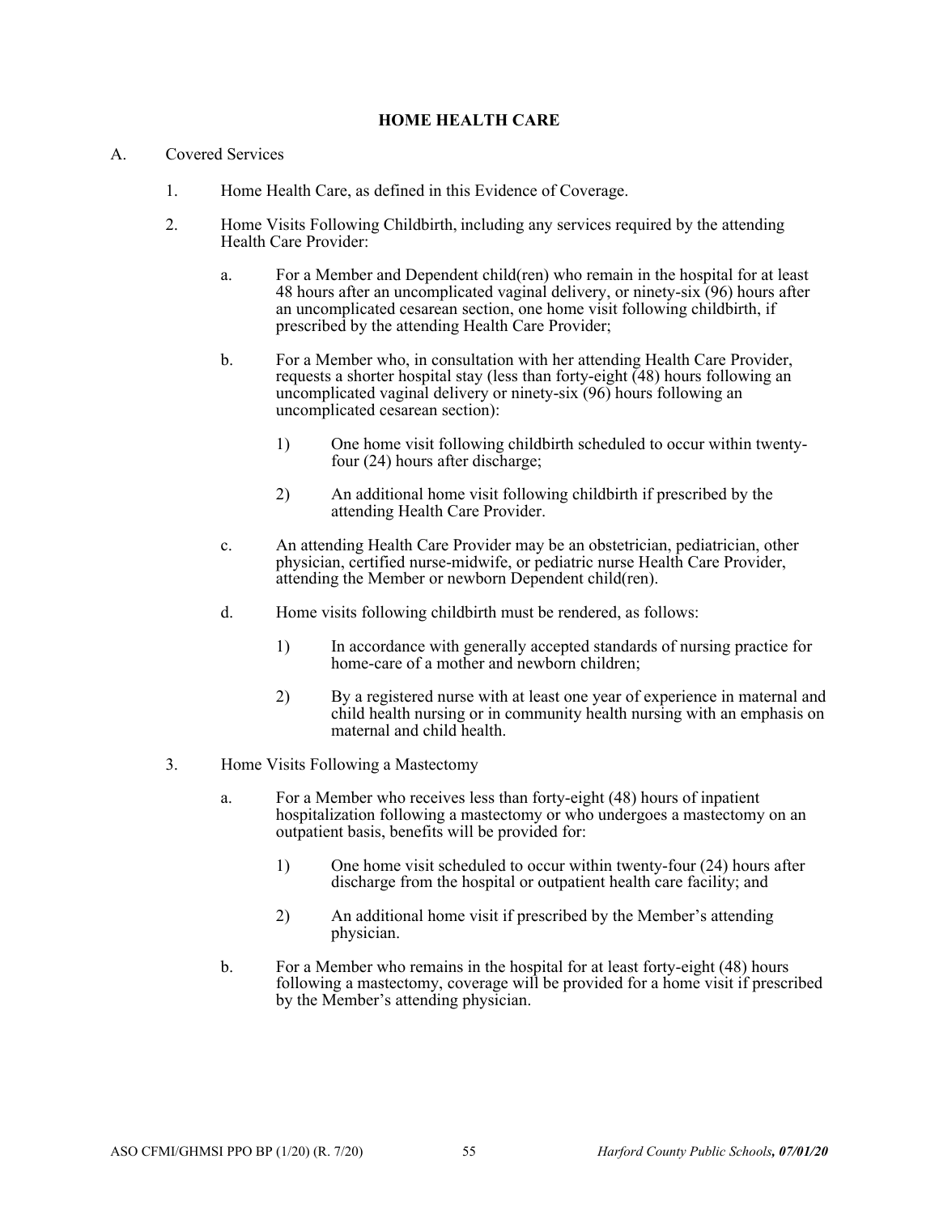# HOME HEALTH CARE

A. Covered Services

1. Home Health Care, as defined in this Evidence of Coverage.

2. Home Visits Following Childbirth, including any services required by the attending Health Care Provider:

   a. For a Member and Dependent child(ren) who remain in the hospital for at least 48 hours after an uncomplicated vaginal delivery, or ninety-six (96) hours after an uncomplicated cesarean section, one home visit following childbirth, if prescribed by the attending Health Care Provider;

   b. For a Member who, in consultation with her attending Health Care Provider, requests a shorter hospital stay (less than forty-eight (48) hours following an uncomplicated vaginal delivery or ninety-six (96) hours following an uncomplicated cesarean section):

      1) One home visit following childbirth scheduled to occur within twenty-four (24) hours after discharge;

      2) An additional home visit following childbirth if prescribed by the attending Health Care Provider.

   c. An attending Health Care Provider may be an obstetrician, pediatrician, other physician, certified nurse-midwife, or pediatric nurse Health Care Provider, attending the Member or newborn Dependent child(ren).

   d. Home visits following childbirth must be rendered, as follows:

      1) In accordance with generally accepted standards of nursing practice for home-care of a mother and newborn children;

      2) By a registered nurse with at least one year of experience in maternal and child health nursing or in community health nursing with an emphasis on maternal and child health.

3. Home Visits Following a Mastectomy

   a. For a Member who receives less than forty-eight (48) hours of inpatient hospitalization following a mastectomy or who undergoes a mastectomy on an outpatient basis, benefits will be provided for:

      1) One home visit scheduled to occur within twenty-four (24) hours after discharge from the hospital or outpatient health care facility; and

      2) An additional home visit if prescribed by the Member's attending physician.

   b. For a Member who remains in the hospital for at least forty-eight (48) hours following a mastectomy, coverage will be provided for a home visit if prescribed by the Member's attending physician.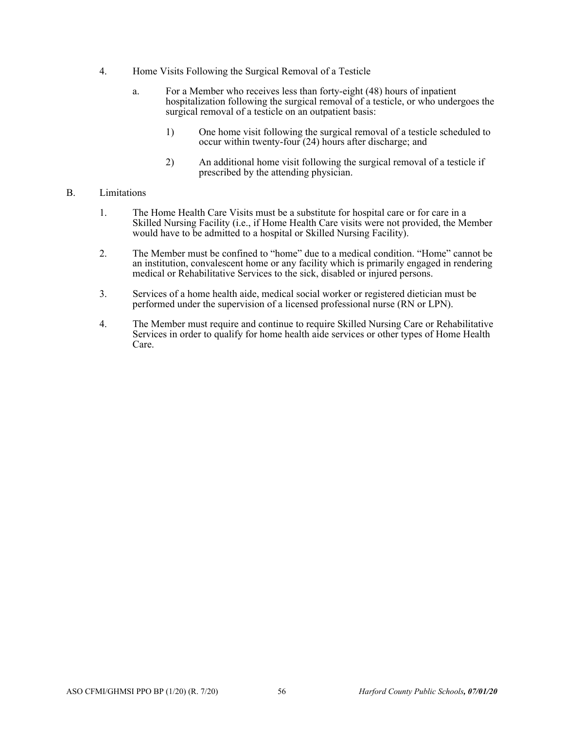4. Home Visits Following the Surgical Removal of a Testicle

   a. For a Member who receives less than forty-eight (48) hours of inpatient hospitalization following the surgical removal of a testicle, or who undergoes the surgical removal of a testicle on an outpatient basis:

      1) One home visit following the surgical removal of a testicle scheduled to occur within twenty-four (24) hours after discharge; and

      2) An additional home visit following the surgical removal of a testicle if prescribed by the attending physician.

B. Limitations

1. The Home Health Care Visits must be a substitute for hospital care or for care in a Skilled Nursing Facility (i.e., if Home Health Care visits were not provided, the Member would have to be admitted to a hospital or Skilled Nursing Facility).

2. The Member must be confined to "home" due to a medical condition. "Home" cannot be an institution, convalescent home or any facility which is primarily engaged in rendering medical or Rehabilitative Services to the sick, disabled or injured persons.

3. Services of a home health aide, medical social worker or registered dietician must be performed under the supervision of a licensed professional nurse (RN or LPN).

4. The Member must require and continue to require Skilled Nursing Care or Rehabilitative Services in order to qualify for home health aide services or other types of Home Health Care.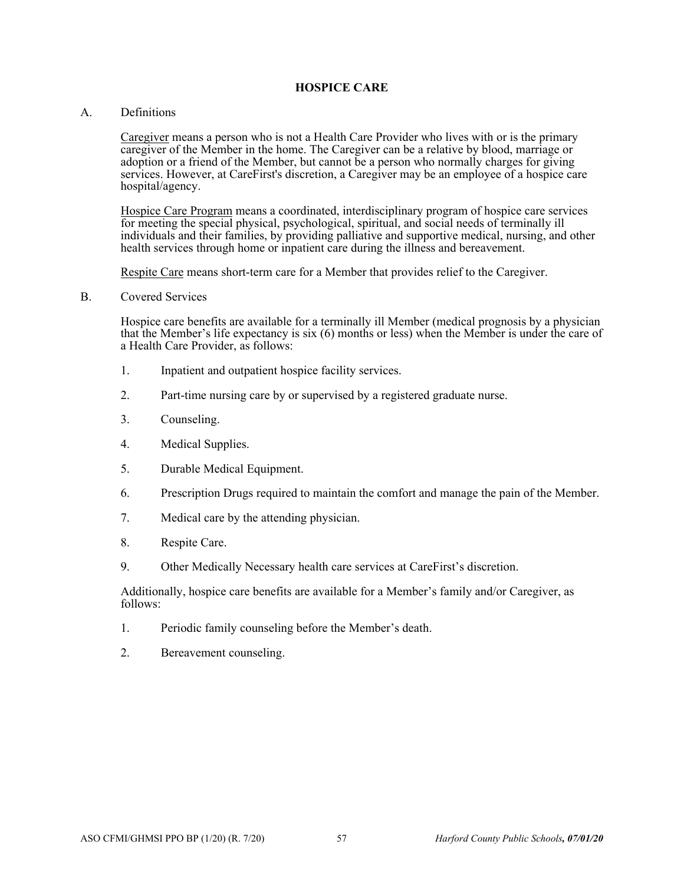## HOSPICE CARE

A. Definitions

<u>Caregiver</u> means a person who is not a Health Care Provider who lives with or is the primary caregiver of the Member in the home. The Caregiver can be a relative by blood, marriage or adoption or a friend of the Member, but cannot be a person who normally charges for giving services. However, at CareFirst's discretion, a Caregiver may be an employee of a hospice care hospital/agency.

<u>Hospice Care Program</u> means a coordinated, interdisciplinary program of hospice care services for meeting the special physical, psychological, spiritual, and social needs of terminally ill individuals and their families, by providing palliative and supportive medical, nursing, and other health services through home or inpatient care during the illness and bereavement.

<u>Respite Care</u> means short-term care for a Member that provides relief to the Caregiver.

B. Covered Services

Hospice care benefits are available for a terminally ill Member (medical prognosis by a physician that the Member's life expectancy is six (6) months or less) when the Member is under the care of a Health Care Provider, as follows:

1. Inpatient and outpatient hospice facility services.
2. Part-time nursing care by or supervised by a registered graduate nurse.
3. Counseling.
4. Medical Supplies.
5. Durable Medical Equipment.
6. Prescription Drugs required to maintain the comfort and manage the pain of the Member.
7. Medical care by the attending physician.
8. Respite Care.
9. Other Medically Necessary health care services at CareFirst's discretion.

Additionally, hospice care benefits are available for a Member's family and/or Caregiver, as follows:

1. Periodic family counseling before the Member's death.
2. Bereavement counseling.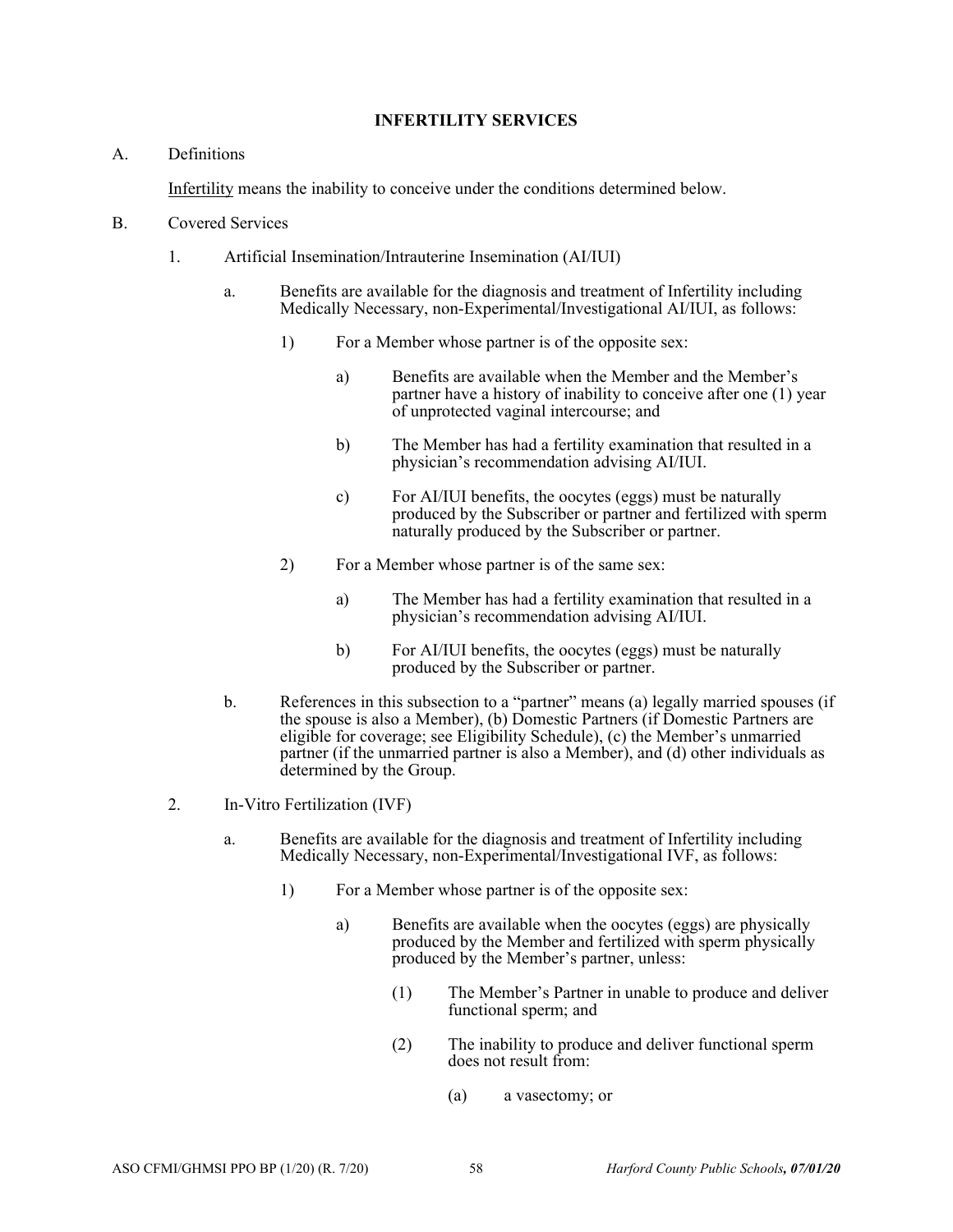## INFERTILITY SERVICES

A. Definitions

Infertility means the inability to conceive under the conditions determined below.

B. Covered Services

1. Artificial Insemination/Intrauterine Insemination (AI/IUI)

   a. Benefits are available for the diagnosis and treatment of Infertility including Medically Necessary, non-Experimental/Investigational AI/IUI, as follows:

      1) For a Member whose partner is of the opposite sex:

         a) Benefits are available when the Member and the Member's partner have a history of inability to conceive after one (1) year of unprotected vaginal intercourse; and

         b) The Member has had a fertility examination that resulted in a physician's recommendation advising AI/IUI.

         c) For AI/IUI benefits, the oocytes (eggs) must be naturally produced by the Subscriber or partner and fertilized with sperm naturally produced by the Subscriber or partner.

      2) For a Member whose partner is of the same sex:

         a) The Member has had a fertility examination that resulted in a physician's recommendation advising AI/IUI.

         b) For AI/IUI benefits, the oocytes (eggs) must be naturally produced by the Subscriber or partner.

   b. References in this subsection to a "partner" means (a) legally married spouses (if the spouse is also a Member), (b) Domestic Partners (if Domestic Partners are eligible for coverage; see Eligibility Schedule), (c) the Member's unmarried partner (if the unmarried partner is also a Member), and (d) other individuals as determined by the Group.

2. In-Vitro Fertilization (IVF)

   a. Benefits are available for the diagnosis and treatment of Infertility including Medically Necessary, non-Experimental/Investigational IVF, as follows:

      1) For a Member whose partner is of the opposite sex:

         a) Benefits are available when the oocytes (eggs) are physically produced by the Member and fertilized with sperm physically produced by the Member's partner, unless:

            (1) The Member's Partner in unable to produce and deliver functional sperm; and

            (2) The inability to produce and deliver functional sperm does not result from:

               (a) a vasectomy; or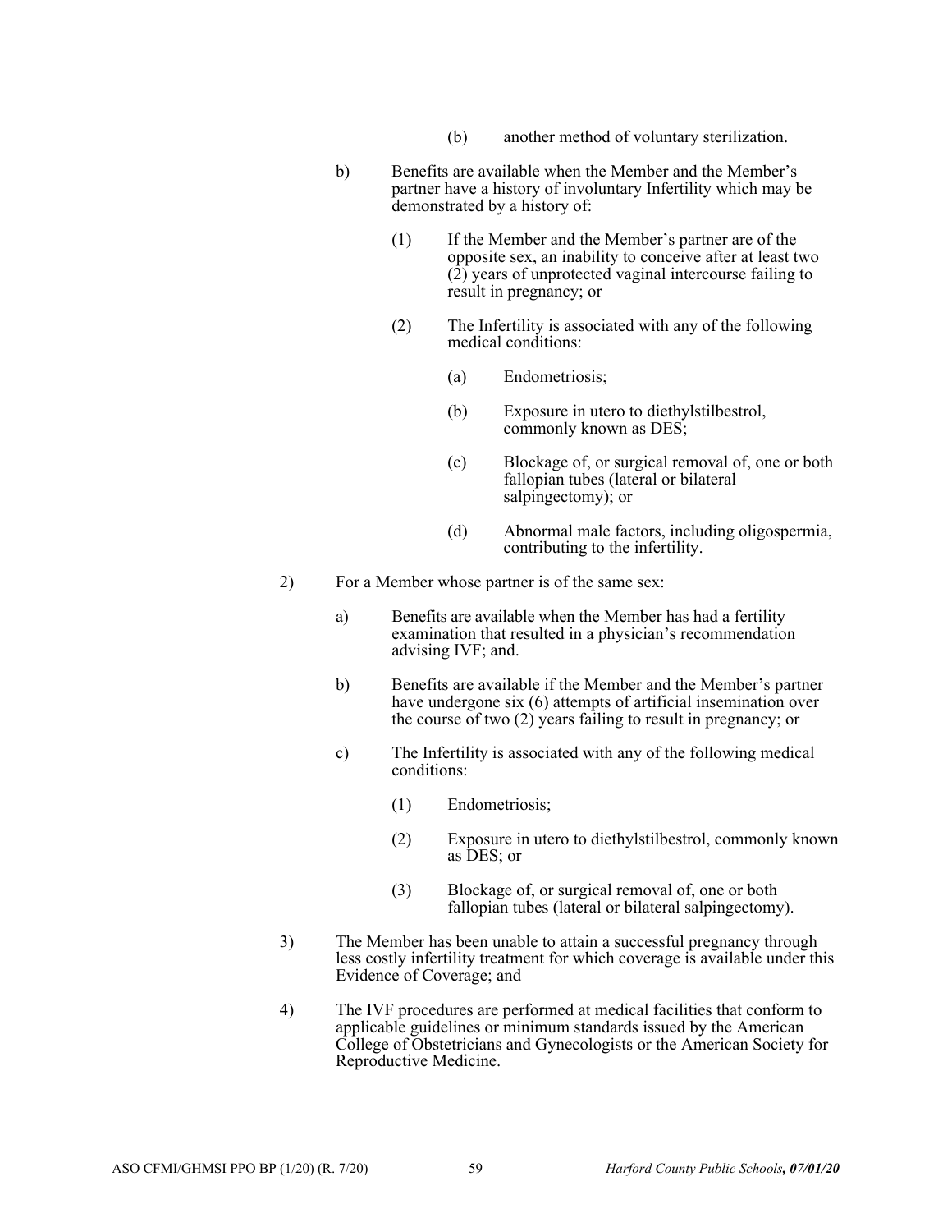(b) another method of voluntary sterilization.

b) Benefits are available when the Member and the Member's partner have a history of involuntary Infertility which may be demonstrated by a history of:

(1) If the Member and the Member's partner are of the opposite sex, an inability to conceive after at least two (2) years of unprotected vaginal intercourse failing to result in pregnancy; or

(2) The Infertility is associated with any of the following medical conditions:

(a) Endometriosis;

(b) Exposure in utero to diethylstilbestrol, commonly known as DES;

(c) Blockage of, or surgical removal of, one or both fallopian tubes (lateral or bilateral salpingectomy); or

(d) Abnormal male factors, including oligospermia, contributing to the infertility.

2) For a Member whose partner is of the same sex:

a) Benefits are available when the Member has had a fertility examination that resulted in a physician's recommendation advising IVF; and.

b) Benefits are available if the Member and the Member's partner have undergone six (6) attempts of artificial insemination over the course of two (2) years failing to result in pregnancy; or

c) The Infertility is associated with any of the following medical conditions:

(1) Endometriosis;

(2) Exposure in utero to diethylstilbestrol, commonly known as DES; or

(3) Blockage of, or surgical removal of, one or both fallopian tubes (lateral or bilateral salpingectomy).

3) The Member has been unable to attain a successful pregnancy through less costly infertility treatment for which coverage is available under this Evidence of Coverage; and

4) The IVF procedures are performed at medical facilities that conform to applicable guidelines or minimum standards issued by the American College of Obstetricians and Gynecologists or the American Society for Reproductive Medicine.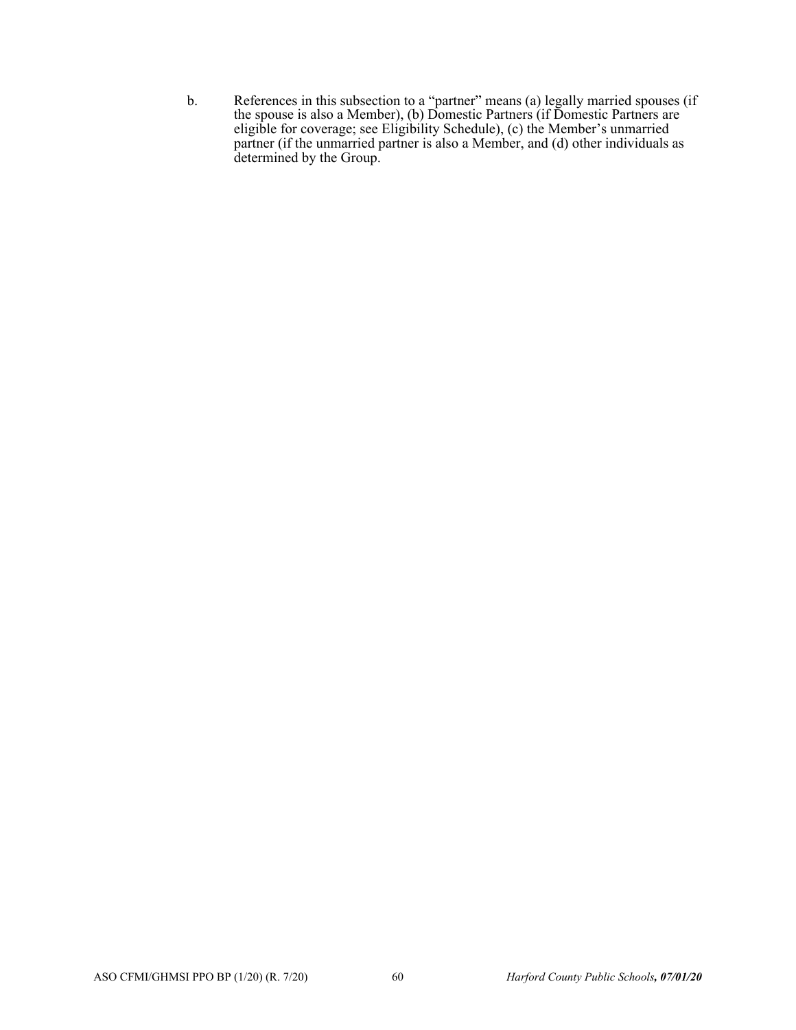b. References in this subsection to a "partner" means (a) legally married spouses (if the spouse is also a Member), (b) Domestic Partners (if Domestic Partners are eligible for coverage; see Eligibility Schedule), (c) the Member's unmarried partner (if the unmarried partner is also a Member, and (d) other individuals as determined by the Group.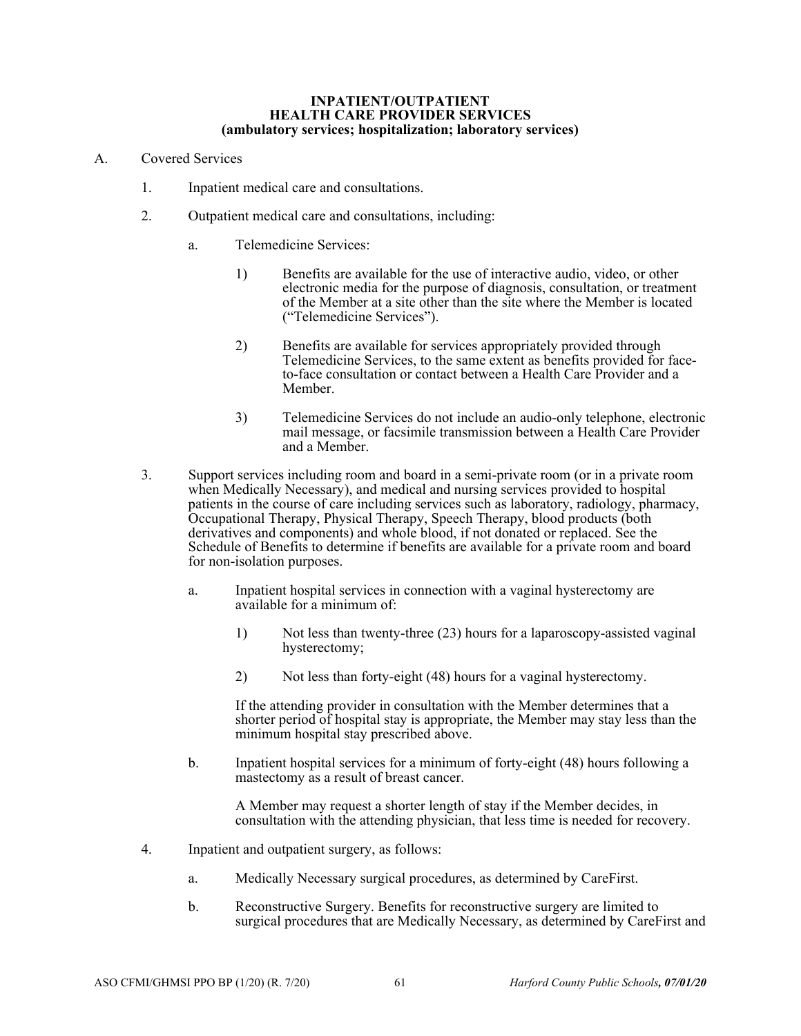# INPATIENT/OUTPATIENT HEALTH CARE PROVIDER SERVICES (ambulatory services; hospitalization; laboratory services)

A. Covered Services

1. Inpatient medical care and consultations.

2. Outpatient medical care and consultations, including:

   a. Telemedicine Services:

      1) Benefits are available for the use of interactive audio, video, or other electronic media for the purpose of diagnosis, consultation, or treatment of the Member at a site other than the site where the Member is located ("Telemedicine Services").

      2) Benefits are available for services appropriately provided through Telemedicine Services, to the same extent as benefits provided for face-to-face consultation or contact between a Health Care Provider and a Member.

      3) Telemedicine Services do not include an audio-only telephone, electronic mail message, or facsimile transmission between a Health Care Provider and a Member.

3. Support services including room and board in a semi-private room (or in a private room when Medically Necessary), and medical and nursing services provided to hospital patients in the course of care including services such as laboratory, radiology, pharmacy, Occupational Therapy, Physical Therapy, Speech Therapy, blood products (both derivatives and components) and whole blood, if not donated or replaced. See the Schedule of Benefits to determine if benefits are available for a private room and board for non-isolation purposes.

   a. Inpatient hospital services in connection with a vaginal hysterectomy are available for a minimum of:

      1) Not less than twenty-three (23) hours for a laparoscopy-assisted vaginal hysterectomy;

      2) Not less than forty-eight (48) hours for a vaginal hysterectomy.

      If the attending provider in consultation with the Member determines that a shorter period of hospital stay is appropriate, the Member may stay less than the minimum hospital stay prescribed above.

   b. Inpatient hospital services for a minimum of forty-eight (48) hours following a mastectomy as a result of breast cancer.

      A Member may request a shorter length of stay if the Member decides, in consultation with the attending physician, that less time is needed for recovery.

4. Inpatient and outpatient surgery, as follows:

   a. Medically Necessary surgical procedures, as determined by CareFirst.

   b. Reconstructive Surgery. Benefits for reconstructive surgery are limited to surgical procedures that are Medically Necessary, as determined by CareFirst and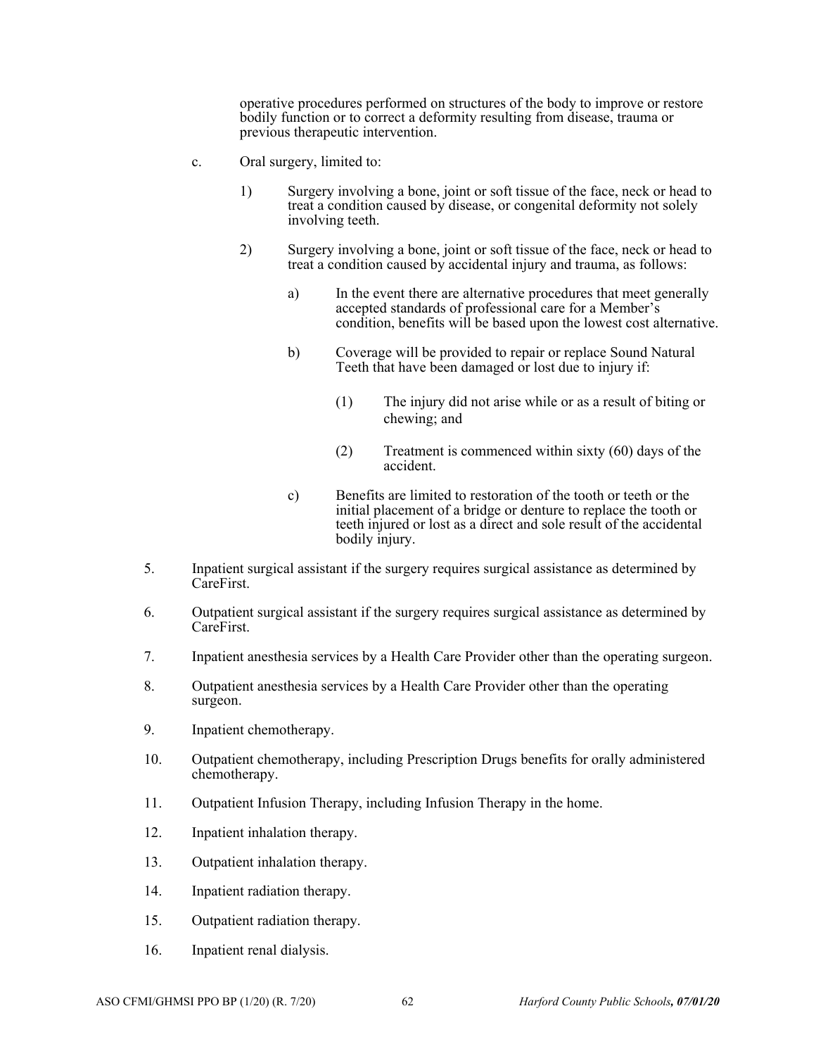operative procedures performed on structures of the body to improve or restore bodily function or to correct a deformity resulting from disease, trauma or previous therapeutic intervention.

c. Oral surgery, limited to:

1) Surgery involving a bone, joint or soft tissue of the face, neck or head to treat a condition caused by disease, or congenital deformity not solely involving teeth.

2) Surgery involving a bone, joint or soft tissue of the face, neck or head to treat a condition caused by accidental injury and trauma, as follows:

a) In the event there are alternative procedures that meet generally accepted standards of professional care for a Member's condition, benefits will be based upon the lowest cost alternative.

b) Coverage will be provided to repair or replace Sound Natural Teeth that have been damaged or lost due to injury if:

(1) The injury did not arise while or as a result of biting or chewing; and

(2) Treatment is commenced within sixty (60) days of the accident.

c) Benefits are limited to restoration of the tooth or teeth or the initial placement of a bridge or denture to replace the tooth or teeth injured or lost as a direct and sole result of the accidental bodily injury.

5. Inpatient surgical assistant if the surgery requires surgical assistance as determined by CareFirst.

6. Outpatient surgical assistant if the surgery requires surgical assistance as determined by CareFirst.

7. Inpatient anesthesia services by a Health Care Provider other than the operating surgeon.

8. Outpatient anesthesia services by a Health Care Provider other than the operating surgeon.

9. Inpatient chemotherapy.

10. Outpatient chemotherapy, including Prescription Drugs benefits for orally administered chemotherapy.

11. Outpatient Infusion Therapy, including Infusion Therapy in the home.

12. Inpatient inhalation therapy.

13. Outpatient inhalation therapy.

14. Inpatient radiation therapy.

15. Outpatient radiation therapy.

16. Inpatient renal dialysis.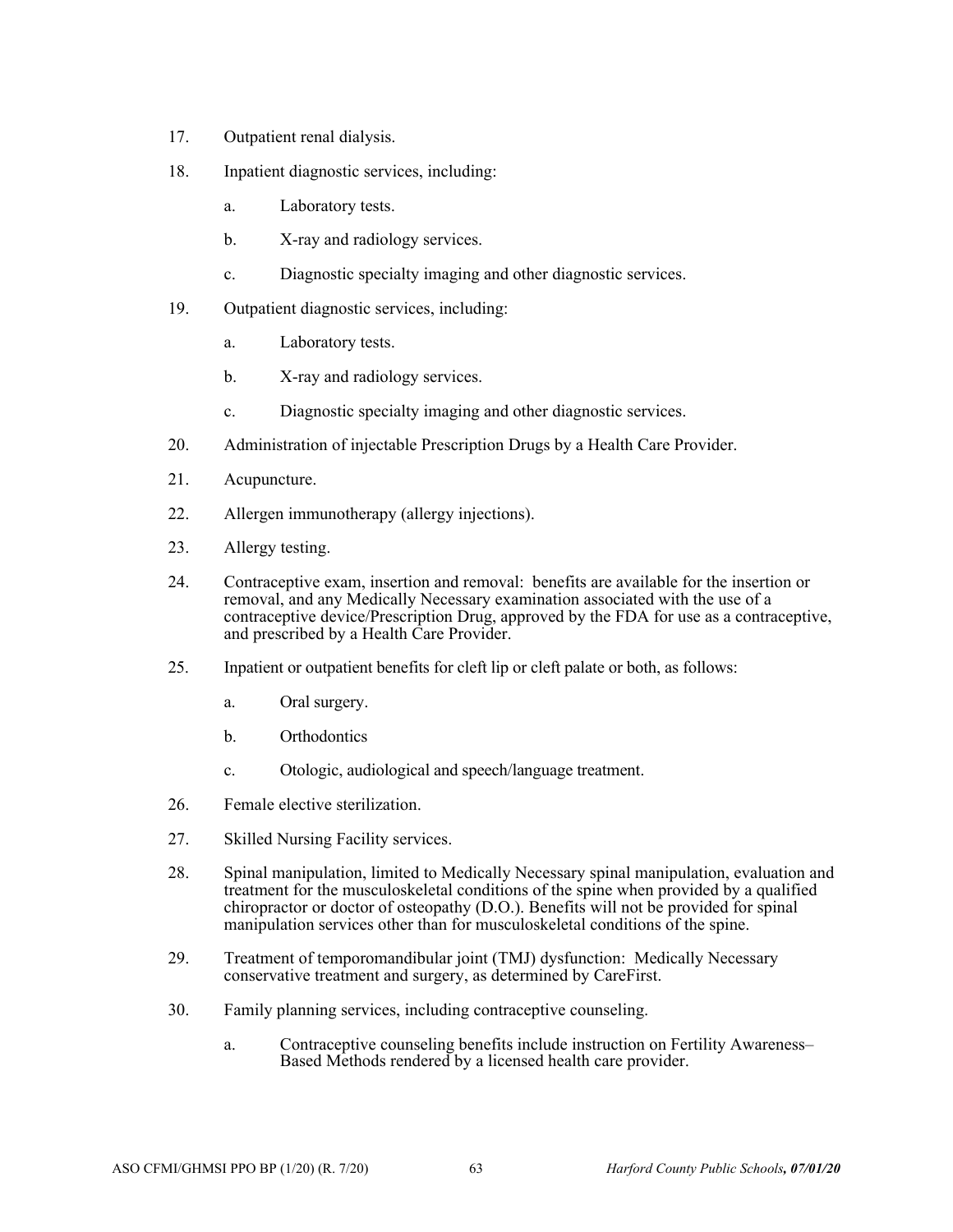17. Outpatient renal dialysis.

18. Inpatient diagnostic services, including:

    a. Laboratory tests.

    b. X-ray and radiology services.

    c. Diagnostic specialty imaging and other diagnostic services.

19. Outpatient diagnostic services, including:

    a. Laboratory tests.

    b. X-ray and radiology services.

    c. Diagnostic specialty imaging and other diagnostic services.

20. Administration of injectable Prescription Drugs by a Health Care Provider.

21. Acupuncture.

22. Allergen immunotherapy (allergy injections).

23. Allergy testing.

24. Contraceptive exam, insertion and removal: benefits are available for the insertion or removal, and any Medically Necessary examination associated with the use of a contraceptive device/Prescription Drug, approved by the FDA for use as a contraceptive, and prescribed by a Health Care Provider.

25. Inpatient or outpatient benefits for cleft lip or cleft palate or both, as follows:

    a. Oral surgery.

    b. Orthodontics

    c. Otologic, audiological and speech/language treatment.

26. Female elective sterilization.

27. Skilled Nursing Facility services.

28. Spinal manipulation, limited to Medically Necessary spinal manipulation, evaluation and treatment for the musculoskeletal conditions of the spine when provided by a qualified chiropractor or doctor of osteopathy (D.O.). Benefits will not be provided for spinal manipulation services other than for musculoskeletal conditions of the spine.

29. Treatment of temporomandibular joint (TMJ) dysfunction: Medically Necessary conservative treatment and surgery, as determined by CareFirst.

30. Family planning services, including contraceptive counseling.

    a. Contraceptive counseling benefits include instruction on Fertility Awareness–Based Methods rendered by a licensed health care provider.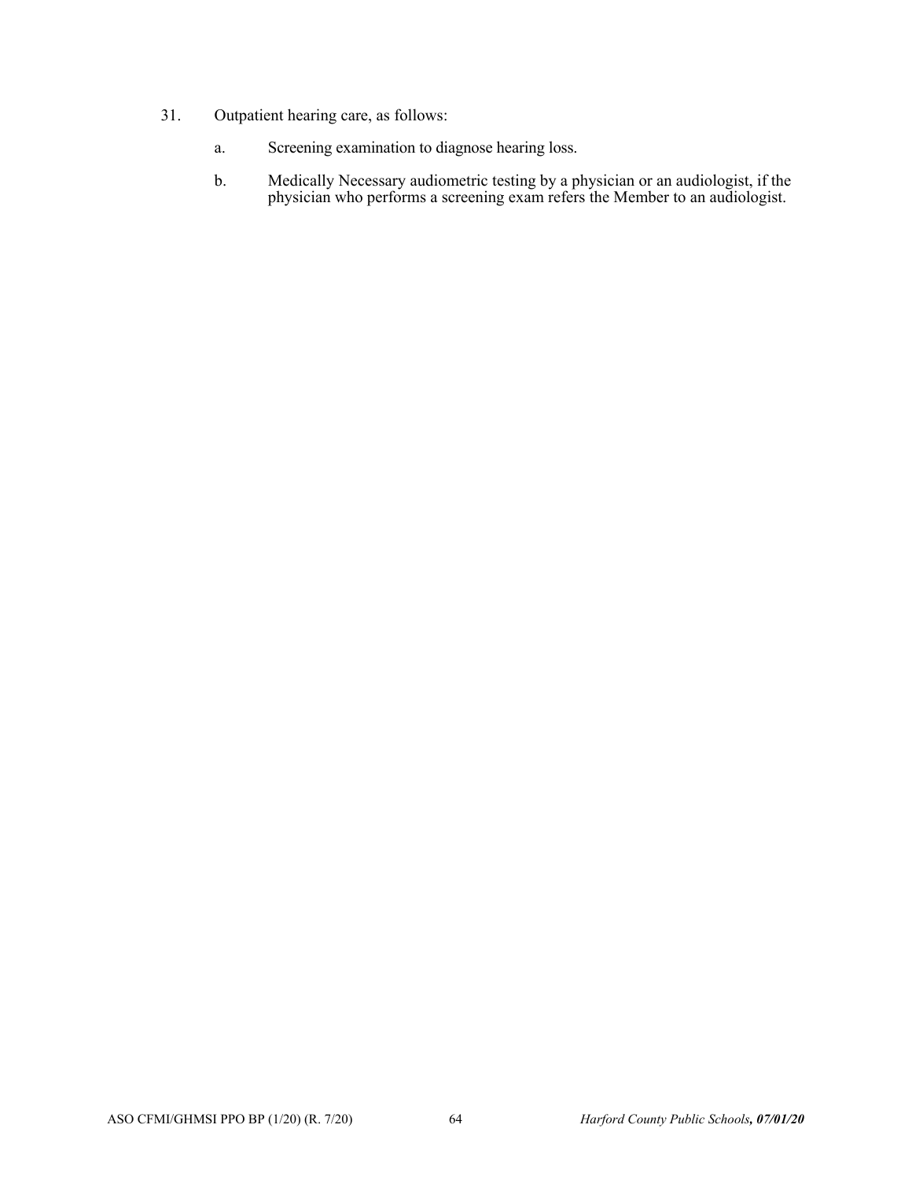31. Outpatient hearing care, as follows:

    a. Screening examination to diagnose hearing loss.

    b. Medically Necessary audiometric testing by a physician or an audiologist, if the physician who performs a screening exam refers the Member to an audiologist.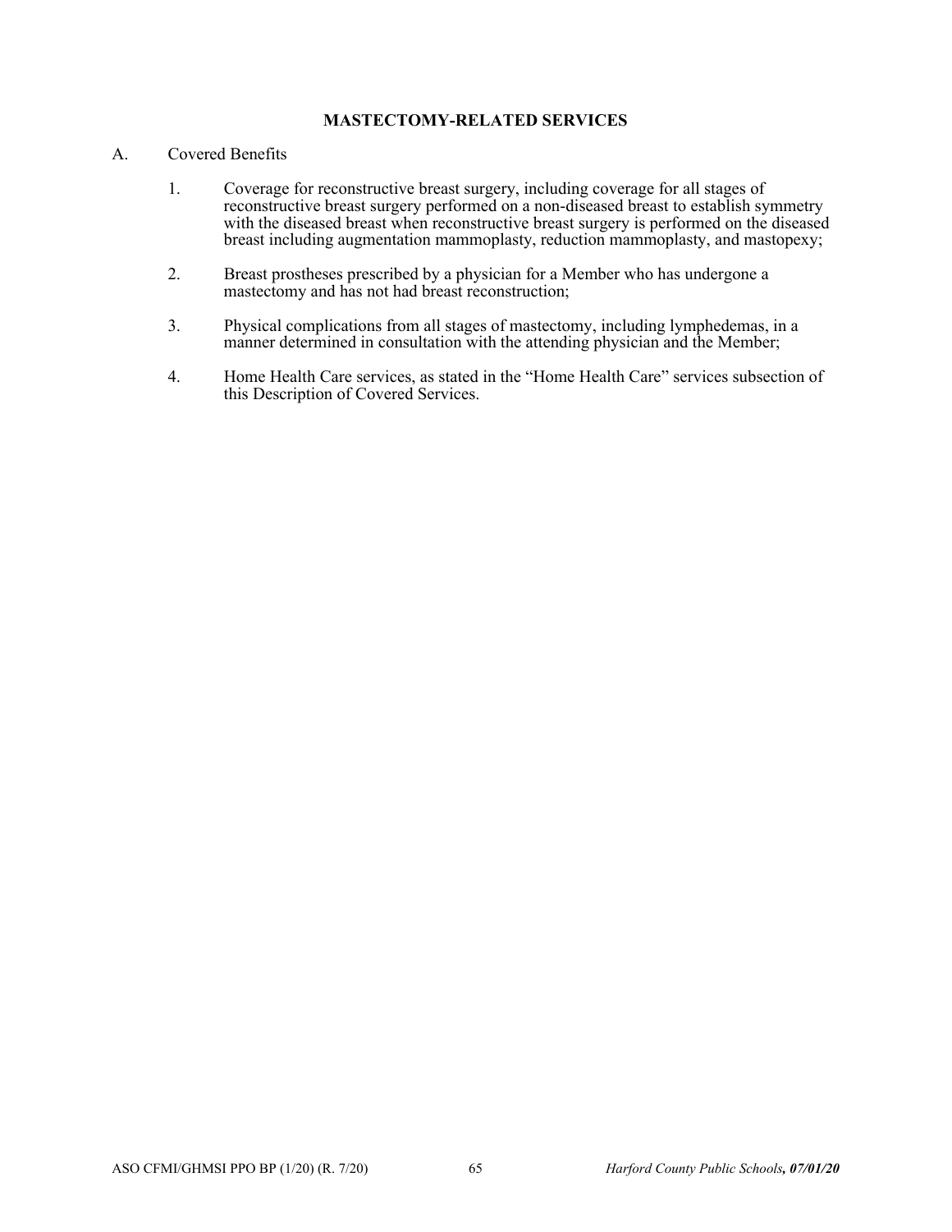## MASTECTOMY-RELATED SERVICES

A. Covered Benefits

1. Coverage for reconstructive breast surgery, including coverage for all stages of reconstructive breast surgery performed on a non-diseased breast to establish symmetry with the diseased breast when reconstructive breast surgery is performed on the diseased breast including augmentation mammoplasty, reduction mammoplasty, and mastopexy;

2. Breast prostheses prescribed by a physician for a Member who has undergone a mastectomy and has not had breast reconstruction;

3. Physical complications from all stages of mastectomy, including lymphedemas, in a manner determined in consultation with the attending physician and the Member;

4. Home Health Care services, as stated in the "Home Health Care" services subsection of this Description of Covered Services.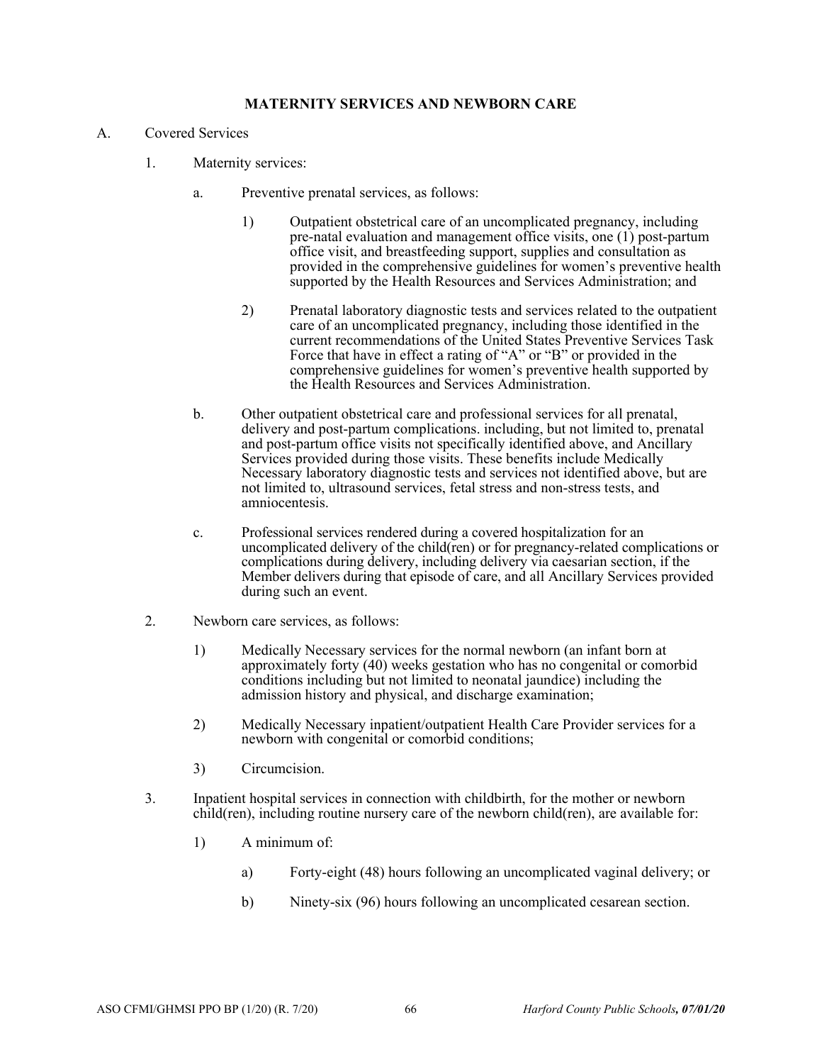## MATERNITY SERVICES AND NEWBORN CARE

A. Covered Services

1. Maternity services:

   a. Preventive prenatal services, as follows:

      1) Outpatient obstetrical care of an uncomplicated pregnancy, including pre-natal evaluation and management office visits, one (1) post-partum office visit, and breastfeeding support, supplies and consultation as provided in the comprehensive guidelines for women's preventive health supported by the Health Resources and Services Administration; and

      2) Prenatal laboratory diagnostic tests and services related to the outpatient care of an uncomplicated pregnancy, including those identified in the current recommendations of the United States Preventive Services Task Force that have in effect a rating of "A" or "B" or provided in the comprehensive guidelines for women's preventive health supported by the Health Resources and Services Administration.

   b. Other outpatient obstetrical care and professional services for all prenatal, delivery and post-partum complications. including, but not limited to, prenatal and post-partum office visits not specifically identified above, and Ancillary Services provided during those visits. These benefits include Medically Necessary laboratory diagnostic tests and services not identified above, but are not limited to, ultrasound services, fetal stress and non-stress tests, and amniocentesis.

   c. Professional services rendered during a covered hospitalization for an uncomplicated delivery of the child(ren) or for pregnancy-related complications or complications during delivery, including delivery via caesarian section, if the Member delivers during that episode of care, and all Ancillary Services provided during such an event.

2. Newborn care services, as follows:

   1) Medically Necessary services for the normal newborn (an infant born at approximately forty (40) weeks gestation who has no congenital or comorbid conditions including but not limited to neonatal jaundice) including the admission history and physical, and discharge examination;

   2) Medically Necessary inpatient/outpatient Health Care Provider services for a newborn with congenital or comorbid conditions;

   3) Circumcision.

3. Inpatient hospital services in connection with childbirth, for the mother or newborn child(ren), including routine nursery care of the newborn child(ren), are available for:

   1) A minimum of:

      a) Forty-eight (48) hours following an uncomplicated vaginal delivery; or

      b) Ninety-six (96) hours following an uncomplicated cesarean section.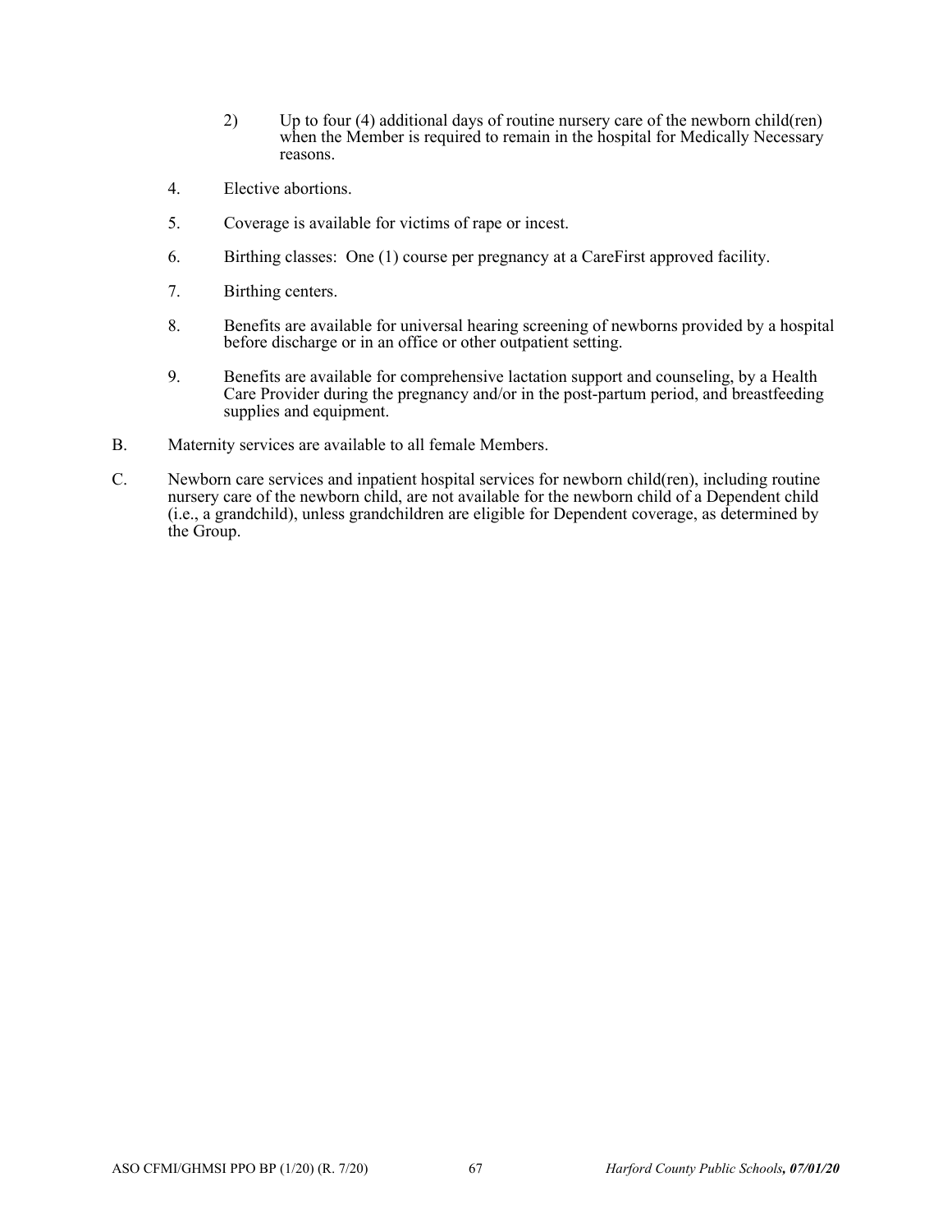2) Up to four (4) additional days of routine nursery care of the newborn child(ren) when the Member is required to remain in the hospital for Medically Necessary reasons.

4. Elective abortions.

5. Coverage is available for victims of rape or incest.

6. Birthing classes: One (1) course per pregnancy at a CareFirst approved facility.

7. Birthing centers.

8. Benefits are available for universal hearing screening of newborns provided by a hospital before discharge or in an office or other outpatient setting.

9. Benefits are available for comprehensive lactation support and counseling, by a Health Care Provider during the pregnancy and/or in the post-partum period, and breastfeeding supplies and equipment.

B. Maternity services are available to all female Members.

C. Newborn care services and inpatient hospital services for newborn child(ren), including routine nursery care of the newborn child, are not available for the newborn child of a Dependent child (i.e., a grandchild), unless grandchildren are eligible for Dependent coverage, as determined by the Group.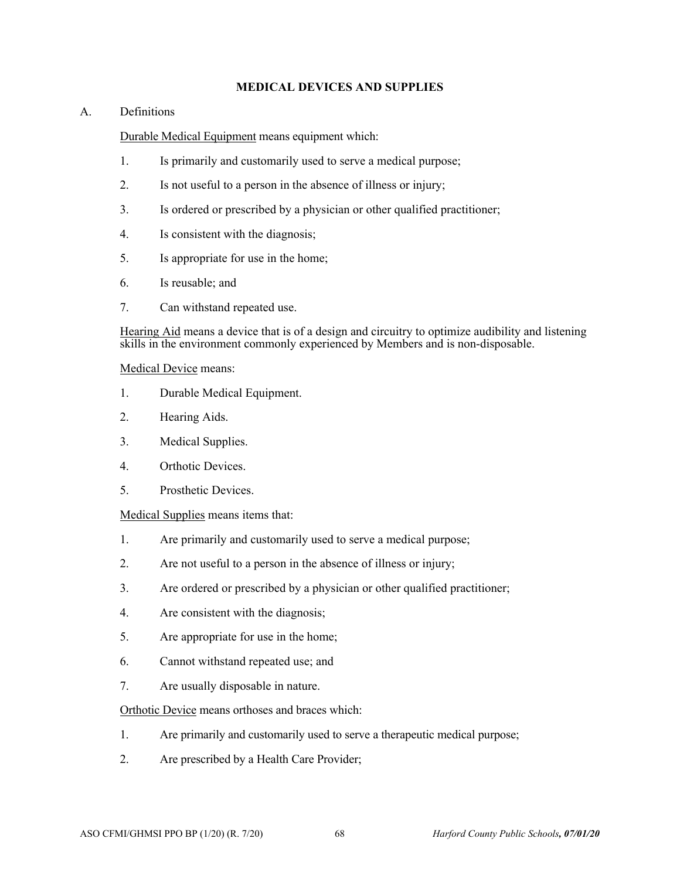## MEDICAL DEVICES AND SUPPLIES

A. Definitions

<u>Durable Medical Equipment</u> means equipment which:

1. Is primarily and customarily used to serve a medical purpose;
2. Is not useful to a person in the absence of illness or injury;
3. Is ordered or prescribed by a physician or other qualified practitioner;
4. Is consistent with the diagnosis;
5. Is appropriate for use in the home;
6. Is reusable; and
7. Can withstand repeated use.

<u>Hearing Aid</u> means a device that is of a design and circuitry to optimize audibility and listening skills in the environment commonly experienced by Members and is non-disposable.

<u>Medical Device</u> means:

1. Durable Medical Equipment.
2. Hearing Aids.
3. Medical Supplies.
4. Orthotic Devices.
5. Prosthetic Devices.

<u>Medical Supplies</u> means items that:

1. Are primarily and customarily used to serve a medical purpose;
2. Are not useful to a person in the absence of illness or injury;
3. Are ordered or prescribed by a physician or other qualified practitioner;
4. Are consistent with the diagnosis;
5. Are appropriate for use in the home;
6. Cannot withstand repeated use; and
7. Are usually disposable in nature.

<u>Orthotic Device</u> means orthoses and braces which:

1. Are primarily and customarily used to serve a therapeutic medical purpose;
2. Are prescribed by a Health Care Provider;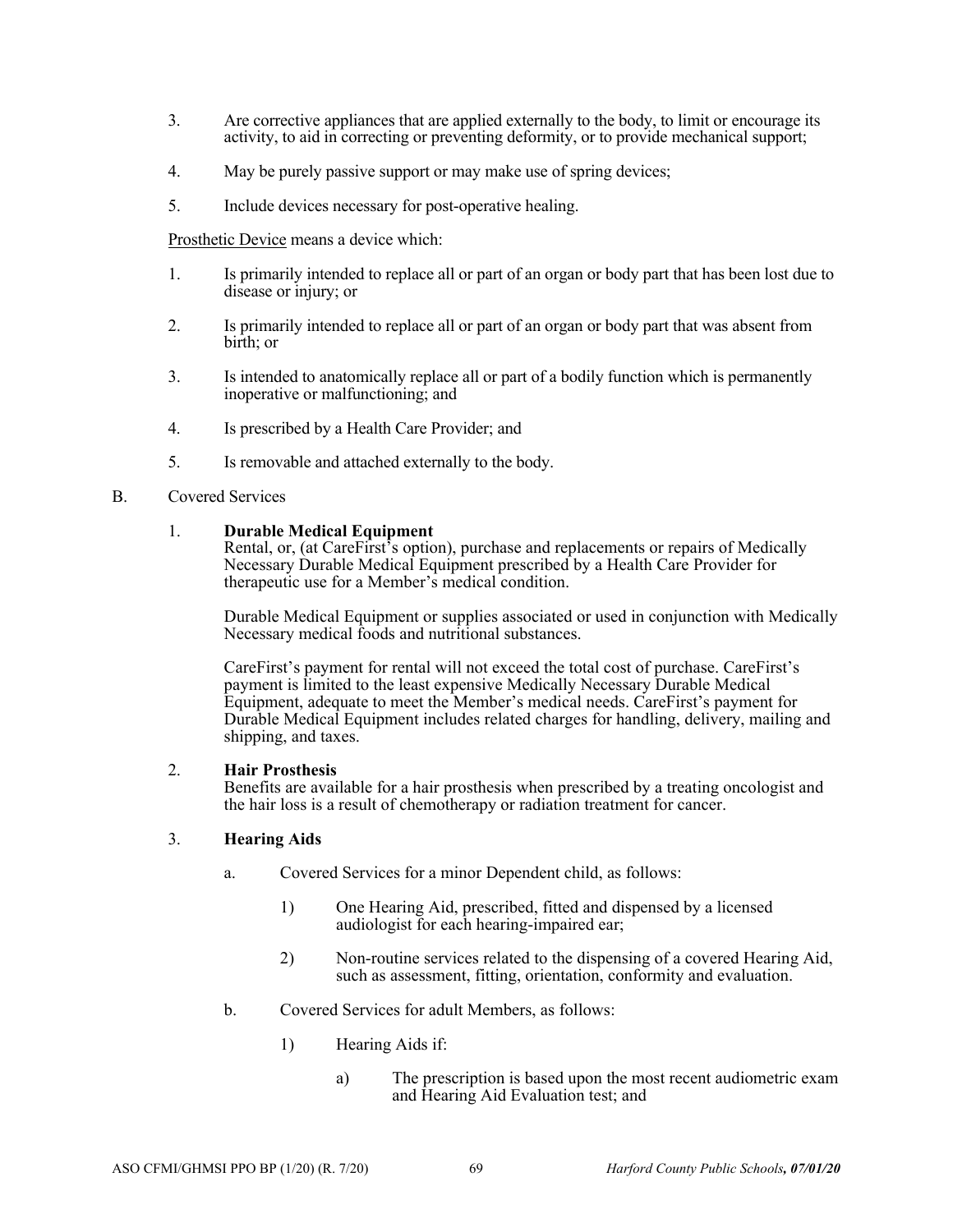3. Are corrective appliances that are applied externally to the body, to limit or encourage its activity, to aid in correcting or preventing deformity, or to provide mechanical support;

4. May be purely passive support or may make use of spring devices;

5. Include devices necessary for post-operative healing.

Prosthetic Device means a device which:

1. Is primarily intended to replace all or part of an organ or body part that has been lost due to disease or injury; or

2. Is primarily intended to replace all or part of an organ or body part that was absent from birth; or

3. Is intended to anatomically replace all or part of a bodily function which is permanently inoperative or malfunctioning; and

4. Is prescribed by a Health Care Provider; and

5. Is removable and attached externally to the body.

B. Covered Services

1. **Durable Medical Equipment**
Rental, or, (at CareFirst's option), purchase and replacements or repairs of Medically Necessary Durable Medical Equipment prescribed by a Health Care Provider for therapeutic use for a Member's medical condition.

   Durable Medical Equipment or supplies associated or used in conjunction with Medically Necessary medical foods and nutritional substances.

   CareFirst's payment for rental will not exceed the total cost of purchase. CareFirst's payment is limited to the least expensive Medically Necessary Durable Medical Equipment, adequate to meet the Member's medical needs. CareFirst's payment for Durable Medical Equipment includes related charges for handling, delivery, mailing and shipping, and taxes.

2. **Hair Prosthesis**
Benefits are available for a hair prosthesis when prescribed by a treating oncologist and the hair loss is a result of chemotherapy or radiation treatment for cancer.

3. **Hearing Aids**

   a. Covered Services for a minor Dependent child, as follows:

      1) One Hearing Aid, prescribed, fitted and dispensed by a licensed audiologist for each hearing-impaired ear;

      2) Non-routine services related to the dispensing of a covered Hearing Aid, such as assessment, fitting, orientation, conformity and evaluation.

   b. Covered Services for adult Members, as follows:

      1) Hearing Aids if:

         a) The prescription is based upon the most recent audiometric exam and Hearing Aid Evaluation test; and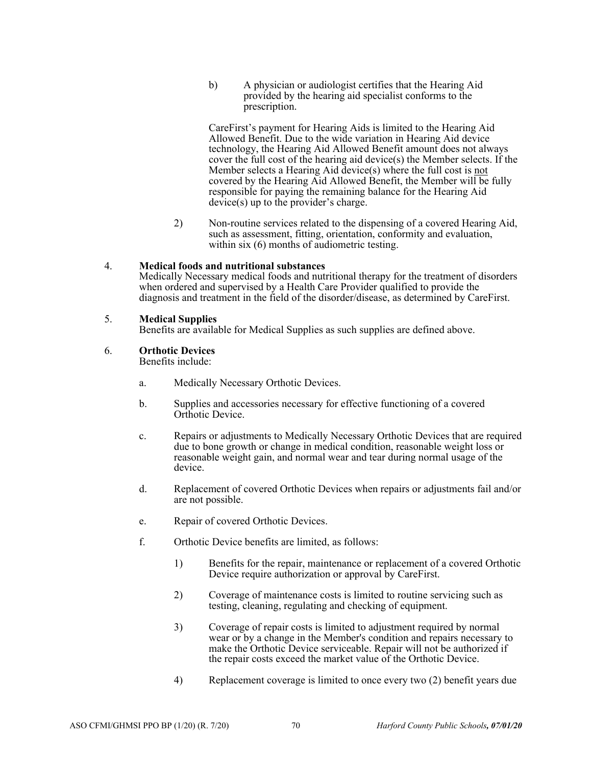b) A physician or audiologist certifies that the Hearing Aid provided by the hearing aid specialist conforms to the prescription.

CareFirst's payment for Hearing Aids is limited to the Hearing Aid Allowed Benefit. Due to the wide variation in Hearing Aid device technology, the Hearing Aid Allowed Benefit amount does not always cover the full cost of the hearing aid device(s) the Member selects. If the Member selects a Hearing Aid device(s) where the full cost is <u>not</u> covered by the Hearing Aid Allowed Benefit, the Member will be fully responsible for paying the remaining balance for the Hearing Aid device(s) up to the provider's charge.

2) Non-routine services related to the dispensing of a covered Hearing Aid, such as assessment, fitting, orientation, conformity and evaluation, within six (6) months of audiometric testing.

4. **Medical foods and nutritional substances**
Medically Necessary medical foods and nutritional therapy for the treatment of disorders when ordered and supervised by a Health Care Provider qualified to provide the diagnosis and treatment in the field of the disorder/disease, as determined by CareFirst.

5. **Medical Supplies**
Benefits are available for Medical Supplies as such supplies are defined above.

6. **Orthotic Devices**
Benefits include:

a. Medically Necessary Orthotic Devices.

b. Supplies and accessories necessary for effective functioning of a covered Orthotic Device.

c. Repairs or adjustments to Medically Necessary Orthotic Devices that are required due to bone growth or change in medical condition, reasonable weight loss or reasonable weight gain, and normal wear and tear during normal usage of the device.

d. Replacement of covered Orthotic Devices when repairs or adjustments fail and/or are not possible.

e. Repair of covered Orthotic Devices.

f. Orthotic Device benefits are limited, as follows:

1) Benefits for the repair, maintenance or replacement of a covered Orthotic Device require authorization or approval by CareFirst.

2) Coverage of maintenance costs is limited to routine servicing such as testing, cleaning, regulating and checking of equipment.

3) Coverage of repair costs is limited to adjustment required by normal wear or by a change in the Member's condition and repairs necessary to make the Orthotic Device serviceable. Repair will not be authorized if the repair costs exceed the market value of the Orthotic Device.

4) Replacement coverage is limited to once every two (2) benefit years due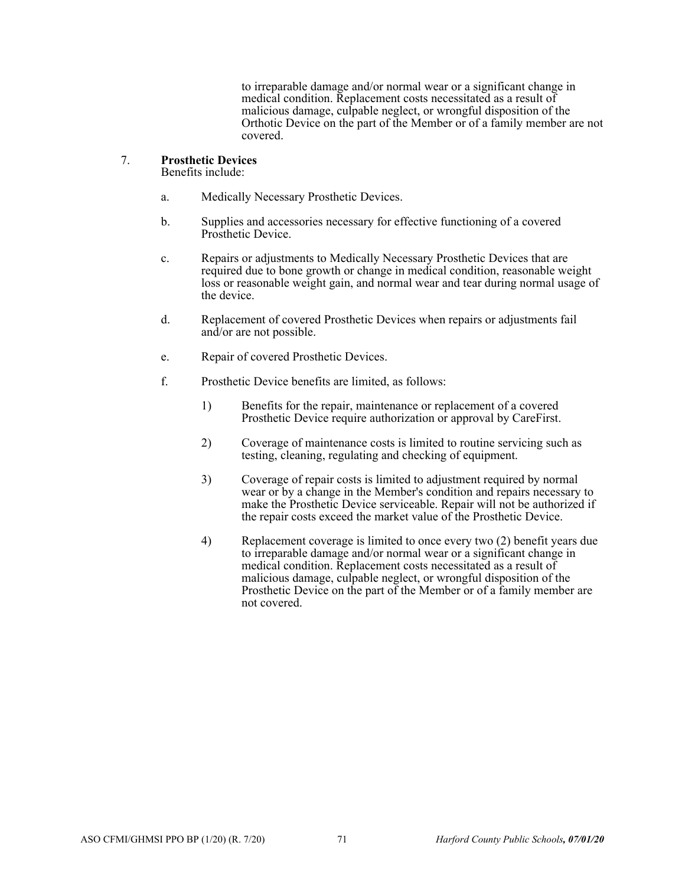to irreparable damage and/or normal wear or a significant change in medical condition. Replacement costs necessitated as a result of malicious damage, culpable neglect, or wrongful disposition of the Orthotic Device on the part of the Member or of a family member are not covered.

7. **Prosthetic Devices**
   Benefits include:

   a. Medically Necessary Prosthetic Devices.

   b. Supplies and accessories necessary for effective functioning of a covered Prosthetic Device.

   c. Repairs or adjustments to Medically Necessary Prosthetic Devices that are required due to bone growth or change in medical condition, reasonable weight loss or reasonable weight gain, and normal wear and tear during normal usage of the device.

   d. Replacement of covered Prosthetic Devices when repairs or adjustments fail and/or are not possible.

   e. Repair of covered Prosthetic Devices.

   f. Prosthetic Device benefits are limited, as follows:

      1) Benefits for the repair, maintenance or replacement of a covered Prosthetic Device require authorization or approval by CareFirst.

      2) Coverage of maintenance costs is limited to routine servicing such as testing, cleaning, regulating and checking of equipment.

      3) Coverage of repair costs is limited to adjustment required by normal wear or by a change in the Member's condition and repairs necessary to make the Prosthetic Device serviceable. Repair will not be authorized if the repair costs exceed the market value of the Prosthetic Device.

      4) Replacement coverage is limited to once every two (2) benefit years due to irreparable damage and/or normal wear or a significant change in medical condition. Replacement costs necessitated as a result of malicious damage, culpable neglect, or wrongful disposition of the Prosthetic Device on the part of the Member or of a family member are not covered.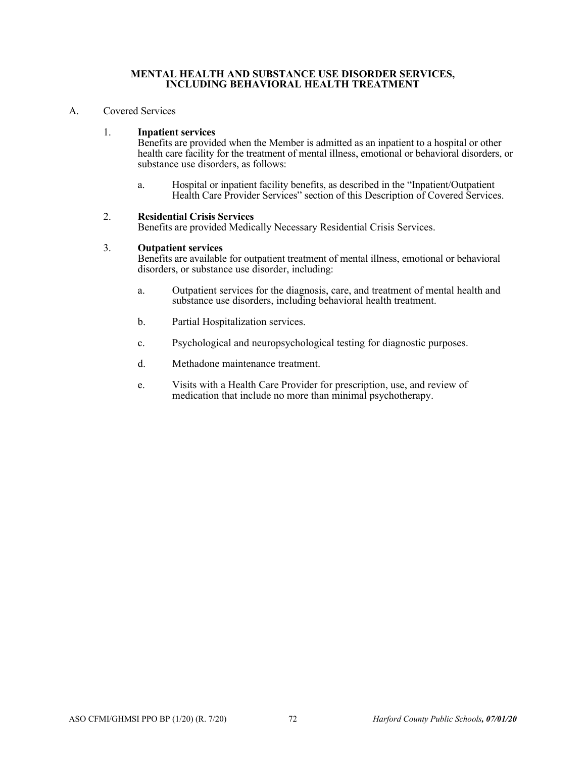## MENTAL HEALTH AND SUBSTANCE USE DISORDER SERVICES, INCLUDING BEHAVIORAL HEALTH TREATMENT

A. Covered Services

1. **Inpatient services**
   Benefits are provided when the Member is admitted as an inpatient to a hospital or other health care facility for the treatment of mental illness, emotional or behavioral disorders, or substance use disorders, as follows:

   a. Hospital or inpatient facility benefits, as described in the "Inpatient/Outpatient Health Care Provider Services" section of this Description of Covered Services.

2. **Residential Crisis Services**
   Benefits are provided Medically Necessary Residential Crisis Services.

3. **Outpatient services**
   Benefits are available for outpatient treatment of mental illness, emotional or behavioral disorders, or substance use disorder, including:

   a. Outpatient services for the diagnosis, care, and treatment of mental health and substance use disorders, including behavioral health treatment.

   b. Partial Hospitalization services.

   c. Psychological and neuropsychological testing for diagnostic purposes.

   d. Methadone maintenance treatment.

   e. Visits with a Health Care Provider for prescription, use, and review of medication that include no more than minimal psychotherapy.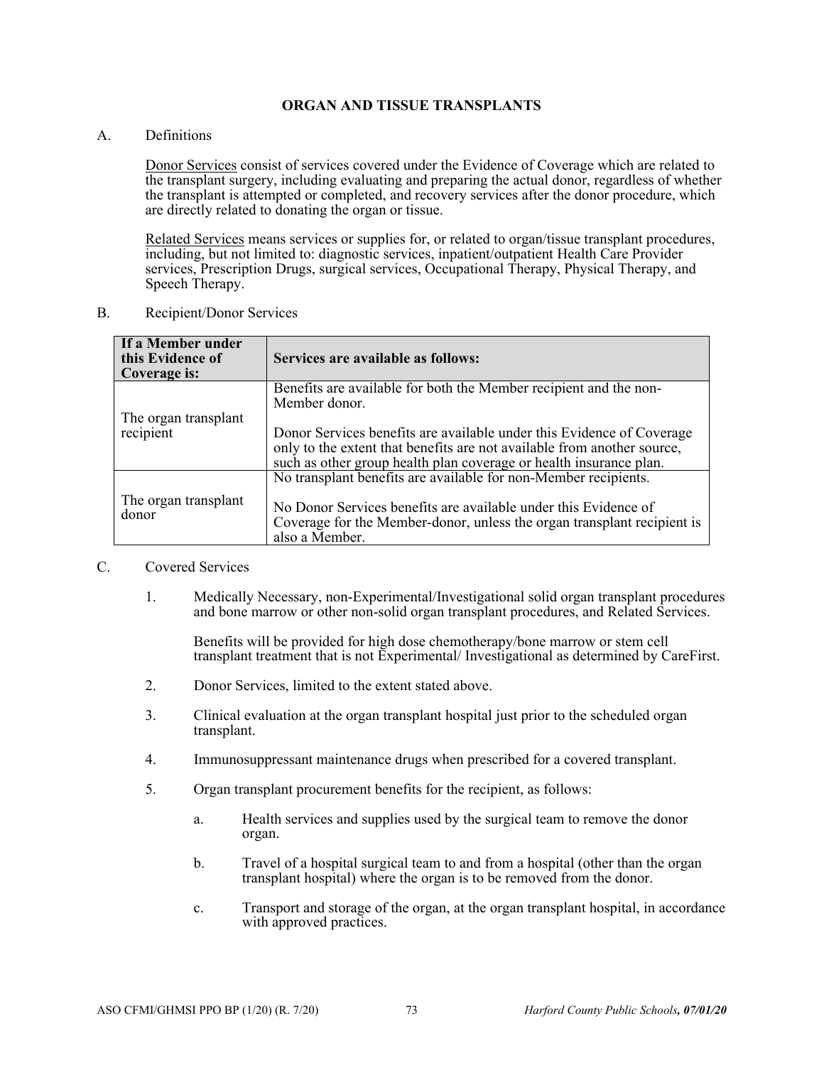## ORGAN AND TISSUE TRANSPLANTS

A. Definitions

<u>Donor Services</u> consist of services covered under the Evidence of Coverage which are related to the transplant surgery, including evaluating and preparing the actual donor, regardless of whether the transplant is attempted or completed, and recovery services after the donor procedure, which are directly related to donating the organ or tissue.

<u>Related Services</u> means services or supplies for, or related to organ/tissue transplant procedures, including, but not limited to: diagnostic services, inpatient/outpatient Health Care Provider services, Prescription Drugs, surgical services, Occupational Therapy, Physical Therapy, and Speech Therapy.

B. Recipient/Donor Services

| If a Member under this Evidence of Coverage is: | Services are available as follows: |
|---|---|
| The organ transplant recipient | Benefits are available for both the Member recipient and the non-Member donor.<br><br>Donor Services benefits are available under this Evidence of Coverage only to the extent that benefits are not available from another source, such as other group health plan coverage or health insurance plan. |
| The organ transplant donor | No transplant benefits are available for non-Member recipients.<br><br>No Donor Services benefits are available under this Evidence of Coverage for the Member-donor, unless the organ transplant recipient is also a Member. |

C. Covered Services

1. Medically Necessary, non-Experimental/Investigational solid organ transplant procedures and bone marrow or other non-solid organ transplant procedures, and Related Services.

   Benefits will be provided for high dose chemotherapy/bone marrow or stem cell transplant treatment that is not Experimental/ Investigational as determined by CareFirst.

2. Donor Services, limited to the extent stated above.

3. Clinical evaluation at the organ transplant hospital just prior to the scheduled organ transplant.

4. Immunosuppressant maintenance drugs when prescribed for a covered transplant.

5. Organ transplant procurement benefits for the recipient, as follows:

   a. Health services and supplies used by the surgical team to remove the donor organ.

   b. Travel of a hospital surgical team to and from a hospital (other than the organ transplant hospital) where the organ is to be removed from the donor.

   c. Transport and storage of the organ, at the organ transplant hospital, in accordance with approved practices.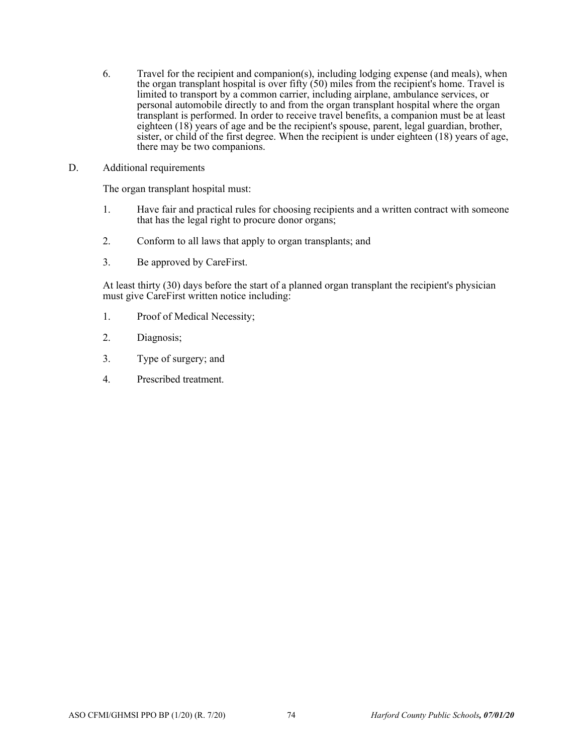6. Travel for the recipient and companion(s), including lodging expense (and meals), when the organ transplant hospital is over fifty (50) miles from the recipient's home. Travel is limited to transport by a common carrier, including airplane, ambulance services, or personal automobile directly to and from the organ transplant hospital where the organ transplant is performed. In order to receive travel benefits, a companion must be at least eighteen (18) years of age and be the recipient's spouse, parent, legal guardian, brother, sister, or child of the first degree. When the recipient is under eighteen (18) years of age, there may be two companions.

D. Additional requirements

The organ transplant hospital must:

1. Have fair and practical rules for choosing recipients and a written contract with someone that has the legal right to procure donor organs;

2. Conform to all laws that apply to organ transplants; and

3. Be approved by CareFirst.

At least thirty (30) days before the start of a planned organ transplant the recipient's physician must give CareFirst written notice including:

1. Proof of Medical Necessity;

2. Diagnosis;

3. Type of surgery; and

4. Prescribed treatment.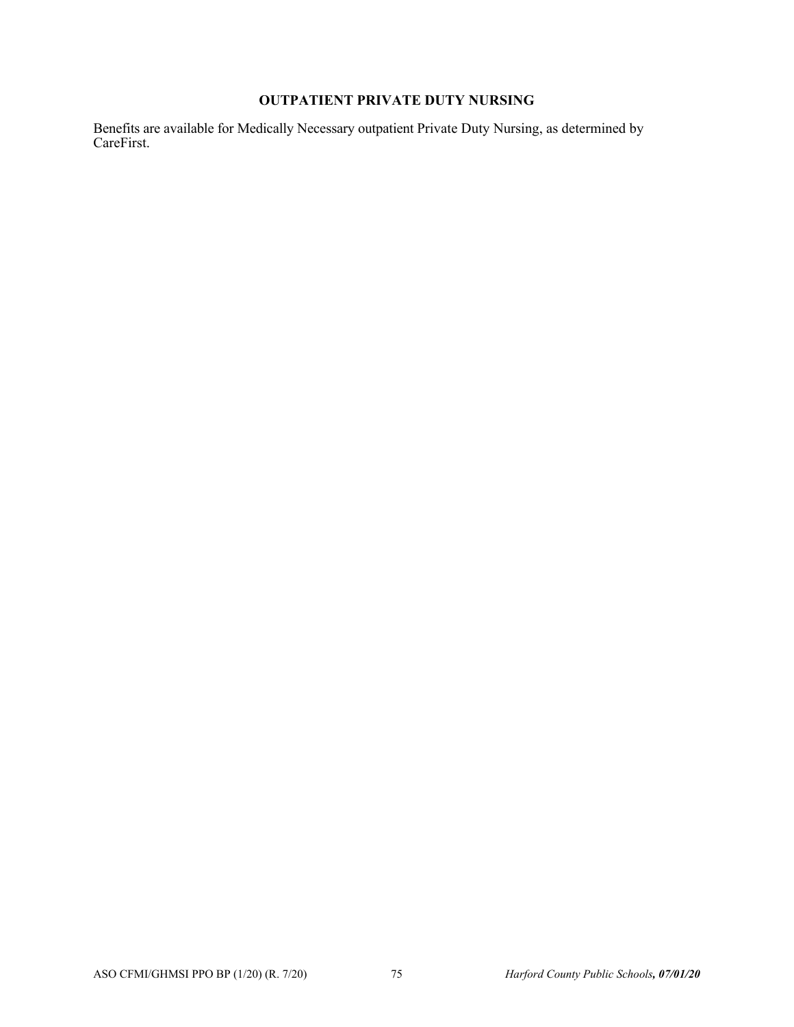## OUTPATIENT PRIVATE DUTY NURSING

Benefits are available for Medically Necessary outpatient Private Duty Nursing, as determined by CareFirst.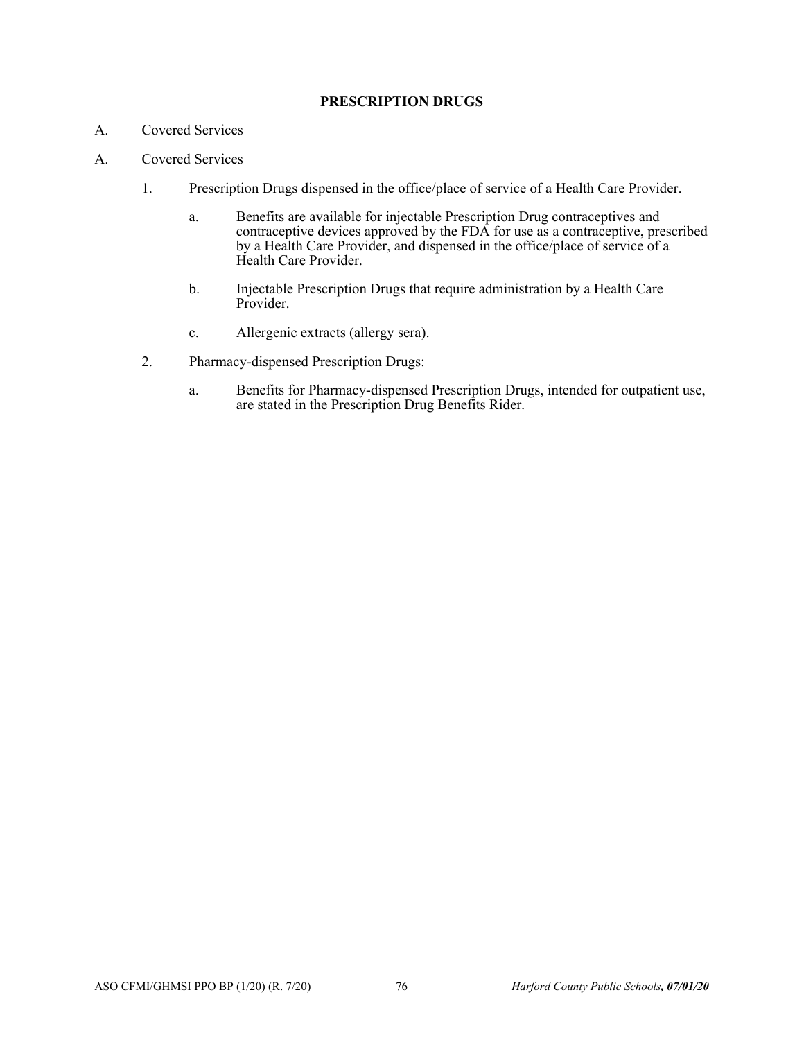## PRESCRIPTION DRUGS

A. Covered Services

A. Covered Services

1. Prescription Drugs dispensed in the office/place of service of a Health Care Provider.

   a. Benefits are available for injectable Prescription Drug contraceptives and contraceptive devices approved by the FDA for use as a contraceptive, prescribed by a Health Care Provider, and dispensed in the office/place of service of a Health Care Provider.

   b. Injectable Prescription Drugs that require administration by a Health Care Provider.

   c. Allergenic extracts (allergy sera).

2. Pharmacy-dispensed Prescription Drugs:

   a. Benefits for Pharmacy-dispensed Prescription Drugs, intended for outpatient use, are stated in the Prescription Drug Benefits Rider.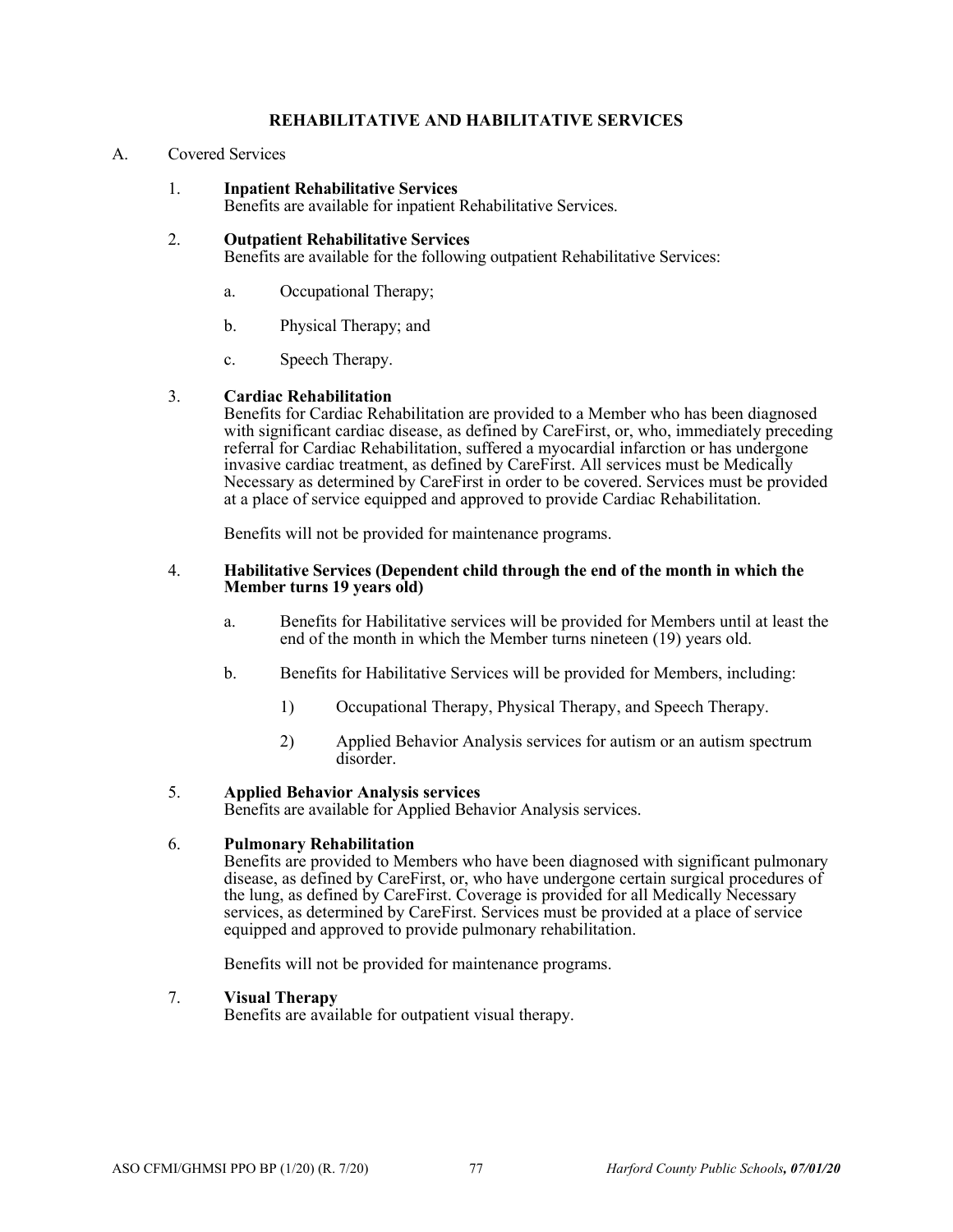## REHABILITATIVE AND HABILITATIVE SERVICES

A. Covered Services

1. **Inpatient Rehabilitative Services**
   Benefits are available for inpatient Rehabilitative Services.

2. **Outpatient Rehabilitative Services**
   Benefits are available for the following outpatient Rehabilitative Services:

   a. Occupational Therapy;

   b. Physical Therapy; and

   c. Speech Therapy.

3. **Cardiac Rehabilitation**
   Benefits for Cardiac Rehabilitation are provided to a Member who has been diagnosed with significant cardiac disease, as defined by CareFirst, or, who, immediately preceding referral for Cardiac Rehabilitation, suffered a myocardial infarction or has undergone invasive cardiac treatment, as defined by CareFirst. All services must be Medically Necessary as determined by CareFirst in order to be covered. Services must be provided at a place of service equipped and approved to provide Cardiac Rehabilitation.

   Benefits will not be provided for maintenance programs.

4. **Habilitative Services (Dependent child through the end of the month in which the Member turns 19 years old)**

   a. Benefits for Habilitative services will be provided for Members until at least the end of the month in which the Member turns nineteen (19) years old.

   b. Benefits for Habilitative Services will be provided for Members, including:

      1) Occupational Therapy, Physical Therapy, and Speech Therapy.

      2) Applied Behavior Analysis services for autism or an autism spectrum disorder.

5. **Applied Behavior Analysis services**
   Benefits are available for Applied Behavior Analysis services.

6. **Pulmonary Rehabilitation**
   Benefits are provided to Members who have been diagnosed with significant pulmonary disease, as defined by CareFirst, or, who have undergone certain surgical procedures of the lung, as defined by CareFirst. Coverage is provided for all Medically Necessary services, as determined by CareFirst. Services must be provided at a place of service equipped and approved to provide pulmonary rehabilitation.

   Benefits will not be provided for maintenance programs.

7. **Visual Therapy**
   Benefits are available for outpatient visual therapy.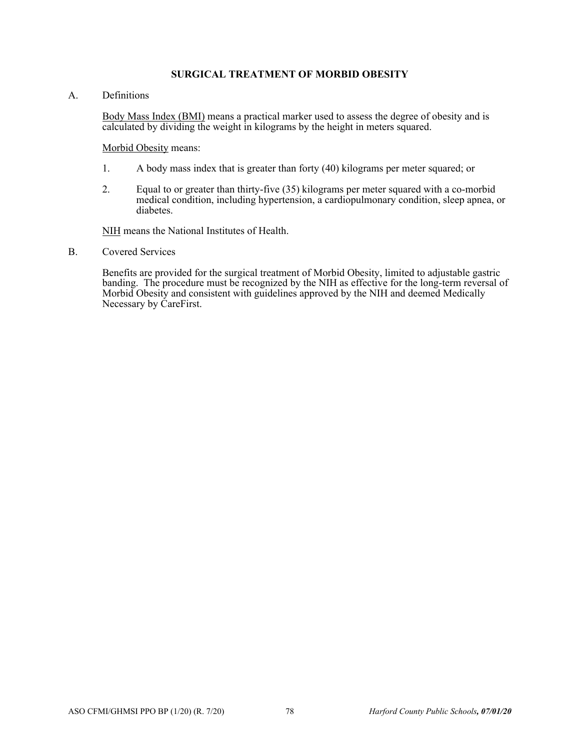# SURGICAL TREATMENT OF MORBID OBESITY

A. Definitions

<u>Body Mass Index (BMI)</u> means a practical marker used to assess the degree of obesity and is calculated by dividing the weight in kilograms by the height in meters squared.

<u>Morbid Obesity</u> means:

1. A body mass index that is greater than forty (40) kilograms per meter squared; or

2. Equal to or greater than thirty-five (35) kilograms per meter squared with a co-morbid medical condition, including hypertension, a cardiopulmonary condition, sleep apnea, or diabetes.

<u>NIH</u> means the National Institutes of Health.

B. Covered Services

Benefits are provided for the surgical treatment of Morbid Obesity, limited to adjustable gastric banding. The procedure must be recognized by the NIH as effective for the long-term reversal of Morbid Obesity and consistent with guidelines approved by the NIH and deemed Medically Necessary by CareFirst.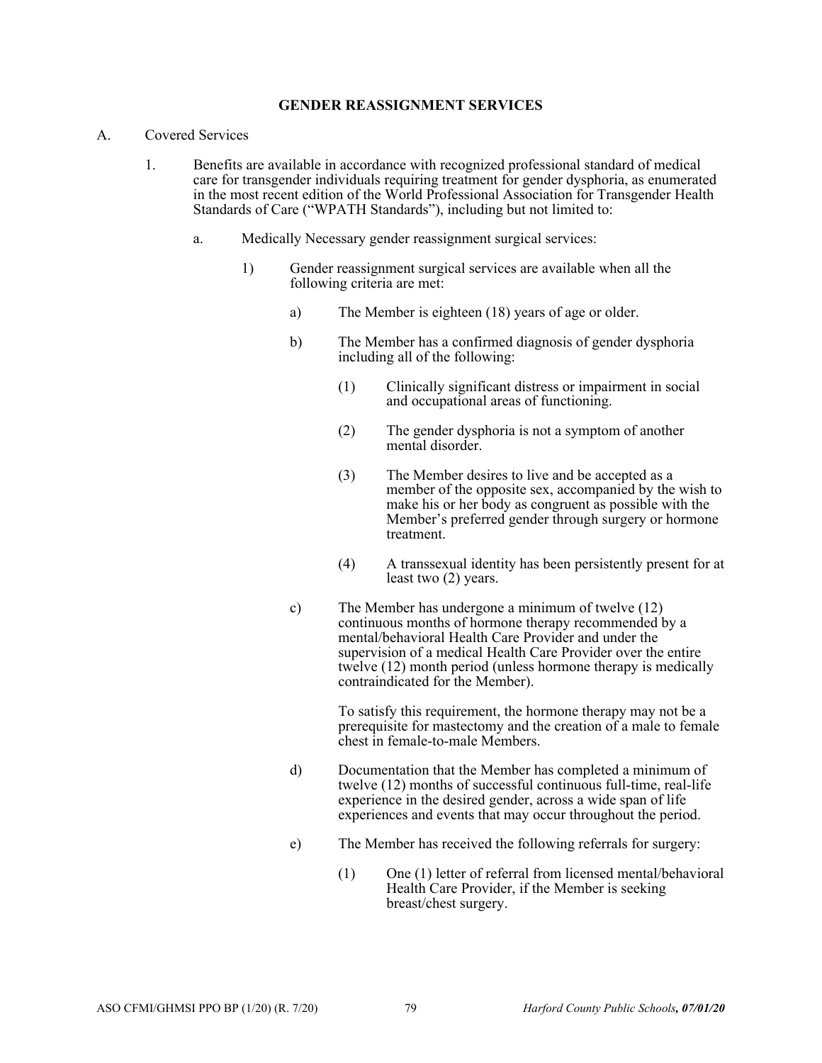## GENDER REASSIGNMENT SERVICES

A. Covered Services

1. Benefits are available in accordance with recognized professional standard of medical care for transgender individuals requiring treatment for gender dysphoria, as enumerated in the most recent edition of the World Professional Association for Transgender Health Standards of Care ("WPATH Standards"), including but not limited to:

   a. Medically Necessary gender reassignment surgical services:

      1) Gender reassignment surgical services are available when all the following criteria are met:

         a) The Member is eighteen (18) years of age or older.

         b) The Member has a confirmed diagnosis of gender dysphoria including all of the following:

            (1) Clinically significant distress or impairment in social and occupational areas of functioning.

            (2) The gender dysphoria is not a symptom of another mental disorder.

            (3) The Member desires to live and be accepted as a member of the opposite sex, accompanied by the wish to make his or her body as congruent as possible with the Member's preferred gender through surgery or hormone treatment.

            (4) A transsexual identity has been persistently present for at least two (2) years.

         c) The Member has undergone a minimum of twelve (12) continuous months of hormone therapy recommended by a mental/behavioral Health Care Provider and under the supervision of a medical Health Care Provider over the entire twelve (12) month period (unless hormone therapy is medically contraindicated for the Member).

            To satisfy this requirement, the hormone therapy may not be a prerequisite for mastectomy and the creation of a male to female chest in female-to-male Members.

         d) Documentation that the Member has completed a minimum of twelve (12) months of successful continuous full-time, real-life experience in the desired gender, across a wide span of life experiences and events that may occur throughout the period.

         e) The Member has received the following referrals for surgery:

            (1) One (1) letter of referral from licensed mental/behavioral Health Care Provider, if the Member is seeking breast/chest surgery.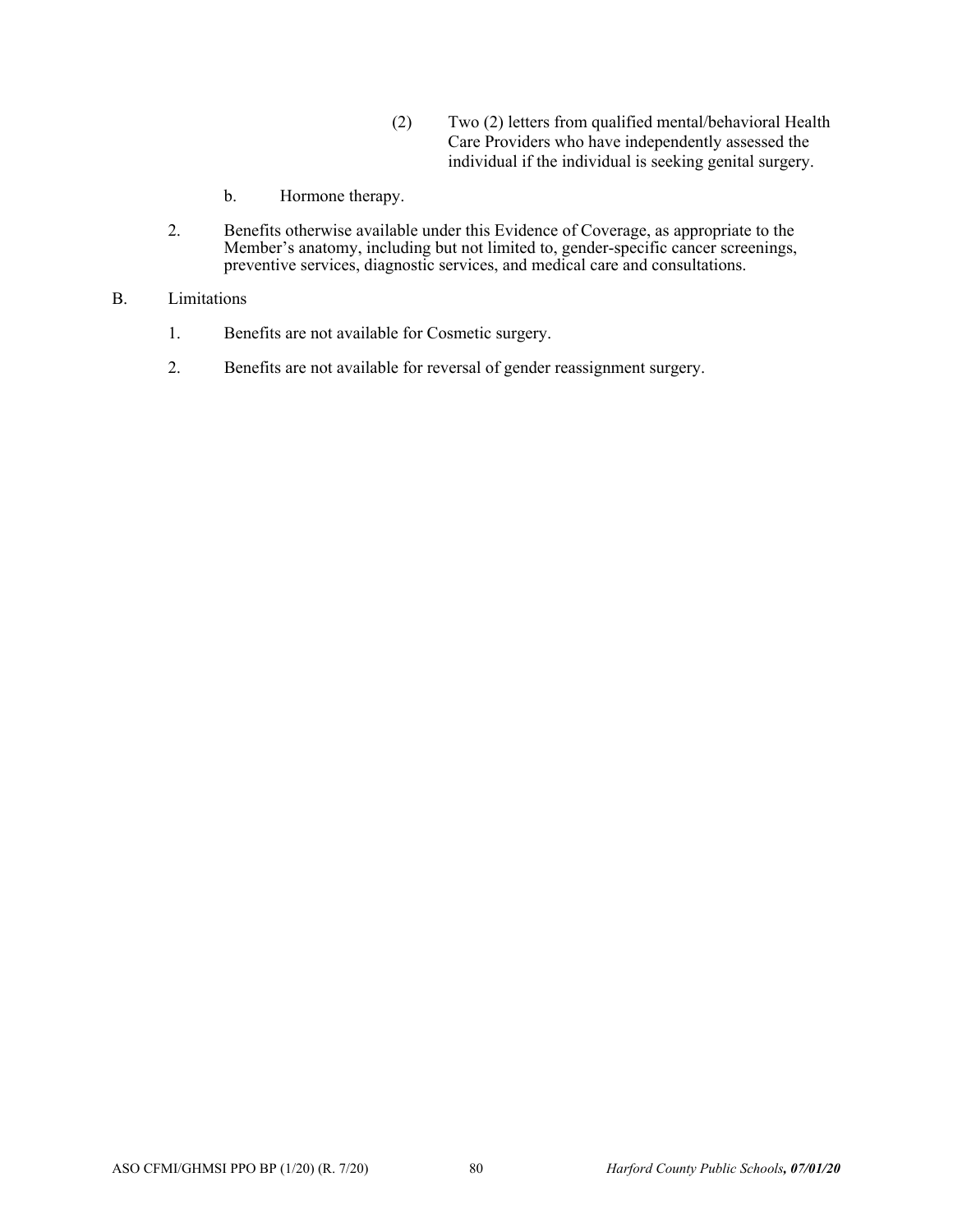(2) Two (2) letters from qualified mental/behavioral Health Care Providers who have independently assessed the individual if the individual is seeking genital surgery.

b. Hormone therapy.

2. Benefits otherwise available under this Evidence of Coverage, as appropriate to the Member's anatomy, including but not limited to, gender-specific cancer screenings, preventive services, diagnostic services, and medical care and consultations.

B. Limitations

1. Benefits are not available for Cosmetic surgery.

2. Benefits are not available for reversal of gender reassignment surgery.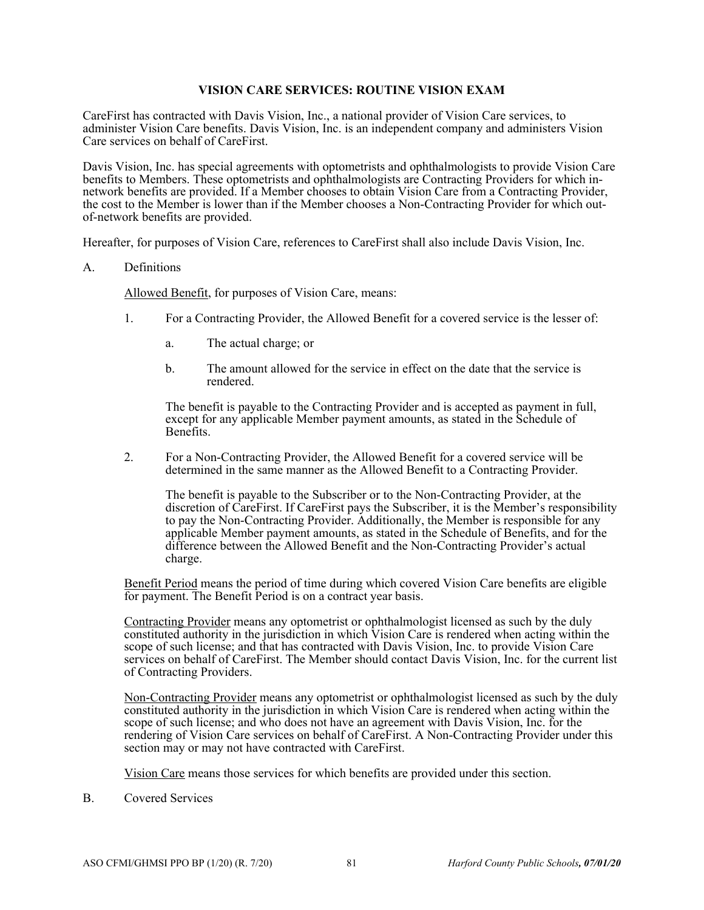## VISION CARE SERVICES: ROUTINE VISION EXAM

CareFirst has contracted with Davis Vision, Inc., a national provider of Vision Care services, to administer Vision Care benefits. Davis Vision, Inc. is an independent company and administers Vision Care services on behalf of CareFirst.

Davis Vision, Inc. has special agreements with optometrists and ophthalmologists to provide Vision Care benefits to Members. These optometrists and ophthalmologists are Contracting Providers for which in-network benefits are provided. If a Member chooses to obtain Vision Care from a Contracting Provider, the cost to the Member is lower than if the Member chooses a Non-Contracting Provider for which out-of-network benefits are provided.

Hereafter, for purposes of Vision Care, references to CareFirst shall also include Davis Vision, Inc.

A. Definitions

   Allowed Benefit, for purposes of Vision Care, means:

   1. For a Contracting Provider, the Allowed Benefit for a covered service is the lesser of:

      a. The actual charge; or

      b. The amount allowed for the service in effect on the date that the service is rendered.

      The benefit is payable to the Contracting Provider and is accepted as payment in full, except for any applicable Member payment amounts, as stated in the Schedule of Benefits.

   2. For a Non-Contracting Provider, the Allowed Benefit for a covered service will be determined in the same manner as the Allowed Benefit to a Contracting Provider.

      The benefit is payable to the Subscriber or to the Non-Contracting Provider, at the discretion of CareFirst. If CareFirst pays the Subscriber, it is the Member's responsibility to pay the Non-Contracting Provider. Additionally, the Member is responsible for any applicable Member payment amounts, as stated in the Schedule of Benefits, and for the difference between the Allowed Benefit and the Non-Contracting Provider's actual charge.

   Benefit Period means the period of time during which covered Vision Care benefits are eligible for payment. The Benefit Period is on a contract year basis.

   Contracting Provider means any optometrist or ophthalmologist licensed as such by the duly constituted authority in the jurisdiction in which Vision Care is rendered when acting within the scope of such license; and that has contracted with Davis Vision, Inc. to provide Vision Care services on behalf of CareFirst. The Member should contact Davis Vision, Inc. for the current list of Contracting Providers.

   Non-Contracting Provider means any optometrist or ophthalmologist licensed as such by the duly constituted authority in the jurisdiction in which Vision Care is rendered when acting within the scope of such license; and who does not have an agreement with Davis Vision, Inc. for the rendering of Vision Care services on behalf of CareFirst. A Non-Contracting Provider under this section may or may not have contracted with CareFirst.

   Vision Care means those services for which benefits are provided under this section.

B. Covered Services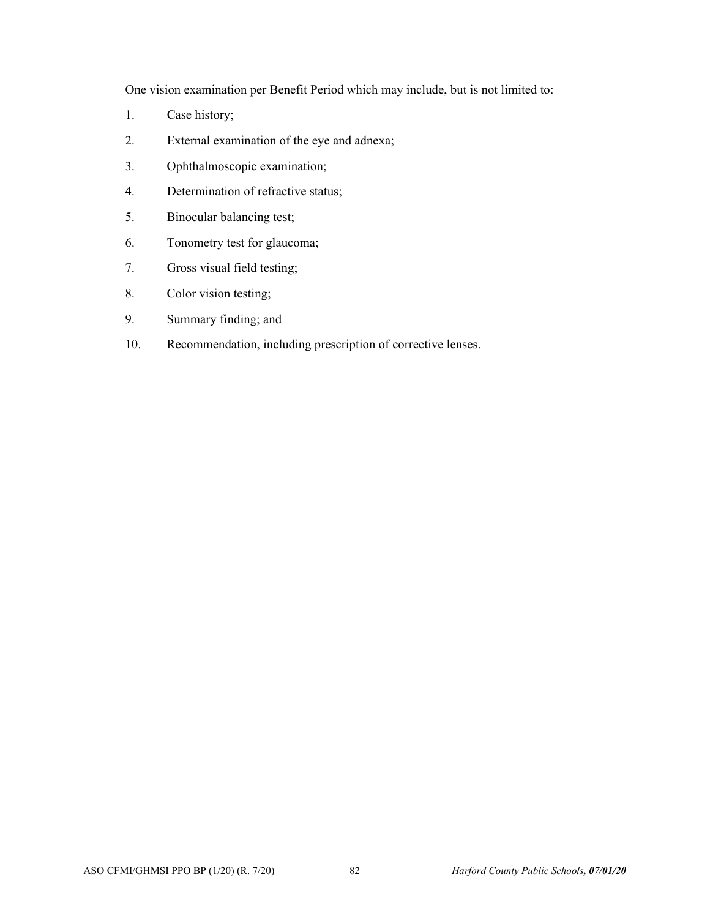One vision examination per Benefit Period which may include, but is not limited to:

1. Case history;
2. External examination of the eye and adnexa;
3. Ophthalmoscopic examination;
4. Determination of refractive status;
5. Binocular balancing test;
6. Tonometry test for glaucoma;
7. Gross visual field testing;
8. Color vision testing;
9. Summary finding; and
10. Recommendation, including prescription of corrective lenses.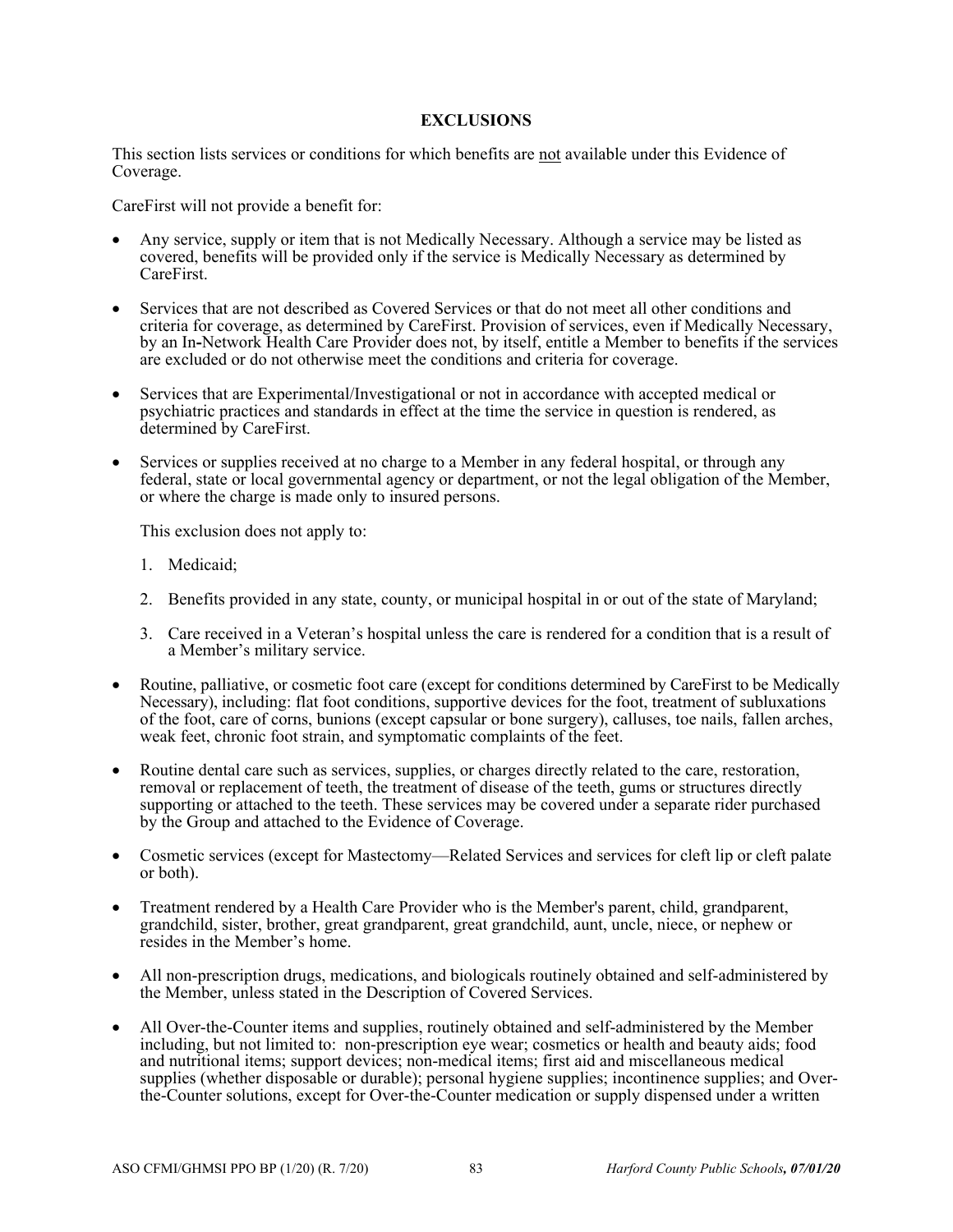## EXCLUSIONS

This section lists services or conditions for which benefits are <u>not</u> available under this Evidence of Coverage.

CareFirst will not provide a benefit for:

- Any service, supply or item that is not Medically Necessary. Although a service may be listed as covered, benefits will be provided only if the service is Medically Necessary as determined by CareFirst.
- Services that are not described as Covered Services or that do not meet all other conditions and criteria for coverage, as determined by CareFirst. Provision of services, even if Medically Necessary, by an In-Network Health Care Provider does not, by itself, entitle a Member to benefits if the services are excluded or do not otherwise meet the conditions and criteria for coverage.
- Services that are Experimental/Investigational or not in accordance with accepted medical or psychiatric practices and standards in effect at the time the service in question is rendered, as determined by CareFirst.
- Services or supplies received at no charge to a Member in any federal hospital, or through any federal, state or local governmental agency or department, or not the legal obligation of the Member, or where the charge is made only to insured persons.

  This exclusion does not apply to:

  1. Medicaid;
  2. Benefits provided in any state, county, or municipal hospital in or out of the state of Maryland;
  3. Care received in a Veteran's hospital unless the care is rendered for a condition that is a result of a Member's military service.

- Routine, palliative, or cosmetic foot care (except for conditions determined by CareFirst to be Medically Necessary), including: flat foot conditions, supportive devices for the foot, treatment of subluxations of the foot, care of corns, bunions (except capsular or bone surgery), calluses, toe nails, fallen arches, weak feet, chronic foot strain, and symptomatic complaints of the feet.
- Routine dental care such as services, supplies, or charges directly related to the care, restoration, removal or replacement of teeth, the treatment of disease of the teeth, gums or structures directly supporting or attached to the teeth. These services may be covered under a separate rider purchased by the Group and attached to the Evidence of Coverage.
- Cosmetic services (except for Mastectomy—Related Services and services for cleft lip or cleft palate or both).
- Treatment rendered by a Health Care Provider who is the Member's parent, child, grandparent, grandchild, sister, brother, great grandparent, great grandchild, aunt, uncle, niece, or nephew or resides in the Member's home.
- All non-prescription drugs, medications, and biologicals routinely obtained and self-administered by the Member, unless stated in the Description of Covered Services.
- All Over-the-Counter items and supplies, routinely obtained and self-administered by the Member including, but not limited to: non-prescription eye wear; cosmetics or health and beauty aids; food and nutritional items; support devices; non-medical items; first aid and miscellaneous medical supplies (whether disposable or durable); personal hygiene supplies; incontinence supplies; and Over-the-Counter solutions, except for Over-the-Counter medication or supply dispensed under a written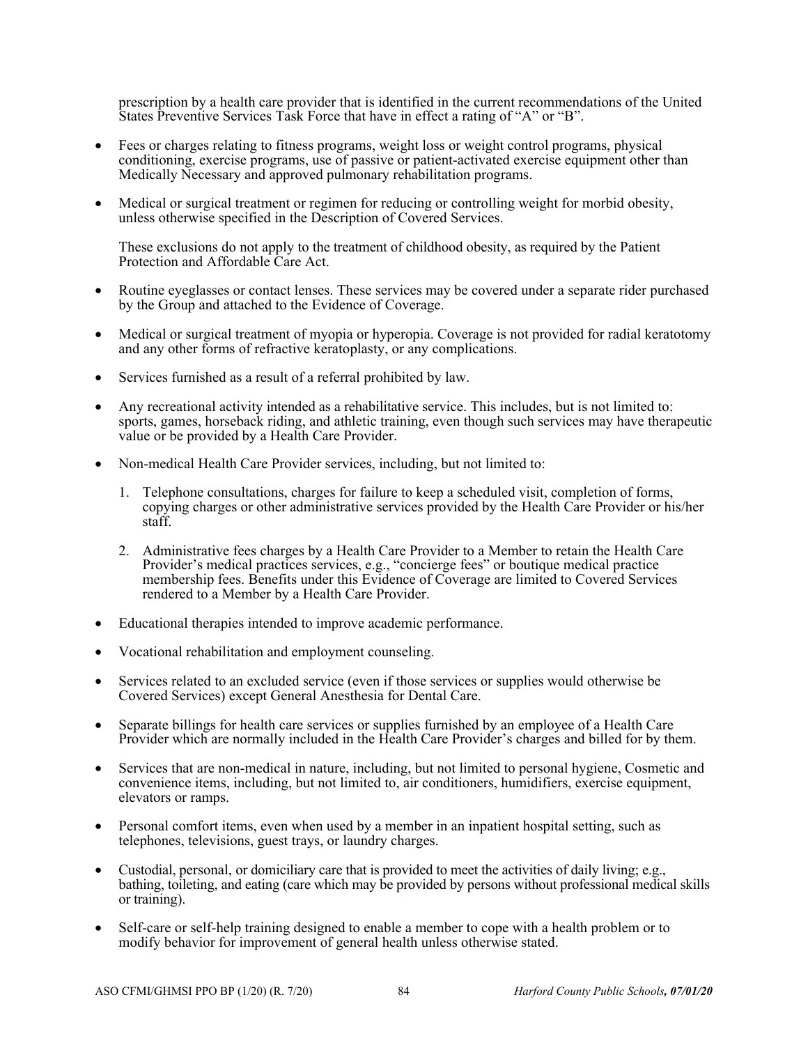prescription by a health care provider that is identified in the current recommendations of the United States Preventive Services Task Force that have in effect a rating of "A" or "B".

- Fees or charges relating to fitness programs, weight loss or weight control programs, physical conditioning, exercise programs, use of passive or patient-activated exercise equipment other than Medically Necessary and approved pulmonary rehabilitation programs.

- Medical or surgical treatment or regimen for reducing or controlling weight for morbid obesity, unless otherwise specified in the Description of Covered Services.

  These exclusions do not apply to the treatment of childhood obesity, as required by the Patient Protection and Affordable Care Act.

- Routine eyeglasses or contact lenses. These services may be covered under a separate rider purchased by the Group and attached to the Evidence of Coverage.

- Medical or surgical treatment of myopia or hyperopia. Coverage is not provided for radial keratotomy and any other forms of refractive keratoplasty, or any complications.

- Services furnished as a result of a referral prohibited by law.

- Any recreational activity intended as a rehabilitative service. This includes, but is not limited to: sports, games, horseback riding, and athletic training, even though such services may have therapeutic value or be provided by a Health Care Provider.

- Non-medical Health Care Provider services, including, but not limited to:

  1. Telephone consultations, charges for failure to keep a scheduled visit, completion of forms, copying charges or other administrative services provided by the Health Care Provider or his/her staff.

  2. Administrative fees charges by a Health Care Provider to a Member to retain the Health Care Provider's medical practices services, e.g., "concierge fees" or boutique medical practice membership fees. Benefits under this Evidence of Coverage are limited to Covered Services rendered to a Member by a Health Care Provider.

- Educational therapies intended to improve academic performance.

- Vocational rehabilitation and employment counseling.

- Services related to an excluded service (even if those services or supplies would otherwise be Covered Services) except General Anesthesia for Dental Care.

- Separate billings for health care services or supplies furnished by an employee of a Health Care Provider which are normally included in the Health Care Provider's charges and billed for by them.

- Services that are non-medical in nature, including, but not limited to personal hygiene, Cosmetic and convenience items, including, but not limited to, air conditioners, humidifiers, exercise equipment, elevators or ramps.

- Personal comfort items, even when used by a member in an inpatient hospital setting, such as telephones, televisions, guest trays, or laundry charges.

- Custodial, personal, or domiciliary care that is provided to meet the activities of daily living; e.g., bathing, toileting, and eating (care which may be provided by persons without professional medical skills or training).

- Self-care or self-help training designed to enable a member to cope with a health problem or to modify behavior for improvement of general health unless otherwise stated.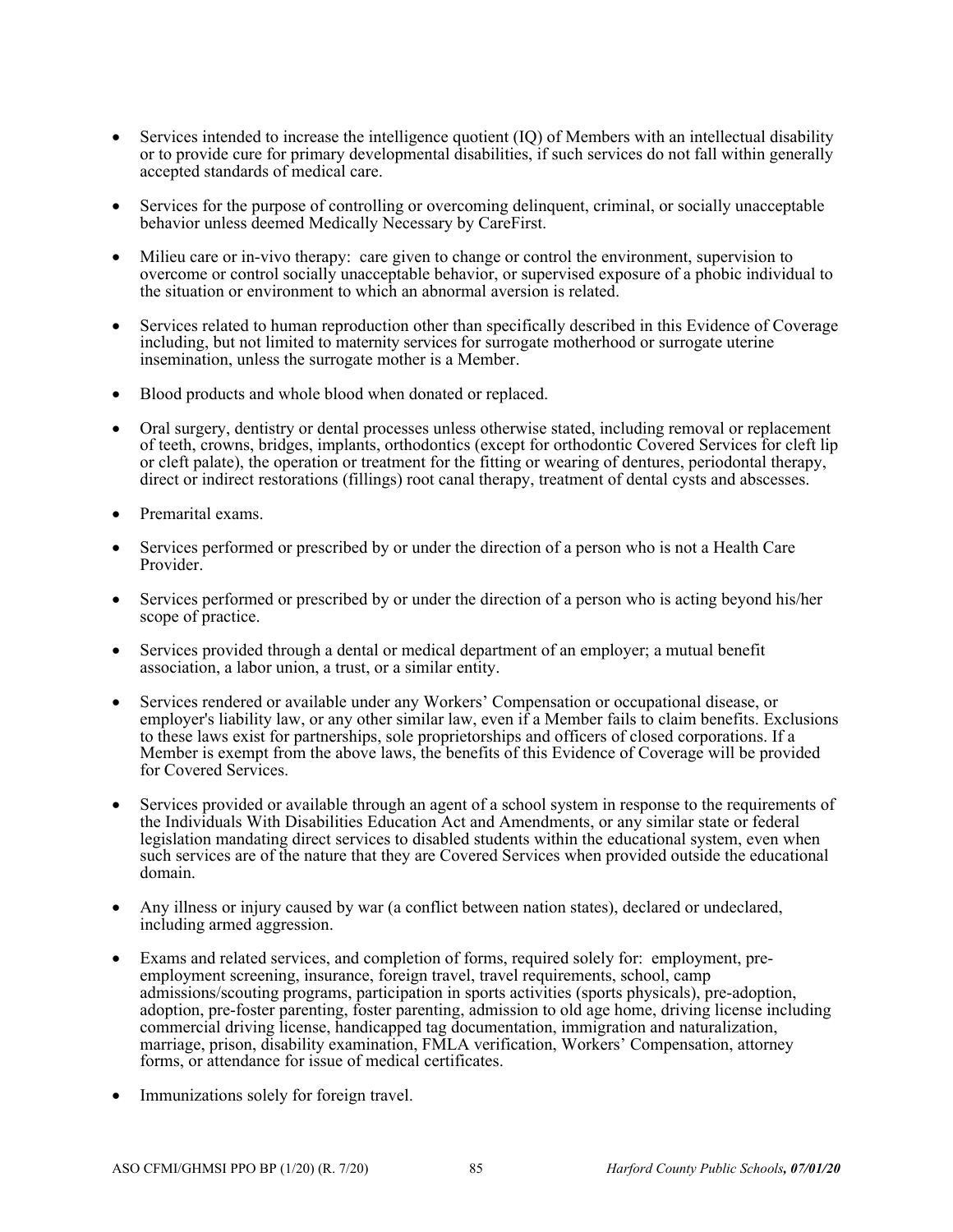- Services intended to increase the intelligence quotient (IQ) of Members with an intellectual disability or to provide cure for primary developmental disabilities, if such services do not fall within generally accepted standards of medical care.

- Services for the purpose of controlling or overcoming delinquent, criminal, or socially unacceptable behavior unless deemed Medically Necessary by CareFirst.

- Milieu care or in-vivo therapy: care given to change or control the environment, supervision to overcome or control socially unacceptable behavior, or supervised exposure of a phobic individual to the situation or environment to which an abnormal aversion is related.

- Services related to human reproduction other than specifically described in this Evidence of Coverage including, but not limited to maternity services for surrogate motherhood or surrogate uterine insemination, unless the surrogate mother is a Member.

- Blood products and whole blood when donated or replaced.

- Oral surgery, dentistry or dental processes unless otherwise stated, including removal or replacement of teeth, crowns, bridges, implants, orthodontics (except for orthodontic Covered Services for cleft lip or cleft palate), the operation or treatment for the fitting or wearing of dentures, periodontal therapy, direct or indirect restorations (fillings) root canal therapy, treatment of dental cysts and abscesses.

- Premarital exams.

- Services performed or prescribed by or under the direction of a person who is not a Health Care Provider.

- Services performed or prescribed by or under the direction of a person who is acting beyond his/her scope of practice.

- Services provided through a dental or medical department of an employer; a mutual benefit association, a labor union, a trust, or a similar entity.

- Services rendered or available under any Workers' Compensation or occupational disease, or employer's liability law, or any other similar law, even if a Member fails to claim benefits. Exclusions to these laws exist for partnerships, sole proprietorships and officers of closed corporations. If a Member is exempt from the above laws, the benefits of this Evidence of Coverage will be provided for Covered Services.

- Services provided or available through an agent of a school system in response to the requirements of the Individuals With Disabilities Education Act and Amendments, or any similar state or federal legislation mandating direct services to disabled students within the educational system, even when such services are of the nature that they are Covered Services when provided outside the educational domain.

- Any illness or injury caused by war (a conflict between nation states), declared or undeclared, including armed aggression.

- Exams and related services, and completion of forms, required solely for: employment, pre-employment screening, insurance, foreign travel, travel requirements, school, camp admissions/scouting programs, participation in sports activities (sports physicals), pre-adoption, adoption, pre-foster parenting, foster parenting, admission to old age home, driving license including commercial driving license, handicapped tag documentation, immigration and naturalization, marriage, prison, disability examination, FMLA verification, Workers' Compensation, attorney forms, or attendance for issue of medical certificates.

- Immunizations solely for foreign travel.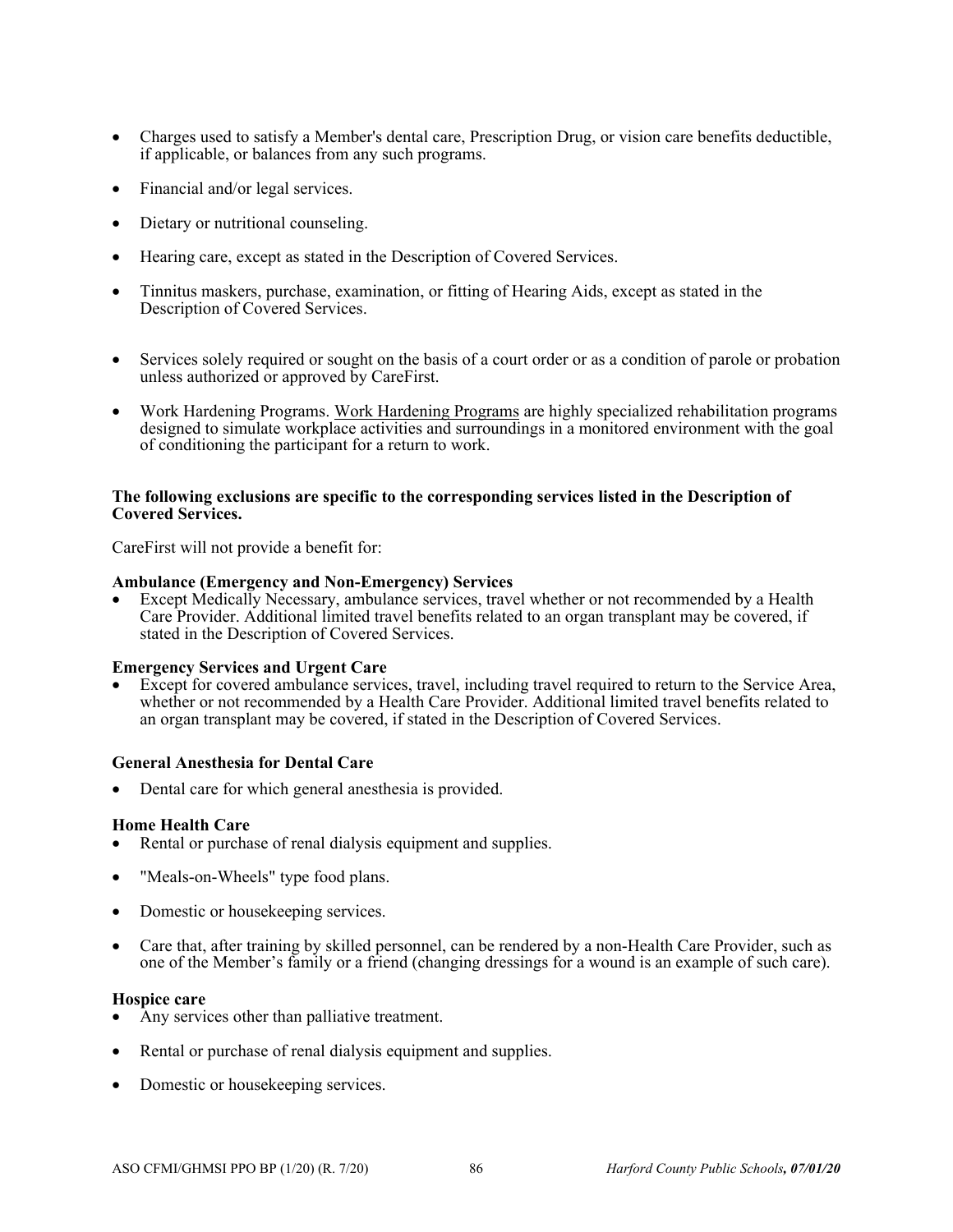- Charges used to satisfy a Member's dental care, Prescription Drug, or vision care benefits deductible, if applicable, or balances from any such programs.
- Financial and/or legal services.
- Dietary or nutritional counseling.
- Hearing care, except as stated in the Description of Covered Services.
- Tinnitus maskers, purchase, examination, or fitting of Hearing Aids, except as stated in the Description of Covered Services.
- Services solely required or sought on the basis of a court order or as a condition of parole or probation unless authorized or approved by CareFirst.
- Work Hardening Programs. Work Hardening Programs are highly specialized rehabilitation programs designed to simulate workplace activities and surroundings in a monitored environment with the goal of conditioning the participant for a return to work.

**The following exclusions are specific to the corresponding services listed in the Description of Covered Services.**

CareFirst will not provide a benefit for:

**Ambulance (Emergency and Non-Emergency) Services**

- Except Medically Necessary, ambulance services, travel whether or not recommended by a Health Care Provider. Additional limited travel benefits related to an organ transplant may be covered, if stated in the Description of Covered Services.

**Emergency Services and Urgent Care**

- Except for covered ambulance services, travel, including travel required to return to the Service Area, whether or not recommended by a Health Care Provider. Additional limited travel benefits related to an organ transplant may be covered, if stated in the Description of Covered Services.

**General Anesthesia for Dental Care**

- Dental care for which general anesthesia is provided.

**Home Health Care**

- Rental or purchase of renal dialysis equipment and supplies.
- "Meals-on-Wheels" type food plans.
- Domestic or housekeeping services.
- Care that, after training by skilled personnel, can be rendered by a non-Health Care Provider, such as one of the Member's family or a friend (changing dressings for a wound is an example of such care).

**Hospice care**

- Any services other than palliative treatment.
- Rental or purchase of renal dialysis equipment and supplies.
- Domestic or housekeeping services.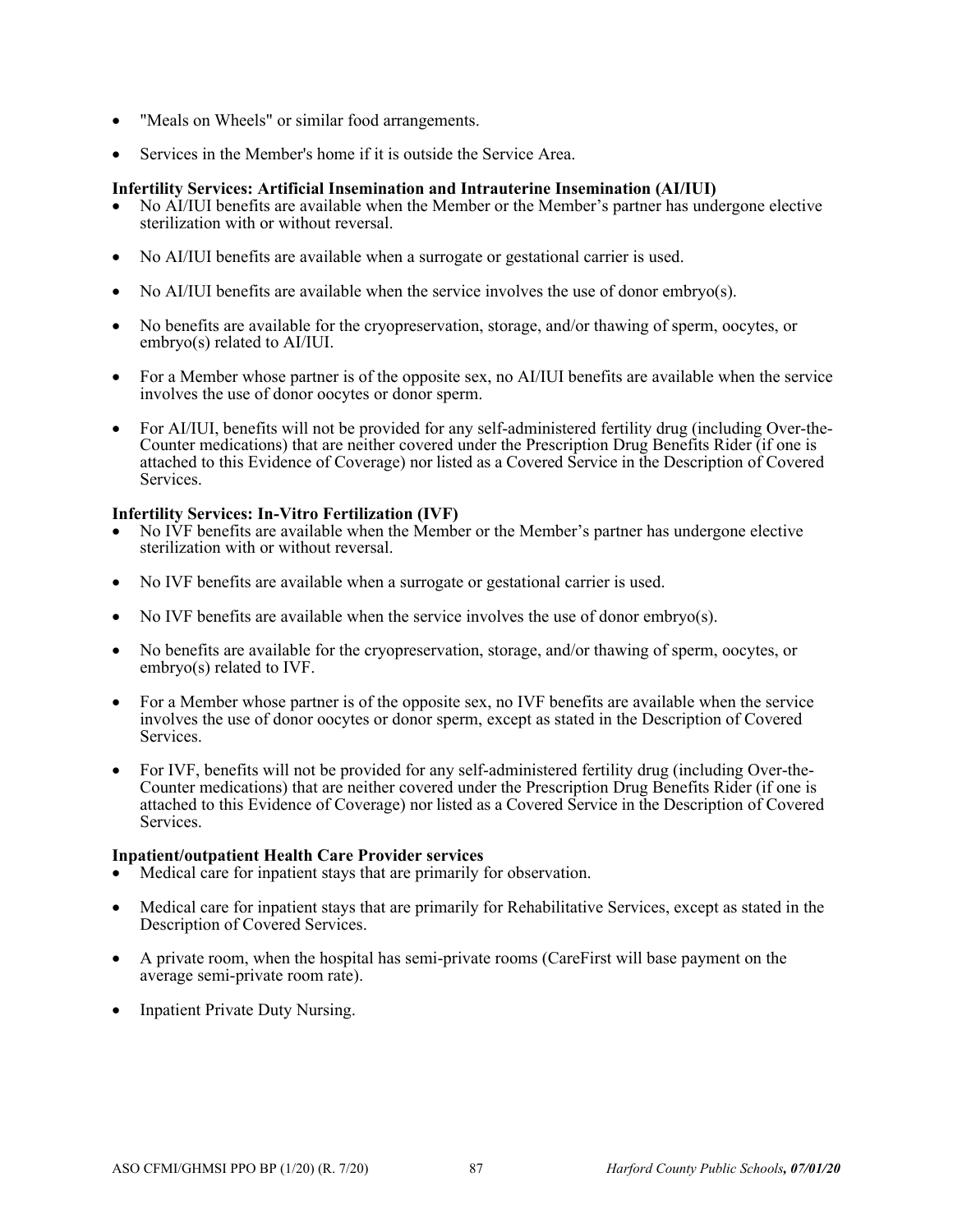- "Meals on Wheels" or similar food arrangements.

- Services in the Member's home if it is outside the Service Area.

**Infertility Services: Artificial Insemination and Intrauterine Insemination (AI/IUI)**

- No AI/IUI benefits are available when the Member or the Member's partner has undergone elective sterilization with or without reversal.

- No AI/IUI benefits are available when a surrogate or gestational carrier is used.

- No AI/IUI benefits are available when the service involves the use of donor embryo(s).

- No benefits are available for the cryopreservation, storage, and/or thawing of sperm, oocytes, or embryo(s) related to AI/IUI.

- For a Member whose partner is of the opposite sex, no AI/IUI benefits are available when the service involves the use of donor oocytes or donor sperm.

- For AI/IUI, benefits will not be provided for any self-administered fertility drug (including Over-the-Counter medications) that are neither covered under the Prescription Drug Benefits Rider (if one is attached to this Evidence of Coverage) nor listed as a Covered Service in the Description of Covered Services.

**Infertility Services: In-Vitro Fertilization (IVF)**

- No IVF benefits are available when the Member or the Member's partner has undergone elective sterilization with or without reversal.

- No IVF benefits are available when a surrogate or gestational carrier is used.

- No IVF benefits are available when the service involves the use of donor embryo(s).

- No benefits are available for the cryopreservation, storage, and/or thawing of sperm, oocytes, or embryo(s) related to IVF.

- For a Member whose partner is of the opposite sex, no IVF benefits are available when the service involves the use of donor oocytes or donor sperm, except as stated in the Description of Covered Services.

- For IVF, benefits will not be provided for any self-administered fertility drug (including Over-the-Counter medications) that are neither covered under the Prescription Drug Benefits Rider (if one is attached to this Evidence of Coverage) nor listed as a Covered Service in the Description of Covered Services.

**Inpatient/outpatient Health Care Provider services**

- Medical care for inpatient stays that are primarily for observation.

- Medical care for inpatient stays that are primarily for Rehabilitative Services, except as stated in the Description of Covered Services.

- A private room, when the hospital has semi-private rooms (CareFirst will base payment on the average semi-private room rate).

- Inpatient Private Duty Nursing.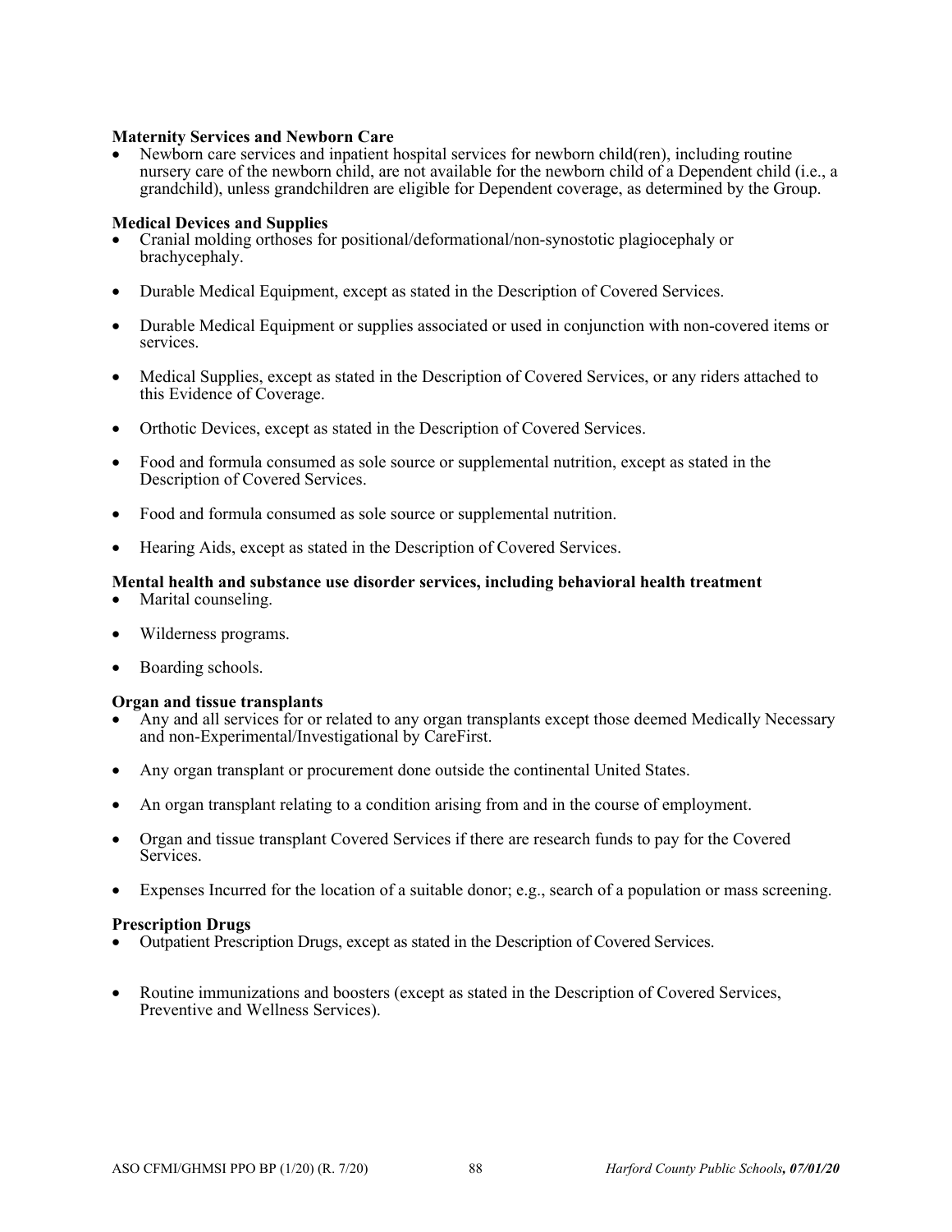**Maternity Services and Newborn Care**

- Newborn care services and inpatient hospital services for newborn child(ren), including routine nursery care of the newborn child, are not available for the newborn child of a Dependent child (i.e., a grandchild), unless grandchildren are eligible for Dependent coverage, as determined by the Group.

**Medical Devices and Supplies**

- Cranial molding orthoses for positional/deformational/non-synostotic plagiocephaly or brachycephaly.
- Durable Medical Equipment, except as stated in the Description of Covered Services.
- Durable Medical Equipment or supplies associated or used in conjunction with non-covered items or services.
- Medical Supplies, except as stated in the Description of Covered Services, or any riders attached to this Evidence of Coverage.
- Orthotic Devices, except as stated in the Description of Covered Services.
- Food and formula consumed as sole source or supplemental nutrition, except as stated in the Description of Covered Services.
- Food and formula consumed as sole source or supplemental nutrition.
- Hearing Aids, except as stated in the Description of Covered Services.

**Mental health and substance use disorder services, including behavioral health treatment**

- Marital counseling.
- Wilderness programs.
- Boarding schools.

**Organ and tissue transplants**

- Any and all services for or related to any organ transplants except those deemed Medically Necessary and non-Experimental/Investigational by CareFirst.
- Any organ transplant or procurement done outside the continental United States.
- An organ transplant relating to a condition arising from and in the course of employment.
- Organ and tissue transplant Covered Services if there are research funds to pay for the Covered Services.
- Expenses Incurred for the location of a suitable donor; e.g., search of a population or mass screening.

**Prescription Drugs**

- Outpatient Prescription Drugs, except as stated in the Description of Covered Services.
- Routine immunizations and boosters (except as stated in the Description of Covered Services, Preventive and Wellness Services).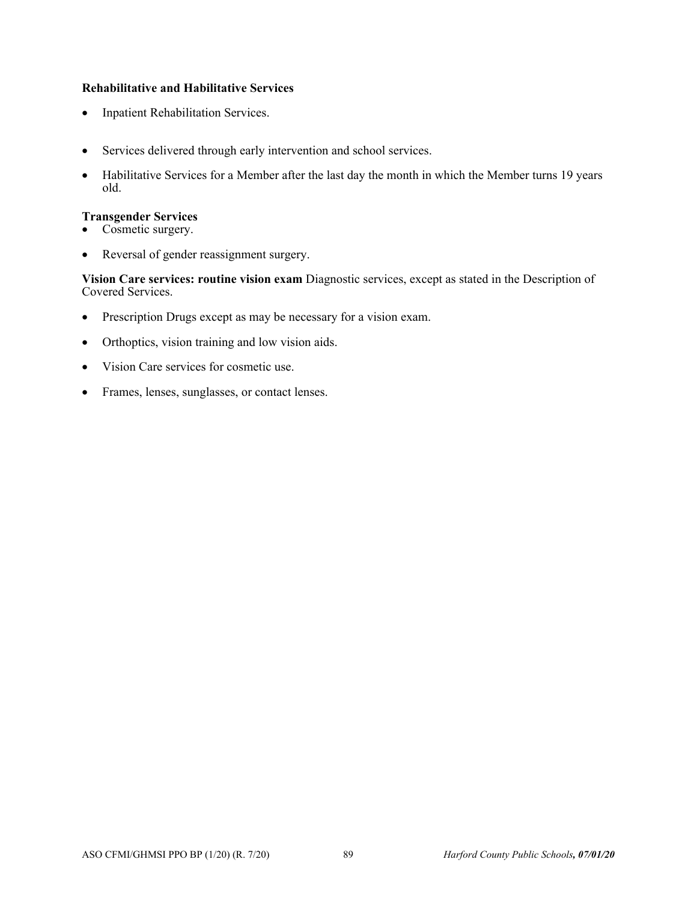**Rehabilitative and Habilitative Services**

- Inpatient Rehabilitation Services.
- Services delivered through early intervention and school services.
- Habilitative Services for a Member after the last day the month in which the Member turns 19 years old.

**Transgender Services**

- Cosmetic surgery.
- Reversal of gender reassignment surgery.

**Vision Care services: routine vision exam** Diagnostic services, except as stated in the Description of Covered Services.

- Prescription Drugs except as may be necessary for a vision exam.
- Orthoptics, vision training and low vision aids.
- Vision Care services for cosmetic use.
- Frames, lenses, sunglasses, or contact lenses.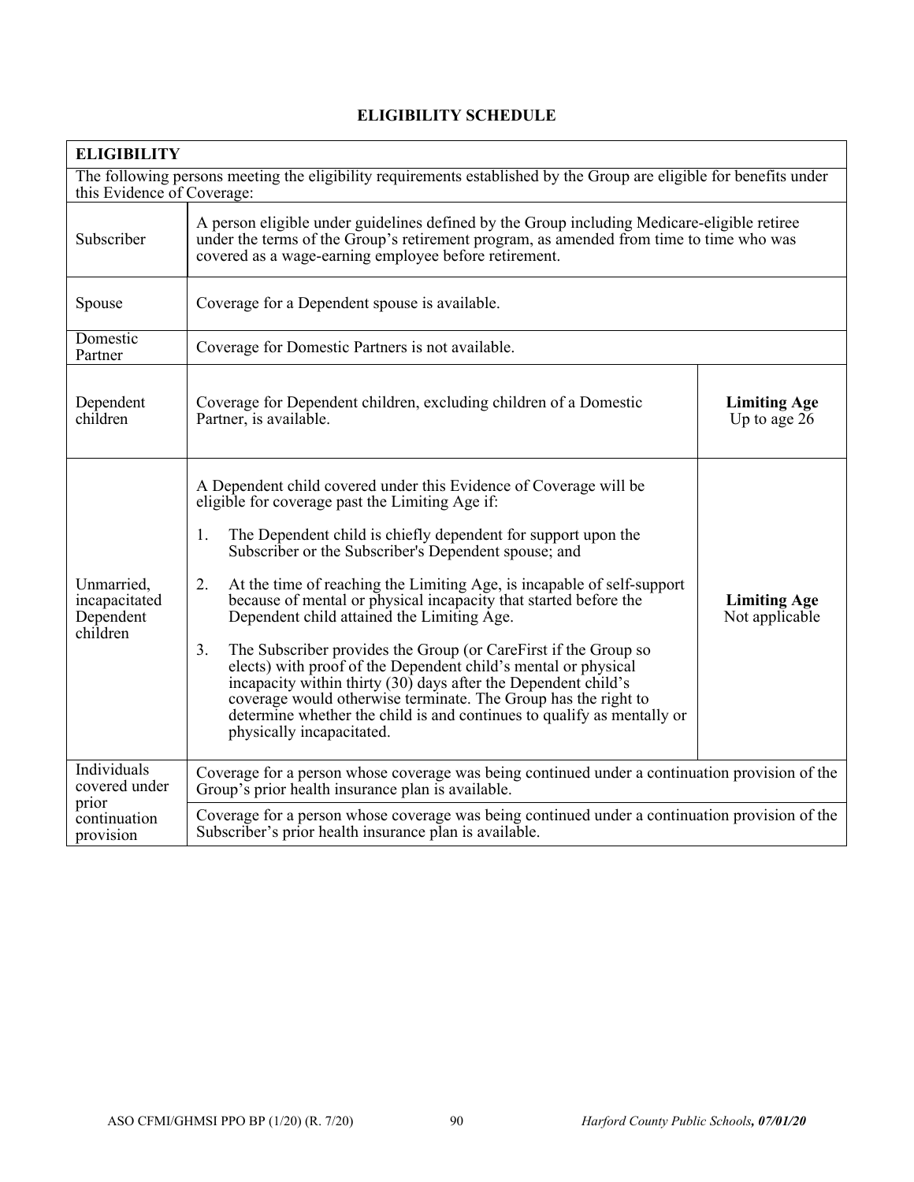# ELIGIBILITY SCHEDULE

| **ELIGIBILITY** | | |
|---|---|---|
| The following persons meeting the eligibility requirements established by the Group are eligible for benefits under this Evidence of Coverage: | | |
| Subscriber | A person eligible under guidelines defined by the Group including Medicare-eligible retiree under the terms of the Group's retirement program, as amended from time to time who was covered as a wage-earning employee before retirement. | |
| Spouse | Coverage for a Dependent spouse is available. | |
| Domestic Partner | Coverage for Domestic Partners is not available. | |
| Dependent children | Coverage for Dependent children, excluding children of a Domestic Partner, is available. | **Limiting Age** Up to age 26 |
| Unmarried, incapacitated Dependent children | A Dependent child covered under this Evidence of Coverage will be eligible for coverage past the Limiting Age if: 1. The Dependent child is chiefly dependent for support upon the Subscriber or the Subscriber's Dependent spouse; and 2. At the time of reaching the Limiting Age, is incapable of self-support because of mental or physical incapacity that started before the Dependent child attained the Limiting Age. 3. The Subscriber provides the Group (or CareFirst if the Group so elects) with proof of the Dependent child's mental or physical incapacity within thirty (30) days after the Dependent child's coverage would otherwise terminate. The Group has the right to determine whether the child is and continues to qualify as mentally or physically incapacitated. | **Limiting Age** Not applicable |
| Individuals covered under prior continuation provision | Coverage for a person whose coverage was being continued under a continuation provision of the Group's prior health insurance plan is available. | |
| | Coverage for a person whose coverage was being continued under a continuation provision of the Subscriber's prior health insurance plan is available. | |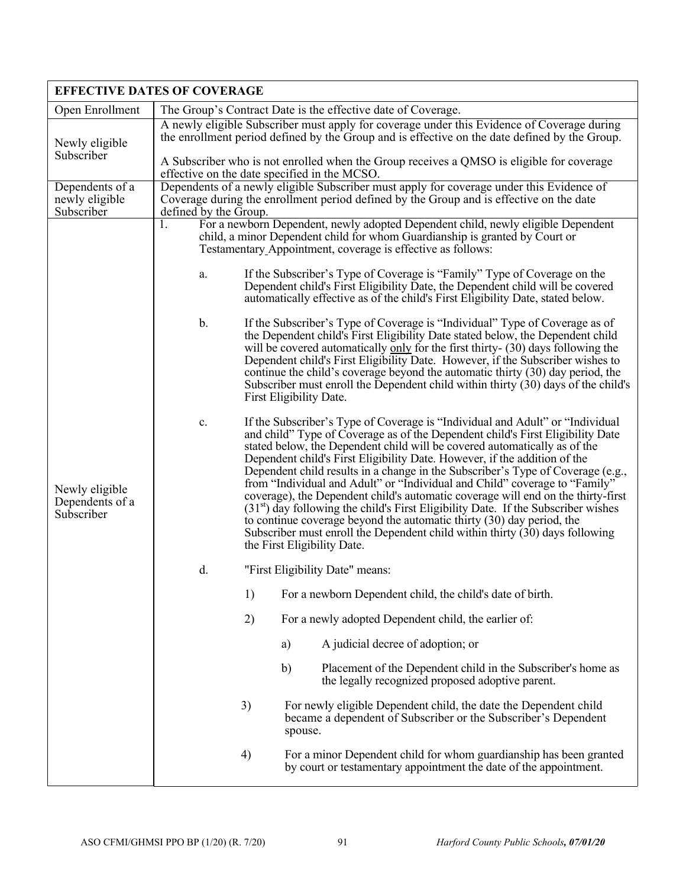| EFFECTIVE DATES OF COVERAGE | |
|---|---|
| Open Enrollment | The Group's Contract Date is the effective date of Coverage. |
| Newly eligible Subscriber | A newly eligible Subscriber must apply for coverage under this Evidence of Coverage during the enrollment period defined by the Group and is effective on the date defined by the Group.<br><br>A Subscriber who is not enrolled when the Group receives a QMSO is eligible for coverage effective on the date specified in the MCSO. |
| Dependents of a newly eligible Subscriber | Dependents of a newly eligible Subscriber must apply for coverage under this Evidence of Coverage during the enrollment period defined by the Group and is effective on the date defined by the Group. |
| Newly eligible Dependents of a Subscriber | 1. For a newborn Dependent, newly adopted Dependent child, newly eligible Dependent child, a minor Dependent child for whom Guardianship is granted by Court or Testamentary Appointment, coverage is effective as follows:<br><br>a. If the Subscriber's Type of Coverage is "Family" Type of Coverage on the Dependent child's First Eligibility Date, the Dependent child will be covered automatically effective as of the child's First Eligibility Date, stated below.<br><br>b. If the Subscriber's Type of Coverage is "Individual" Type of Coverage as of the Dependent child's First Eligibility Date stated below, the Dependent child will be covered automatically only for the first thirty- (30) days following the Dependent child's First Eligibility Date. However, if the Subscriber wishes to continue the child's coverage beyond the automatic thirty (30) day period, the Subscriber must enroll the Dependent child within thirty (30) days of the child's First Eligibility Date.<br><br>c. If the Subscriber's Type of Coverage is "Individual and Adult" or "Individual and child" Type of Coverage as of the Dependent child's First Eligibility Date stated below, the Dependent child will be covered automatically as of the Dependent child's First Eligibility Date. However, if the addition of the Dependent child results in a change in the Subscriber's Type of Coverage (e.g., from "Individual and Adult" or "Individual and Child" coverage to "Family" coverage), the Dependent child's automatic coverage will end on the thirty-first (31st) day following the child's First Eligibility Date. If the Subscriber wishes to continue coverage beyond the automatic thirty (30) day period, the Subscriber must enroll the Dependent child within thirty (30) days following the First Eligibility Date.<br><br>d. "First Eligibility Date" means:<br><br>1) For a newborn Dependent child, the child's date of birth.<br><br>2) For a newly adopted Dependent child, the earlier of:<br><br>a) A judicial decree of adoption; or<br><br>b) Placement of the Dependent child in the Subscriber's home as the legally recognized proposed adoptive parent.<br><br>3) For newly eligible Dependent child, the date the Dependent child became a dependent of Subscriber or the Subscriber's Dependent spouse.<br><br>4) For a minor Dependent child for whom guardianship has been granted by court or testamentary appointment the date of the appointment. |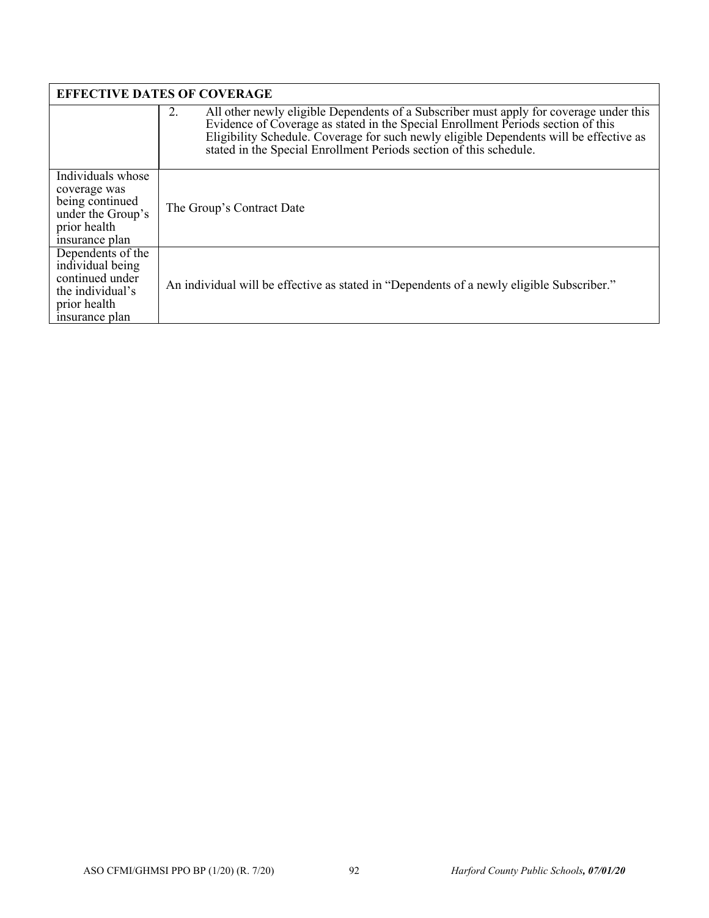| EFFECTIVE DATES OF COVERAGE | |
|---|---|
| | 2. All other newly eligible Dependents of a Subscriber must apply for coverage under this Evidence of Coverage as stated in the Special Enrollment Periods section of this Eligibility Schedule. Coverage for such newly eligible Dependents will be effective as stated in the Special Enrollment Periods section of this schedule. |
| Individuals whose coverage was being continued under the Group's prior health insurance plan | The Group's Contract Date |
| Dependents of the individual being continued under the individual's prior health insurance plan | An individual will be effective as stated in "Dependents of a newly eligible Subscriber." |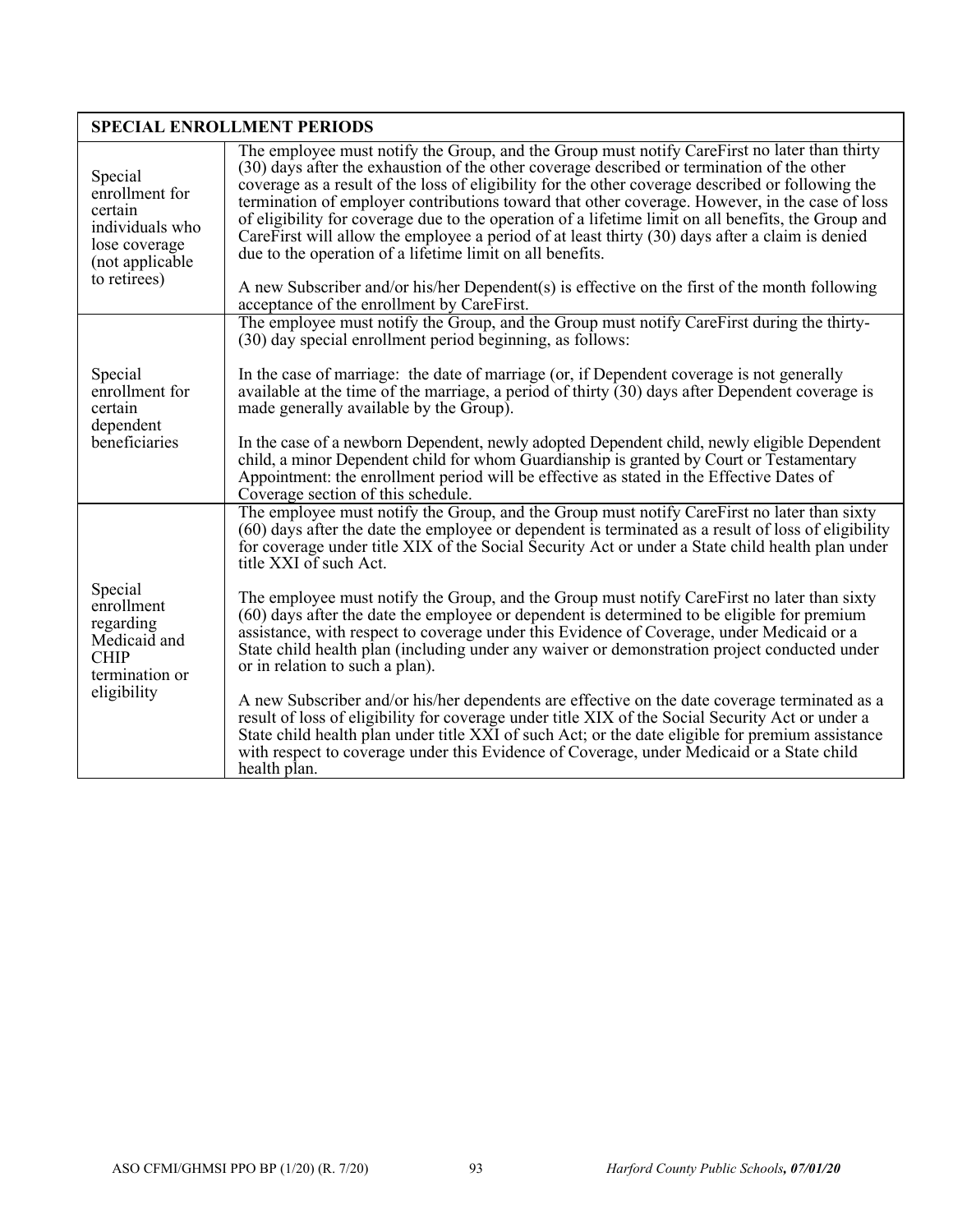| SPECIAL ENROLLMENT PERIODS | |
|---|---|
| Special enrollment for certain individuals who lose coverage (not applicable to retirees) | The employee must notify the Group, and the Group must notify CareFirst no later than thirty (30) days after the exhaustion of the other coverage described or termination of the other coverage as a result of the loss of eligibility for the other coverage described or following the termination of employer contributions toward that other coverage. However, in the case of loss of eligibility for coverage due to the operation of a lifetime limit on all benefits, the Group and CareFirst will allow the employee a period of at least thirty (30) days after a claim is denied due to the operation of a lifetime limit on all benefits.<br><br>A new Subscriber and/or his/her Dependent(s) is effective on the first of the month following acceptance of the enrollment by CareFirst. |
| Special enrollment for certain dependent beneficiaries | The employee must notify the Group, and the Group must notify CareFirst during the thirty-(30) day special enrollment period beginning, as follows:<br><br>In the case of marriage: the date of marriage (or, if Dependent coverage is not generally available at the time of the marriage, a period of thirty (30) days after Dependent coverage is made generally available by the Group).<br><br>In the case of a newborn Dependent, newly adopted Dependent child, newly eligible Dependent child, a minor Dependent child for whom Guardianship is granted by Court or Testamentary Appointment: the enrollment period will be effective as stated in the Effective Dates of Coverage section of this schedule. |
| Special enrollment regarding Medicaid and CHIP termination or eligibility | The employee must notify the Group, and the Group must notify CareFirst no later than sixty (60) days after the date the employee or dependent is terminated as a result of loss of eligibility for coverage under title XIX of the Social Security Act or under a State child health plan under title XXI of such Act.<br><br>The employee must notify the Group, and the Group must notify CareFirst no later than sixty (60) days after the date the employee or dependent is determined to be eligible for premium assistance, with respect to coverage under this Evidence of Coverage, under Medicaid or a State child health plan (including under any waiver or demonstration project conducted under or in relation to such a plan).<br><br>A new Subscriber and/or his/her dependents are effective on the date coverage terminated as a result of loss of eligibility for coverage under title XIX of the Social Security Act or under a State child health plan under title XXI of such Act; or the date eligible for premium assistance with respect to coverage under this Evidence of Coverage, under Medicaid or a State child health plan. |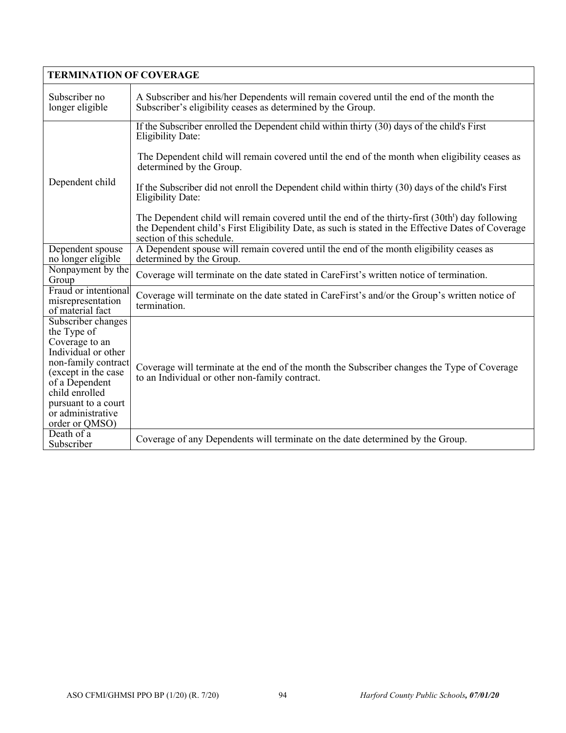| TERMINATION OF COVERAGE | |
|---|---|
| Subscriber no longer eligible | A Subscriber and his/her Dependents will remain covered until the end of the month the Subscriber's eligibility ceases as determined by the Group. |
| Dependent child | If the Subscriber enrolled the Dependent child within thirty (30) days of the child's First Eligibility Date:<br><br>The Dependent child will remain covered until the end of the month when eligibility ceases as determined by the Group.<br><br>If the Subscriber did not enroll the Dependent child within thirty (30) days of the child's First Eligibility Date:<br><br>The Dependent child will remain covered until the end of the thirty-first (30th[t]) day following the Dependent child's First Eligibility Date, as such is stated in the Effective Dates of Coverage section of this schedule. |
| Dependent spouse no longer eligible | A Dependent spouse will remain covered until the end of the month eligibility ceases as determined by the Group. |
| Nonpayment by the Group | Coverage will terminate on the date stated in CareFirst's written notice of termination. |
| Fraud or intentional misrepresentation of material fact | Coverage will terminate on the date stated in CareFirst's and/or the Group's written notice of termination. |
| Subscriber changes the Type of Coverage to an Individual or other non-family contract (except in the case of a Dependent child enrolled pursuant to a court or administrative order or QMSO) | Coverage will terminate at the end of the month the Subscriber changes the Type of Coverage to an Individual or other non-family contract. |
| Death of a Subscriber | Coverage of any Dependents will terminate on the date determined by the Group. |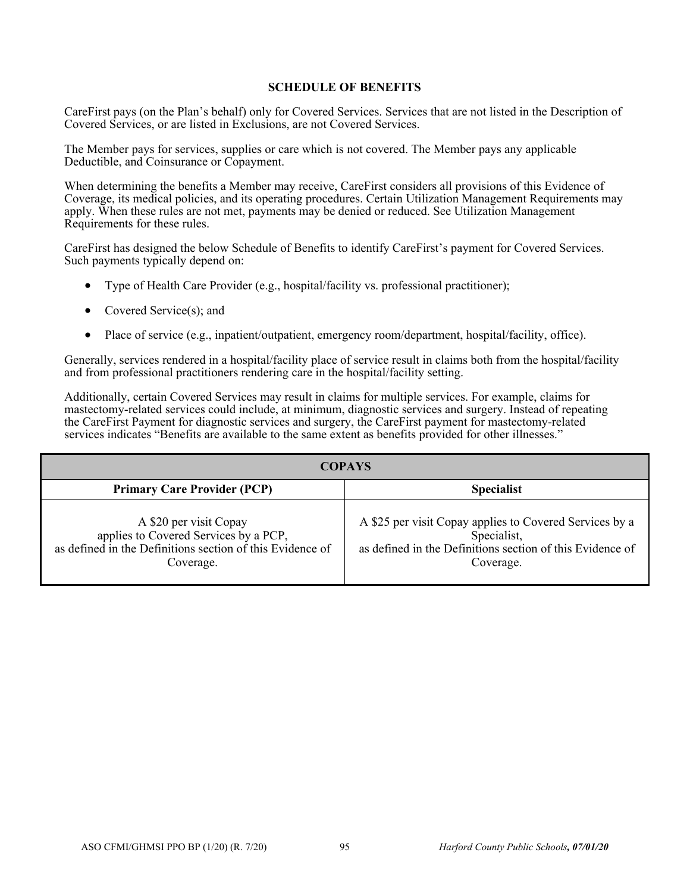## SCHEDULE OF BENEFITS

CareFirst pays (on the Plan's behalf) only for Covered Services. Services that are not listed in the Description of Covered Services, or are listed in Exclusions, are not Covered Services.

The Member pays for services, supplies or care which is not covered. The Member pays any applicable Deductible, and Coinsurance or Copayment.

When determining the benefits a Member may receive, CareFirst considers all provisions of this Evidence of Coverage, its medical policies, and its operating procedures. Certain Utilization Management Requirements may apply. When these rules are not met, payments may be denied or reduced. See Utilization Management Requirements for these rules.

CareFirst has designed the below Schedule of Benefits to identify CareFirst's payment for Covered Services. Such payments typically depend on:

- Type of Health Care Provider (e.g., hospital/facility vs. professional practitioner);
- Covered Service(s); and
- Place of service (e.g., inpatient/outpatient, emergency room/department, hospital/facility, office).

Generally, services rendered in a hospital/facility place of service result in claims both from the hospital/facility and from professional practitioners rendering care in the hospital/facility setting.

Additionally, certain Covered Services may result in claims for multiple services. For example, claims for mastectomy-related services could include, at minimum, diagnostic services and surgery. Instead of repeating the CareFirst Payment for diagnostic services and surgery, the CareFirst payment for mastectomy-related services indicates "Benefits are available to the same extent as benefits provided for other illnesses."

| **COPAYS** | |
|---|---|
| **Primary Care Provider (PCP)** | **Specialist** |
| A $20 per visit Copay applies to Covered Services by a PCP, as defined in the Definitions section of this Evidence of Coverage. | A $25 per visit Copay applies to Covered Services by a Specialist, as defined in the Definitions section of this Evidence of Coverage. |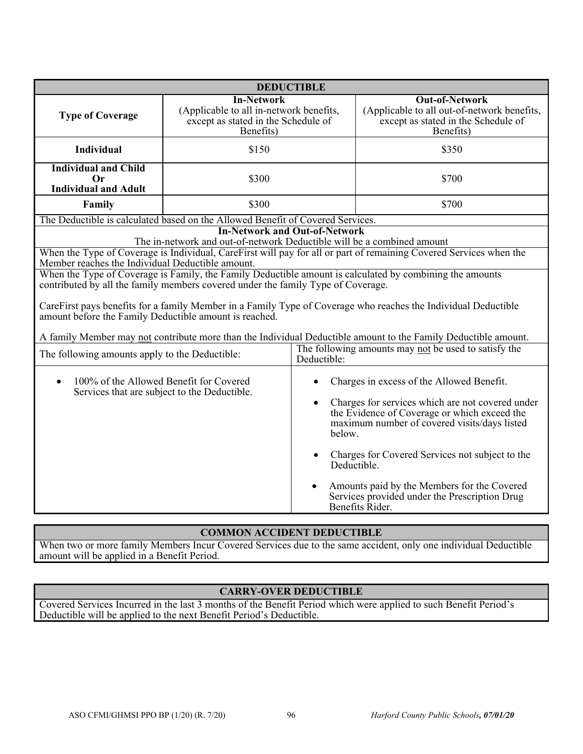| DEDUCTIBLE | | |
|---|---|---|
| **Type of Coverage** | **In-Network** (Applicable to all in-network benefits, except as stated in the Schedule of Benefits) | **Out-of-Network** (Applicable to all out-of-network benefits, except as stated in the Schedule of Benefits) |
| **Individual** | $150 | $350 |
| **Individual and Child Or Individual and Adult** | $300 | $700 |
| **Family** | $300 | $700 |

The Deductible is calculated based on the Allowed Benefit of Covered Services.

**In-Network and Out-of-Network**

The in-network and out-of-network Deductible will be a combined amount

When the Type of Coverage is Individual, CareFirst will pay for all or part of remaining Covered Services when the Member reaches the Individual Deductible amount.

When the Type of Coverage is Family, the Family Deductible amount is calculated by combining the amounts contributed by all the family members covered under the family Type of Coverage.

CareFirst pays benefits for a family Member in a Family Type of Coverage who reaches the Individual Deductible amount before the Family Deductible amount is reached.

A family Member may not contribute more than the Individual Deductible amount to the Family Deductible amount.

| The following amounts apply to the Deductible: | The following amounts may not be used to satisfy the Deductible: |
|---|---|
| • 100% of the Allowed Benefit for Covered Services that are subject to the Deductible. | • Charges in excess of the Allowed Benefit.<br>• Charges for services which are not covered under the Evidence of Coverage or which exceed the maximum number of covered visits/days listed below.<br>• Charges for Covered Services not subject to the Deductible.<br>• Amounts paid by the Members for the Covered Services provided under the Prescription Drug Benefits Rider. |

## COMMON ACCIDENT DEDUCTIBLE

When two or more family Members Incur Covered Services due to the same accident, only one individual Deductible amount will be applied in a Benefit Period.

## CARRY-OVER DEDUCTIBLE

Covered Services Incurred in the last 3 months of the Benefit Period which were applied to such Benefit Period's Deductible will be applied to the next Benefit Period's Deductible.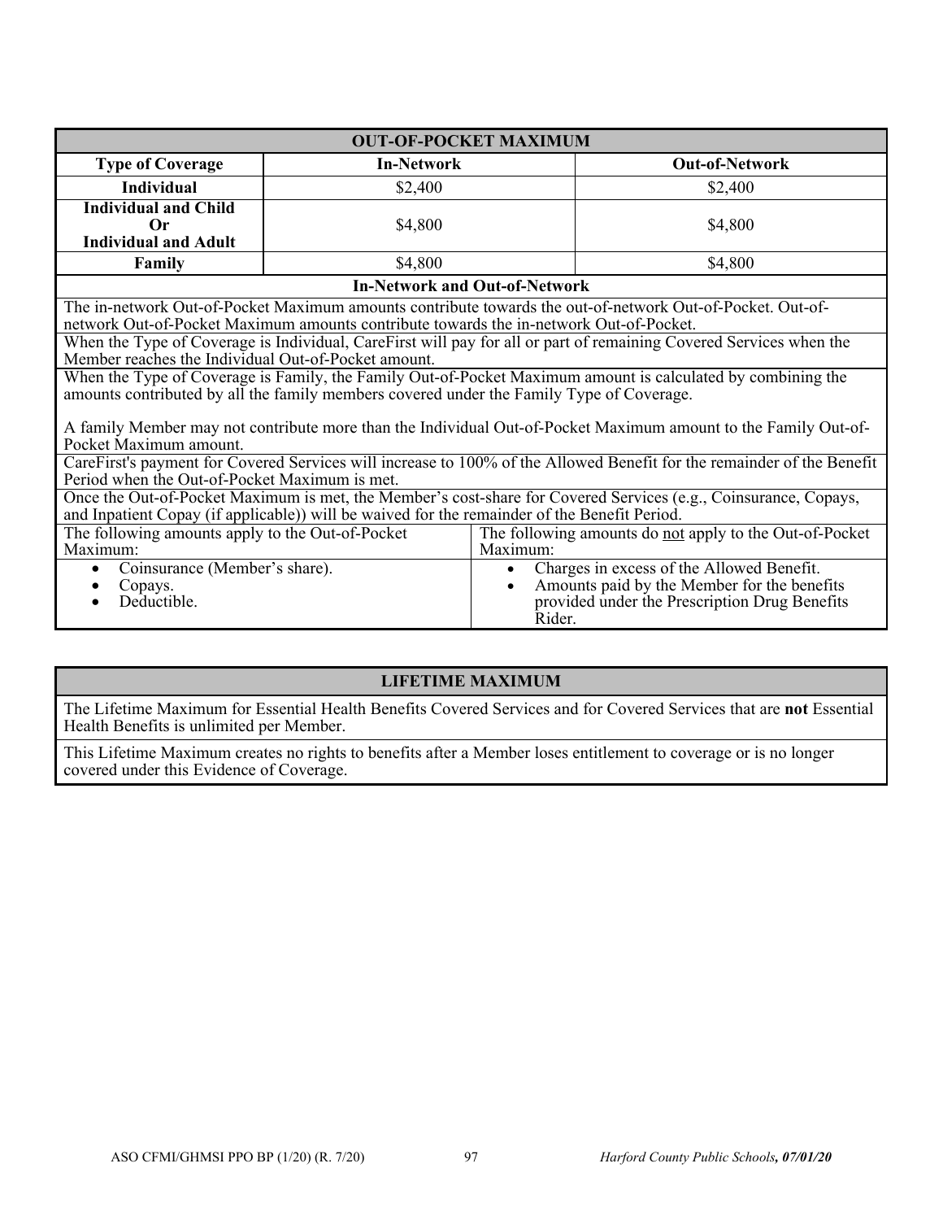| OUT-OF-POCKET MAXIMUM | | |
|---|---|---|
| **Type of Coverage** | **In-Network** | **Out-of-Network** |
| **Individual** | $2,400 | $2,400 |
| **Individual and Child Or Individual and Adult** | $4,800 | $4,800 |
| **Family** | $4,800 | $4,800 |

**In-Network and Out-of-Network**

The in-network Out-of-Pocket Maximum amounts contribute towards the out-of-network Out-of-Pocket. Out-of-network Out-of-Pocket Maximum amounts contribute towards the in-network Out-of-Pocket.

When the Type of Coverage is Individual, CareFirst will pay for all or part of remaining Covered Services when the Member reaches the Individual Out-of-Pocket amount.

When the Type of Coverage is Family, the Family Out-of-Pocket Maximum amount is calculated by combining the amounts contributed by all the family members covered under the Family Type of Coverage.

A family Member may not contribute more than the Individual Out-of-Pocket Maximum amount to the Family Out-of-Pocket Maximum amount.

CareFirst's payment for Covered Services will increase to 100% of the Allowed Benefit for the remainder of the Benefit Period when the Out-of-Pocket Maximum is met.

Once the Out-of-Pocket Maximum is met, the Member's cost-share for Covered Services (e.g., Coinsurance, Copays, and Inpatient Copay (if applicable)) will be waived for the remainder of the Benefit Period.

| The following amounts apply to the Out-of-Pocket Maximum: | The following amounts do <u>not</u> apply to the Out-of-Pocket Maximum: |
|---|---|
| • Coinsurance (Member's share).<br>• Copays.<br>• Deductible. | • Charges in excess of the Allowed Benefit.<br>• Amounts paid by the Member for the benefits provided under the Prescription Drug Benefits Rider. |

**LIFETIME MAXIMUM**

The Lifetime Maximum for Essential Health Benefits Covered Services and for Covered Services that are **not** Essential Health Benefits is unlimited per Member.

This Lifetime Maximum creates no rights to benefits after a Member loses entitlement to coverage or is no longer covered under this Evidence of Coverage.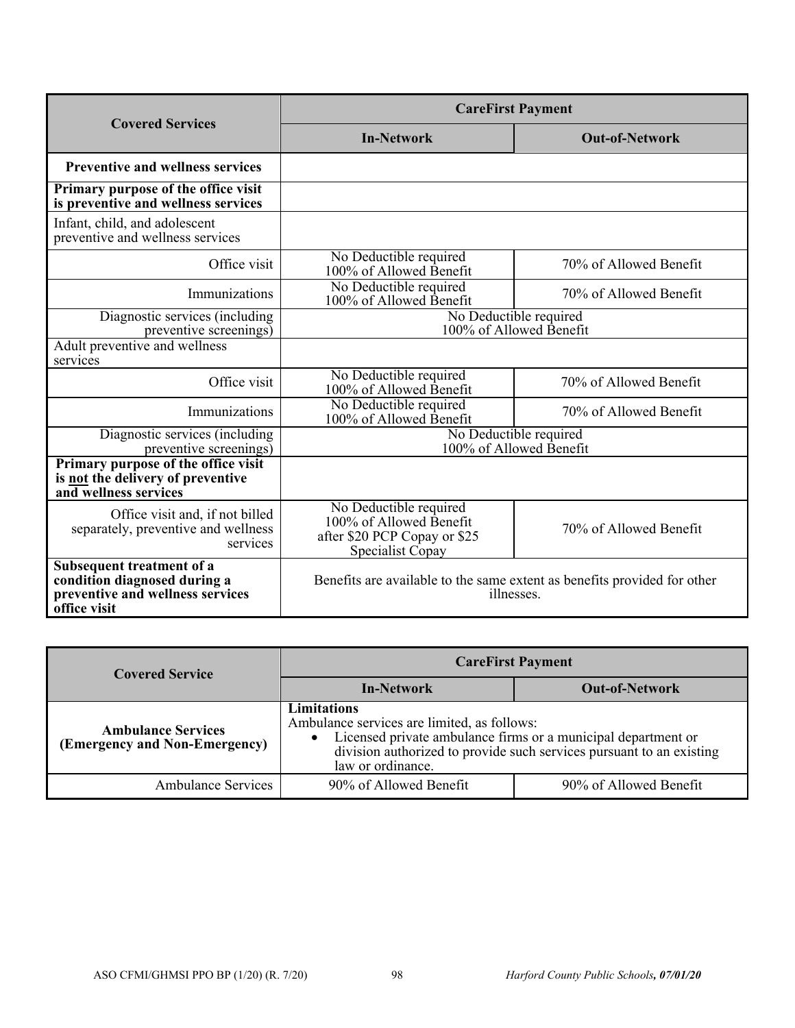| Covered Services | CareFirst Payment | |
|---|---|---|
| | **In-Network** | **Out-of-Network** |
| **Preventive and wellness services** | | |
| **Primary purpose of the office visit is preventive and wellness services** | | |
| Infant, child, and adolescent preventive and wellness services | | |
| Office visit | No Deductible required 100% of Allowed Benefit | 70% of Allowed Benefit |
| Immunizations | No Deductible required 100% of Allowed Benefit | 70% of Allowed Benefit |
| Diagnostic services (including preventive screenings) | No Deductible required 100% of Allowed Benefit | |
| Adult preventive and wellness services | | |
| Office visit | No Deductible required 100% of Allowed Benefit | 70% of Allowed Benefit |
| Immunizations | No Deductible required 100% of Allowed Benefit | 70% of Allowed Benefit |
| Diagnostic services (including preventive screenings) | No Deductible required 100% of Allowed Benefit | |
| **Primary purpose of the office visit is <u>not</u> the delivery of preventive and wellness services** | | |
| Office visit and, if not billed separately, preventive and wellness services | No Deductible required 100% of Allowed Benefit after $20 PCP Copay or $25 Specialist Copay | 70% of Allowed Benefit |
| **Subsequent treatment of a condition diagnosed during a preventive and wellness services office visit** | Benefits are available to the same extent as benefits provided for other illnesses. | |

| Covered Service | CareFirst Payment | |
|---|---|---|
| | **In-Network** | **Out-of-Network** |
| **Ambulance Services (Emergency and Non-Emergency)** | **Limitations** Ambulance services are limited, as follows: • Licensed private ambulance firms or a municipal department or division authorized to provide such services pursuant to an existing law or ordinance. | |
| Ambulance Services | 90% of Allowed Benefit | 90% of Allowed Benefit |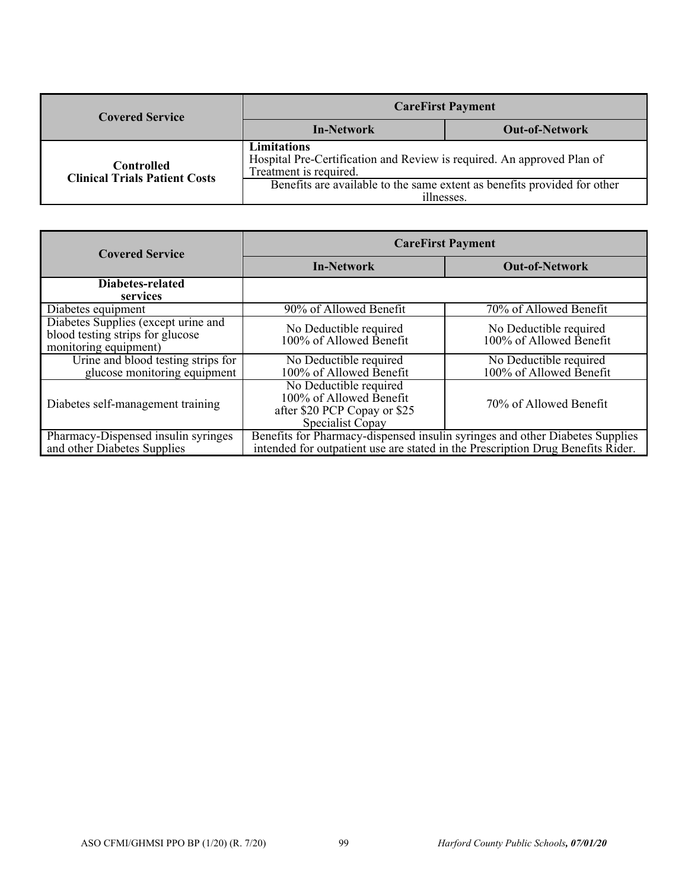| Covered Service | CareFirst Payment | |
|---|---|---|
| | **In-Network** | **Out-of-Network** |
| **Controlled Clinical Trials Patient Costs** | **Limitations** Hospital Pre-Certification and Review is required. An approved Plan of Treatment is required. | |
| | Benefits are available to the same extent as benefits provided for other illnesses. | |

| Covered Service | CareFirst Payment | |
|---|---|---|
| | **In-Network** | **Out-of-Network** |
| **Diabetes-related services** | | |
| Diabetes equipment | 90% of Allowed Benefit | 70% of Allowed Benefit |
| Diabetes Supplies (except urine and blood testing strips for glucose monitoring equipment) | No Deductible required 100% of Allowed Benefit | No Deductible required 100% of Allowed Benefit |
| Urine and blood testing strips for glucose monitoring equipment | No Deductible required 100% of Allowed Benefit | No Deductible required 100% of Allowed Benefit |
| Diabetes self-management training | No Deductible required 100% of Allowed Benefit after \$20 PCP Copay or \$25 Specialist Copay | 70% of Allowed Benefit |
| Pharmacy-Dispensed insulin syringes and other Diabetes Supplies | Benefits for Pharmacy-dispensed insulin syringes and other Diabetes Supplies intended for outpatient use are stated in the Prescription Drug Benefits Rider. | |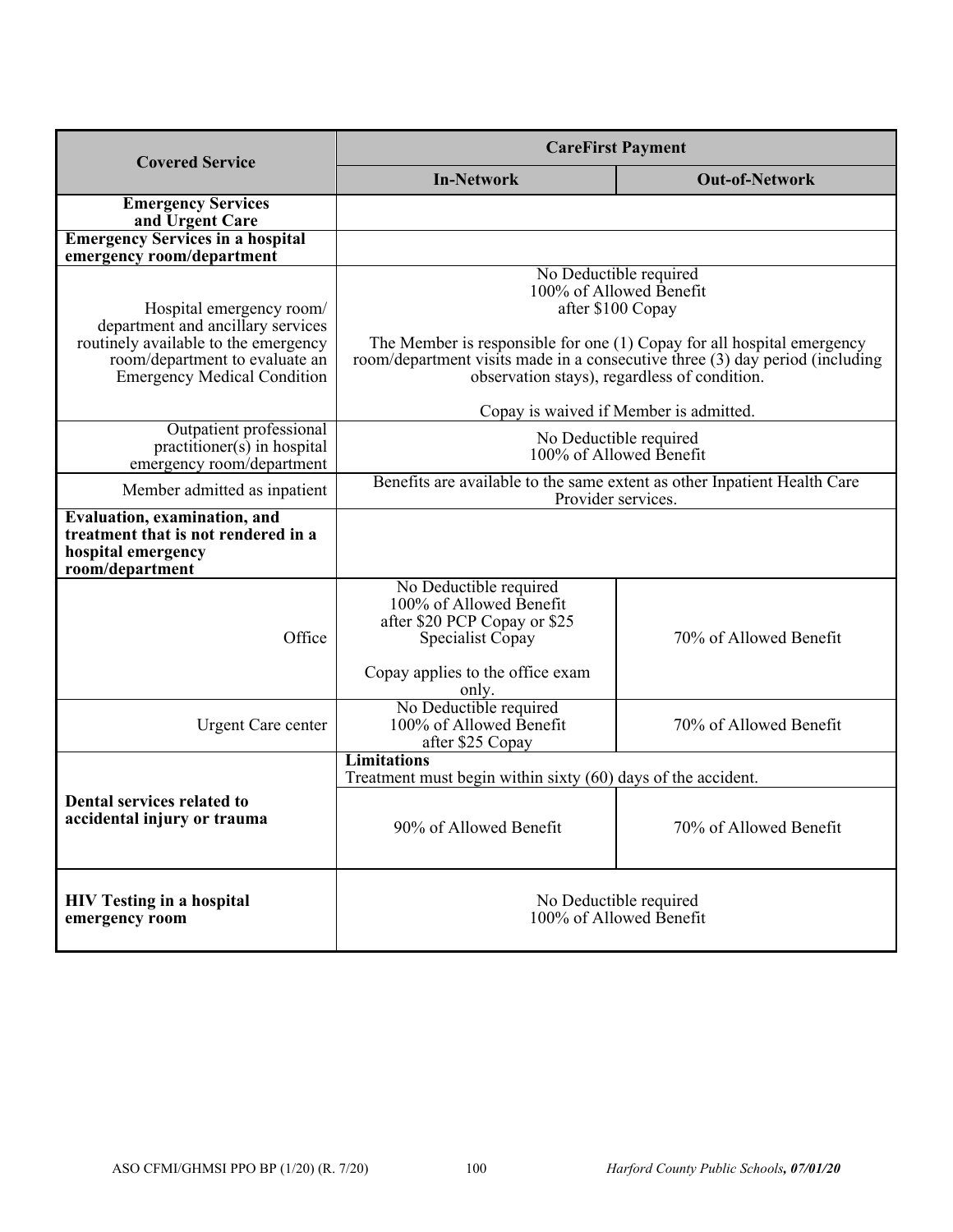| Covered Service | CareFirst Payment | |
|---|---|---|
| | **In-Network** | **Out-of-Network** |
| **Emergency Services and Urgent Care** | | |
| **Emergency Services in a hospital emergency room/department** | | |
| Hospital emergency room/department and ancillary services routinely available to the emergency room/department to evaluate an Emergency Medical Condition | No Deductible required<br>100% of Allowed Benefit<br>after $100 Copay<br><br>The Member is responsible for one (1) Copay for all hospital emergency room/department visits made in a consecutive three (3) day period (including observation stays), regardless of condition.<br><br>Copay is waived if Member is admitted. | |
| Outpatient professional practitioner(s) in hospital emergency room/department | No Deductible required<br>100% of Allowed Benefit | |
| Member admitted as inpatient | Benefits are available to the same extent as other Inpatient Health Care Provider services. | |
| **Evaluation, examination, and treatment that is not rendered in a hospital emergency room/department** | | |
| Office | No Deductible required<br>100% of Allowed Benefit<br>after $20 PCP Copay or $25 Specialist Copay<br><br>Copay applies to the office exam only. | 70% of Allowed Benefit |
| Urgent Care center | No Deductible required<br>100% of Allowed Benefit<br>after $25 Copay | 70% of Allowed Benefit |
| **Dental services related to accidental injury or trauma** | **Limitations**<br>Treatment must begin within sixty (60) days of the accident. | |
| | 90% of Allowed Benefit | 70% of Allowed Benefit |
| **HIV Testing in a hospital emergency room** | No Deductible required<br>100% of Allowed Benefit | |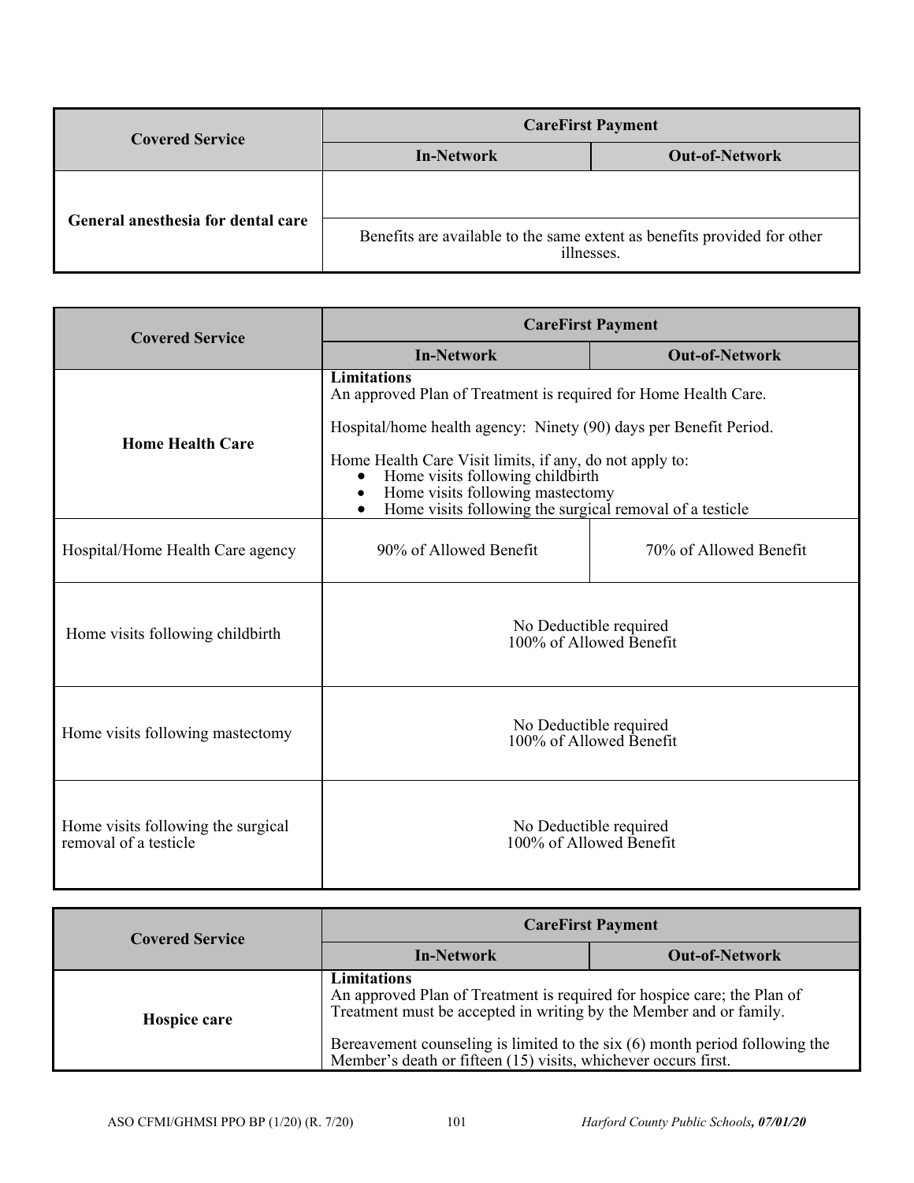| Covered Service | CareFirst Payment | |
|---|---|---|
| | **In-Network** | **Out-of-Network** |
| **General anesthesia for dental care** | | |
| | Benefits are available to the same extent as benefits provided for other illnesses. | |

| Covered Service | CareFirst Payment | |
|---|---|---|
| | **In-Network** | **Out-of-Network** |
| **Home Health Care** | **Limitations**<br>An approved Plan of Treatment is required for Home Health Care.<br><br>Hospital/home health agency: Ninety (90) days per Benefit Period.<br><br>Home Health Care Visit limits, if any, do not apply to:<br>• Home visits following childbirth<br>• Home visits following mastectomy<br>• Home visits following the surgical removal of a testicle | |
| Hospital/Home Health Care agency | 90% of Allowed Benefit | 70% of Allowed Benefit |
| Home visits following childbirth | No Deductible required<br>100% of Allowed Benefit | |
| Home visits following mastectomy | No Deductible required<br>100% of Allowed Benefit | |
| Home visits following the surgical removal of a testicle | No Deductible required<br>100% of Allowed Benefit | |

| Covered Service | CareFirst Payment | |
|---|---|---|
| | **In-Network** | **Out-of-Network** |
| **Hospice care** | **Limitations**<br>An approved Plan of Treatment is required for hospice care; the Plan of Treatment must be accepted in writing by the Member and or family.<br><br>Bereavement counseling is limited to the six (6) month period following the Member's death or fifteen (15) visits, whichever occurs first. | |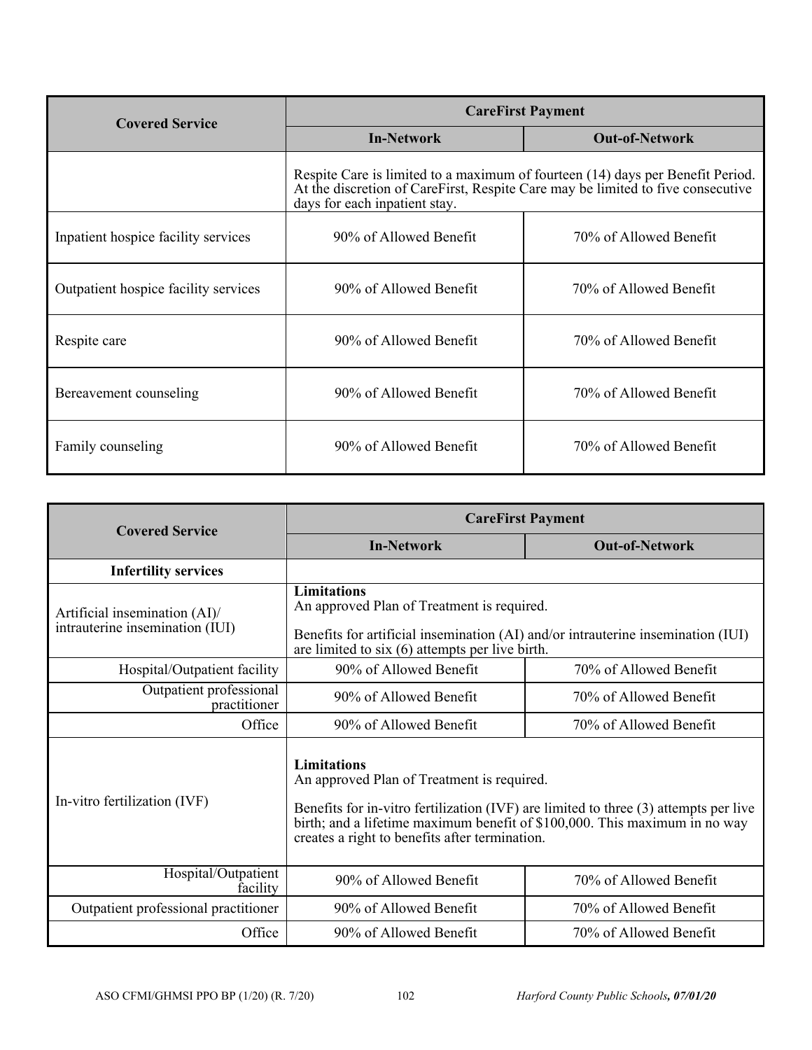| Covered Service | CareFirst Payment | |
|---|---|---|
| | **In-Network** | **Out-of-Network** |
| | Respite Care is limited to a maximum of fourteen (14) days per Benefit Period. At the discretion of CareFirst, Respite Care may be limited to five consecutive days for each inpatient stay. | |
| Inpatient hospice facility services | 90% of Allowed Benefit | 70% of Allowed Benefit |
| Outpatient hospice facility services | 90% of Allowed Benefit | 70% of Allowed Benefit |
| Respite care | 90% of Allowed Benefit | 70% of Allowed Benefit |
| Bereavement counseling | 90% of Allowed Benefit | 70% of Allowed Benefit |
| Family counseling | 90% of Allowed Benefit | 70% of Allowed Benefit |

| Covered Service | CareFirst Payment | |
|---|---|---|
| | **In-Network** | **Out-of-Network** |
| **Infertility services** | | |
| Artificial insemination (AI)/ intrauterine insemination (IUI) | **Limitations**<br>An approved Plan of Treatment is required.<br><br>Benefits for artificial insemination (AI) and/or intrauterine insemination (IUI) are limited to six (6) attempts per live birth. | |
| Hospital/Outpatient facility | 90% of Allowed Benefit | 70% of Allowed Benefit |
| Outpatient professional practitioner | 90% of Allowed Benefit | 70% of Allowed Benefit |
| Office | 90% of Allowed Benefit | 70% of Allowed Benefit |
| In-vitro fertilization (IVF) | **Limitations**<br>An approved Plan of Treatment is required.<br><br>Benefits for in-vitro fertilization (IVF) are limited to three (3) attempts per live birth; and a lifetime maximum benefit of $100,000. This maximum in no way creates a right to benefits after termination. | |
| Hospital/Outpatient facility | 90% of Allowed Benefit | 70% of Allowed Benefit |
| Outpatient professional practitioner | 90% of Allowed Benefit | 70% of Allowed Benefit |
| Office | 90% of Allowed Benefit | 70% of Allowed Benefit |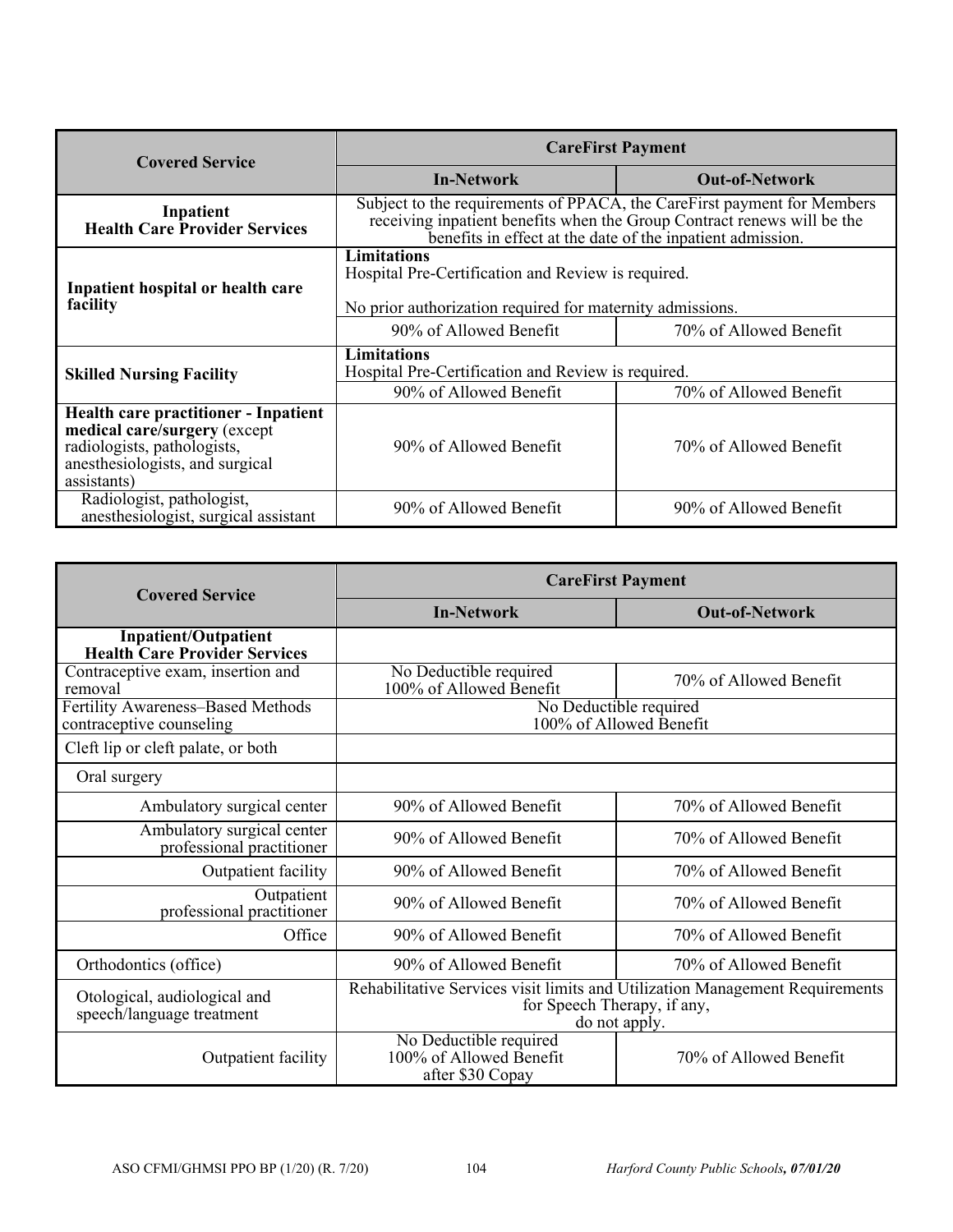| Covered Service | CareFirst Payment | |
|---|---|---|
| | **In-Network** | **Out-of-Network** |
| **Inpatient Health Care Provider Services** | Subject to the requirements of PPACA, the CareFirst payment for Members receiving inpatient benefits when the Group Contract renews will be the benefits in effect at the date of the inpatient admission. | |
| **Inpatient hospital or health care facility** | **Limitations** Hospital Pre-Certification and Review is required. No prior authorization required for maternity admissions. | |
| | 90% of Allowed Benefit | 70% of Allowed Benefit |
| **Skilled Nursing Facility** | **Limitations** Hospital Pre-Certification and Review is required. | |
| | 90% of Allowed Benefit | 70% of Allowed Benefit |
| **Health care practitioner - Inpatient medical care/surgery** (except radiologists, pathologists, anesthesiologists, and surgical assistants) | 90% of Allowed Benefit | 70% of Allowed Benefit |
| Radiologist, pathologist, anesthesiologist, surgical assistant | 90% of Allowed Benefit | 90% of Allowed Benefit |

| Covered Service | CareFirst Payment | |
|---|---|---|
| | **In-Network** | **Out-of-Network** |
| **Inpatient/Outpatient Health Care Provider Services** | | |
| Contraceptive exam, insertion and removal | No Deductible required 100% of Allowed Benefit | 70% of Allowed Benefit |
| Fertility Awareness–Based Methods contraceptive counseling | No Deductible required 100% of Allowed Benefit | |
| Cleft lip or cleft palate, or both | | |
| Oral surgery | | |
| Ambulatory surgical center | 90% of Allowed Benefit | 70% of Allowed Benefit |
| Ambulatory surgical center professional practitioner | 90% of Allowed Benefit | 70% of Allowed Benefit |
| Outpatient facility | 90% of Allowed Benefit | 70% of Allowed Benefit |
| Outpatient professional practitioner | 90% of Allowed Benefit | 70% of Allowed Benefit |
| Office | 90% of Allowed Benefit | 70% of Allowed Benefit |
| Orthodontics (office) | 90% of Allowed Benefit | 70% of Allowed Benefit |
| Otological, audiological and speech/language treatment | Rehabilitative Services visit limits and Utilization Management Requirements for Speech Therapy, if any, do not apply. | |
| Outpatient facility | No Deductible required 100% of Allowed Benefit after $30 Copay | 70% of Allowed Benefit |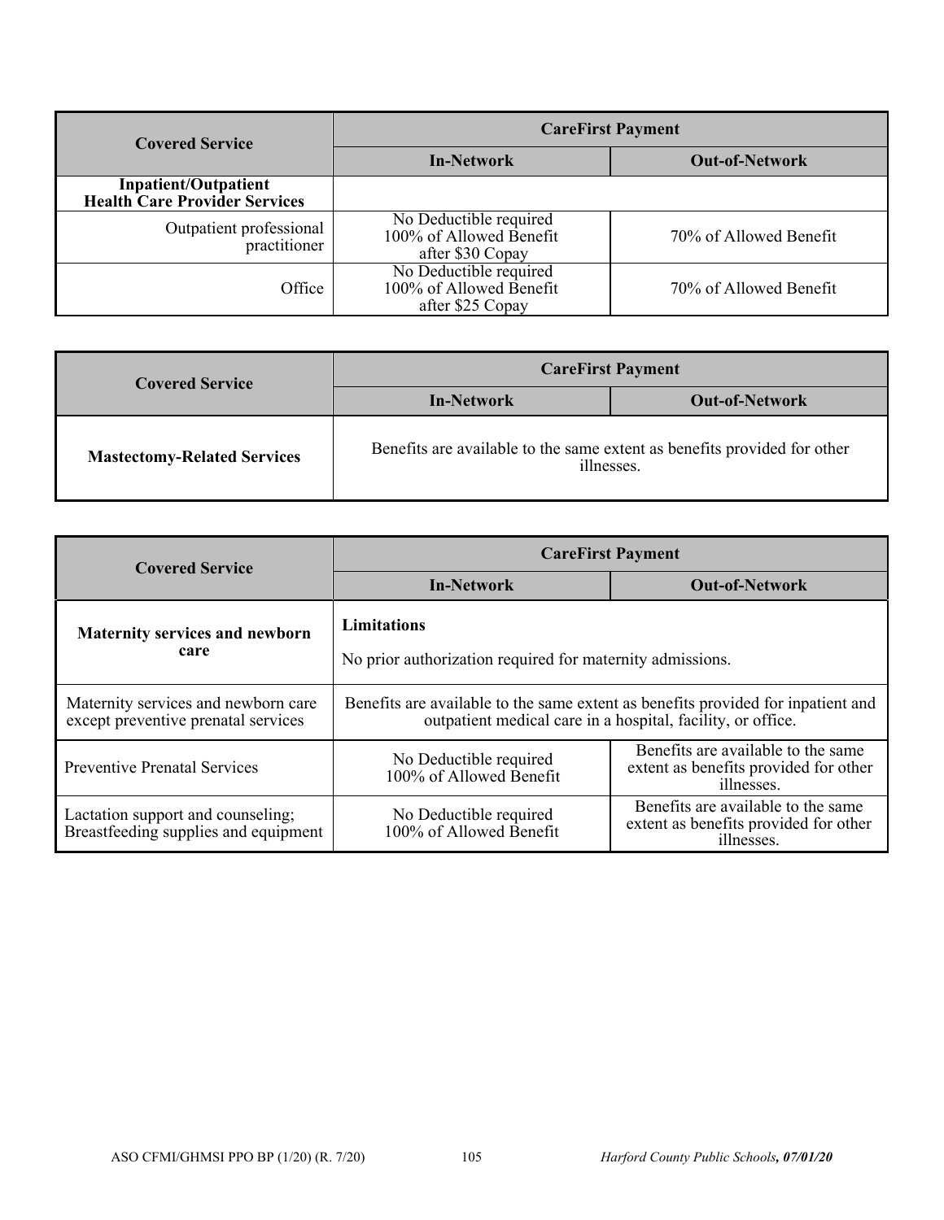| Covered Service | CareFirst Payment | |
|---|---|---|
| | **In-Network** | **Out-of-Network** |
| **Inpatient/Outpatient Health Care Provider Services** | | |
| Outpatient professional practitioner | No Deductible required<br>100% of Allowed Benefit after $30 Copay | 70% of Allowed Benefit |
| Office | No Deductible required<br>100% of Allowed Benefit after $25 Copay | 70% of Allowed Benefit |

| Covered Service | CareFirst Payment | |
|---|---|---|
| | **In-Network** | **Out-of-Network** |
| **Mastectomy-Related Services** | Benefits are available to the same extent as benefits provided for other illnesses. | |

| Covered Service | CareFirst Payment | |
|---|---|---|
| | **In-Network** | **Out-of-Network** |
| **Maternity services and newborn care** | **Limitations**<br>No prior authorization required for maternity admissions. | |
| Maternity services and newborn care except preventive prenatal services | Benefits are available to the same extent as benefits provided for inpatient and outpatient medical care in a hospital, facility, or office. | |
| Preventive Prenatal Services | No Deductible required<br>100% of Allowed Benefit | Benefits are available to the same extent as benefits provided for other illnesses. |
| Lactation support and counseling; Breastfeeding supplies and equipment | No Deductible required<br>100% of Allowed Benefit | Benefits are available to the same extent as benefits provided for other illnesses. |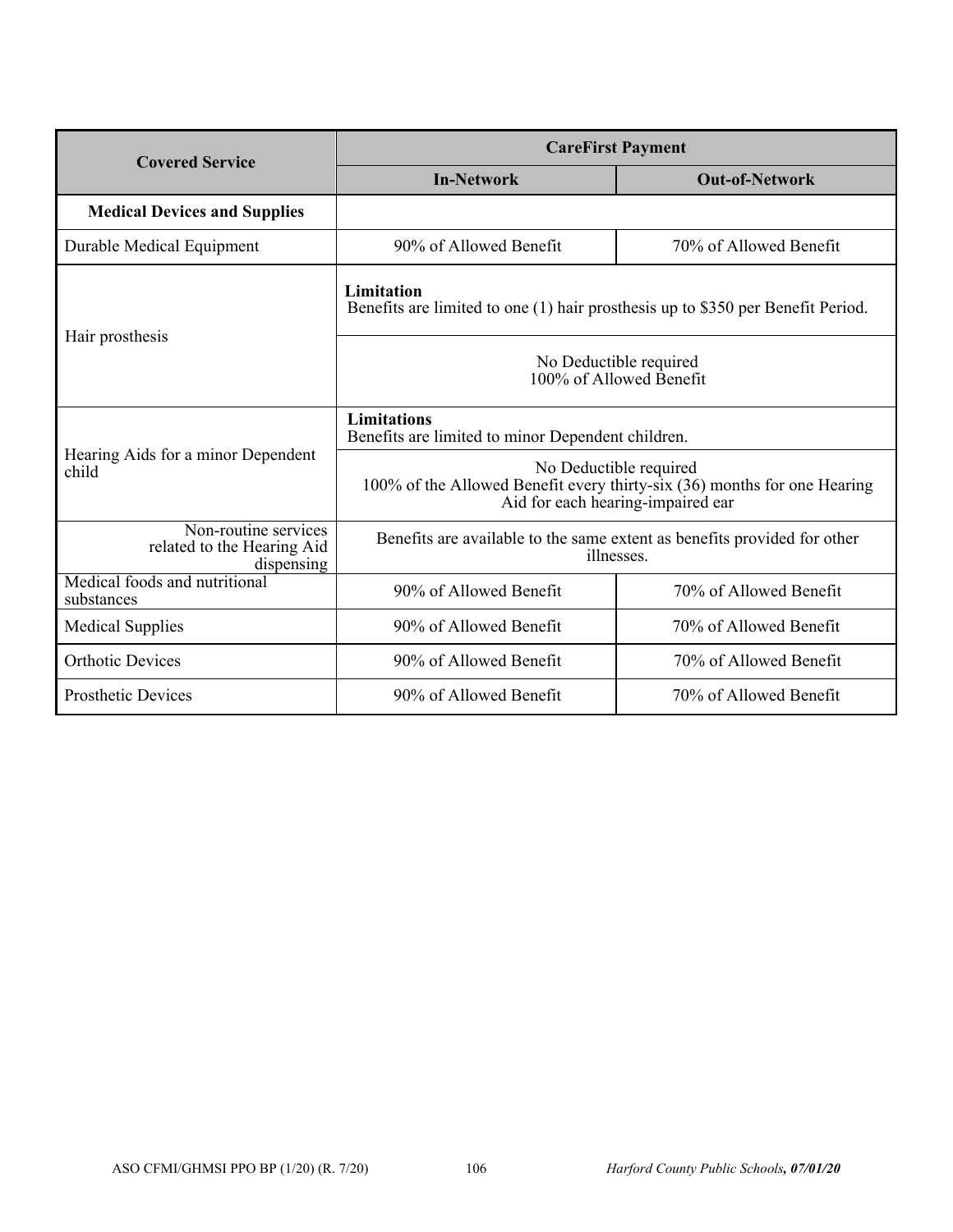| Covered Service | CareFirst Payment | |
|---|---|---|
| | **In-Network** | **Out-of-Network** |
| **Medical Devices and Supplies** | | |
| Durable Medical Equipment | 90% of Allowed Benefit | 70% of Allowed Benefit |
| Hair prosthesis | **Limitation**<br>Benefits are limited to one (1) hair prosthesis up to $350 per Benefit Period. | |
| | No Deductible required<br>100% of Allowed Benefit | |
| Hearing Aids for a minor Dependent child | **Limitations**<br>Benefits are limited to minor Dependent children. | |
| | No Deductible required<br>100% of the Allowed Benefit every thirty-six (36) months for one Hearing Aid for each hearing-impaired ear | |
| Non-routine services related to the Hearing Aid dispensing | Benefits are available to the same extent as benefits provided for other illnesses. | |
| Medical foods and nutritional substances | 90% of Allowed Benefit | 70% of Allowed Benefit |
| Medical Supplies | 90% of Allowed Benefit | 70% of Allowed Benefit |
| Orthotic Devices | 90% of Allowed Benefit | 70% of Allowed Benefit |
| Prosthetic Devices | 90% of Allowed Benefit | 70% of Allowed Benefit |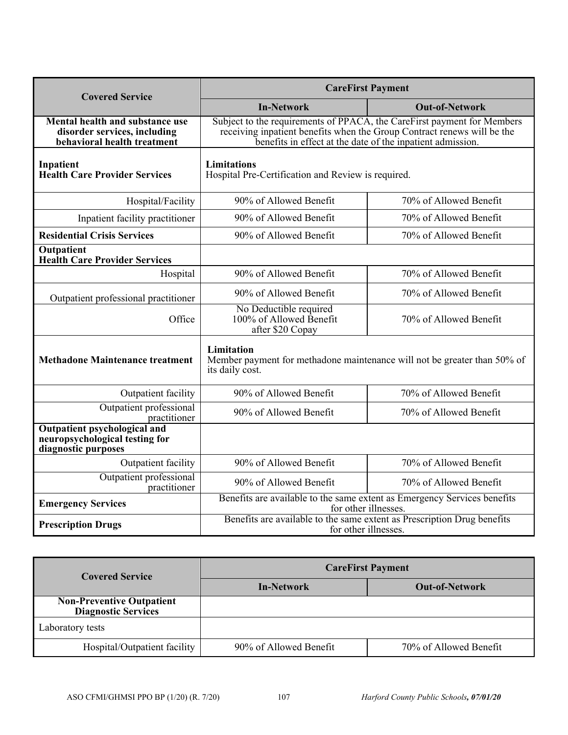| Covered Service | CareFirst Payment | |
|---|---|---|
| | **In-Network** | **Out-of-Network** |
| **Mental health and substance use disorder services, including behavioral health treatment** | Subject to the requirements of PPACA, the CareFirst payment for Members receiving inpatient benefits when the Group Contract renews will be the benefits in effect at the date of the inpatient admission. | |
| **Inpatient Health Care Provider Services** | **Limitations** Hospital Pre-Certification and Review is required. | |
| Hospital/Facility | 90% of Allowed Benefit | 70% of Allowed Benefit |
| Inpatient facility practitioner | 90% of Allowed Benefit | 70% of Allowed Benefit |
| **Residential Crisis Services** | 90% of Allowed Benefit | 70% of Allowed Benefit |
| **Outpatient Health Care Provider Services** | | |
| Hospital | 90% of Allowed Benefit | 70% of Allowed Benefit |
| Outpatient professional practitioner | 90% of Allowed Benefit | 70% of Allowed Benefit |
| Office | No Deductible required 100% of Allowed Benefit after $20 Copay | 70% of Allowed Benefit |
| **Methadone Maintenance treatment** | **Limitation** Member payment for methadone maintenance will not be greater than 50% of its daily cost. | |
| Outpatient facility | 90% of Allowed Benefit | 70% of Allowed Benefit |
| Outpatient professional practitioner | 90% of Allowed Benefit | 70% of Allowed Benefit |
| **Outpatient psychological and neuropsychological testing for diagnostic purposes** | | |
| Outpatient facility | 90% of Allowed Benefit | 70% of Allowed Benefit |
| Outpatient professional practitioner | 90% of Allowed Benefit | 70% of Allowed Benefit |
| **Emergency Services** | Benefits are available to the same extent as Emergency Services benefits for other illnesses. | |
| **Prescription Drugs** | Benefits are available to the same extent as Prescription Drug benefits for other illnesses. | |

| Covered Service | CareFirst Payment | |
|---|---|---|
| | **In-Network** | **Out-of-Network** |
| **Non-Preventive Outpatient Diagnostic Services** | | |
| Laboratory tests | | |
| Hospital/Outpatient facility | 90% of Allowed Benefit | 70% of Allowed Benefit |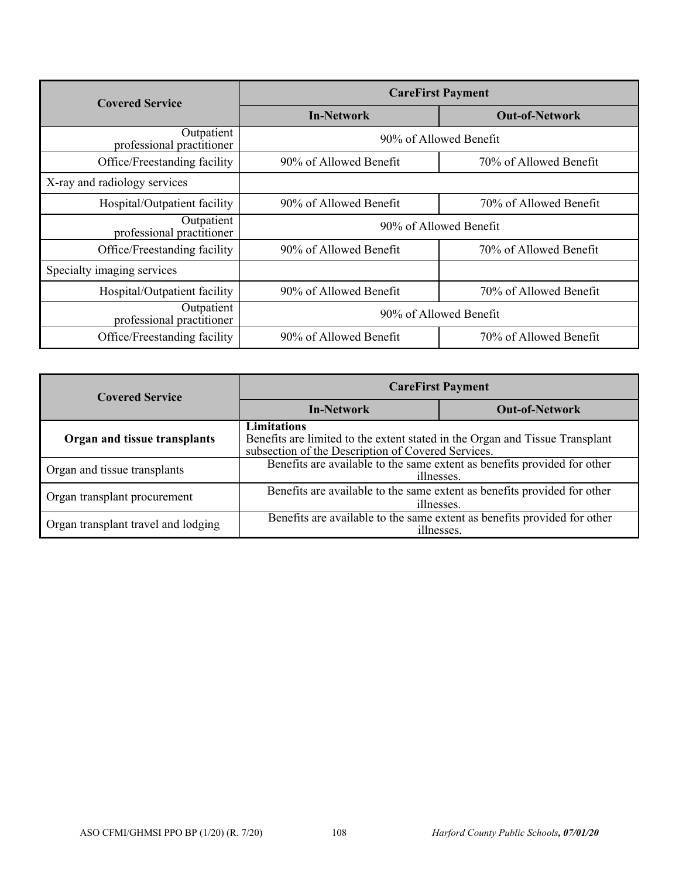| Covered Service | CareFirst Payment | |
|---|---|---|
| | **In-Network** | **Out-of-Network** |
| Outpatient professional practitioner | 90% of Allowed Benefit | |
| Office/Freestanding facility | 90% of Allowed Benefit | 70% of Allowed Benefit |
| X-ray and radiology services | | |
| Hospital/Outpatient facility | 90% of Allowed Benefit | 70% of Allowed Benefit |
| Outpatient professional practitioner | 90% of Allowed Benefit | |
| Office/Freestanding facility | 90% of Allowed Benefit | 70% of Allowed Benefit |
| Specialty imaging services | | |
| Hospital/Outpatient facility | 90% of Allowed Benefit | 70% of Allowed Benefit |
| Outpatient professional practitioner | 90% of Allowed Benefit | |
| Office/Freestanding facility | 90% of Allowed Benefit | 70% of Allowed Benefit |

| Covered Service | CareFirst Payment | |
|---|---|---|
| | **In-Network** | **Out-of-Network** |
| **Organ and tissue transplants** | **Limitations** Benefits are limited to the extent stated in the Organ and Tissue Transplant subsection of the Description of Covered Services. | |
| Organ and tissue transplants | Benefits are available to the same extent as benefits provided for other illnesses. | |
| Organ transplant procurement | Benefits are available to the same extent as benefits provided for other illnesses. | |
| Organ transplant travel and lodging | Benefits are available to the same extent as benefits provided for other illnesses. | |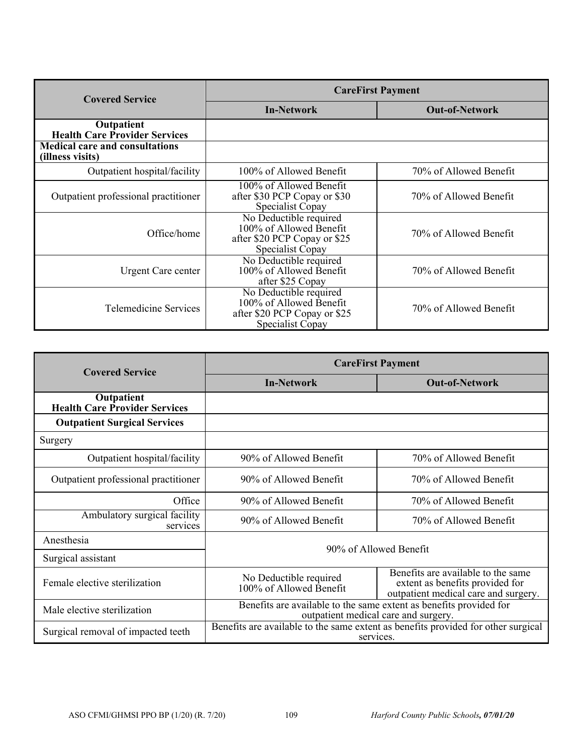| Covered Service | CareFirst Payment | |
|---|---|---|
| | **In-Network** | **Out-of-Network** |
| **Outpatient Health Care Provider Services** | | |
| **Medical care and consultations (illness visits)** | | |
| Outpatient hospital/facility | 100% of Allowed Benefit | 70% of Allowed Benefit |
| Outpatient professional practitioner | 100% of Allowed Benefit after $30 PCP Copay or $30 Specialist Copay | 70% of Allowed Benefit |
| Office/home | No Deductible required 100% of Allowed Benefit after $20 PCP Copay or $25 Specialist Copay | 70% of Allowed Benefit |
| Urgent Care center | No Deductible required 100% of Allowed Benefit after $25 Copay | 70% of Allowed Benefit |
| Telemedicine Services | No Deductible required 100% of Allowed Benefit after $20 PCP Copay or $25 Specialist Copay | 70% of Allowed Benefit |

| Covered Service | CareFirst Payment | |
|---|---|---|
| | **In-Network** | **Out-of-Network** |
| **Outpatient Health Care Provider Services** | | |
| **Outpatient Surgical Services** | | |
| Surgery | | |
| Outpatient hospital/facility | 90% of Allowed Benefit | 70% of Allowed Benefit |
| Outpatient professional practitioner | 90% of Allowed Benefit | 70% of Allowed Benefit |
| Office | 90% of Allowed Benefit | 70% of Allowed Benefit |
| Ambulatory surgical facility services | 90% of Allowed Benefit | 70% of Allowed Benefit |
| Anesthesia | 90% of Allowed Benefit | |
| Surgical assistant | 90% of Allowed Benefit | |
| Female elective sterilization | No Deductible required 100% of Allowed Benefit | Benefits are available to the same extent as benefits provided for outpatient medical care and surgery. |
| Male elective sterilization | Benefits are available to the same extent as benefits provided for outpatient medical care and surgery. | |
| Surgical removal of impacted teeth | Benefits are available to the same extent as benefits provided for other surgical services. | |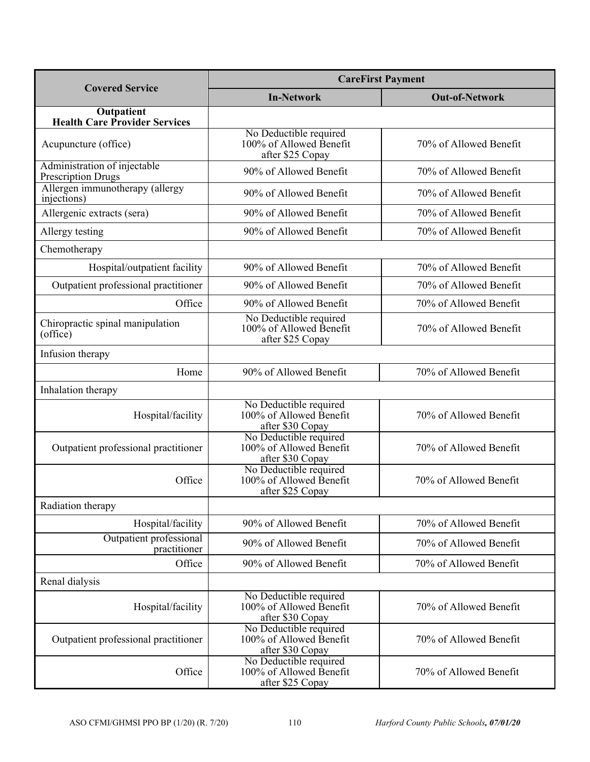| Covered Service | CareFirst Payment | |
|---|---|---|
| | **In-Network** | **Out-of-Network** |
| **Outpatient Health Care Provider Services** | | |
| Acupuncture (office) | No Deductible required 100% of Allowed Benefit after $25 Copay | 70% of Allowed Benefit |
| Administration of injectable Prescription Drugs | 90% of Allowed Benefit | 70% of Allowed Benefit |
| Allergen immunotherapy (allergy injections) | 90% of Allowed Benefit | 70% of Allowed Benefit |
| Allergenic extracts (sera) | 90% of Allowed Benefit | 70% of Allowed Benefit |
| Allergy testing | 90% of Allowed Benefit | 70% of Allowed Benefit |
| Chemotherapy | | |
| Hospital/outpatient facility | 90% of Allowed Benefit | 70% of Allowed Benefit |
| Outpatient professional practitioner | 90% of Allowed Benefit | 70% of Allowed Benefit |
| Office | 90% of Allowed Benefit | 70% of Allowed Benefit |
| Chiropractic spinal manipulation (office) | No Deductible required 100% of Allowed Benefit after $25 Copay | 70% of Allowed Benefit |
| Infusion therapy | | |
| Home | 90% of Allowed Benefit | 70% of Allowed Benefit |
| Inhalation therapy | | |
| Hospital/facility | No Deductible required 100% of Allowed Benefit after $30 Copay | 70% of Allowed Benefit |
| Outpatient professional practitioner | No Deductible required 100% of Allowed Benefit after $30 Copay | 70% of Allowed Benefit |
| Office | No Deductible required 100% of Allowed Benefit after $25 Copay | 70% of Allowed Benefit |
| Radiation therapy | | |
| Hospital/facility | 90% of Allowed Benefit | 70% of Allowed Benefit |
| Outpatient professional practitioner | 90% of Allowed Benefit | 70% of Allowed Benefit |
| Office | 90% of Allowed Benefit | 70% of Allowed Benefit |
| Renal dialysis | | |
| Hospital/facility | No Deductible required 100% of Allowed Benefit after $30 Copay | 70% of Allowed Benefit |
| Outpatient professional practitioner | No Deductible required 100% of Allowed Benefit after $30 Copay | 70% of Allowed Benefit |
| Office | No Deductible required 100% of Allowed Benefit after $25 Copay | 70% of Allowed Benefit |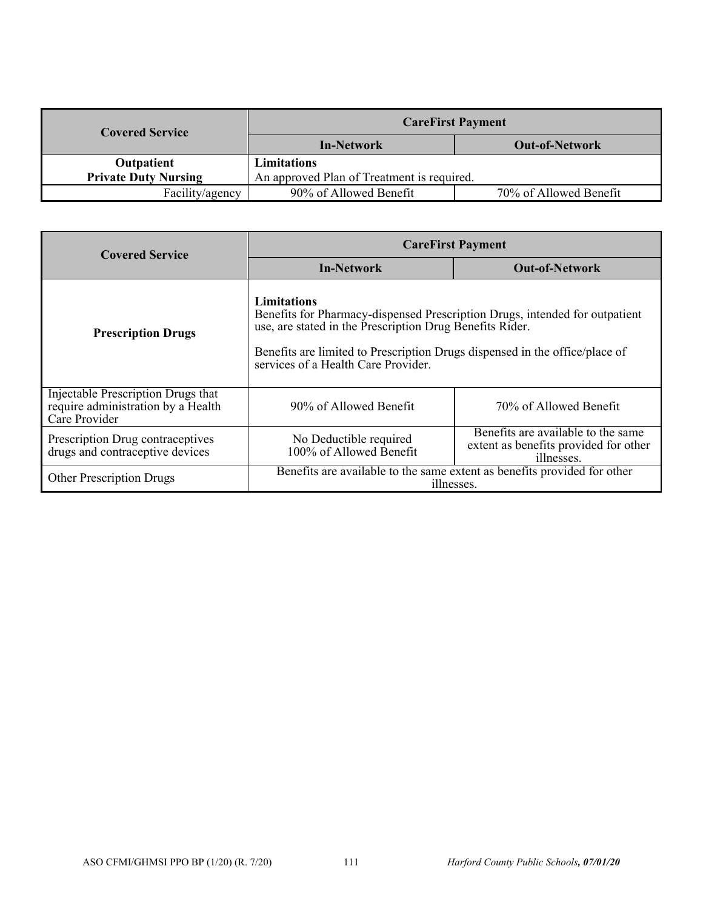| Covered Service | CareFirst Payment | |
|---|---|---|
| | **In-Network** | **Out-of-Network** |
| **Outpatient Private Duty Nursing** | **Limitations** An approved Plan of Treatment is required. | |
| Facility/agency | 90% of Allowed Benefit | 70% of Allowed Benefit |

| Covered Service | CareFirst Payment | |
|---|---|---|
| | **In-Network** | **Out-of-Network** |
| **Prescription Drugs** | **Limitations** Benefits for Pharmacy-dispensed Prescription Drugs, intended for outpatient use, are stated in the Prescription Drug Benefits Rider. Benefits are limited to Prescription Drugs dispensed in the office/place of services of a Health Care Provider. | |
| Injectable Prescription Drugs that require administration by a Health Care Provider | 90% of Allowed Benefit | 70% of Allowed Benefit |
| Prescription Drug contraceptives drugs and contraceptive devices | No Deductible required 100% of Allowed Benefit | Benefits are available to the same extent as benefits provided for other illnesses. |
| Other Prescription Drugs | Benefits are available to the same extent as benefits provided for other illnesses. | |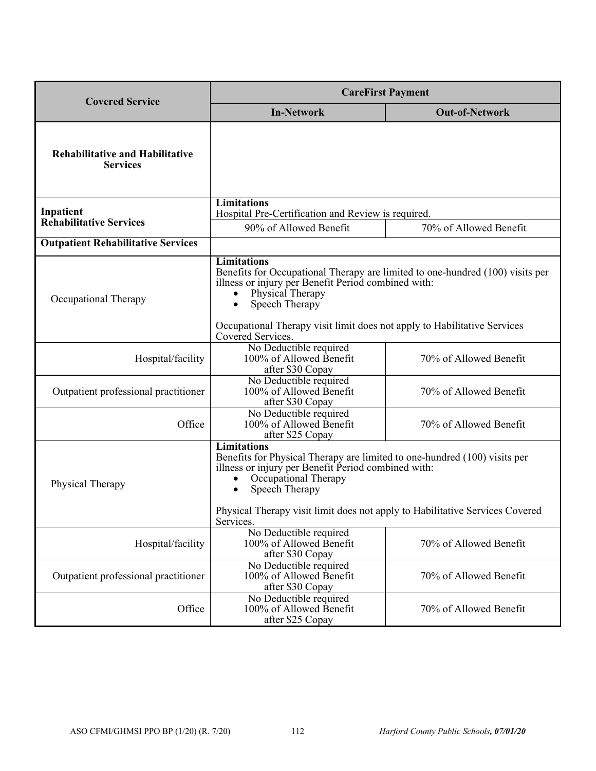| Covered Service | CareFirst Payment | |
|---|---|---|
| | **In-Network** | **Out-of-Network** |
| **Rehabilitative and Habilitative Services** | | |
| **Inpatient Rehabilitative Services** | **Limitations**<br>Hospital Pre-Certification and Review is required. | |
| | 90% of Allowed Benefit | 70% of Allowed Benefit |
| **Outpatient Rehabilitative Services** | | |
| Occupational Therapy | **Limitations**<br>Benefits for Occupational Therapy are limited to one-hundred (100) visits per illness or injury per Benefit Period combined with:<br>• Physical Therapy<br>• Speech Therapy<br><br>Occupational Therapy visit limit does not apply to Habilitative Services Covered Services. | |
| Hospital/facility | No Deductible required<br>100% of Allowed Benefit<br>after $30 Copay | 70% of Allowed Benefit |
| Outpatient professional practitioner | No Deductible required<br>100% of Allowed Benefit<br>after $30 Copay | 70% of Allowed Benefit |
| Office | No Deductible required<br>100% of Allowed Benefit<br>after $25 Copay | 70% of Allowed Benefit |
| Physical Therapy | **Limitations**<br>Benefits for Physical Therapy are limited to one-hundred (100) visits per illness or injury per Benefit Period combined with:<br>• Occupational Therapy<br>• Speech Therapy<br><br>Physical Therapy visit limit does not apply to Habilitative Services Covered Services. | |
| Hospital/facility | No Deductible required<br>100% of Allowed Benefit<br>after $30 Copay | 70% of Allowed Benefit |
| Outpatient professional practitioner | No Deductible required<br>100% of Allowed Benefit<br>after $30 Copay | 70% of Allowed Benefit |
| Office | No Deductible required<br>100% of Allowed Benefit<br>after $25 Copay | 70% of Allowed Benefit |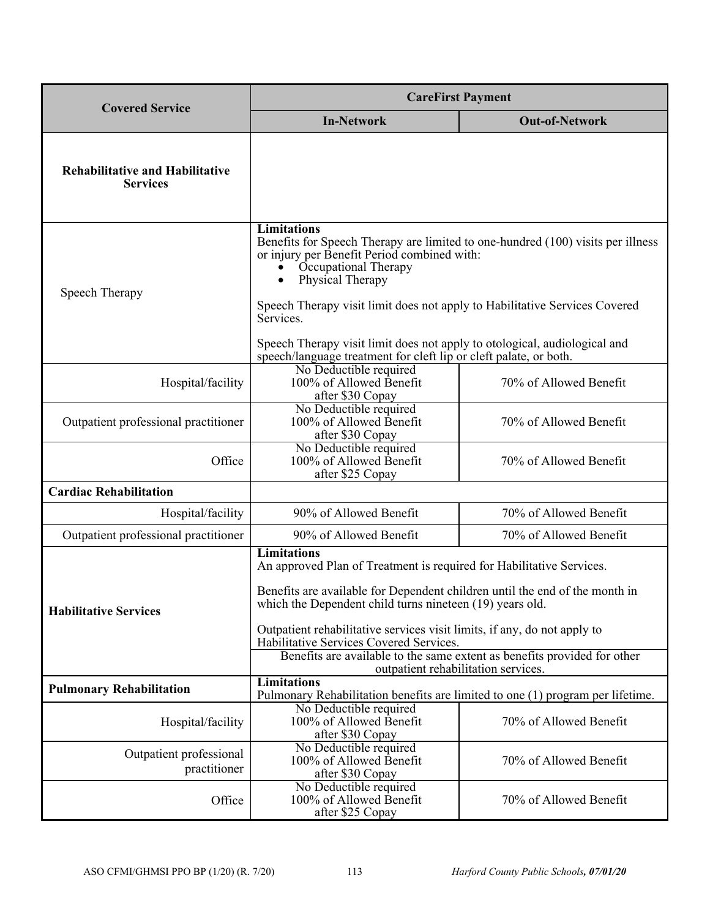| Covered Service | CareFirst Payment | |
|---|---|---|
| | **In-Network** | **Out-of-Network** |
| **Rehabilitative and Habilitative Services** | | |
| Speech Therapy | **Limitations**<br>Benefits for Speech Therapy are limited to one-hundred (100) visits per illness or injury per Benefit Period combined with:<br>• Occupational Therapy<br>• Physical Therapy<br><br>Speech Therapy visit limit does not apply to Habilitative Services Covered Services.<br><br>Speech Therapy visit limit does not apply to otological, audiological and speech/language treatment for cleft lip or cleft palate, or both. | |
| Hospital/facility | No Deductible required<br>100% of Allowed Benefit<br>after $30 Copay | 70% of Allowed Benefit |
| Outpatient professional practitioner | No Deductible required<br>100% of Allowed Benefit<br>after $30 Copay | 70% of Allowed Benefit |
| Office | No Deductible required<br>100% of Allowed Benefit<br>after $25 Copay | 70% of Allowed Benefit |
| **Cardiac Rehabilitation** | | |
| Hospital/facility | 90% of Allowed Benefit | 70% of Allowed Benefit |
| Outpatient professional practitioner | 90% of Allowed Benefit | 70% of Allowed Benefit |
| **Habilitative Services** | **Limitations**<br>An approved Plan of Treatment is required for Habilitative Services.<br><br>Benefits are available for Dependent children until the end of the month in which the Dependent child turns nineteen (19) years old.<br><br>Outpatient rehabilitative services visit limits, if any, do not apply to Habilitative Services Covered Services.<br><br>Benefits are available to the same extent as benefits provided for other outpatient rehabilitation services. | |
| **Pulmonary Rehabilitation** | **Limitations**<br>Pulmonary Rehabilitation benefits are limited to one (1) program per lifetime. | |
| Hospital/facility | No Deductible required<br>100% of Allowed Benefit<br>after $30 Copay | 70% of Allowed Benefit |
| Outpatient professional practitioner | No Deductible required<br>100% of Allowed Benefit<br>after $30 Copay | 70% of Allowed Benefit |
| Office | No Deductible required<br>100% of Allowed Benefit<br>after $25 Copay | 70% of Allowed Benefit |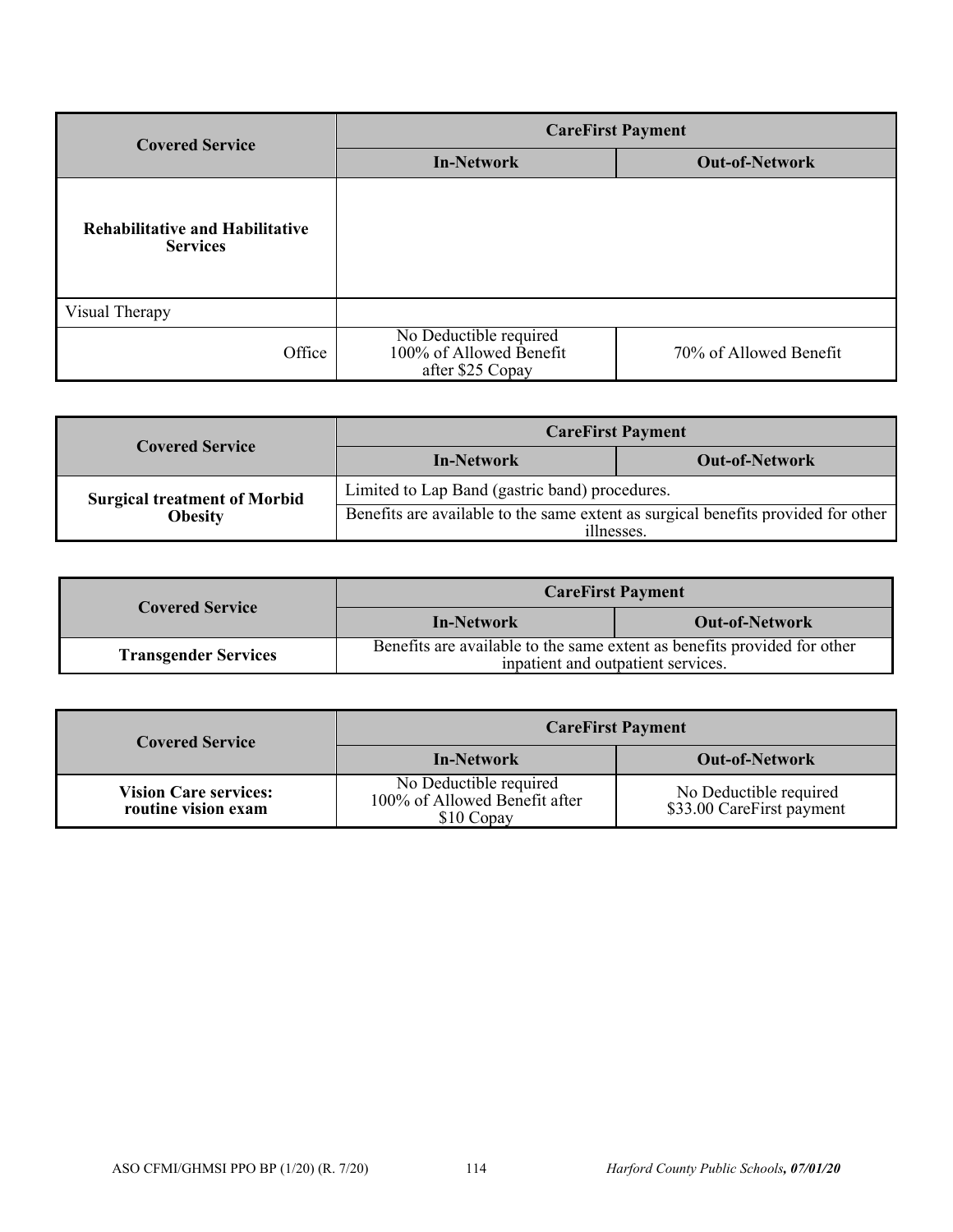| Covered Service | CareFirst Payment | |
|---|---|---|
| | **In-Network** | **Out-of-Network** |
| **Rehabilitative and Habilitative Services** | | |
| Visual Therapy | | |
| Office | No Deductible required 100% of Allowed Benefit after $25 Copay | 70% of Allowed Benefit |

| Covered Service | CareFirst Payment | |
|---|---|---|
| | **In-Network** | **Out-of-Network** |
| **Surgical treatment of Morbid Obesity** | Limited to Lap Band (gastric band) procedures. | |
| | Benefits are available to the same extent as surgical benefits provided for other illnesses. | |

| Covered Service | CareFirst Payment | |
|---|---|---|
| | **In-Network** | **Out-of-Network** |
| **Transgender Services** | Benefits are available to the same extent as benefits provided for other inpatient and outpatient services. | |

| Covered Service | CareFirst Payment | |
|---|---|---|
| | **In-Network** | **Out-of-Network** |
| **Vision Care services: routine vision exam** | No Deductible required 100% of Allowed Benefit after $10 Copay | No Deductible required $33.00 CareFirst payment |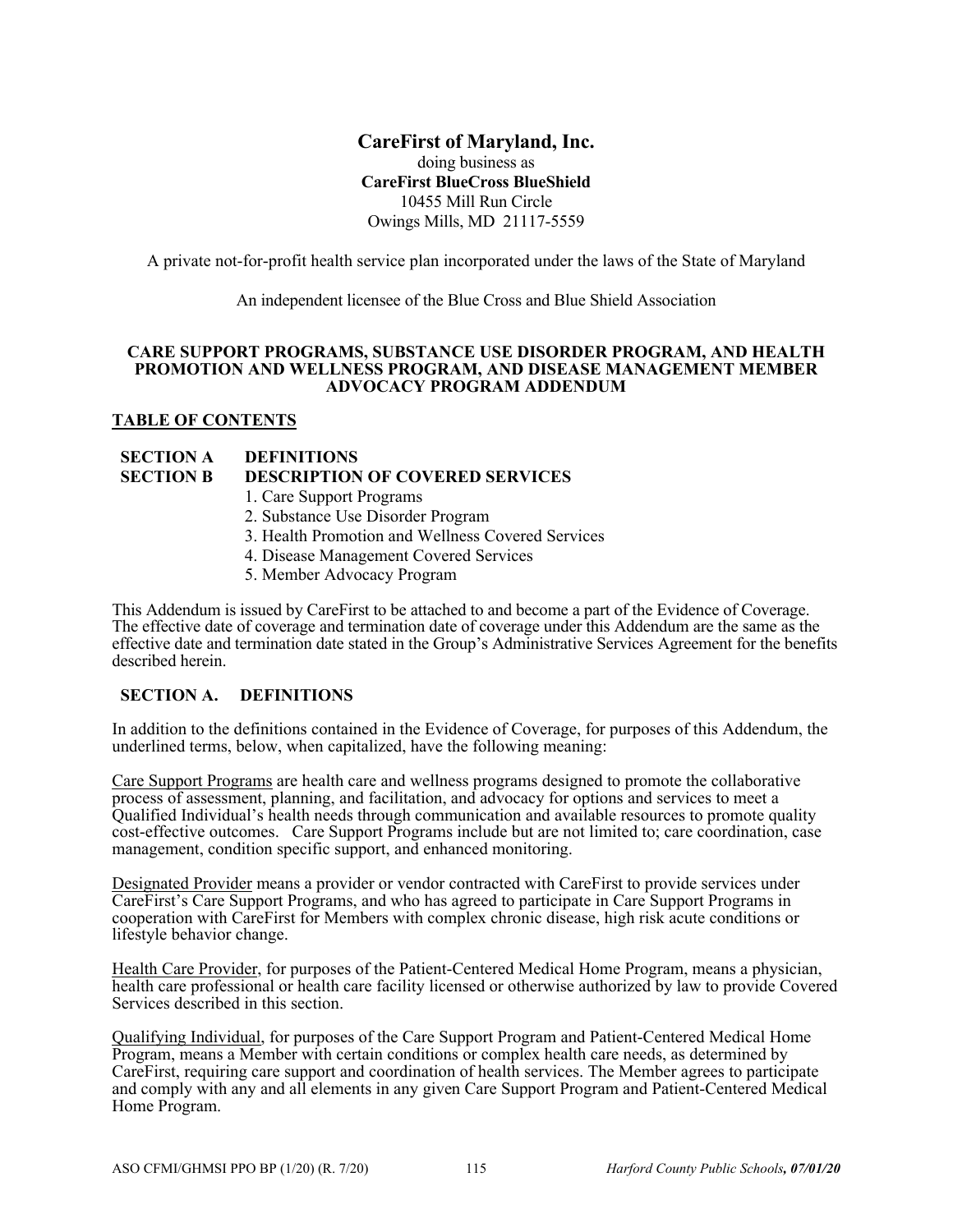**CareFirst of Maryland, Inc.**
doing business as
**CareFirst BlueCross BlueShield**
10455 Mill Run Circle
Owings Mills, MD 21117-5559

A private not-for-profit health service plan incorporated under the laws of the State of Maryland

An independent licensee of the Blue Cross and Blue Shield Association

**CARE SUPPORT PROGRAMS, SUBSTANCE USE DISORDER PROGRAM, AND HEALTH PROMOTION AND WELLNESS PROGRAM, AND DISEASE MANAGEMENT MEMBER ADVOCACY PROGRAM ADDENDUM**

**TABLE OF CONTENTS**

**SECTION A DEFINITIONS**
**SECTION B DESCRIPTION OF COVERED SERVICES**
1. Care Support Programs
2. Substance Use Disorder Program
3. Health Promotion and Wellness Covered Services
4. Disease Management Covered Services
5. Member Advocacy Program

This Addendum is issued by CareFirst to be attached to and become a part of the Evidence of Coverage. The effective date of coverage and termination date of coverage under this Addendum are the same as the effective date and termination date stated in the Group's Administrative Services Agreement for the benefits described herein.

## SECTION A. DEFINITIONS

In addition to the definitions contained in the Evidence of Coverage, for purposes of this Addendum, the underlined terms, below, when capitalized, have the following meaning:

Care Support Programs are health care and wellness programs designed to promote the collaborative process of assessment, planning, and facilitation, and advocacy for options and services to meet a Qualified Individual's health needs through communication and available resources to promote quality cost-effective outcomes. Care Support Programs include but are not limited to; care coordination, case management, condition specific support, and enhanced monitoring.

Designated Provider means a provider or vendor contracted with CareFirst to provide services under CareFirst's Care Support Programs, and who has agreed to participate in Care Support Programs in cooperation with CareFirst for Members with complex chronic disease, high risk acute conditions or lifestyle behavior change.

Health Care Provider, for purposes of the Patient-Centered Medical Home Program, means a physician, health care professional or health care facility licensed or otherwise authorized by law to provide Covered Services described in this section.

Qualifying Individual, for purposes of the Care Support Program and Patient-Centered Medical Home Program, means a Member with certain conditions or complex health care needs, as determined by CareFirst, requiring care support and coordination of health services. The Member agrees to participate and comply with any and all elements in any given Care Support Program and Patient-Centered Medical Home Program.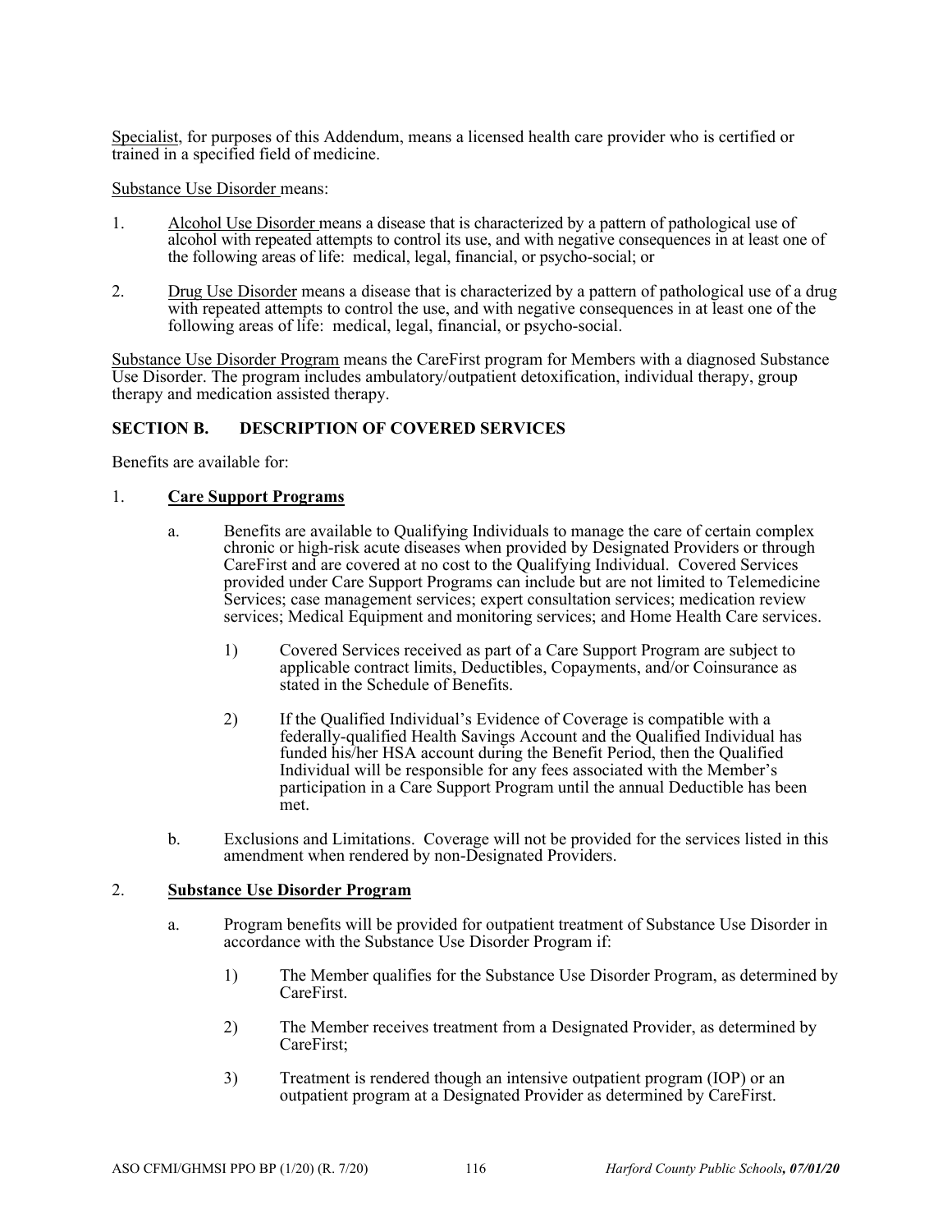<u>Specialist</u>, for purposes of this Addendum, means a licensed health care provider who is certified or trained in a specified field of medicine.

<u>Substance Use Disorder</u> means:

1. <u>Alcohol Use Disorder</u> means a disease that is characterized by a pattern of pathological use of alcohol with repeated attempts to control its use, and with negative consequences in at least one of the following areas of life: medical, legal, financial, or psycho-social; or

2. <u>Drug Use Disorder</u> means a disease that is characterized by a pattern of pathological use of a drug with repeated attempts to control the use, and with negative consequences in at least one of the following areas of life: medical, legal, financial, or psycho-social.

<u>Substance Use Disorder Program</u> means the CareFirst program for Members with a diagnosed Substance Use Disorder. The program includes ambulatory/outpatient detoxification, individual therapy, group therapy and medication assisted therapy.

## SECTION B. DESCRIPTION OF COVERED SERVICES

Benefits are available for:

1. **<u>Care Support Programs</u>**

   a. Benefits are available to Qualifying Individuals to manage the care of certain complex chronic or high-risk acute diseases when provided by Designated Providers or through CareFirst and are covered at no cost to the Qualifying Individual. Covered Services provided under Care Support Programs can include but are not limited to Telemedicine Services; case management services; expert consultation services; medication review services; Medical Equipment and monitoring services; and Home Health Care services.

      1) Covered Services received as part of a Care Support Program are subject to applicable contract limits, Deductibles, Copayments, and/or Coinsurance as stated in the Schedule of Benefits.

      2) If the Qualified Individual's Evidence of Coverage is compatible with a federally-qualified Health Savings Account and the Qualified Individual has funded his/her HSA account during the Benefit Period, then the Qualified Individual will be responsible for any fees associated with the Member's participation in a Care Support Program until the annual Deductible has been met.

   b. Exclusions and Limitations. Coverage will not be provided for the services listed in this amendment when rendered by non-Designated Providers.

2. **<u>Substance Use Disorder Program</u>**

   a. Program benefits will be provided for outpatient treatment of Substance Use Disorder in accordance with the Substance Use Disorder Program if:

      1) The Member qualifies for the Substance Use Disorder Program, as determined by CareFirst.

      2) The Member receives treatment from a Designated Provider, as determined by CareFirst;

      3) Treatment is rendered though an intensive outpatient program (IOP) or an outpatient program at a Designated Provider as determined by CareFirst.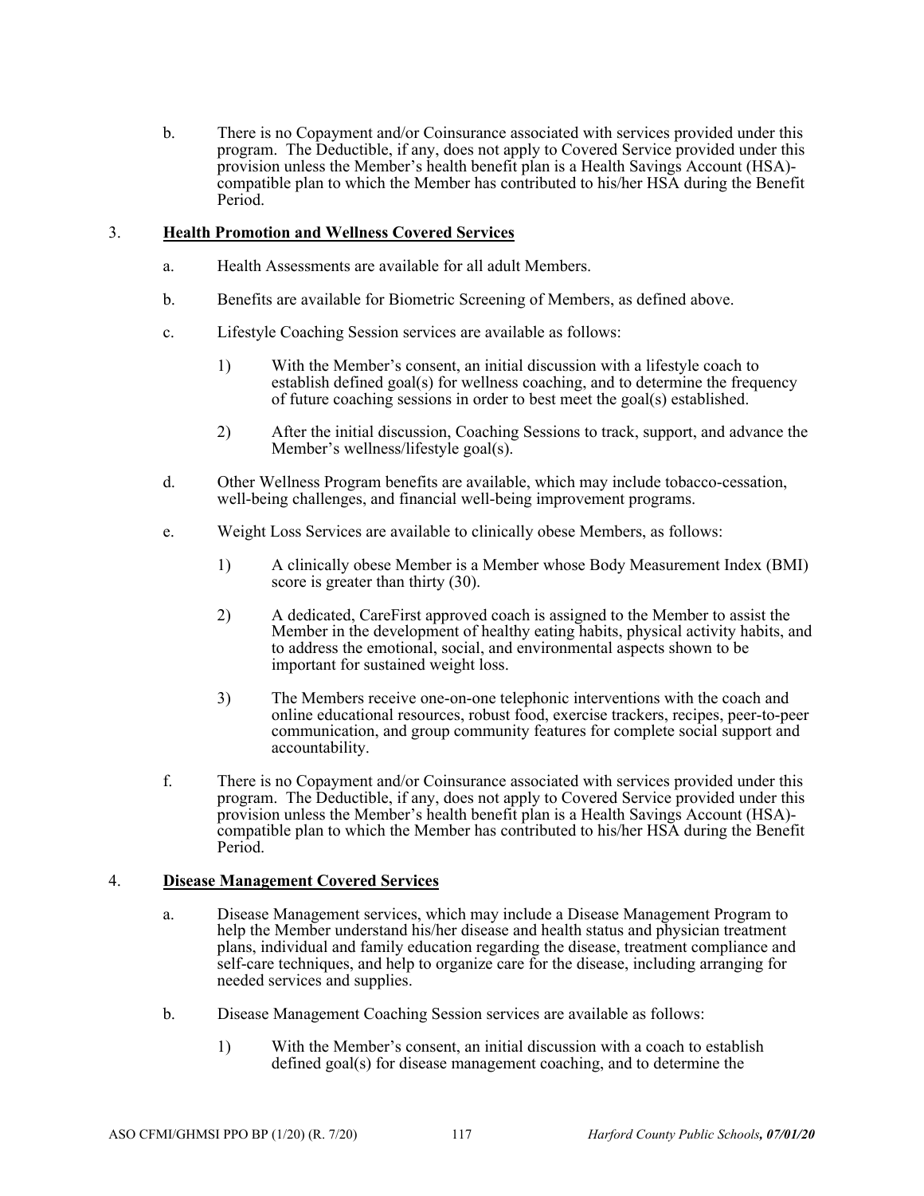b. There is no Copayment and/or Coinsurance associated with services provided under this program. The Deductible, if any, does not apply to Covered Service provided under this provision unless the Member's health benefit plan is a Health Savings Account (HSA)-compatible plan to which the Member has contributed to his/her HSA during the Benefit Period.

3. **Health Promotion and Wellness Covered Services**

a. Health Assessments are available for all adult Members.

b. Benefits are available for Biometric Screening of Members, as defined above.

c. Lifestyle Coaching Session services are available as follows:

1) With the Member's consent, an initial discussion with a lifestyle coach to establish defined goal(s) for wellness coaching, and to determine the frequency of future coaching sessions in order to best meet the goal(s) established.

2) After the initial discussion, Coaching Sessions to track, support, and advance the Member's wellness/lifestyle goal(s).

d. Other Wellness Program benefits are available, which may include tobacco-cessation, well-being challenges, and financial well-being improvement programs.

e. Weight Loss Services are available to clinically obese Members, as follows:

1) A clinically obese Member is a Member whose Body Measurement Index (BMI) score is greater than thirty (30).

2) A dedicated, CareFirst approved coach is assigned to the Member to assist the Member in the development of healthy eating habits, physical activity habits, and to address the emotional, social, and environmental aspects shown to be important for sustained weight loss.

3) The Members receive one-on-one telephonic interventions with the coach and online educational resources, robust food, exercise trackers, recipes, peer-to-peer communication, and group community features for complete social support and accountability.

f. There is no Copayment and/or Coinsurance associated with services provided under this program. The Deductible, if any, does not apply to Covered Service provided under this provision unless the Member's health benefit plan is a Health Savings Account (HSA)-compatible plan to which the Member has contributed to his/her HSA during the Benefit Period.

4. **Disease Management Covered Services**

a. Disease Management services, which may include a Disease Management Program to help the Member understand his/her disease and health status and physician treatment plans, individual and family education regarding the disease, treatment compliance and self-care techniques, and help to organize care for the disease, including arranging for needed services and supplies.

b. Disease Management Coaching Session services are available as follows:

1) With the Member's consent, an initial discussion with a coach to establish defined goal(s) for disease management coaching, and to determine the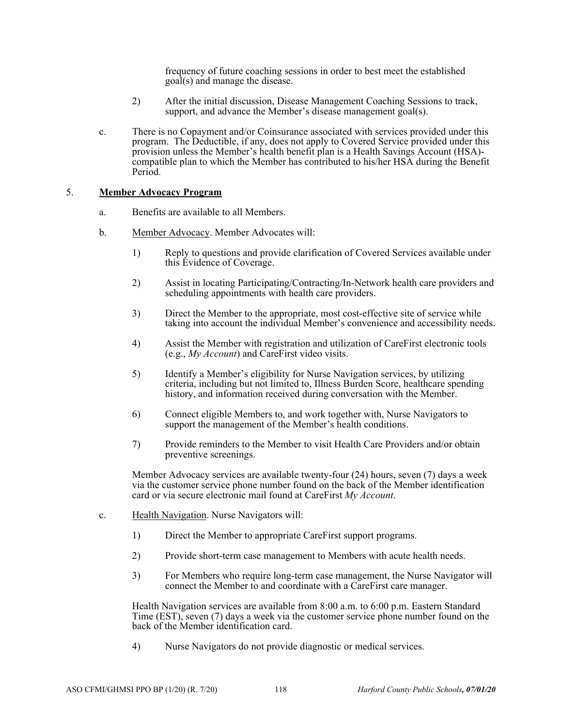frequency of future coaching sessions in order to best meet the established goal(s) and manage the disease.

2) After the initial discussion, Disease Management Coaching Sessions to track, support, and advance the Member's disease management goal(s).

c. There is no Copayment and/or Coinsurance associated with services provided under this program. The Deductible, if any, does not apply to Covered Service provided under this provision unless the Member's health benefit plan is a Health Savings Account (HSA)-compatible plan to which the Member has contributed to his/her HSA during the Benefit Period.

5. **<u>Member Advocacy Program</u>**

a. Benefits are available to all Members.

b. <u>Member Advocacy</u>. Member Advocates will:

1) Reply to questions and provide clarification of Covered Services available under this Evidence of Coverage.

2) Assist in locating Participating/Contracting/In-Network health care providers and scheduling appointments with health care providers.

3) Direct the Member to the appropriate, most cost-effective site of service while taking into account the individual Member's convenience and accessibility needs.

4) Assist the Member with registration and utilization of CareFirst electronic tools (e.g., *My Account*) and CareFirst video visits.

5) Identify a Member's eligibility for Nurse Navigation services, by utilizing criteria, including but not limited to, Illness Burden Score, healthcare spending history, and information received during conversation with the Member.

6) Connect eligible Members to, and work together with, Nurse Navigators to support the management of the Member's health conditions.

7) Provide reminders to the Member to visit Health Care Providers and/or obtain preventive screenings.

Member Advocacy services are available twenty-four (24) hours, seven (7) days a week via the customer service phone number found on the back of the Member identification card or via secure electronic mail found at CareFirst *My Account*.

c. <u>Health Navigation</u>. Nurse Navigators will:

1) Direct the Member to appropriate CareFirst support programs.

2) Provide short-term case management to Members with acute health needs.

3) For Members who require long-term case management, the Nurse Navigator will connect the Member to and coordinate with a CareFirst care manager.

Health Navigation services are available from 8:00 a.m. to 6:00 p.m. Eastern Standard Time (EST), seven (7) days a week via the customer service phone number found on the back of the Member identification card.

4) Nurse Navigators do not provide diagnostic or medical services.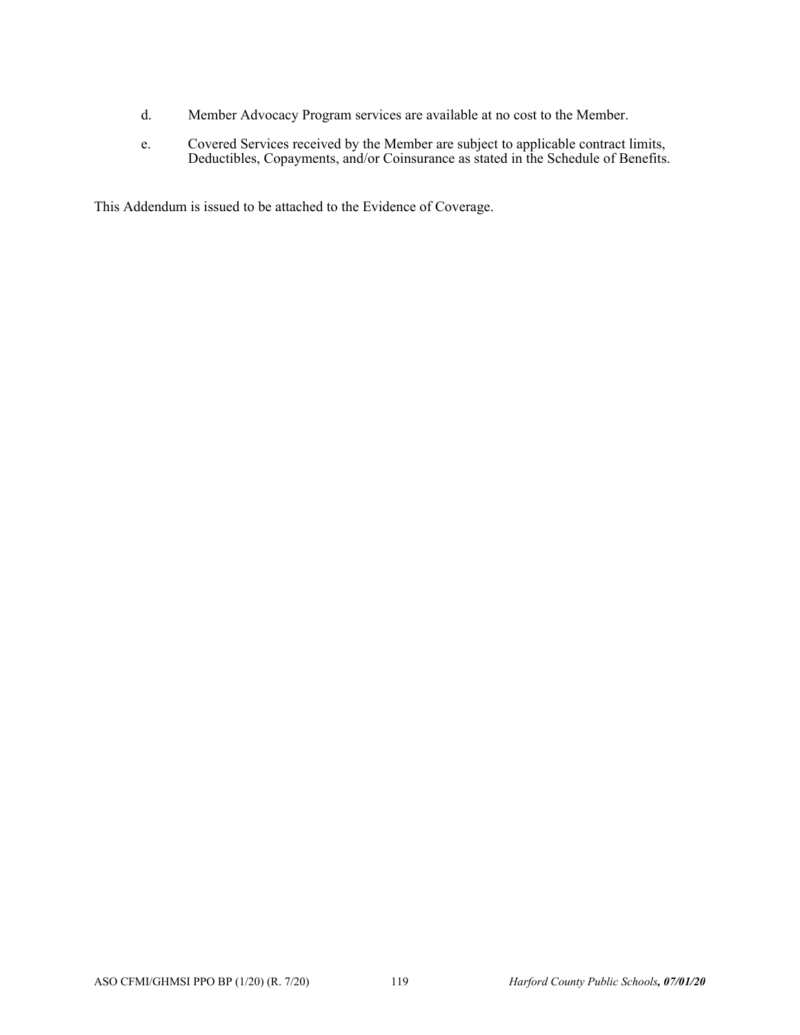d. Member Advocacy Program services are available at no cost to the Member.

e. Covered Services received by the Member are subject to applicable contract limits, Deductibles, Copayments, and/or Coinsurance as stated in the Schedule of Benefits.

This Addendum is issued to be attached to the Evidence of Coverage.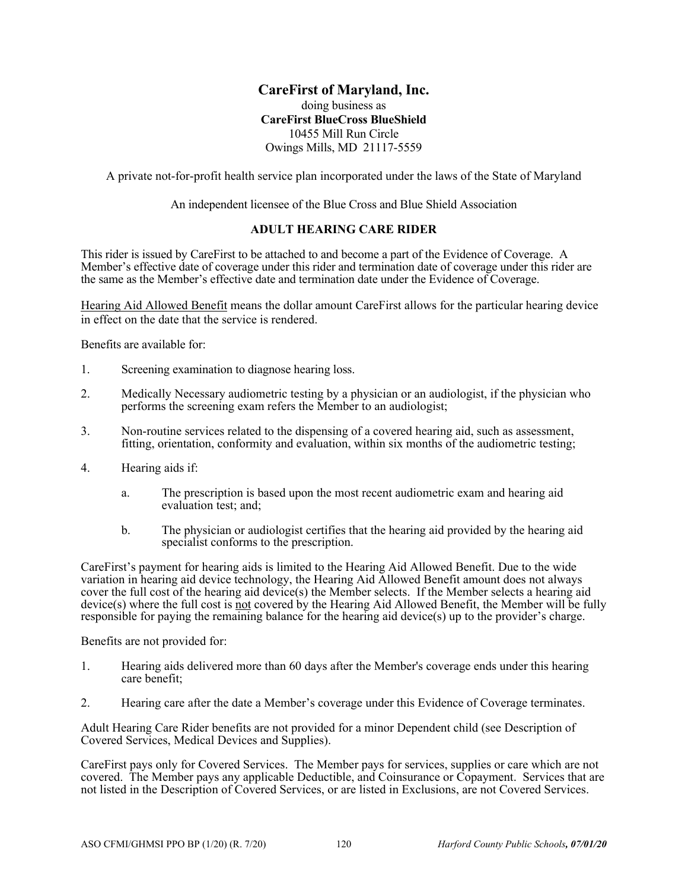**CareFirst of Maryland, Inc.**
doing business as
**CareFirst BlueCross BlueShield**
10455 Mill Run Circle
Owings Mills, MD 21117-5559

A private not-for-profit health service plan incorporated under the laws of the State of Maryland

An independent licensee of the Blue Cross and Blue Shield Association

## ADULT HEARING CARE RIDER

This rider is issued by CareFirst to be attached to and become a part of the Evidence of Coverage. A Member's effective date of coverage under this rider and termination date of coverage under this rider are the same as the Member's effective date and termination date under the Evidence of Coverage.

<u>Hearing Aid Allowed Benefit</u> means the dollar amount CareFirst allows for the particular hearing device in effect on the date that the service is rendered.

Benefits are available for:

1. Screening examination to diagnose hearing loss.
2. Medically Necessary audiometric testing by a physician or an audiologist, if the physician who performs the screening exam refers the Member to an audiologist;
3. Non-routine services related to the dispensing of a covered hearing aid, such as assessment, fitting, orientation, conformity and evaluation, within six months of the audiometric testing;
4. Hearing aids if:
   a. The prescription is based upon the most recent audiometric exam and hearing aid evaluation test; and;
   b. The physician or audiologist certifies that the hearing aid provided by the hearing aid specialist conforms to the prescription.

CareFirst's payment for hearing aids is limited to the Hearing Aid Allowed Benefit. Due to the wide variation in hearing aid device technology, the Hearing Aid Allowed Benefit amount does not always cover the full cost of the hearing aid device(s) the Member selects. If the Member selects a hearing aid device(s) where the full cost is <u>not</u> covered by the Hearing Aid Allowed Benefit, the Member will be fully responsible for paying the remaining balance for the hearing aid device(s) up to the provider's charge.

Benefits are not provided for:

1. Hearing aids delivered more than 60 days after the Member's coverage ends under this hearing care benefit;
2. Hearing care after the date a Member's coverage under this Evidence of Coverage terminates.

Adult Hearing Care Rider benefits are not provided for a minor Dependent child (see Description of Covered Services, Medical Devices and Supplies).

CareFirst pays only for Covered Services. The Member pays for services, supplies or care which are not covered. The Member pays any applicable Deductible, and Coinsurance or Copayment. Services that are not listed in the Description of Covered Services, or are listed in Exclusions, are not Covered Services.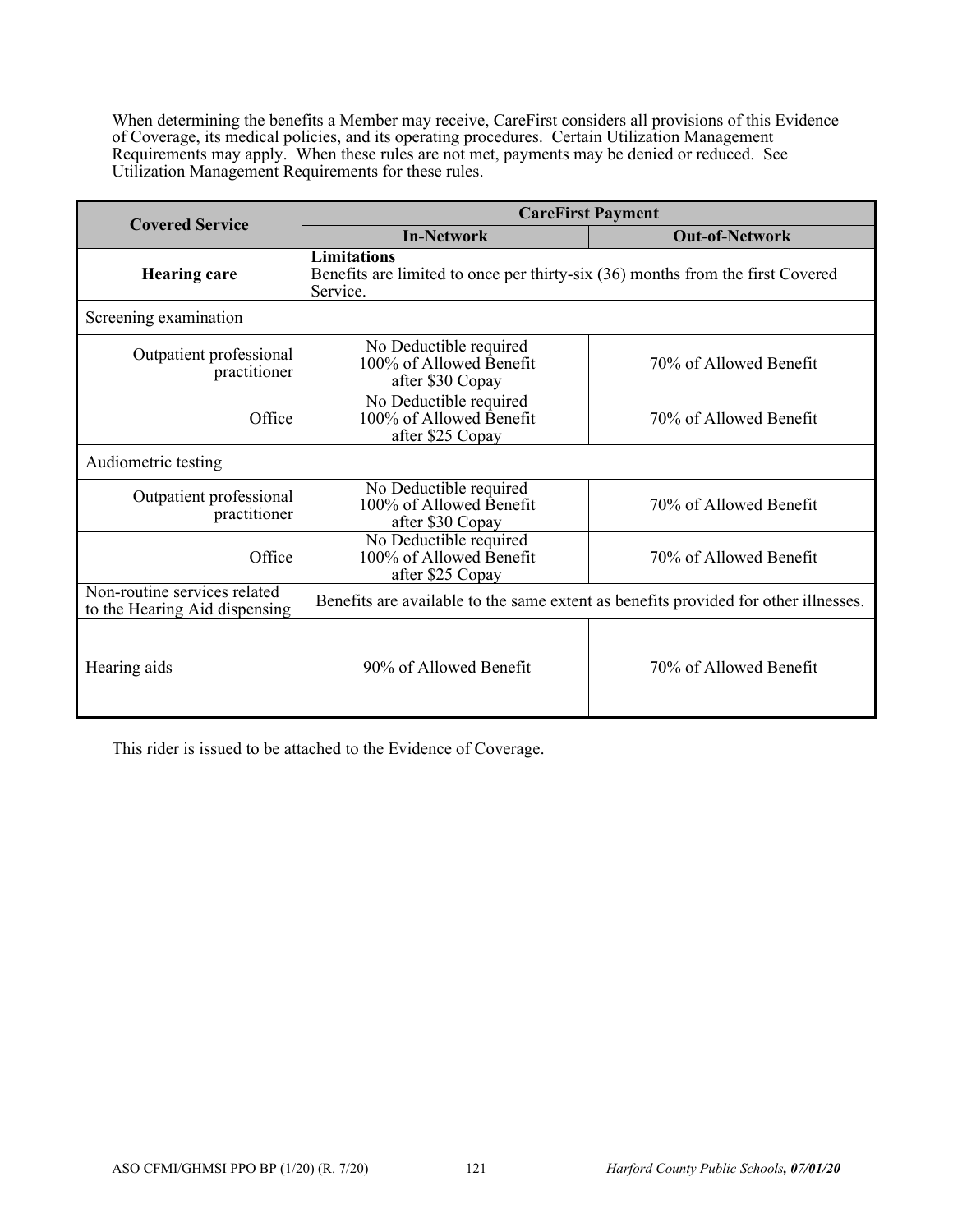When determining the benefits a Member may receive, CareFirst considers all provisions of this Evidence of Coverage, its medical policies, and its operating procedures. Certain Utilization Management Requirements may apply. When these rules are not met, payments may be denied or reduced. See Utilization Management Requirements for these rules.

| Covered Service | CareFirst Payment | |
|---|---|---|
| | **In-Network** | **Out-of-Network** |
| **Hearing care** | **Limitations**<br>Benefits are limited to once per thirty-six (36) months from the first Covered Service. | |
| Screening examination | | |
| Outpatient professional practitioner | No Deductible required<br>100% of Allowed Benefit after $30 Copay | 70% of Allowed Benefit |
| Office | No Deductible required<br>100% of Allowed Benefit after $25 Copay | 70% of Allowed Benefit |
| Audiometric testing | | |
| Outpatient professional practitioner | No Deductible required<br>100% of Allowed Benefit after $30 Copay | 70% of Allowed Benefit |
| Office | No Deductible required<br>100% of Allowed Benefit after $25 Copay | 70% of Allowed Benefit |
| Non-routine services related to the Hearing Aid dispensing | Benefits are available to the same extent as benefits provided for other illnesses. | |
| Hearing aids | 90% of Allowed Benefit | 70% of Allowed Benefit |

This rider is issued to be attached to the Evidence of Coverage.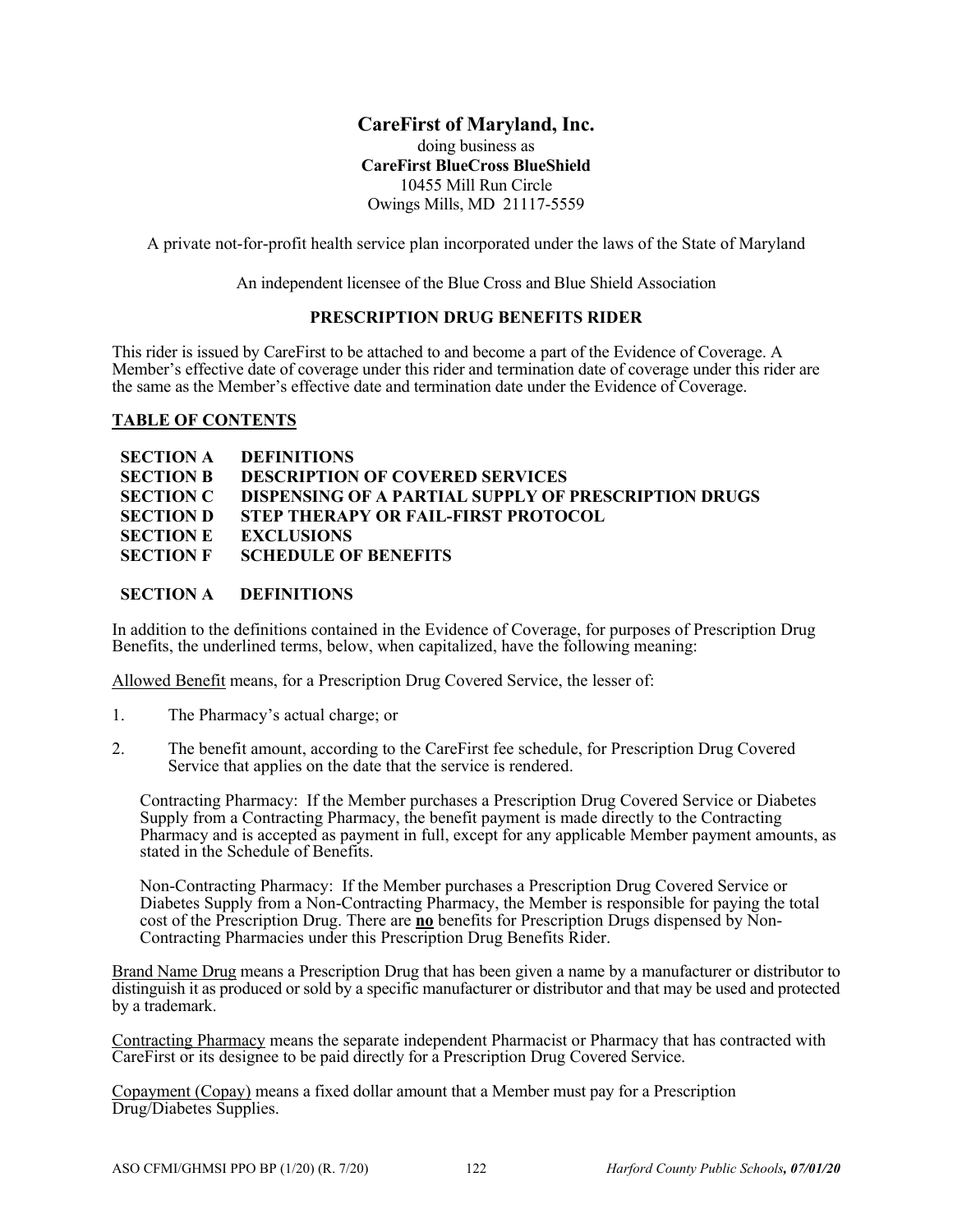**CareFirst of Maryland, Inc.**
doing business as
**CareFirst BlueCross BlueShield**
10455 Mill Run Circle
Owings Mills, MD 21117-5559

A private not-for-profit health service plan incorporated under the laws of the State of Maryland

An independent licensee of the Blue Cross and Blue Shield Association

## PRESCRIPTION DRUG BENEFITS RIDER

This rider is issued by CareFirst to be attached to and become a part of the Evidence of Coverage. A Member's effective date of coverage under this rider and termination date of coverage under this rider are the same as the Member's effective date and termination date under the Evidence of Coverage.

## TABLE OF CONTENTS

**SECTION A DEFINITIONS**
**SECTION B DESCRIPTION OF COVERED SERVICES**
**SECTION C DISPENSING OF A PARTIAL SUPPLY OF PRESCRIPTION DRUGS**
**SECTION D STEP THERAPY OR FAIL-FIRST PROTOCOL**
**SECTION E EXCLUSIONS**
**SECTION F SCHEDULE OF BENEFITS**

## SECTION A DEFINITIONS

In addition to the definitions contained in the Evidence of Coverage, for purposes of Prescription Drug Benefits, the underlined terms, below, when capitalized, have the following meaning:

Allowed Benefit means, for a Prescription Drug Covered Service, the lesser of:

1. The Pharmacy's actual charge; or
2. The benefit amount, according to the CareFirst fee schedule, for Prescription Drug Covered Service that applies on the date that the service is rendered.

Contracting Pharmacy: If the Member purchases a Prescription Drug Covered Service or Diabetes Supply from a Contracting Pharmacy, the benefit payment is made directly to the Contracting Pharmacy and is accepted as payment in full, except for any applicable Member payment amounts, as stated in the Schedule of Benefits.

Non-Contracting Pharmacy: If the Member purchases a Prescription Drug Covered Service or Diabetes Supply from a Non-Contracting Pharmacy, the Member is responsible for paying the total cost of the Prescription Drug. There are **no** benefits for Prescription Drugs dispensed by Non-Contracting Pharmacies under this Prescription Drug Benefits Rider.

Brand Name Drug means a Prescription Drug that has been given a name by a manufacturer or distributor to distinguish it as produced or sold by a specific manufacturer or distributor and that may be used and protected by a trademark.

Contracting Pharmacy means the separate independent Pharmacist or Pharmacy that has contracted with CareFirst or its designee to be paid directly for a Prescription Drug Covered Service.

Copayment (Copay) means a fixed dollar amount that a Member must pay for a Prescription Drug/Diabetes Supplies.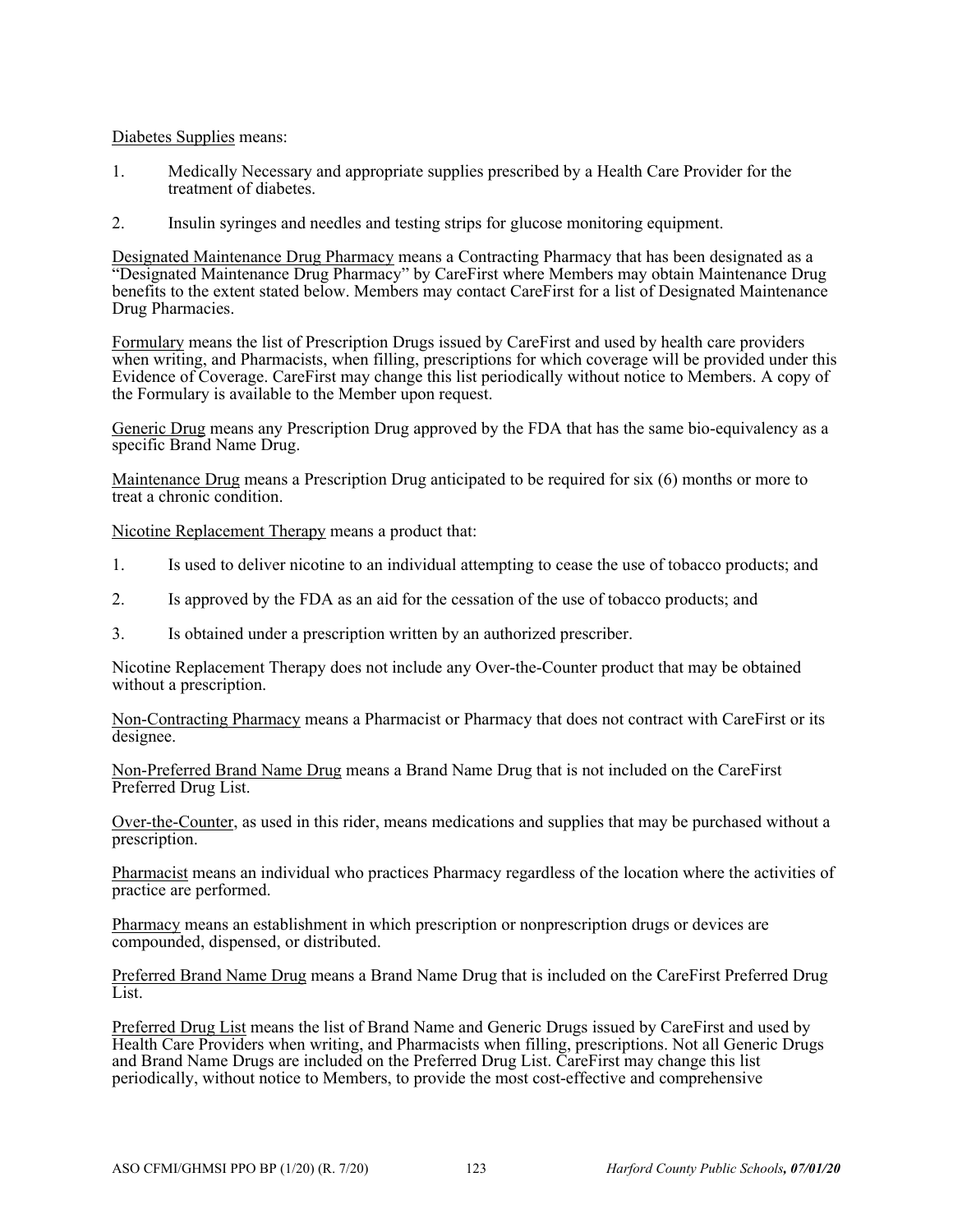Diabetes Supplies means:

1. Medically Necessary and appropriate supplies prescribed by a Health Care Provider for the treatment of diabetes.

2. Insulin syringes and needles and testing strips for glucose monitoring equipment.

Designated Maintenance Drug Pharmacy means a Contracting Pharmacy that has been designated as a "Designated Maintenance Drug Pharmacy" by CareFirst where Members may obtain Maintenance Drug benefits to the extent stated below. Members may contact CareFirst for a list of Designated Maintenance Drug Pharmacies.

Formulary means the list of Prescription Drugs issued by CareFirst and used by health care providers when writing, and Pharmacists, when filling, prescriptions for which coverage will be provided under this Evidence of Coverage. CareFirst may change this list periodically without notice to Members. A copy of the Formulary is available to the Member upon request.

Generic Drug means any Prescription Drug approved by the FDA that has the same bio-equivalency as a specific Brand Name Drug.

Maintenance Drug means a Prescription Drug anticipated to be required for six (6) months or more to treat a chronic condition.

Nicotine Replacement Therapy means a product that:

1. Is used to deliver nicotine to an individual attempting to cease the use of tobacco products; and

2. Is approved by the FDA as an aid for the cessation of the use of tobacco products; and

3. Is obtained under a prescription written by an authorized prescriber.

Nicotine Replacement Therapy does not include any Over-the-Counter product that may be obtained without a prescription.

Non-Contracting Pharmacy means a Pharmacist or Pharmacy that does not contract with CareFirst or its designee.

Non-Preferred Brand Name Drug means a Brand Name Drug that is not included on the CareFirst Preferred Drug List.

Over-the-Counter, as used in this rider, means medications and supplies that may be purchased without a prescription.

Pharmacist means an individual who practices Pharmacy regardless of the location where the activities of practice are performed.

Pharmacy means an establishment in which prescription or nonprescription drugs or devices are compounded, dispensed, or distributed.

Preferred Brand Name Drug means a Brand Name Drug that is included on the CareFirst Preferred Drug List.

Preferred Drug List means the list of Brand Name and Generic Drugs issued by CareFirst and used by Health Care Providers when writing, and Pharmacists when filling, prescriptions. Not all Generic Drugs and Brand Name Drugs are included on the Preferred Drug List. CareFirst may change this list periodically, without notice to Members, to provide the most cost-effective and comprehensive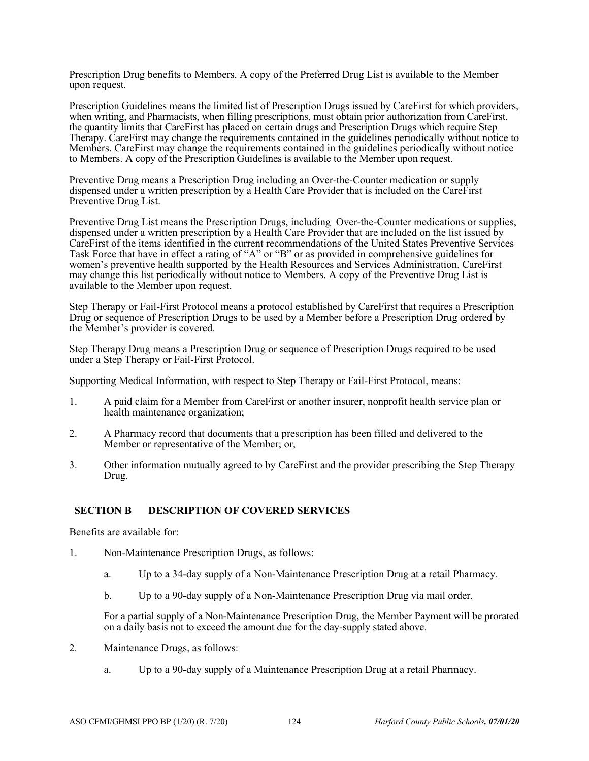Prescription Drug benefits to Members. A copy of the Preferred Drug List is available to the Member upon request.

Prescription Guidelines means the limited list of Prescription Drugs issued by CareFirst for which providers, when writing, and Pharmacists, when filling prescriptions, must obtain prior authorization from CareFirst, the quantity limits that CareFirst has placed on certain drugs and Prescription Drugs which require Step Therapy. CareFirst may change the requirements contained in the guidelines periodically without notice to Members. CareFirst may change the requirements contained in the guidelines periodically without notice to Members. A copy of the Prescription Guidelines is available to the Member upon request.

Preventive Drug means a Prescription Drug including an Over-the-Counter medication or supply dispensed under a written prescription by a Health Care Provider that is included on the CareFirst Preventive Drug List.

Preventive Drug List means the Prescription Drugs, including Over-the-Counter medications or supplies, dispensed under a written prescription by a Health Care Provider that are included on the list issued by CareFirst of the items identified in the current recommendations of the United States Preventive Services Task Force that have in effect a rating of "A" or "B" or as provided in comprehensive guidelines for women's preventive health supported by the Health Resources and Services Administration. CareFirst may change this list periodically without notice to Members. A copy of the Preventive Drug List is available to the Member upon request.

Step Therapy or Fail-First Protocol means a protocol established by CareFirst that requires a Prescription Drug or sequence of Prescription Drugs to be used by a Member before a Prescription Drug ordered by the Member's provider is covered.

Step Therapy Drug means a Prescription Drug or sequence of Prescription Drugs required to be used under a Step Therapy or Fail-First Protocol.

Supporting Medical Information, with respect to Step Therapy or Fail-First Protocol, means:

1. A paid claim for a Member from CareFirst or another insurer, nonprofit health service plan or health maintenance organization;

2. A Pharmacy record that documents that a prescription has been filled and delivered to the Member or representative of the Member; or,

3. Other information mutually agreed to by CareFirst and the provider prescribing the Step Therapy Drug.

## SECTION B DESCRIPTION OF COVERED SERVICES

Benefits are available for:

1. Non-Maintenance Prescription Drugs, as follows:

   a. Up to a 34-day supply of a Non-Maintenance Prescription Drug at a retail Pharmacy.

   b. Up to a 90-day supply of a Non-Maintenance Prescription Drug via mail order.

   For a partial supply of a Non-Maintenance Prescription Drug, the Member Payment will be prorated on a daily basis not to exceed the amount due for the day-supply stated above.

2. Maintenance Drugs, as follows:

   a. Up to a 90-day supply of a Maintenance Prescription Drug at a retail Pharmacy.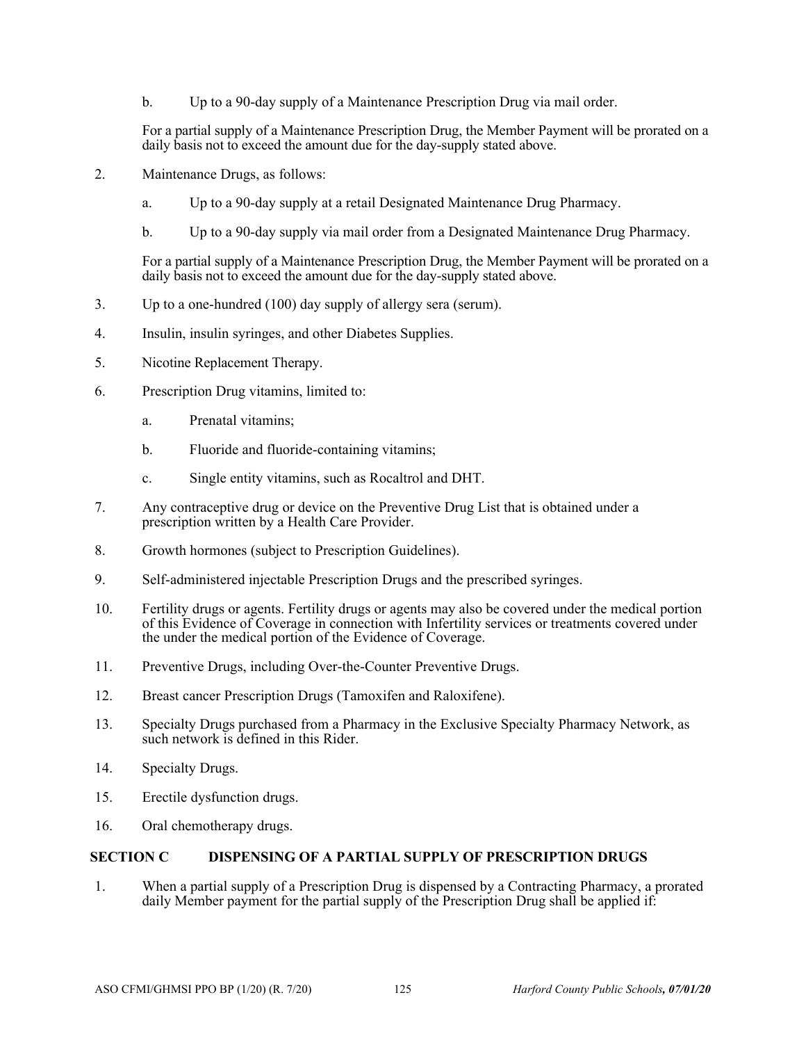b. Up to a 90-day supply of a Maintenance Prescription Drug via mail order.

For a partial supply of a Maintenance Prescription Drug, the Member Payment will be prorated on a daily basis not to exceed the amount due for the day-supply stated above.

2. Maintenance Drugs, as follows:

   a. Up to a 90-day supply at a retail Designated Maintenance Drug Pharmacy.

   b. Up to a 90-day supply via mail order from a Designated Maintenance Drug Pharmacy.

   For a partial supply of a Maintenance Prescription Drug, the Member Payment will be prorated on a daily basis not to exceed the amount due for the day-supply stated above.

3. Up to a one-hundred (100) day supply of allergy sera (serum).

4. Insulin, insulin syringes, and other Diabetes Supplies.

5. Nicotine Replacement Therapy.

6. Prescription Drug vitamins, limited to:

   a. Prenatal vitamins;

   b. Fluoride and fluoride-containing vitamins;

   c. Single entity vitamins, such as Rocaltrol and DHT.

7. Any contraceptive drug or device on the Preventive Drug List that is obtained under a prescription written by a Health Care Provider.

8. Growth hormones (subject to Prescription Guidelines).

9. Self-administered injectable Prescription Drugs and the prescribed syringes.

10. Fertility drugs or agents. Fertility drugs or agents may also be covered under the medical portion of this Evidence of Coverage in connection with Infertility services or treatments covered under the under the medical portion of the Evidence of Coverage.

11. Preventive Drugs, including Over-the-Counter Preventive Drugs.

12. Breast cancer Prescription Drugs (Tamoxifen and Raloxifene).

13. Specialty Drugs purchased from a Pharmacy in the Exclusive Specialty Pharmacy Network, as such network is defined in this Rider.

14. Specialty Drugs.

15. Erectile dysfunction drugs.

16. Oral chemotherapy drugs.

## SECTION C DISPENSING OF A PARTIAL SUPPLY OF PRESCRIPTION DRUGS

1. When a partial supply of a Prescription Drug is dispensed by a Contracting Pharmacy, a prorated daily Member payment for the partial supply of the Prescription Drug shall be applied if: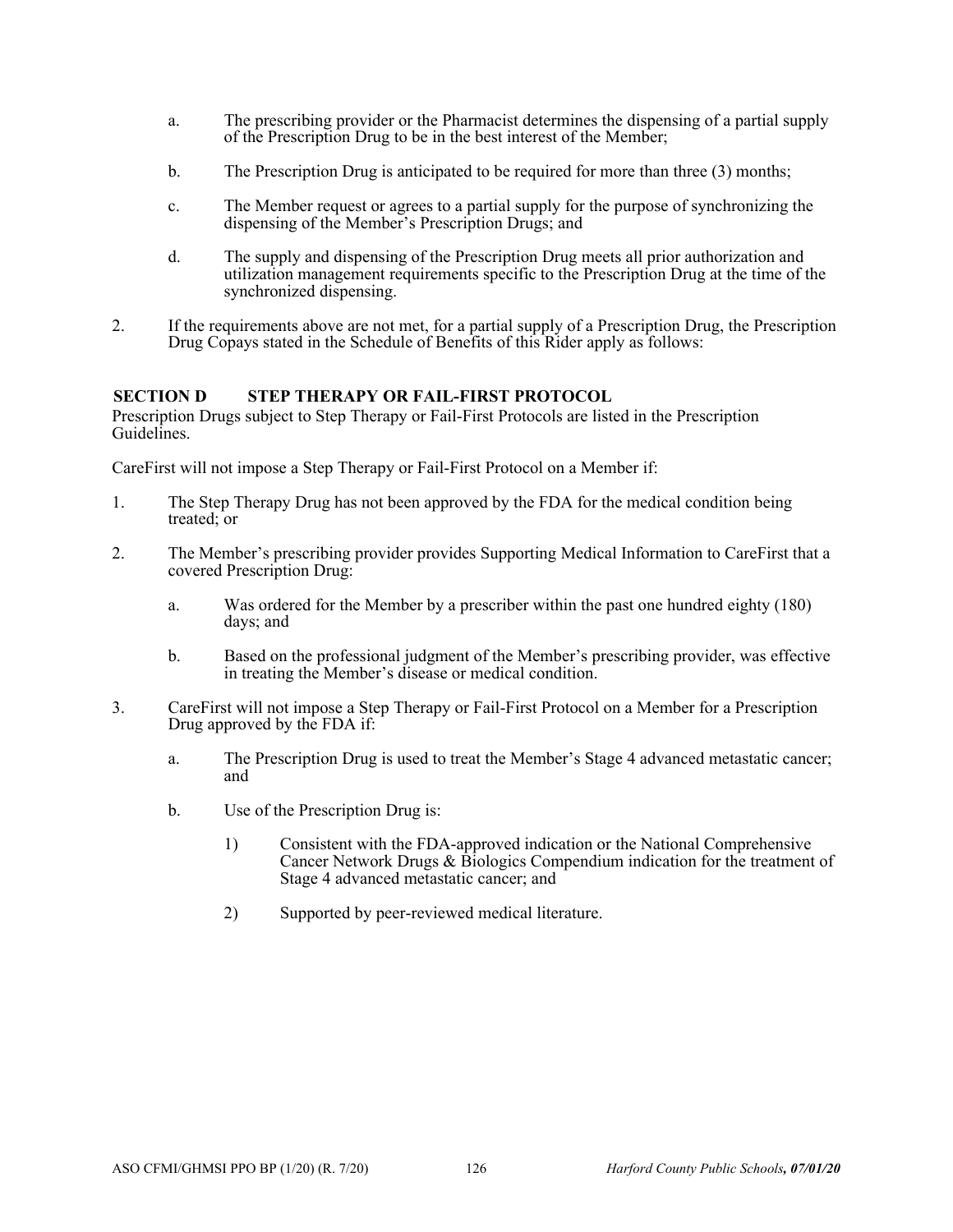a. The prescribing provider or the Pharmacist determines the dispensing of a partial supply of the Prescription Drug to be in the best interest of the Member;

b. The Prescription Drug is anticipated to be required for more than three (3) months;

c. The Member request or agrees to a partial supply for the purpose of synchronizing the dispensing of the Member's Prescription Drugs; and

d. The supply and dispensing of the Prescription Drug meets all prior authorization and utilization management requirements specific to the Prescription Drug at the time of the synchronized dispensing.

2. If the requirements above are not met, for a partial supply of a Prescription Drug, the Prescription Drug Copays stated in the Schedule of Benefits of this Rider apply as follows:

## SECTION D STEP THERAPY OR FAIL-FIRST PROTOCOL

Prescription Drugs subject to Step Therapy or Fail-First Protocols are listed in the Prescription Guidelines.

CareFirst will not impose a Step Therapy or Fail-First Protocol on a Member if:

1. The Step Therapy Drug has not been approved by the FDA for the medical condition being treated; or

2. The Member's prescribing provider provides Supporting Medical Information to CareFirst that a covered Prescription Drug:

   a. Was ordered for the Member by a prescriber within the past one hundred eighty (180) days; and

   b. Based on the professional judgment of the Member's prescribing provider, was effective in treating the Member's disease or medical condition.

3. CareFirst will not impose a Step Therapy or Fail-First Protocol on a Member for a Prescription Drug approved by the FDA if:

   a. The Prescription Drug is used to treat the Member's Stage 4 advanced metastatic cancer; and

   b. Use of the Prescription Drug is:

      1) Consistent with the FDA-approved indication or the National Comprehensive Cancer Network Drugs & Biologics Compendium indication for the treatment of Stage 4 advanced metastatic cancer; and

      2) Supported by peer-reviewed medical literature.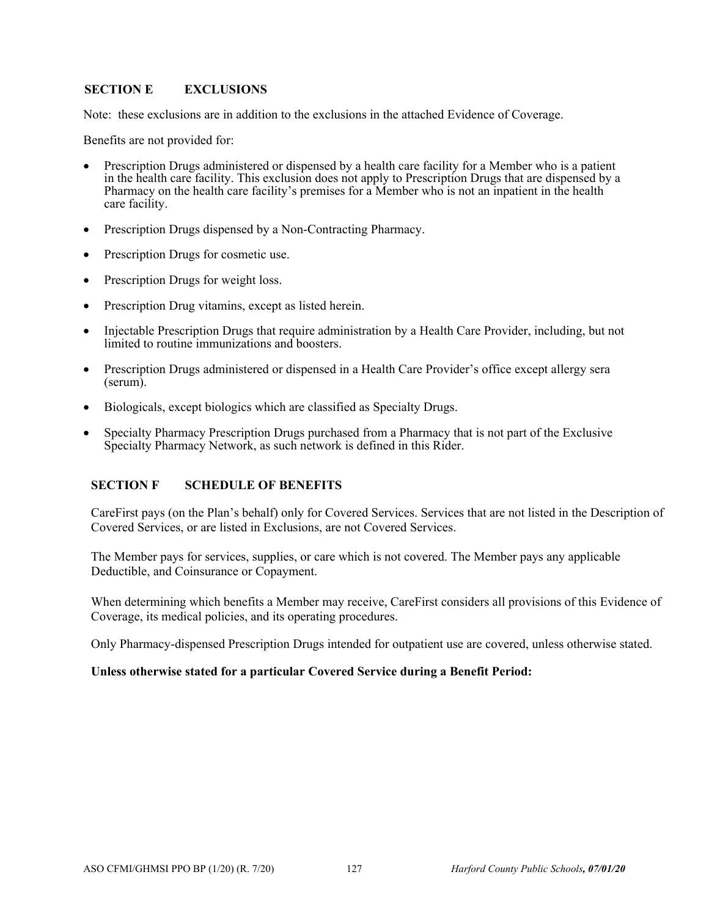## SECTION E EXCLUSIONS

Note: these exclusions are in addition to the exclusions in the attached Evidence of Coverage.

Benefits are not provided for:

- Prescription Drugs administered or dispensed by a health care facility for a Member who is a patient in the health care facility. This exclusion does not apply to Prescription Drugs that are dispensed by a Pharmacy on the health care facility's premises for a Member who is not an inpatient in the health care facility.
- Prescription Drugs dispensed by a Non-Contracting Pharmacy.
- Prescription Drugs for cosmetic use.
- Prescription Drugs for weight loss.
- Prescription Drug vitamins, except as listed herein.
- Injectable Prescription Drugs that require administration by a Health Care Provider, including, but not limited to routine immunizations and boosters.
- Prescription Drugs administered or dispensed in a Health Care Provider's office except allergy sera (serum).
- Biologicals, except biologics which are classified as Specialty Drugs.
- Specialty Pharmacy Prescription Drugs purchased from a Pharmacy that is not part of the Exclusive Specialty Pharmacy Network, as such network is defined in this Rider.

## SECTION F SCHEDULE OF BENEFITS

CareFirst pays (on the Plan's behalf) only for Covered Services. Services that are not listed in the Description of Covered Services, or are listed in Exclusions, are not Covered Services.

The Member pays for services, supplies, or care which is not covered. The Member pays any applicable Deductible, and Coinsurance or Copayment.

When determining which benefits a Member may receive, CareFirst considers all provisions of this Evidence of Coverage, its medical policies, and its operating procedures.

Only Pharmacy-dispensed Prescription Drugs intended for outpatient use are covered, unless otherwise stated.

**Unless otherwise stated for a particular Covered Service during a Benefit Period:**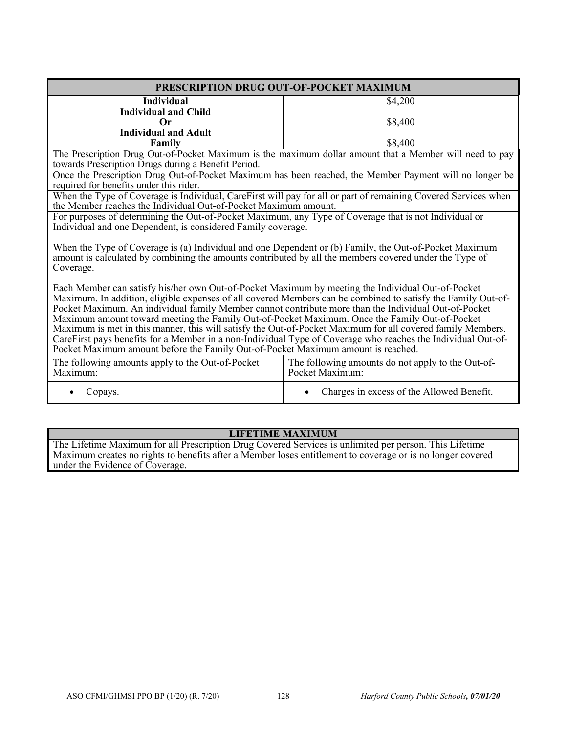| PRESCRIPTION DRUG OUT-OF-POCKET MAXIMUM | |
|---|---|
| **Individual** | $4,200 |
| **Individual and Child Or Individual and Adult** | $8,400 |
| **Family** | $8,400 |
| The Prescription Drug Out-of-Pocket Maximum is the maximum dollar amount that a Member will need to pay towards Prescription Drugs during a Benefit Period. | |
| Once the Prescription Drug Out-of-Pocket Maximum has been reached, the Member Payment will no longer be required for benefits under this rider. | |
| When the Type of Coverage is Individual, CareFirst will pay for all or part of remaining Covered Services when the Member reaches the Individual Out-of-Pocket Maximum amount. | |
| For purposes of determining the Out-of-Pocket Maximum, any Type of Coverage that is not Individual or Individual and one Dependent, is considered Family coverage.<br><br>When the Type of Coverage is (a) Individual and one Dependent or (b) Family, the Out-of-Pocket Maximum amount is calculated by combining the amounts contributed by all the members covered under the Type of Coverage.<br><br>Each Member can satisfy his/her own Out-of-Pocket Maximum by meeting the Individual Out-of-Pocket Maximum. In addition, eligible expenses of all covered Members can be combined to satisfy the Family Out-of-Pocket Maximum. An individual family Member cannot contribute more than the Individual Out-of-Pocket Maximum amount toward meeting the Family Out-of-Pocket Maximum. Once the Family Out-of-Pocket Maximum is met in this manner, this will satisfy the Out-of-Pocket Maximum for all covered family Members. CareFirst pays benefits for a Member in a non-Individual Type of Coverage who reaches the Individual Out-of-Pocket Maximum amount before the Family Out-of-Pocket Maximum amount is reached. | |
| The following amounts apply to the Out-of-Pocket Maximum: | The following amounts do not apply to the Out-of-Pocket Maximum: |
| • Copays. | • Charges in excess of the Allowed Benefit. |

| LIFETIME MAXIMUM |
|---|
| The Lifetime Maximum for all Prescription Drug Covered Services is unlimited per person. This Lifetime Maximum creates no rights to benefits after a Member loses entitlement to coverage or is no longer covered under the Evidence of Coverage. |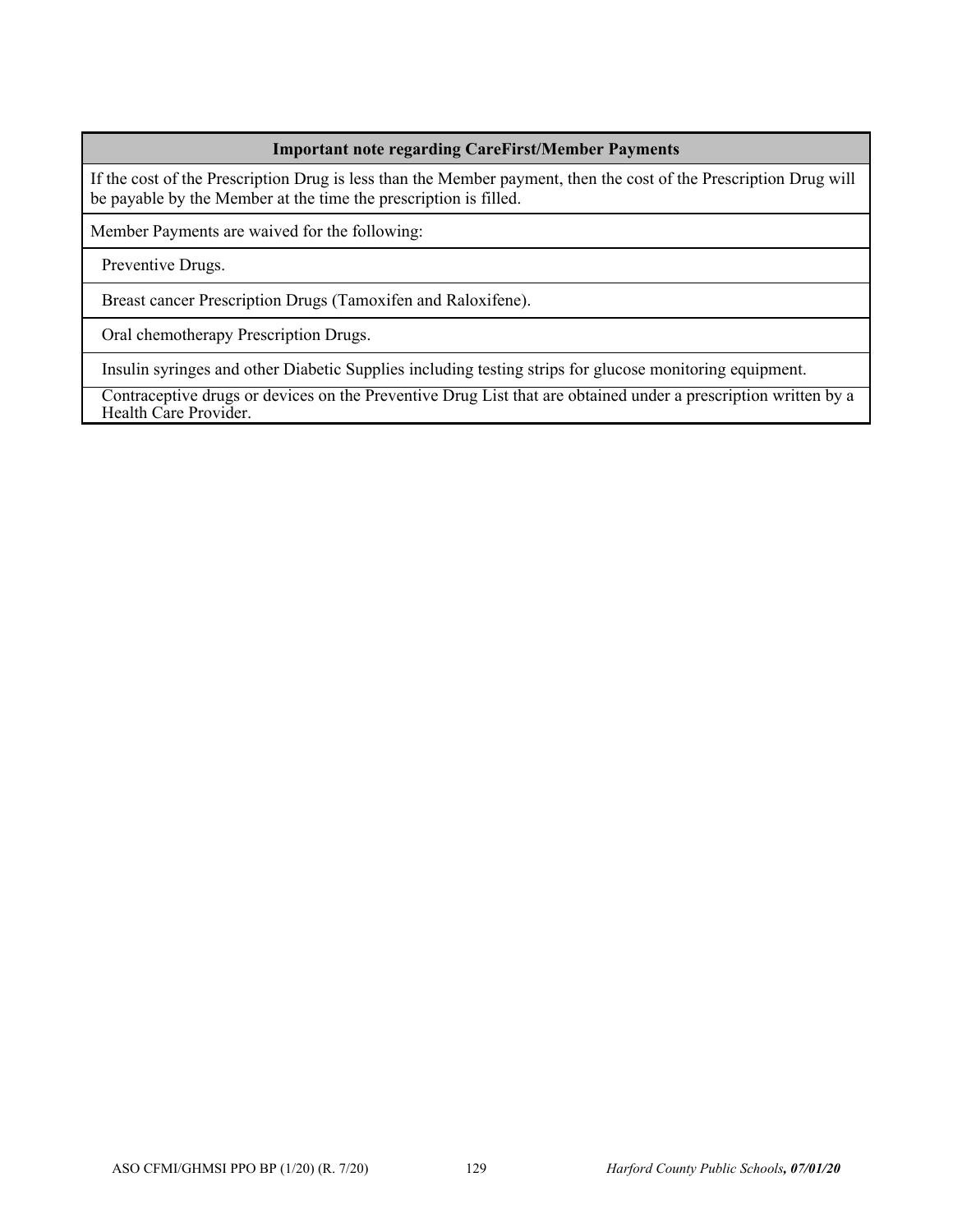| Important note regarding CareFirst/Member Payments |
|---|
| If the cost of the Prescription Drug is less than the Member payment, then the cost of the Prescription Drug will be payable by the Member at the time the prescription is filled. |
| Member Payments are waived for the following: |
| Preventive Drugs. |
| Breast cancer Prescription Drugs (Tamoxifen and Raloxifene). |
| Oral chemotherapy Prescription Drugs. |
| Insulin syringes and other Diabetic Supplies including testing strips for glucose monitoring equipment. |
| Contraceptive drugs or devices on the Preventive Drug List that are obtained under a prescription written by a Health Care Provider. |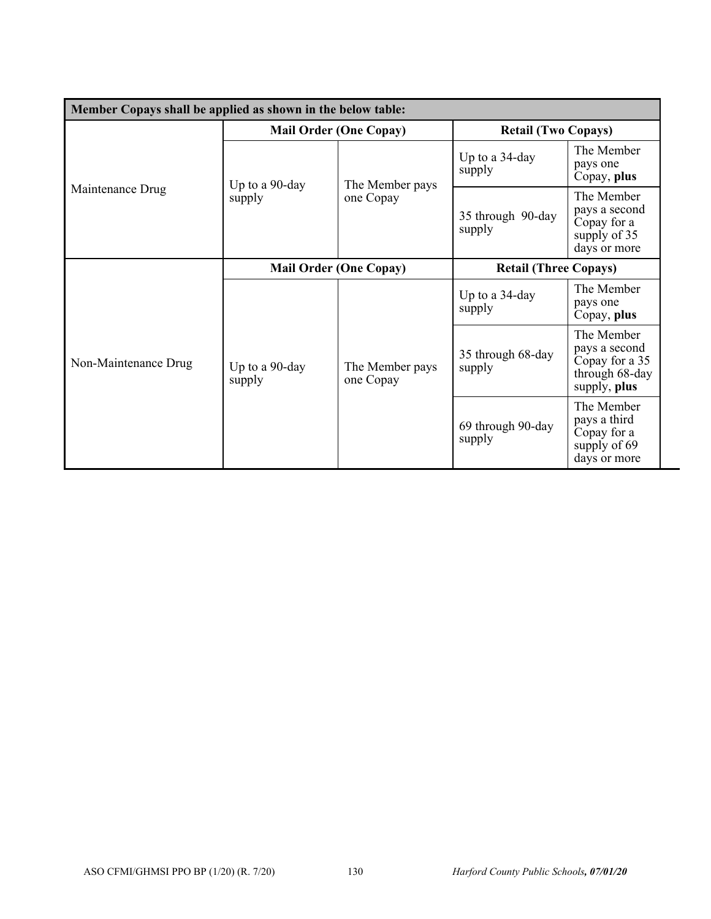| Member Copays shall be applied as shown in the below table: | | | | |
|---|---|---|---|---|
| | **Mail Order (One Copay)** | | **Retail (Two Copays)** | |
| Maintenance Drug | Up to a 90-day supply | The Member pays one Copay | Up to a 34-day supply | The Member pays one Copay, **plus** |
| | | | 35 through 90-day supply | The Member pays a second Copay for a supply of 35 days or more |
| | **Mail Order (One Copay)** | | **Retail (Three Copays)** | |
| Non-Maintenance Drug | Up to a 90-day supply | The Member pays one Copay | Up to a 34-day supply | The Member pays one Copay, **plus** |
| | | | 35 through 68-day supply | The Member pays a second Copay for a 35 through 68-day supply, **plus** |
| | | | 69 through 90-day supply | The Member pays a third Copay for a supply of 69 days or more |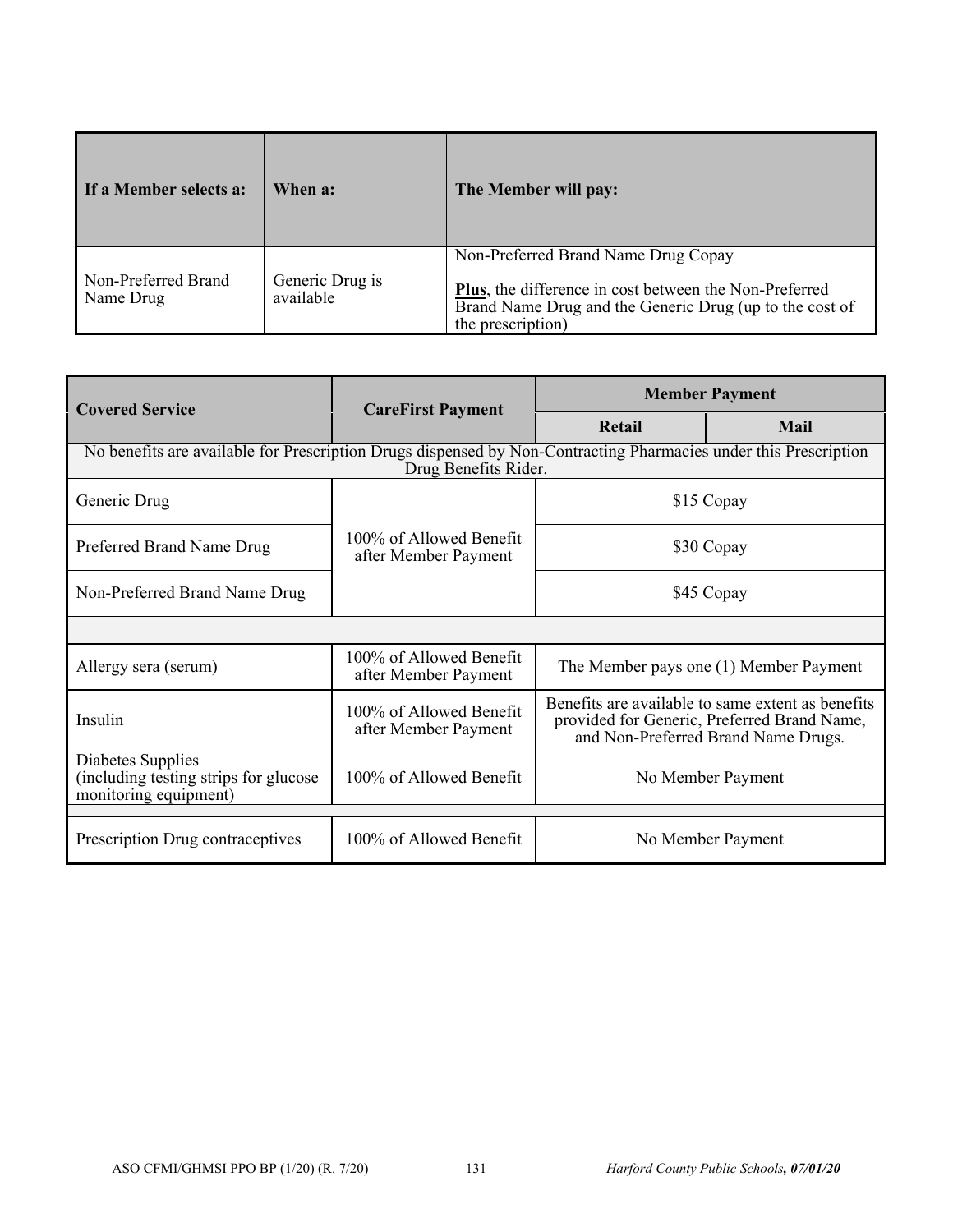| If a Member selects a: | When a: | The Member will pay: |
|---|---|---|
| Non-Preferred Brand Name Drug | Generic Drug is available | Non-Preferred Brand Name Drug Copay<br><br>**Plus**, the difference in cost between the Non-Preferred Brand Name Drug and the Generic Drug (up to the cost of the prescription) |

| Covered Service | CareFirst Payment | Member Payment | |
|---|---|---|---|
| | | **Retail** | **Mail** |
| No benefits are available for Prescription Drugs dispensed by Non-Contracting Pharmacies under this Prescription Drug Benefits Rider. | | | |
| Generic Drug | 100% of Allowed Benefit after Member Payment | $15 Copay | |
| Preferred Brand Name Drug | 100% of Allowed Benefit after Member Payment | $30 Copay | |
| Non-Preferred Brand Name Drug | 100% of Allowed Benefit after Member Payment | $45 Copay | |
| | | | |
| Allergy sera (serum) | 100% of Allowed Benefit after Member Payment | The Member pays one (1) Member Payment | |
| Insulin | 100% of Allowed Benefit after Member Payment | Benefits are available to same extent as benefits provided for Generic, Preferred Brand Name, and Non-Preferred Brand Name Drugs. | |
| Diabetes Supplies (including testing strips for glucose monitoring equipment) | 100% of Allowed Benefit | No Member Payment | |
| | | | |
| Prescription Drug contraceptives | 100% of Allowed Benefit | No Member Payment | |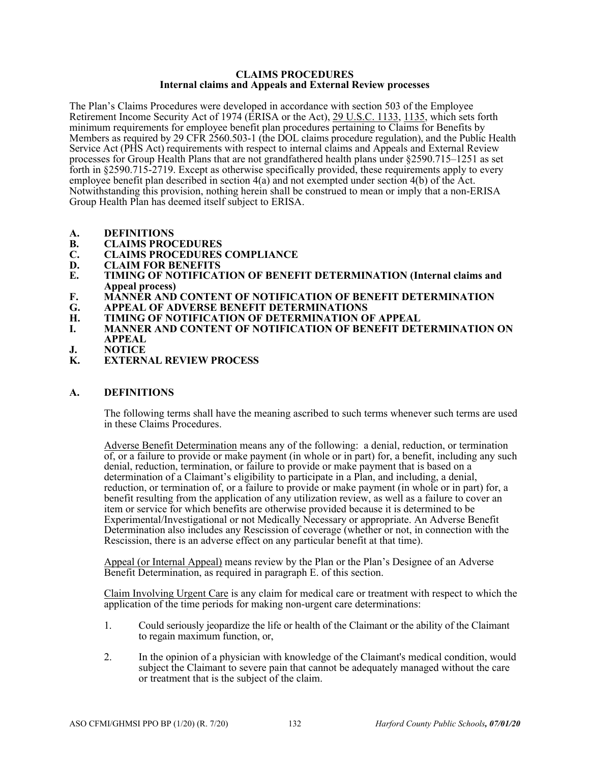**CLAIMS PROCEDURES**
**Internal claims and Appeals and External Review processes**

The Plan's Claims Procedures were developed in accordance with section 503 of the Employee Retirement Income Security Act of 1974 (ERISA or the Act), 29 U.S.C. 1133, 1135, which sets forth minimum requirements for employee benefit plan procedures pertaining to Claims for Benefits by Members as required by 29 CFR 2560.503-1 (the DOL claims procedure regulation), and the Public Health Service Act (PHS Act) requirements with respect to internal claims and Appeals and External Review processes for Group Health Plans that are not grandfathered health plans under §2590.715–1251 as set forth in §2590.715-2719. Except as otherwise specifically provided, these requirements apply to every employee benefit plan described in section 4(a) and not exempted under section 4(b) of the Act. Notwithstanding this provision, nothing herein shall be construed to mean or imply that a non-ERISA Group Health Plan has deemed itself subject to ERISA.

- **A. DEFINITIONS**
- **B. CLAIMS PROCEDURES**
- **C. CLAIMS PROCEDURES COMPLIANCE**
- **D. CLAIM FOR BENEFITS**
- **E. TIMING OF NOTIFICATION OF BENEFIT DETERMINATION (Internal claims and Appeal process)**
- **F. MANNER AND CONTENT OF NOTIFICATION OF BENEFIT DETERMINATION**
- **G. APPEAL OF ADVERSE BENEFIT DETERMINATIONS**
- **H. TIMING OF NOTIFICATION OF DETERMINATION OF APPEAL**
- **I. MANNER AND CONTENT OF NOTIFICATION OF BENEFIT DETERMINATION ON APPEAL**
- **J. NOTICE**
- **K. EXTERNAL REVIEW PROCESS**

## A. DEFINITIONS

The following terms shall have the meaning ascribed to such terms whenever such terms are used in these Claims Procedures.

Adverse Benefit Determination means any of the following: a denial, reduction, or termination of, or a failure to provide or make payment (in whole or in part) for, a benefit, including any such denial, reduction, termination, or failure to provide or make payment that is based on a determination of a Claimant's eligibility to participate in a Plan, and including, a denial, reduction, or termination of, or a failure to provide or make payment (in whole or in part) for, a benefit resulting from the application of any utilization review, as well as a failure to cover an item or service for which benefits are otherwise provided because it is determined to be Experimental/Investigational or not Medically Necessary or appropriate. An Adverse Benefit Determination also includes any Rescission of coverage (whether or not, in connection with the Rescission, there is an adverse effect on any particular benefit at that time).

Appeal (or Internal Appeal) means review by the Plan or the Plan's Designee of an Adverse Benefit Determination, as required in paragraph E. of this section.

Claim Involving Urgent Care is any claim for medical care or treatment with respect to which the application of the time periods for making non-urgent care determinations:

1. Could seriously jeopardize the life or health of the Claimant or the ability of the Claimant to regain maximum function, or,
2. In the opinion of a physician with knowledge of the Claimant's medical condition, would subject the Claimant to severe pain that cannot be adequately managed without the care or treatment that is the subject of the claim.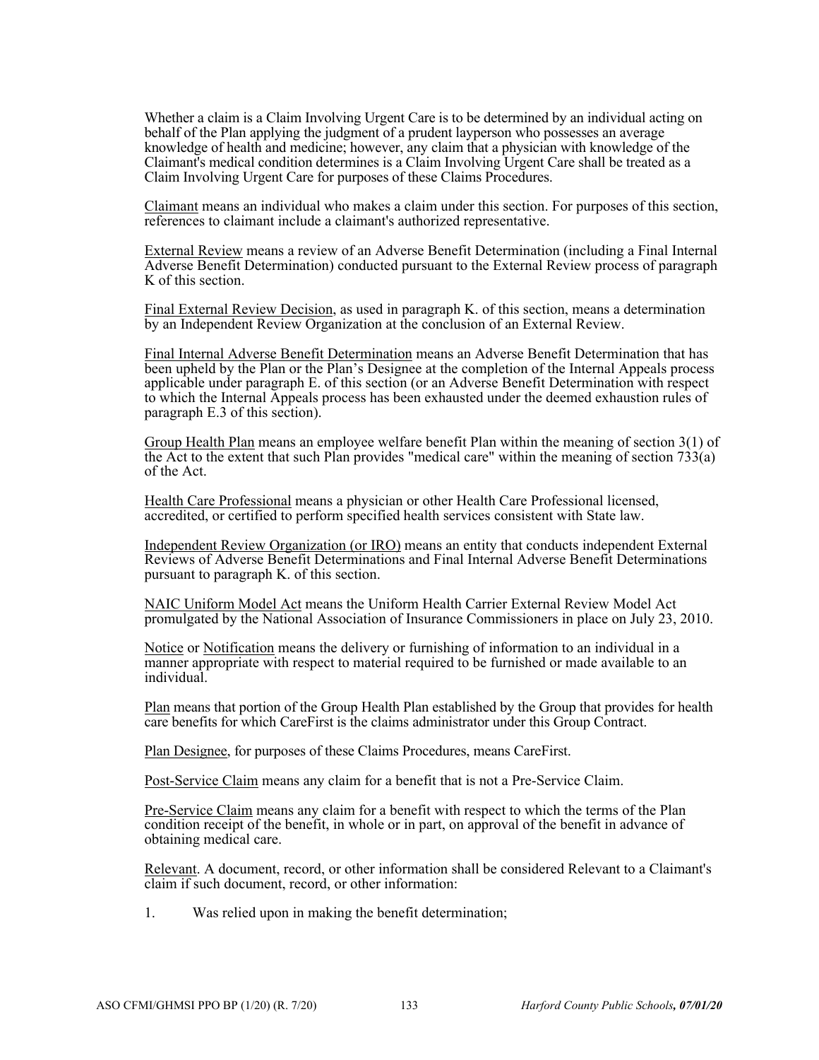Whether a claim is a Claim Involving Urgent Care is to be determined by an individual acting on behalf of the Plan applying the judgment of a prudent layperson who possesses an average knowledge of health and medicine; however, any claim that a physician with knowledge of the Claimant's medical condition determines is a Claim Involving Urgent Care shall be treated as a Claim Involving Urgent Care for purposes of these Claims Procedures.

Claimant means an individual who makes a claim under this section. For purposes of this section, references to claimant include a claimant's authorized representative.

External Review means a review of an Adverse Benefit Determination (including a Final Internal Adverse Benefit Determination) conducted pursuant to the External Review process of paragraph K of this section.

Final External Review Decision, as used in paragraph K. of this section, means a determination by an Independent Review Organization at the conclusion of an External Review.

Final Internal Adverse Benefit Determination means an Adverse Benefit Determination that has been upheld by the Plan or the Plan's Designee at the completion of the Internal Appeals process applicable under paragraph E. of this section (or an Adverse Benefit Determination with respect to which the Internal Appeals process has been exhausted under the deemed exhaustion rules of paragraph E.3 of this section).

Group Health Plan means an employee welfare benefit Plan within the meaning of section 3(1) of the Act to the extent that such Plan provides "medical care" within the meaning of section 733(a) of the Act.

Health Care Professional means a physician or other Health Care Professional licensed, accredited, or certified to perform specified health services consistent with State law.

Independent Review Organization (or IRO) means an entity that conducts independent External Reviews of Adverse Benefit Determinations and Final Internal Adverse Benefit Determinations pursuant to paragraph K. of this section.

NAIC Uniform Model Act means the Uniform Health Carrier External Review Model Act promulgated by the National Association of Insurance Commissioners in place on July 23, 2010.

Notice or Notification means the delivery or furnishing of information to an individual in a manner appropriate with respect to material required to be furnished or made available to an individual.

Plan means that portion of the Group Health Plan established by the Group that provides for health care benefits for which CareFirst is the claims administrator under this Group Contract.

Plan Designee, for purposes of these Claims Procedures, means CareFirst.

Post-Service Claim means any claim for a benefit that is not a Pre-Service Claim.

Pre-Service Claim means any claim for a benefit with respect to which the terms of the Plan condition receipt of the benefit, in whole or in part, on approval of the benefit in advance of obtaining medical care.

Relevant. A document, record, or other information shall be considered Relevant to a Claimant's claim if such document, record, or other information:

1. Was relied upon in making the benefit determination;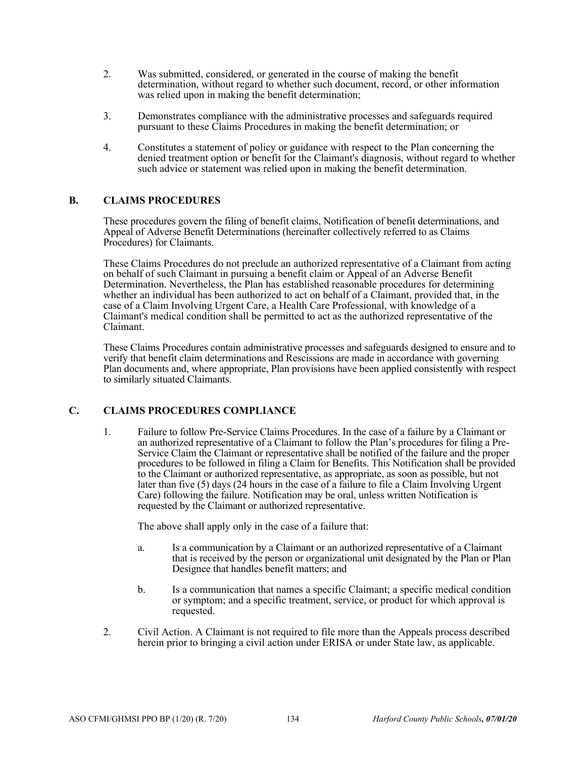2. Was submitted, considered, or generated in the course of making the benefit determination, without regard to whether such document, record, or other information was relied upon in making the benefit determination;

3. Demonstrates compliance with the administrative processes and safeguards required pursuant to these Claims Procedures in making the benefit determination; or

4. Constitutes a statement of policy or guidance with respect to the Plan concerning the denied treatment option or benefit for the Claimant's diagnosis, without regard to whether such advice or statement was relied upon in making the benefit determination.

## B. CLAIMS PROCEDURES

These procedures govern the filing of benefit claims, Notification of benefit determinations, and Appeal of Adverse Benefit Determinations (hereinafter collectively referred to as Claims Procedures) for Claimants.

These Claims Procedures do not preclude an authorized representative of a Claimant from acting on behalf of such Claimant in pursuing a benefit claim or Appeal of an Adverse Benefit Determination. Nevertheless, the Plan has established reasonable procedures for determining whether an individual has been authorized to act on behalf of a Claimant, provided that, in the case of a Claim Involving Urgent Care, a Health Care Professional, with knowledge of a Claimant's medical condition shall be permitted to act as the authorized representative of the Claimant.

These Claims Procedures contain administrative processes and safeguards designed to ensure and to verify that benefit claim determinations and Rescissions are made in accordance with governing Plan documents and, where appropriate, Plan provisions have been applied consistently with respect to similarly situated Claimants.

## C. CLAIMS PROCEDURES COMPLIANCE

1. Failure to follow Pre-Service Claims Procedures. In the case of a failure by a Claimant or an authorized representative of a Claimant to follow the Plan's procedures for filing a Pre-Service Claim the Claimant or representative shall be notified of the failure and the proper procedures to be followed in filing a Claim for Benefits. This Notification shall be provided to the Claimant or authorized representative, as appropriate, as soon as possible, but not later than five (5) days (24 hours in the case of a failure to file a Claim Involving Urgent Care) following the failure. Notification may be oral, unless written Notification is requested by the Claimant or authorized representative.

   The above shall apply only in the case of a failure that:

   a. Is a communication by a Claimant or an authorized representative of a Claimant that is received by the person or organizational unit designated by the Plan or Plan Designee that handles benefit matters; and

   b. Is a communication that names a specific Claimant; a specific medical condition or symptom; and a specific treatment, service, or product for which approval is requested.

2. Civil Action. A Claimant is not required to file more than the Appeals process described herein prior to bringing a civil action under ERISA or under State law, as applicable.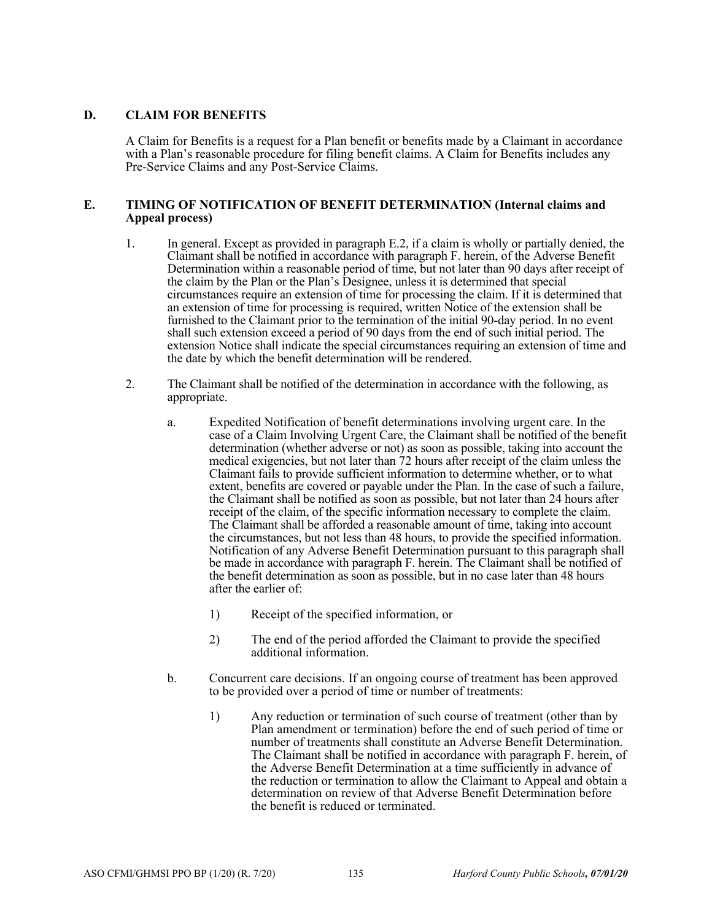## D. CLAIM FOR BENEFITS

A Claim for Benefits is a request for a Plan benefit or benefits made by a Claimant in accordance with a Plan's reasonable procedure for filing benefit claims. A Claim for Benefits includes any Pre-Service Claims and any Post-Service Claims.

## E. TIMING OF NOTIFICATION OF BENEFIT DETERMINATION (Internal claims and Appeal process)

1. In general. Except as provided in paragraph E.2, if a claim is wholly or partially denied, the Claimant shall be notified in accordance with paragraph F. herein, of the Adverse Benefit Determination within a reasonable period of time, but not later than 90 days after receipt of the claim by the Plan or the Plan's Designee, unless it is determined that special circumstances require an extension of time for processing the claim. If it is determined that an extension of time for processing is required, written Notice of the extension shall be furnished to the Claimant prior to the termination of the initial 90-day period. In no event shall such extension exceed a period of 90 days from the end of such initial period. The extension Notice shall indicate the special circumstances requiring an extension of time and the date by which the benefit determination will be rendered.

2. The Claimant shall be notified of the determination in accordance with the following, as appropriate.

   a. Expedited Notification of benefit determinations involving urgent care. In the case of a Claim Involving Urgent Care, the Claimant shall be notified of the benefit determination (whether adverse or not) as soon as possible, taking into account the medical exigencies, but not later than 72 hours after receipt of the claim unless the Claimant fails to provide sufficient information to determine whether, or to what extent, benefits are covered or payable under the Plan. In the case of such a failure, the Claimant shall be notified as soon as possible, but not later than 24 hours after receipt of the claim, of the specific information necessary to complete the claim. The Claimant shall be afforded a reasonable amount of time, taking into account the circumstances, but not less than 48 hours, to provide the specified information. Notification of any Adverse Benefit Determination pursuant to this paragraph shall be made in accordance with paragraph F. herein. The Claimant shall be notified of the benefit determination as soon as possible, but in no case later than 48 hours after the earlier of:

      1) Receipt of the specified information, or

      2) The end of the period afforded the Claimant to provide the specified additional information.

   b. Concurrent care decisions. If an ongoing course of treatment has been approved to be provided over a period of time or number of treatments:

      1) Any reduction or termination of such course of treatment (other than by Plan amendment or termination) before the end of such period of time or number of treatments shall constitute an Adverse Benefit Determination. The Claimant shall be notified in accordance with paragraph F. herein, of the Adverse Benefit Determination at a time sufficiently in advance of the reduction or termination to allow the Claimant to Appeal and obtain a determination on review of that Adverse Benefit Determination before the benefit is reduced or terminated.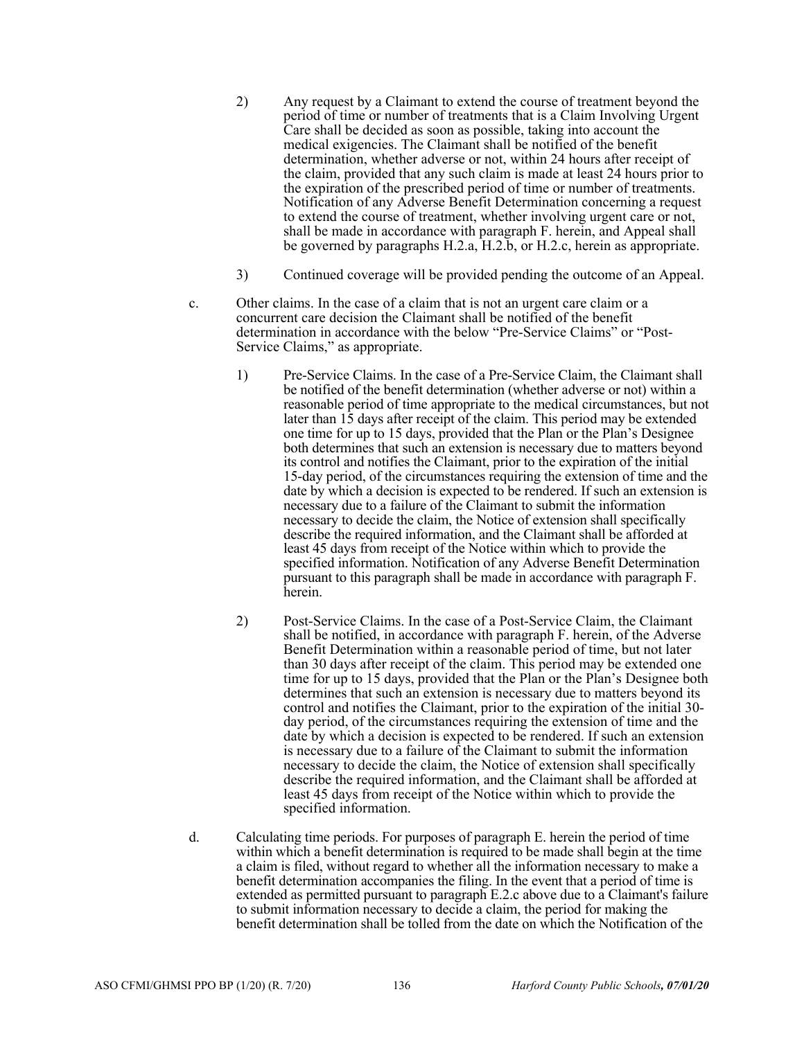2) Any request by a Claimant to extend the course of treatment beyond the period of time or number of treatments that is a Claim Involving Urgent Care shall be decided as soon as possible, taking into account the medical exigencies. The Claimant shall be notified of the benefit determination, whether adverse or not, within 24 hours after receipt of the claim, provided that any such claim is made at least 24 hours prior to the expiration of the prescribed period of time or number of treatments. Notification of any Adverse Benefit Determination concerning a request to extend the course of treatment, whether involving urgent care or not, shall be made in accordance with paragraph F. herein, and Appeal shall be governed by paragraphs H.2.a, H.2.b, or H.2.c, herein as appropriate.

3) Continued coverage will be provided pending the outcome of an Appeal.

c. Other claims. In the case of a claim that is not an urgent care claim or a concurrent care decision the Claimant shall be notified of the benefit determination in accordance with the below "Pre-Service Claims" or "Post-Service Claims," as appropriate.

1) Pre-Service Claims. In the case of a Pre-Service Claim, the Claimant shall be notified of the benefit determination (whether adverse or not) within a reasonable period of time appropriate to the medical circumstances, but not later than 15 days after receipt of the claim. This period may be extended one time for up to 15 days, provided that the Plan or the Plan's Designee both determines that such an extension is necessary due to matters beyond its control and notifies the Claimant, prior to the expiration of the initial 15-day period, of the circumstances requiring the extension of time and the date by which a decision is expected to be rendered. If such an extension is necessary due to a failure of the Claimant to submit the information necessary to decide the claim, the Notice of extension shall specifically describe the required information, and the Claimant shall be afforded at least 45 days from receipt of the Notice within which to provide the specified information. Notification of any Adverse Benefit Determination pursuant to this paragraph shall be made in accordance with paragraph F. herein.

2) Post-Service Claims. In the case of a Post-Service Claim, the Claimant shall be notified, in accordance with paragraph F. herein, of the Adverse Benefit Determination within a reasonable period of time, but not later than 30 days after receipt of the claim. This period may be extended one time for up to 15 days, provided that the Plan or the Plan's Designee both determines that such an extension is necessary due to matters beyond its control and notifies the Claimant, prior to the expiration of the initial 30-day period, of the circumstances requiring the extension of time and the date by which a decision is expected to be rendered. If such an extension is necessary due to a failure of the Claimant to submit the information necessary to decide the claim, the Notice of extension shall specifically describe the required information, and the Claimant shall be afforded at least 45 days from receipt of the Notice within which to provide the specified information.

d. Calculating time periods. For purposes of paragraph E. herein the period of time within which a benefit determination is required to be made shall begin at the time a claim is filed, without regard to whether all the information necessary to make a benefit determination accompanies the filing. In the event that a period of time is extended as permitted pursuant to paragraph E.2.c above due to a Claimant's failure to submit information necessary to decide a claim, the period for making the benefit determination shall be tolled from the date on which the Notification of the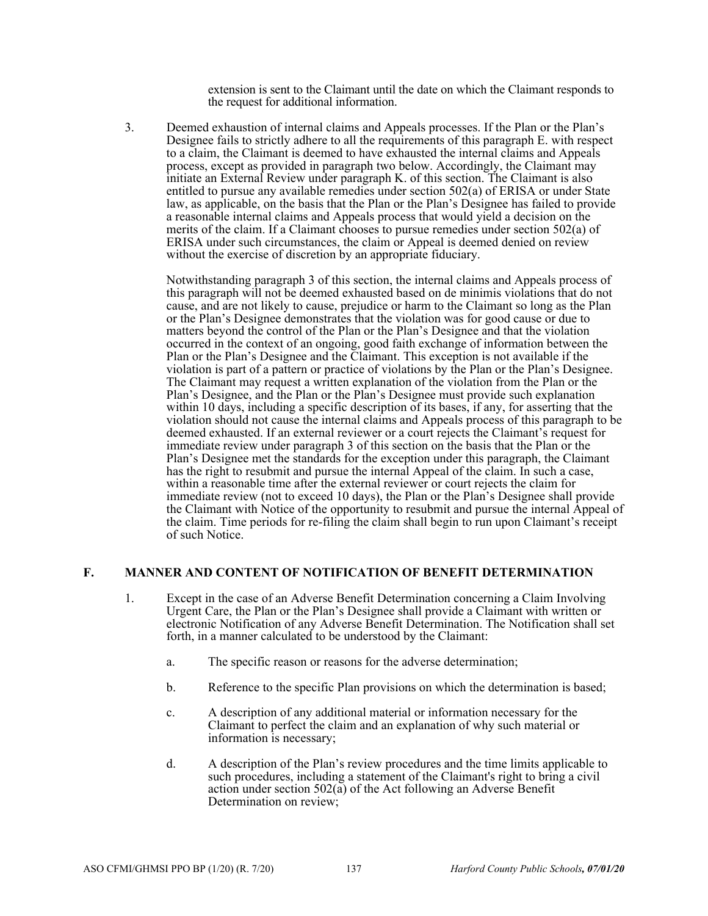extension is sent to the Claimant until the date on which the Claimant responds to the request for additional information.

3. Deemed exhaustion of internal claims and Appeals processes. If the Plan or the Plan's Designee fails to strictly adhere to all the requirements of this paragraph E. with respect to a claim, the Claimant is deemed to have exhausted the internal claims and Appeals process, except as provided in paragraph two below. Accordingly, the Claimant may initiate an External Review under paragraph K. of this section. The Claimant is also entitled to pursue any available remedies under section 502(a) of ERISA or under State law, as applicable, on the basis that the Plan or the Plan's Designee has failed to provide a reasonable internal claims and Appeals process that would yield a decision on the merits of the claim. If a Claimant chooses to pursue remedies under section 502(a) of ERISA under such circumstances, the claim or Appeal is deemed denied on review without the exercise of discretion by an appropriate fiduciary.

   Notwithstanding paragraph 3 of this section, the internal claims and Appeals process of this paragraph will not be deemed exhausted based on de minimis violations that do not cause, and are not likely to cause, prejudice or harm to the Claimant so long as the Plan or the Plan's Designee demonstrates that the violation was for good cause or due to matters beyond the control of the Plan or the Plan's Designee and that the violation occurred in the context of an ongoing, good faith exchange of information between the Plan or the Plan's Designee and the Claimant. This exception is not available if the violation is part of a pattern or practice of violations by the Plan or the Plan's Designee. The Claimant may request a written explanation of the violation from the Plan or the Plan's Designee, and the Plan or the Plan's Designee must provide such explanation within 10 days, including a specific description of its bases, if any, for asserting that the violation should not cause the internal claims and Appeals process of this paragraph to be deemed exhausted. If an external reviewer or a court rejects the Claimant's request for immediate review under paragraph 3 of this section on the basis that the Plan or the Plan's Designee met the standards for the exception under this paragraph, the Claimant has the right to resubmit and pursue the internal Appeal of the claim. In such a case, within a reasonable time after the external reviewer or court rejects the claim for immediate review (not to exceed 10 days), the Plan or the Plan's Designee shall provide the Claimant with Notice of the opportunity to resubmit and pursue the internal Appeal of the claim. Time periods for re-filing the claim shall begin to run upon Claimant's receipt of such Notice.

## F. MANNER AND CONTENT OF NOTIFICATION OF BENEFIT DETERMINATION

1. Except in the case of an Adverse Benefit Determination concerning a Claim Involving Urgent Care, the Plan or the Plan's Designee shall provide a Claimant with written or electronic Notification of any Adverse Benefit Determination. The Notification shall set forth, in a manner calculated to be understood by the Claimant:

   a. The specific reason or reasons for the adverse determination;

   b. Reference to the specific Plan provisions on which the determination is based;

   c. A description of any additional material or information necessary for the Claimant to perfect the claim and an explanation of why such material or information is necessary;

   d. A description of the Plan's review procedures and the time limits applicable to such procedures, including a statement of the Claimant's right to bring a civil action under section 502(a) of the Act following an Adverse Benefit Determination on review;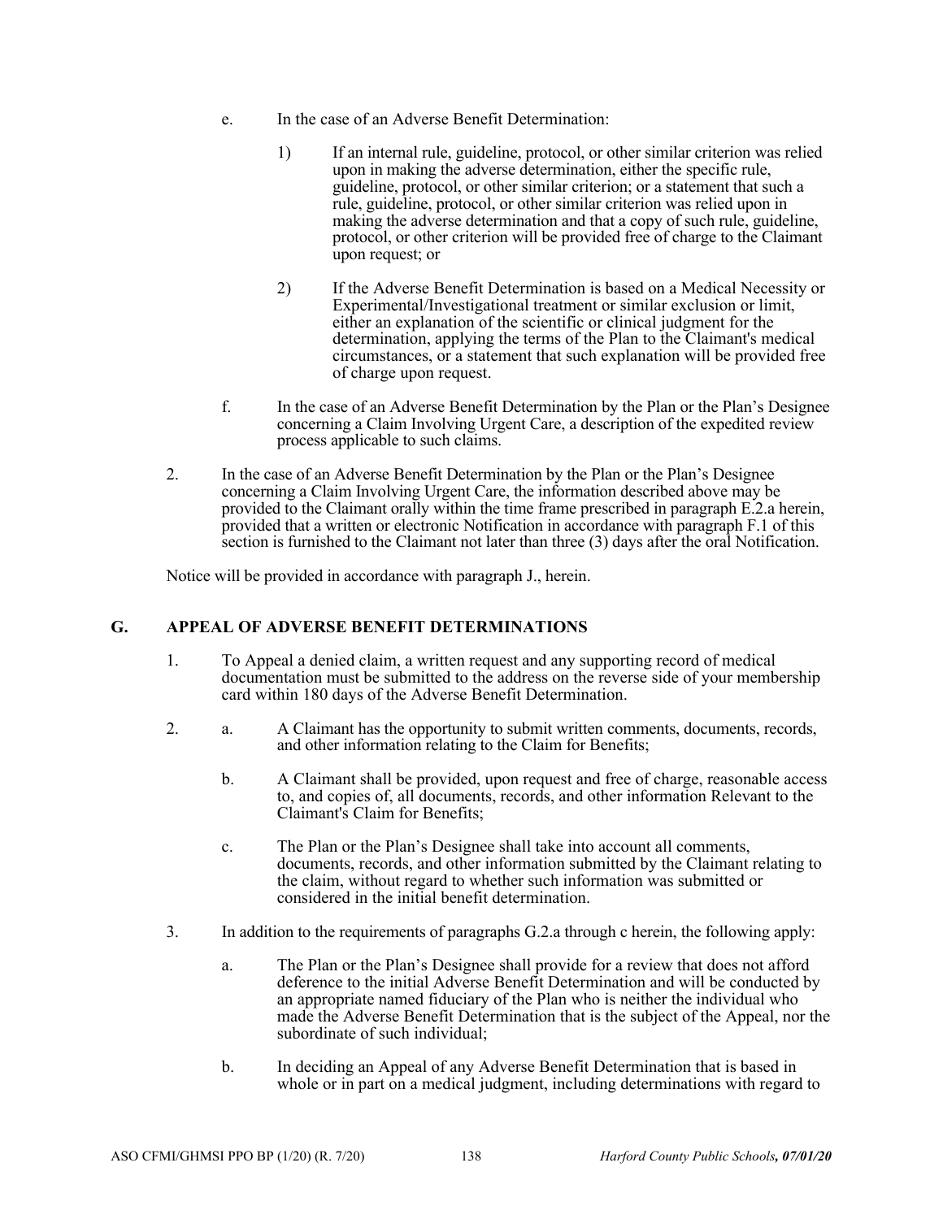e. In the case of an Adverse Benefit Determination:

   1) If an internal rule, guideline, protocol, or other similar criterion was relied upon in making the adverse determination, either the specific rule, guideline, protocol, or other similar criterion; or a statement that such a rule, guideline, protocol, or other similar criterion was relied upon in making the adverse determination and that a copy of such rule, guideline, protocol, or other criterion will be provided free of charge to the Claimant upon request; or

   2) If the Adverse Benefit Determination is based on a Medical Necessity or Experimental/Investigational treatment or similar exclusion or limit, either an explanation of the scientific or clinical judgment for the determination, applying the terms of the Plan to the Claimant's medical circumstances, or a statement that such explanation will be provided free of charge upon request.

f. In the case of an Adverse Benefit Determination by the Plan or the Plan's Designee concerning a Claim Involving Urgent Care, a description of the expedited review process applicable to such claims.

2. In the case of an Adverse Benefit Determination by the Plan or the Plan's Designee concerning a Claim Involving Urgent Care, the information described above may be provided to the Claimant orally within the time frame prescribed in paragraph E.2.a herein, provided that a written or electronic Notification in accordance with paragraph F.1 of this section is furnished to the Claimant not later than three (3) days after the oral Notification.

Notice will be provided in accordance with paragraph J., herein.

## G. APPEAL OF ADVERSE BENEFIT DETERMINATIONS

1. To Appeal a denied claim, a written request and any supporting record of medical documentation must be submitted to the address on the reverse side of your membership card within 180 days of the Adverse Benefit Determination.

2. a. A Claimant has the opportunity to submit written comments, documents, records, and other information relating to the Claim for Benefits;

   b. A Claimant shall be provided, upon request and free of charge, reasonable access to, and copies of, all documents, records, and other information Relevant to the Claimant's Claim for Benefits;

   c. The Plan or the Plan's Designee shall take into account all comments, documents, records, and other information submitted by the Claimant relating to the claim, without regard to whether such information was submitted or considered in the initial benefit determination.

3. In addition to the requirements of paragraphs G.2.a through c herein, the following apply:

   a. The Plan or the Plan's Designee shall provide for a review that does not afford deference to the initial Adverse Benefit Determination and will be conducted by an appropriate named fiduciary of the Plan who is neither the individual who made the Adverse Benefit Determination that is the subject of the Appeal, nor the subordinate of such individual;

   b. In deciding an Appeal of any Adverse Benefit Determination that is based in whole or in part on a medical judgment, including determinations with regard to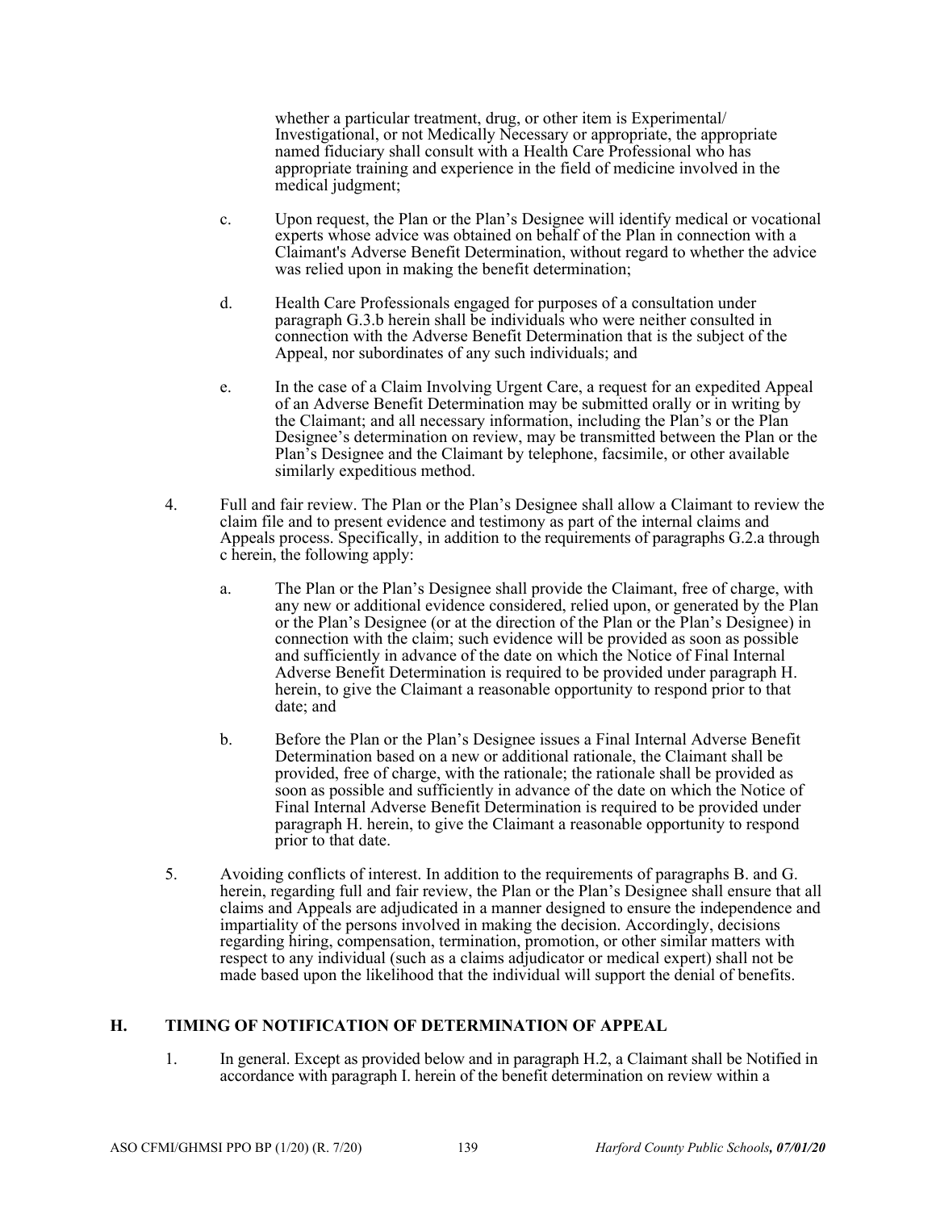whether a particular treatment, drug, or other item is Experimental/ Investigational, or not Medically Necessary or appropriate, the appropriate named fiduciary shall consult with a Health Care Professional who has appropriate training and experience in the field of medicine involved in the medical judgment;

c. Upon request, the Plan or the Plan's Designee will identify medical or vocational experts whose advice was obtained on behalf of the Plan in connection with a Claimant's Adverse Benefit Determination, without regard to whether the advice was relied upon in making the benefit determination;

d. Health Care Professionals engaged for purposes of a consultation under paragraph G.3.b herein shall be individuals who were neither consulted in connection with the Adverse Benefit Determination that is the subject of the Appeal, nor subordinates of any such individuals; and

e. In the case of a Claim Involving Urgent Care, a request for an expedited Appeal of an Adverse Benefit Determination may be submitted orally or in writing by the Claimant; and all necessary information, including the Plan's or the Plan Designee's determination on review, may be transmitted between the Plan or the Plan's Designee and the Claimant by telephone, facsimile, or other available similarly expeditious method.

4. Full and fair review. The Plan or the Plan's Designee shall allow a Claimant to review the claim file and to present evidence and testimony as part of the internal claims and Appeals process. Specifically, in addition to the requirements of paragraphs G.2.a through c herein, the following apply:

   a. The Plan or the Plan's Designee shall provide the Claimant, free of charge, with any new or additional evidence considered, relied upon, or generated by the Plan or the Plan's Designee (or at the direction of the Plan or the Plan's Designee) in connection with the claim; such evidence will be provided as soon as possible and sufficiently in advance of the date on which the Notice of Final Internal Adverse Benefit Determination is required to be provided under paragraph H. herein, to give the Claimant a reasonable opportunity to respond prior to that date; and

   b. Before the Plan or the Plan's Designee issues a Final Internal Adverse Benefit Determination based on a new or additional rationale, the Claimant shall be provided, free of charge, with the rationale; the rationale shall be provided as soon as possible and sufficiently in advance of the date on which the Notice of Final Internal Adverse Benefit Determination is required to be provided under paragraph H. herein, to give the Claimant a reasonable opportunity to respond prior to that date.

5. Avoiding conflicts of interest. In addition to the requirements of paragraphs B. and G. herein, regarding full and fair review, the Plan or the Plan's Designee shall ensure that all claims and Appeals are adjudicated in a manner designed to ensure the independence and impartiality of the persons involved in making the decision. Accordingly, decisions regarding hiring, compensation, termination, promotion, or other similar matters with respect to any individual (such as a claims adjudicator or medical expert) shall not be made based upon the likelihood that the individual will support the denial of benefits.

## H. TIMING OF NOTIFICATION OF DETERMINATION OF APPEAL

1. In general. Except as provided below and in paragraph H.2, a Claimant shall be Notified in accordance with paragraph I. herein of the benefit determination on review within a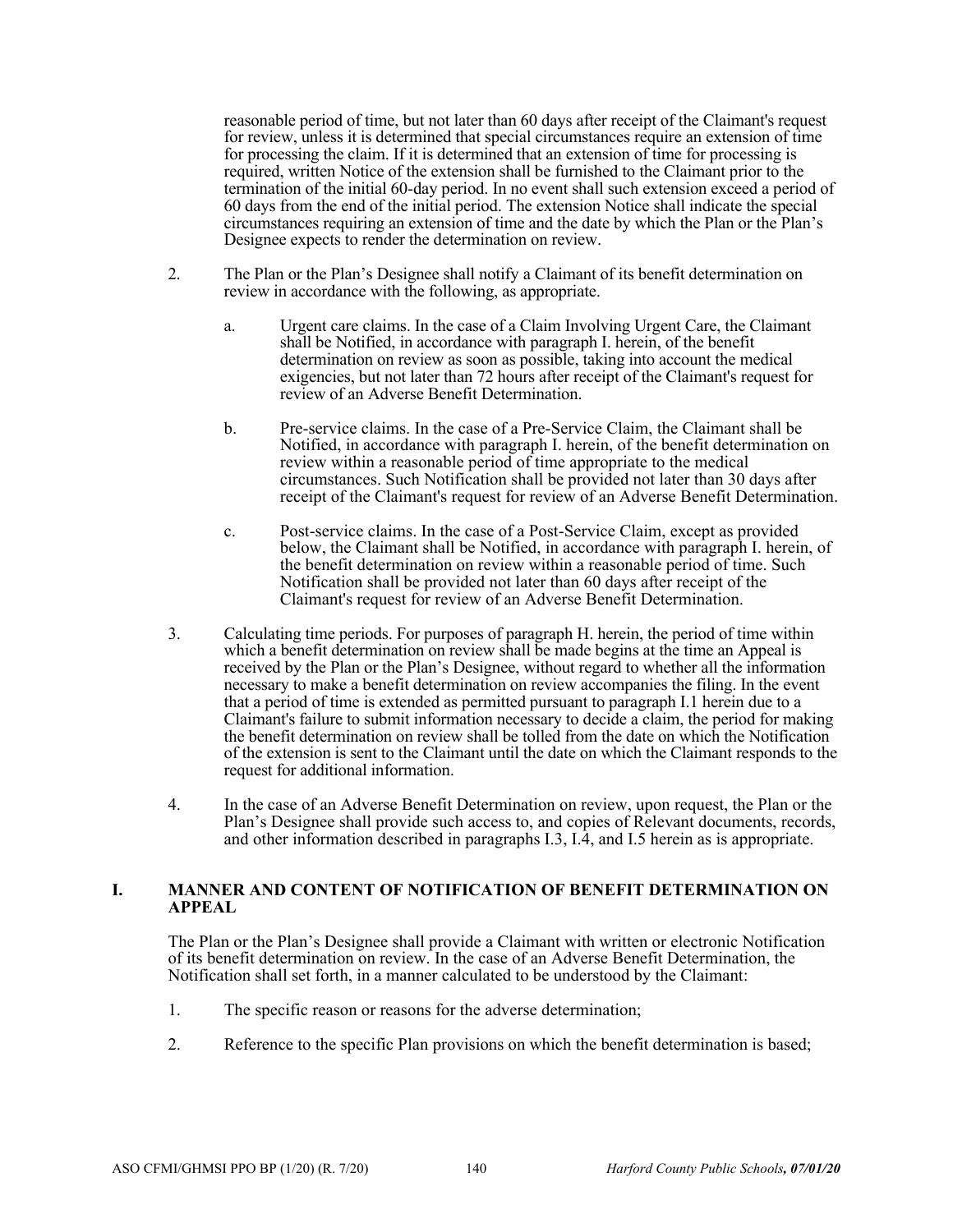reasonable period of time, but not later than 60 days after receipt of the Claimant's request for review, unless it is determined that special circumstances require an extension of time for processing the claim. If it is determined that an extension of time for processing is required, written Notice of the extension shall be furnished to the Claimant prior to the termination of the initial 60-day period. In no event shall such extension exceed a period of 60 days from the end of the initial period. The extension Notice shall indicate the special circumstances requiring an extension of time and the date by which the Plan or the Plan's Designee expects to render the determination on review.

2. The Plan or the Plan's Designee shall notify a Claimant of its benefit determination on review in accordance with the following, as appropriate.

   a. Urgent care claims. In the case of a Claim Involving Urgent Care, the Claimant shall be Notified, in accordance with paragraph I. herein, of the benefit determination on review as soon as possible, taking into account the medical exigencies, but not later than 72 hours after receipt of the Claimant's request for review of an Adverse Benefit Determination.

   b. Pre-service claims. In the case of a Pre-Service Claim, the Claimant shall be Notified, in accordance with paragraph I. herein, of the benefit determination on review within a reasonable period of time appropriate to the medical circumstances. Such Notification shall be provided not later than 30 days after receipt of the Claimant's request for review of an Adverse Benefit Determination.

   c. Post-service claims. In the case of a Post-Service Claim, except as provided below, the Claimant shall be Notified, in accordance with paragraph I. herein, of the benefit determination on review within a reasonable period of time. Such Notification shall be provided not later than 60 days after receipt of the Claimant's request for review of an Adverse Benefit Determination.

3. Calculating time periods. For purposes of paragraph H. herein, the period of time within which a benefit determination on review shall be made begins at the time an Appeal is received by the Plan or the Plan's Designee, without regard to whether all the information necessary to make a benefit determination on review accompanies the filing. In the event that a period of time is extended as permitted pursuant to paragraph I.1 herein due to a Claimant's failure to submit information necessary to decide a claim, the period for making the benefit determination on review shall be tolled from the date on which the Notification of the extension is sent to the Claimant until the date on which the Claimant responds to the request for additional information.

4. In the case of an Adverse Benefit Determination on review, upon request, the Plan or the Plan's Designee shall provide such access to, and copies of Relevant documents, records, and other information described in paragraphs I.3, I.4, and I.5 herein as is appropriate.

## I. MANNER AND CONTENT OF NOTIFICATION OF BENEFIT DETERMINATION ON APPEAL

The Plan or the Plan's Designee shall provide a Claimant with written or electronic Notification of its benefit determination on review. In the case of an Adverse Benefit Determination, the Notification shall set forth, in a manner calculated to be understood by the Claimant:

1. The specific reason or reasons for the adverse determination;

2. Reference to the specific Plan provisions on which the benefit determination is based;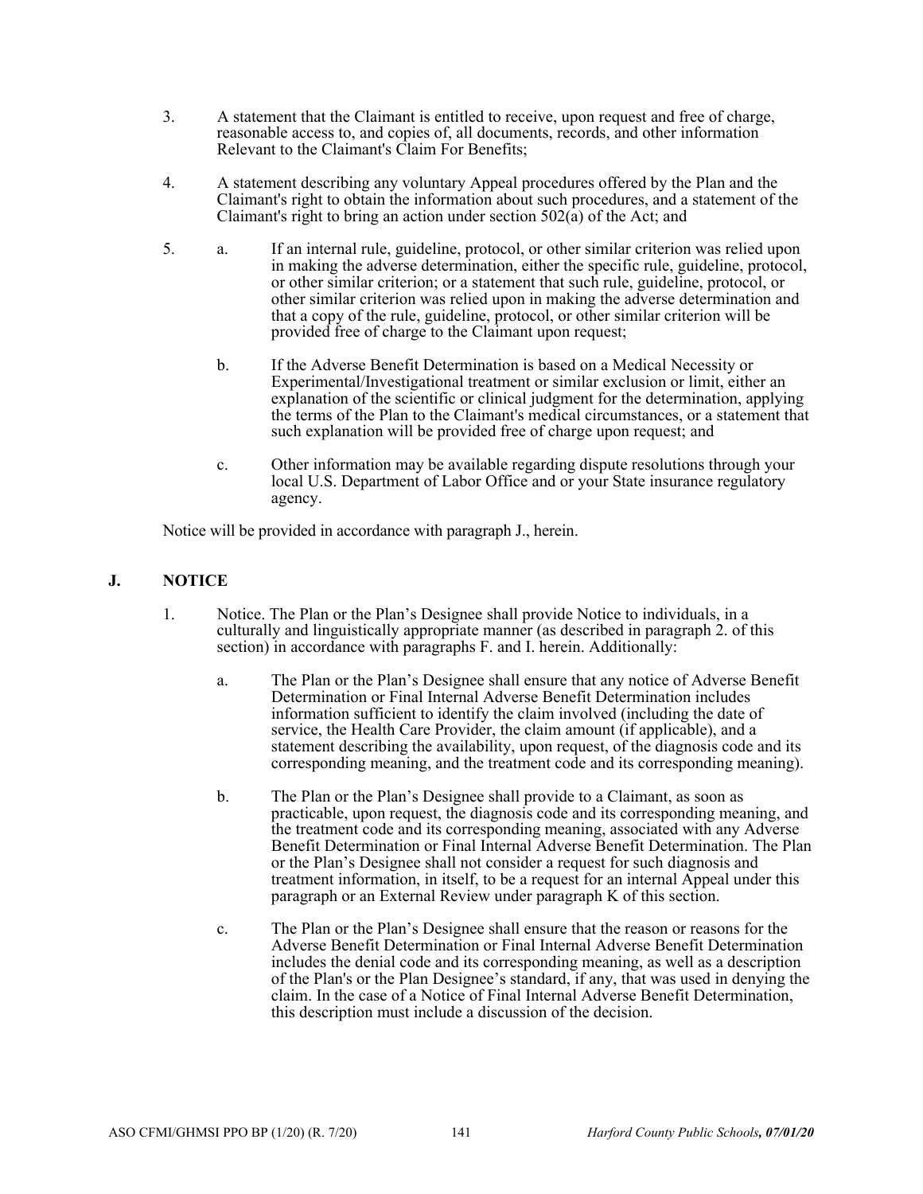3. A statement that the Claimant is entitled to receive, upon request and free of charge, reasonable access to, and copies of, all documents, records, and other information Relevant to the Claimant's Claim For Benefits;

4. A statement describing any voluntary Appeal procedures offered by the Plan and the Claimant's right to obtain the information about such procedures, and a statement of the Claimant's right to bring an action under section 502(a) of the Act; and

5. a. If an internal rule, guideline, protocol, or other similar criterion was relied upon in making the adverse determination, either the specific rule, guideline, protocol, or other similar criterion; or a statement that such rule, guideline, protocol, or other similar criterion was relied upon in making the adverse determination and that a copy of the rule, guideline, protocol, or other similar criterion will be provided free of charge to the Claimant upon request;

   b. If the Adverse Benefit Determination is based on a Medical Necessity or Experimental/Investigational treatment or similar exclusion or limit, either an explanation of the scientific or clinical judgment for the determination, applying the terms of the Plan to the Claimant's medical circumstances, or a statement that such explanation will be provided free of charge upon request; and

   c. Other information may be available regarding dispute resolutions through your local U.S. Department of Labor Office and or your State insurance regulatory agency.

Notice will be provided in accordance with paragraph J., herein.

## J. NOTICE

1. Notice. The Plan or the Plan's Designee shall provide Notice to individuals, in a culturally and linguistically appropriate manner (as described in paragraph 2. of this section) in accordance with paragraphs F. and I. herein. Additionally:

   a. The Plan or the Plan's Designee shall ensure that any notice of Adverse Benefit Determination or Final Internal Adverse Benefit Determination includes information sufficient to identify the claim involved (including the date of service, the Health Care Provider, the claim amount (if applicable), and a statement describing the availability, upon request, of the diagnosis code and its corresponding meaning, and the treatment code and its corresponding meaning).

   b. The Plan or the Plan's Designee shall provide to a Claimant, as soon as practicable, upon request, the diagnosis code and its corresponding meaning, and the treatment code and its corresponding meaning, associated with any Adverse Benefit Determination or Final Internal Adverse Benefit Determination. The Plan or the Plan's Designee shall not consider a request for such diagnosis and treatment information, in itself, to be a request for an internal Appeal under this paragraph or an External Review under paragraph K of this section.

   c. The Plan or the Plan's Designee shall ensure that the reason or reasons for the Adverse Benefit Determination or Final Internal Adverse Benefit Determination includes the denial code and its corresponding meaning, as well as a description of the Plan's or the Plan Designee's standard, if any, that was used in denying the claim. In the case of a Notice of Final Internal Adverse Benefit Determination, this description must include a discussion of the decision.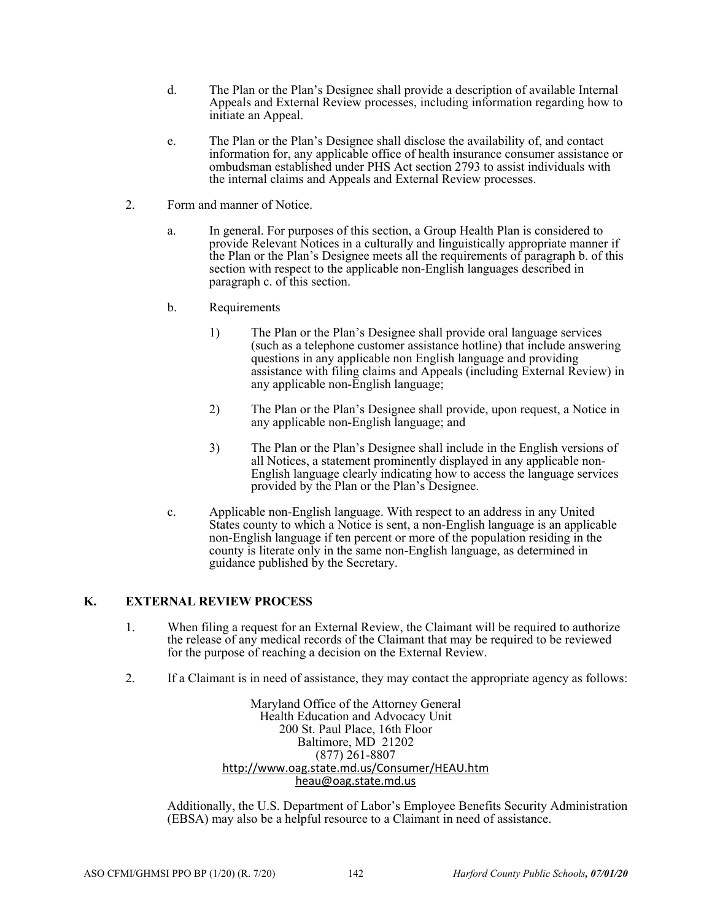d. The Plan or the Plan's Designee shall provide a description of available Internal Appeals and External Review processes, including information regarding how to initiate an Appeal.

e. The Plan or the Plan's Designee shall disclose the availability of, and contact information for, any applicable office of health insurance consumer assistance or ombudsman established under PHS Act section 2793 to assist individuals with the internal claims and Appeals and External Review processes.

2. Form and manner of Notice.

   a. In general. For purposes of this section, a Group Health Plan is considered to provide Relevant Notices in a culturally and linguistically appropriate manner if the Plan or the Plan's Designee meets all the requirements of paragraph b. of this section with respect to the applicable non-English languages described in paragraph c. of this section.

   b. Requirements

      1) The Plan or the Plan's Designee shall provide oral language services (such as a telephone customer assistance hotline) that include answering questions in any applicable non English language and providing assistance with filing claims and Appeals (including External Review) in any applicable non-English language;

      2) The Plan or the Plan's Designee shall provide, upon request, a Notice in any applicable non-English language; and

      3) The Plan or the Plan's Designee shall include in the English versions of all Notices, a statement prominently displayed in any applicable non-English language clearly indicating how to access the language services provided by the Plan or the Plan's Designee.

   c. Applicable non-English language. With respect to an address in any United States county to which a Notice is sent, a non-English language is an applicable non-English language if ten percent or more of the population residing in the county is literate only in the same non-English language, as determined in guidance published by the Secretary.

## K. EXTERNAL REVIEW PROCESS

1. When filing a request for an External Review, the Claimant will be required to authorize the release of any medical records of the Claimant that may be required to be reviewed for the purpose of reaching a decision on the External Review.

2. If a Claimant is in need of assistance, they may contact the appropriate agency as follows:

   Maryland Office of the Attorney General
   Health Education and Advocacy Unit
   200 St. Paul Place, 16th Floor
   Baltimore, MD 21202
   (877) 261-8807
   http://www.oag.state.md.us/Consumer/HEAU.htm
   heau@oag.state.md.us

   Additionally, the U.S. Department of Labor's Employee Benefits Security Administration (EBSA) may also be a helpful resource to a Claimant in need of assistance.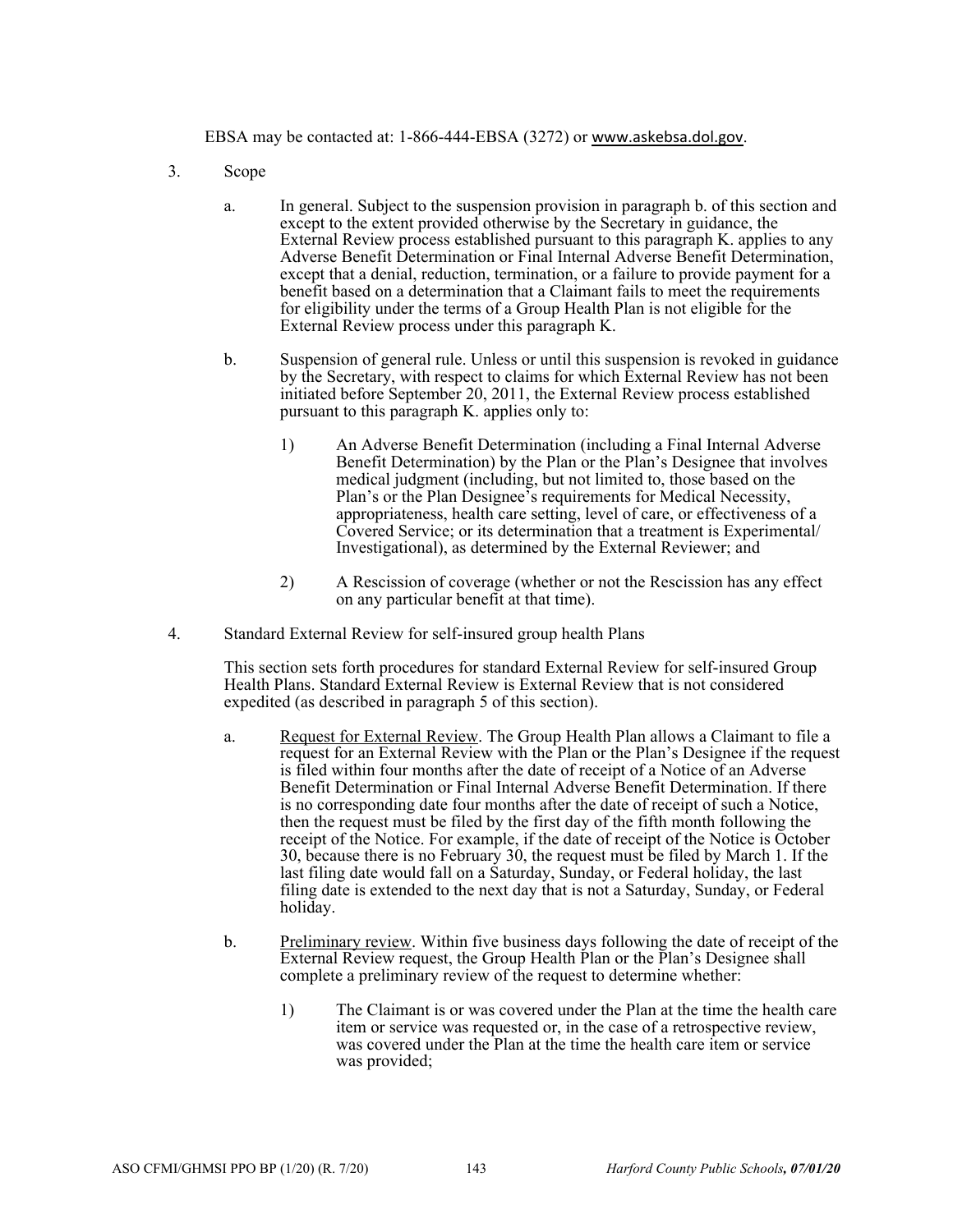EBSA may be contacted at: 1-866-444-EBSA (3272) or www.askebsa.dol.gov.

3. Scope

   a. In general. Subject to the suspension provision in paragraph b. of this section and except to the extent provided otherwise by the Secretary in guidance, the External Review process established pursuant to this paragraph K. applies to any Adverse Benefit Determination or Final Internal Adverse Benefit Determination, except that a denial, reduction, termination, or a failure to provide payment for a benefit based on a determination that a Claimant fails to meet the requirements for eligibility under the terms of a Group Health Plan is not eligible for the External Review process under this paragraph K.

   b. Suspension of general rule. Unless or until this suspension is revoked in guidance by the Secretary, with respect to claims for which External Review has not been initiated before September 20, 2011, the External Review process established pursuant to this paragraph K. applies only to:

      1) An Adverse Benefit Determination (including a Final Internal Adverse Benefit Determination) by the Plan or the Plan's Designee that involves medical judgment (including, but not limited to, those based on the Plan's or the Plan Designee's requirements for Medical Necessity, appropriateness, health care setting, level of care, or effectiveness of a Covered Service; or its determination that a treatment is Experimental/ Investigational), as determined by the External Reviewer; and

      2) A Rescission of coverage (whether or not the Rescission has any effect on any particular benefit at that time).

4. Standard External Review for self-insured group health Plans

   This section sets forth procedures for standard External Review for self-insured Group Health Plans. Standard External Review is External Review that is not considered expedited (as described in paragraph 5 of this section).

   a. Request for External Review. The Group Health Plan allows a Claimant to file a request for an External Review with the Plan or the Plan's Designee if the request is filed within four months after the date of receipt of a Notice of an Adverse Benefit Determination or Final Internal Adverse Benefit Determination. If there is no corresponding date four months after the date of receipt of such a Notice, then the request must be filed by the first day of the fifth month following the receipt of the Notice. For example, if the date of receipt of the Notice is October 30, because there is no February 30, the request must be filed by March 1. If the last filing date would fall on a Saturday, Sunday, or Federal holiday, the last filing date is extended to the next day that is not a Saturday, Sunday, or Federal holiday.

   b. Preliminary review. Within five business days following the date of receipt of the External Review request, the Group Health Plan or the Plan's Designee shall complete a preliminary review of the request to determine whether:

      1) The Claimant is or was covered under the Plan at the time the health care item or service was requested or, in the case of a retrospective review, was covered under the Plan at the time the health care item or service was provided;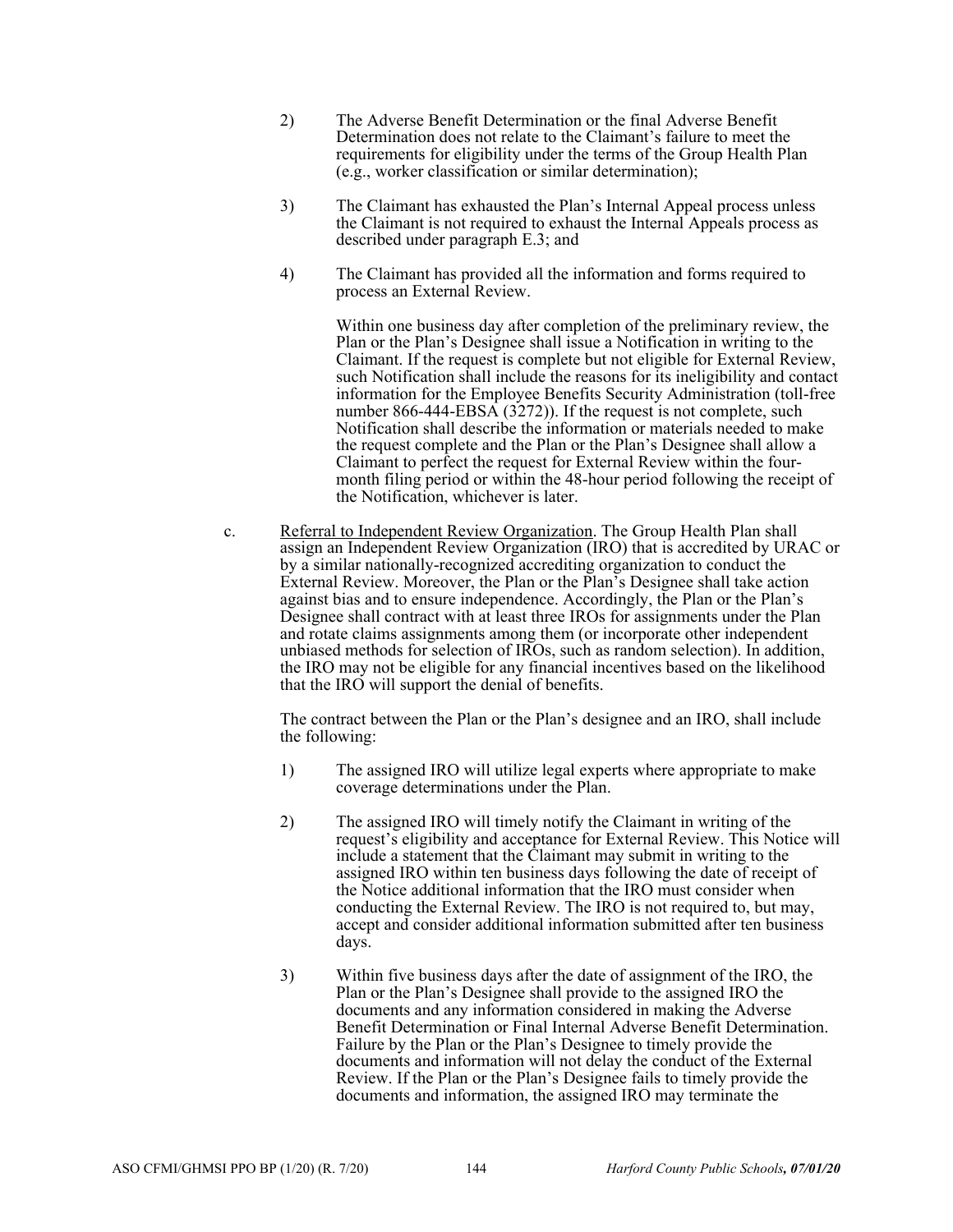2) The Adverse Benefit Determination or the final Adverse Benefit Determination does not relate to the Claimant's failure to meet the requirements for eligibility under the terms of the Group Health Plan (e.g., worker classification or similar determination);

3) The Claimant has exhausted the Plan's Internal Appeal process unless the Claimant is not required to exhaust the Internal Appeals process as described under paragraph E.3; and

4) The Claimant has provided all the information and forms required to process an External Review.

Within one business day after completion of the preliminary review, the Plan or the Plan's Designee shall issue a Notification in writing to the Claimant. If the request is complete but not eligible for External Review, such Notification shall include the reasons for its ineligibility and contact information for the Employee Benefits Security Administration (toll-free number 866-444-EBSA (3272)). If the request is not complete, such Notification shall describe the information or materials needed to make the request complete and the Plan or the Plan's Designee shall allow a Claimant to perfect the request for External Review within the four-month filing period or within the 48-hour period following the receipt of the Notification, whichever is later.

c. Referral to Independent Review Organization. The Group Health Plan shall assign an Independent Review Organization (IRO) that is accredited by URAC or by a similar nationally-recognized accrediting organization to conduct the External Review. Moreover, the Plan or the Plan's Designee shall take action against bias and to ensure independence. Accordingly, the Plan or the Plan's Designee shall contract with at least three IROs for assignments under the Plan and rotate claims assignments among them (or incorporate other independent unbiased methods for selection of IROs, such as random selection). In addition, the IRO may not be eligible for any financial incentives based on the likelihood that the IRO will support the denial of benefits.

The contract between the Plan or the Plan's designee and an IRO, shall include the following:

1) The assigned IRO will utilize legal experts where appropriate to make coverage determinations under the Plan.

2) The assigned IRO will timely notify the Claimant in writing of the request's eligibility and acceptance for External Review. This Notice will include a statement that the Claimant may submit in writing to the assigned IRO within ten business days following the date of receipt of the Notice additional information that the IRO must consider when conducting the External Review. The IRO is not required to, but may, accept and consider additional information submitted after ten business days.

3) Within five business days after the date of assignment of the IRO, the Plan or the Plan's Designee shall provide to the assigned IRO the documents and any information considered in making the Adverse Benefit Determination or Final Internal Adverse Benefit Determination. Failure by the Plan or the Plan's Designee to timely provide the documents and information will not delay the conduct of the External Review. If the Plan or the Plan's Designee fails to timely provide the documents and information, the assigned IRO may terminate the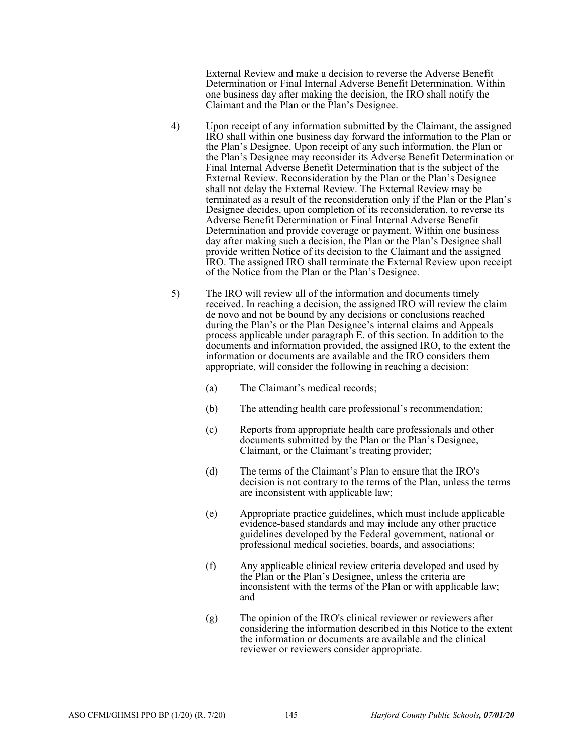External Review and make a decision to reverse the Adverse Benefit Determination or Final Internal Adverse Benefit Determination. Within one business day after making the decision, the IRO shall notify the Claimant and the Plan or the Plan's Designee.

4) Upon receipt of any information submitted by the Claimant, the assigned IRO shall within one business day forward the information to the Plan or the Plan's Designee. Upon receipt of any such information, the Plan or the Plan's Designee may reconsider its Adverse Benefit Determination or Final Internal Adverse Benefit Determination that is the subject of the External Review. Reconsideration by the Plan or the Plan's Designee shall not delay the External Review. The External Review may be terminated as a result of the reconsideration only if the Plan or the Plan's Designee decides, upon completion of its reconsideration, to reverse its Adverse Benefit Determination or Final Internal Adverse Benefit Determination and provide coverage or payment. Within one business day after making such a decision, the Plan or the Plan's Designee shall provide written Notice of its decision to the Claimant and the assigned IRO. The assigned IRO shall terminate the External Review upon receipt of the Notice from the Plan or the Plan's Designee.

5) The IRO will review all of the information and documents timely received. In reaching a decision, the assigned IRO will review the claim de novo and not be bound by any decisions or conclusions reached during the Plan's or the Plan Designee's internal claims and Appeals process applicable under paragraph E. of this section. In addition to the documents and information provided, the assigned IRO, to the extent the information or documents are available and the IRO considers them appropriate, will consider the following in reaching a decision:

   (a) The Claimant's medical records;

   (b) The attending health care professional's recommendation;

   (c) Reports from appropriate health care professionals and other documents submitted by the Plan or the Plan's Designee, Claimant, or the Claimant's treating provider;

   (d) The terms of the Claimant's Plan to ensure that the IRO's decision is not contrary to the terms of the Plan, unless the terms are inconsistent with applicable law;

   (e) Appropriate practice guidelines, which must include applicable evidence-based standards and may include any other practice guidelines developed by the Federal government, national or professional medical societies, boards, and associations;

   (f) Any applicable clinical review criteria developed and used by the Plan or the Plan's Designee, unless the criteria are inconsistent with the terms of the Plan or with applicable law; and

   (g) The opinion of the IRO's clinical reviewer or reviewers after considering the information described in this Notice to the extent the information or documents are available and the clinical reviewer or reviewers consider appropriate.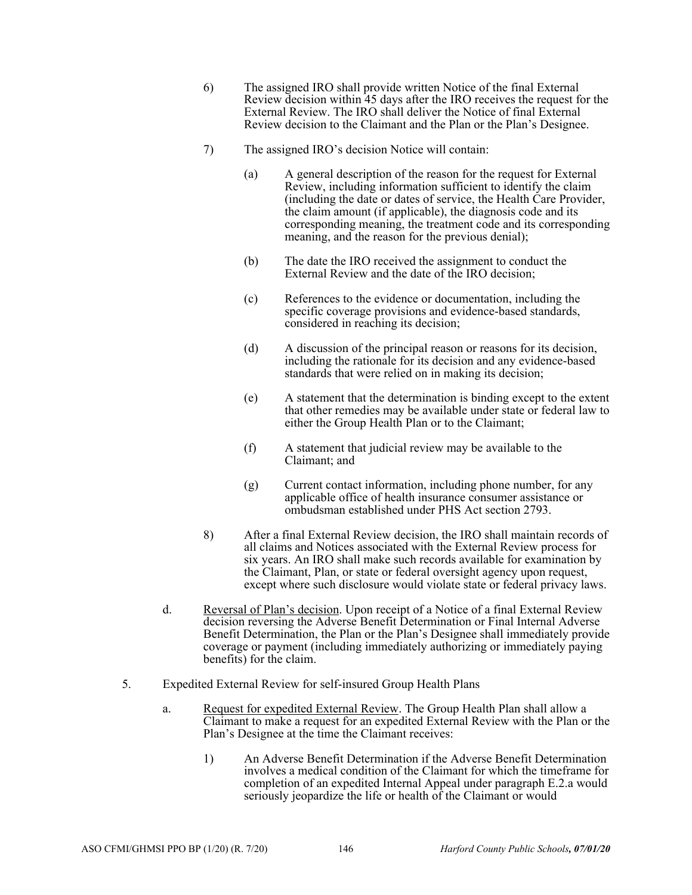6) The assigned IRO shall provide written Notice of the final External Review decision within 45 days after the IRO receives the request for the External Review. The IRO shall deliver the Notice of final External Review decision to the Claimant and the Plan or the Plan's Designee.

7) The assigned IRO's decision Notice will contain:

   (a) A general description of the reason for the request for External Review, including information sufficient to identify the claim (including the date or dates of service, the Health Care Provider, the claim amount (if applicable), the diagnosis code and its corresponding meaning, the treatment code and its corresponding meaning, and the reason for the previous denial);

   (b) The date the IRO received the assignment to conduct the External Review and the date of the IRO decision;

   (c) References to the evidence or documentation, including the specific coverage provisions and evidence-based standards, considered in reaching its decision;

   (d) A discussion of the principal reason or reasons for its decision, including the rationale for its decision and any evidence-based standards that were relied on in making its decision;

   (e) A statement that the determination is binding except to the extent that other remedies may be available under state or federal law to either the Group Health Plan or to the Claimant;

   (f) A statement that judicial review may be available to the Claimant; and

   (g) Current contact information, including phone number, for any applicable office of health insurance consumer assistance or ombudsman established under PHS Act section 2793.

8) After a final External Review decision, the IRO shall maintain records of all claims and Notices associated with the External Review process for six years. An IRO shall make such records available for examination by the Claimant, Plan, or state or federal oversight agency upon request, except where such disclosure would violate state or federal privacy laws.

d. Reversal of Plan's decision. Upon receipt of a Notice of a final External Review decision reversing the Adverse Benefit Determination or Final Internal Adverse Benefit Determination, the Plan or the Plan's Designee shall immediately provide coverage or payment (including immediately authorizing or immediately paying benefits) for the claim.

5. Expedited External Review for self-insured Group Health Plans

   a. Request for expedited External Review. The Group Health Plan shall allow a Claimant to make a request for an expedited External Review with the Plan or the Plan's Designee at the time the Claimant receives:

      1) An Adverse Benefit Determination if the Adverse Benefit Determination involves a medical condition of the Claimant for which the timeframe for completion of an expedited Internal Appeal under paragraph E.2.a would seriously jeopardize the life or health of the Claimant or would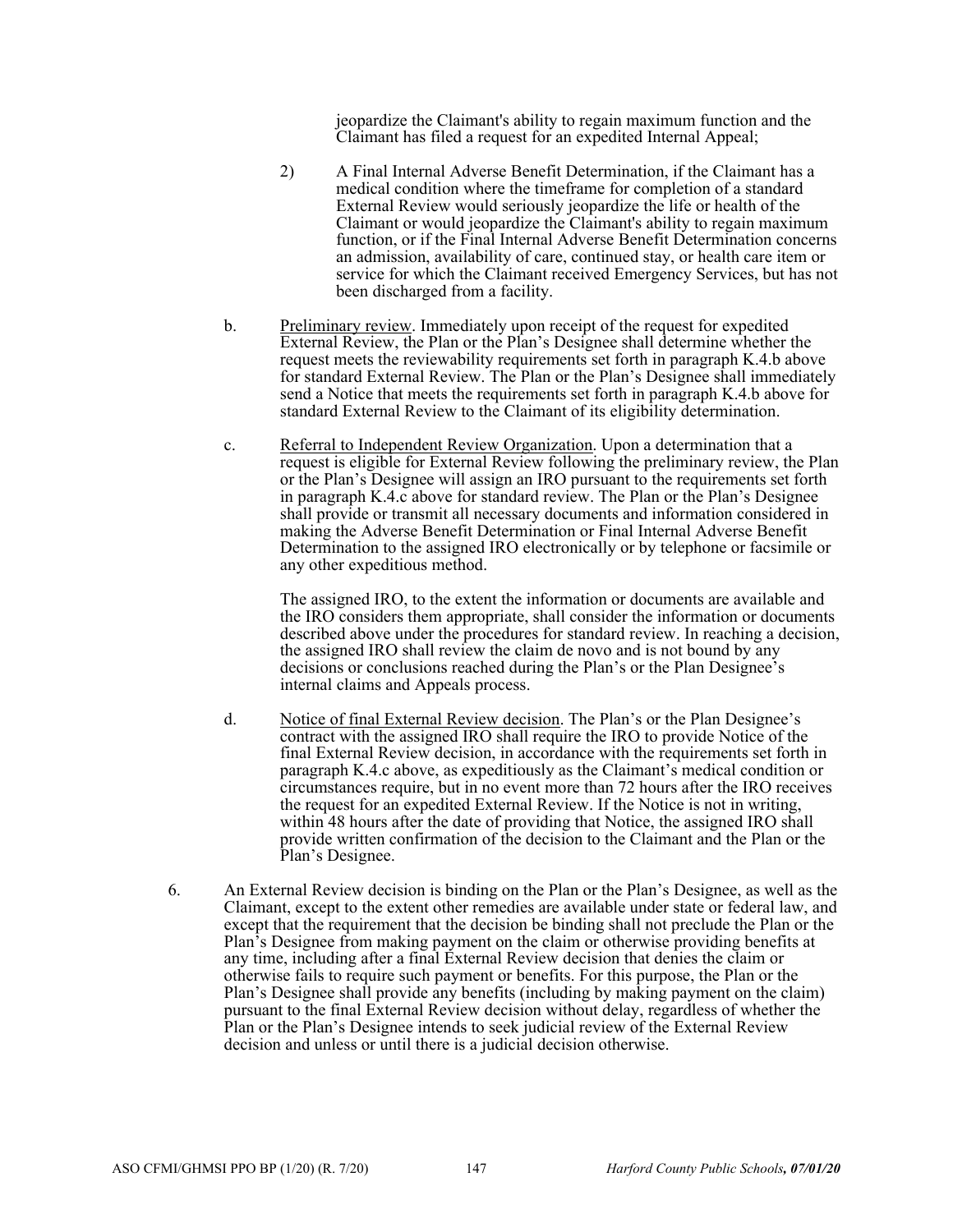jeopardize the Claimant's ability to regain maximum function and the Claimant has filed a request for an expedited Internal Appeal;

2) A Final Internal Adverse Benefit Determination, if the Claimant has a medical condition where the timeframe for completion of a standard External Review would seriously jeopardize the life or health of the Claimant or would jeopardize the Claimant's ability to regain maximum function, or if the Final Internal Adverse Benefit Determination concerns an admission, availability of care, continued stay, or health care item or service for which the Claimant received Emergency Services, but has not been discharged from a facility.

b. Preliminary review. Immediately upon receipt of the request for expedited External Review, the Plan or the Plan's Designee shall determine whether the request meets the reviewability requirements set forth in paragraph K.4.b above for standard External Review. The Plan or the Plan's Designee shall immediately send a Notice that meets the requirements set forth in paragraph K.4.b above for standard External Review to the Claimant of its eligibility determination.

c. Referral to Independent Review Organization. Upon a determination that a request is eligible for External Review following the preliminary review, the Plan or the Plan's Designee will assign an IRO pursuant to the requirements set forth in paragraph K.4.c above for standard review. The Plan or the Plan's Designee shall provide or transmit all necessary documents and information considered in making the Adverse Benefit Determination or Final Internal Adverse Benefit Determination to the assigned IRO electronically or by telephone or facsimile or any other expeditious method.

The assigned IRO, to the extent the information or documents are available and the IRO considers them appropriate, shall consider the information or documents described above under the procedures for standard review. In reaching a decision, the assigned IRO shall review the claim de novo and is not bound by any decisions or conclusions reached during the Plan's or the Plan Designee's internal claims and Appeals process.

d. Notice of final External Review decision. The Plan's or the Plan Designee's contract with the assigned IRO shall require the IRO to provide Notice of the final External Review decision, in accordance with the requirements set forth in paragraph K.4.c above, as expeditiously as the Claimant's medical condition or circumstances require, but in no event more than 72 hours after the IRO receives the request for an expedited External Review. If the Notice is not in writing, within 48 hours after the date of providing that Notice, the assigned IRO shall provide written confirmation of the decision to the Claimant and the Plan or the Plan's Designee.

6. An External Review decision is binding on the Plan or the Plan's Designee, as well as the Claimant, except to the extent other remedies are available under state or federal law, and except that the requirement that the decision be binding shall not preclude the Plan or the Plan's Designee from making payment on the claim or otherwise providing benefits at any time, including after a final External Review decision that denies the claim or otherwise fails to require such payment or benefits. For this purpose, the Plan or the Plan's Designee shall provide any benefits (including by making payment on the claim) pursuant to the final External Review decision without delay, regardless of whether the Plan or the Plan's Designee intends to seek judicial review of the External Review decision and unless or until there is a judicial decision otherwise.